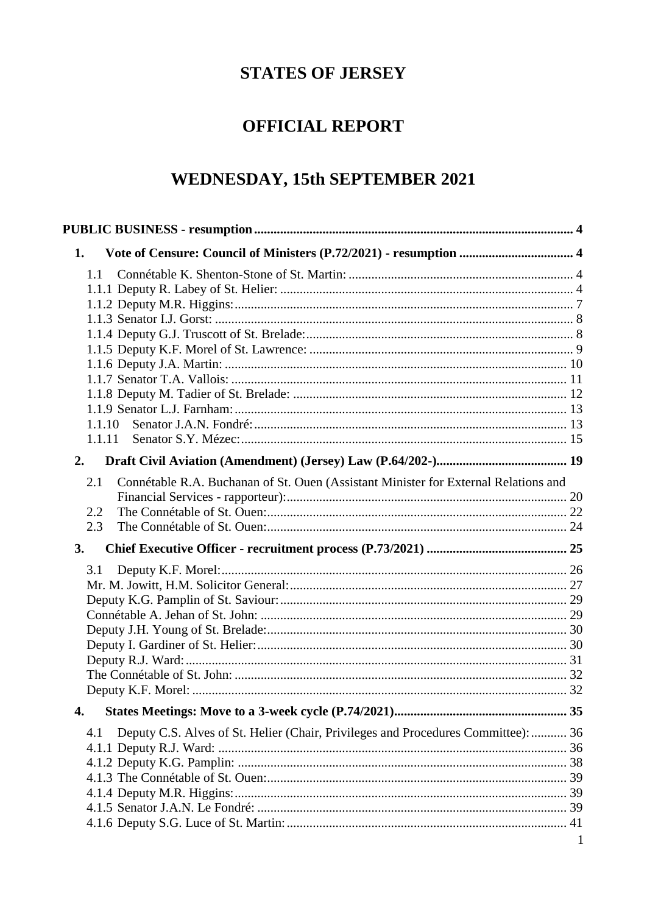# STATES OF JERSEY

# OFFICIAL REPORT

# WEDNESDAY, 15th SEPTEMBER 2021

**PUBLIC BUSINESS - resumption** ..... 4

**1. Vote of Censure: Council of Ministers (P.72/2021) - resumption** ..... 4

1.1 Connétable K. Shenton-Stone of St. Martin: ..... 4
1.1.1 Deputy R. Labey of St. Helier: ..... 4
1.1.2 Deputy M.R. Higgins: ..... 7
1.1.3 Senator I.J. Gorst: ..... 8
1.1.4 Deputy G.J. Truscott of St. Brelade: ..... 8
1.1.5 Deputy K.F. Morel of St. Lawrence: ..... 9
1.1.6 Deputy J.A. Martin: ..... 10
1.1.7 Senator T.A. Vallois: ..... 11
1.1.8 Deputy M. Tadier of St. Brelade: ..... 12
1.1.9 Senator L.J. Farnham: ..... 13
1.1.10 Senator J.A.N. Fondré: ..... 13
1.1.11 Senator S.Y. Mézec: ..... 15

**2. Draft Civil Aviation (Amendment) (Jersey) Law (P.64/202-)** ..... 19

2.1 Connétable R.A. Buchanan of St. Ouen (Assistant Minister for External Relations and Financial Services - rapporteur): ..... 20
2.2 The Connétable of St. Ouen: ..... 22
2.3 The Connétable of St. Ouen: ..... 24

**3. Chief Executive Officer - recruitment process (P.73/2021)** ..... 25

3.1 Deputy K.F. Morel: ..... 26
Mr. M. Jowitt, H.M. Solicitor General: ..... 27
Deputy K.G. Pamplin of St. Saviour: ..... 29
Connétable A. Jehan of St. John: ..... 29
Deputy J.H. Young of St. Brelade: ..... 30
Deputy I. Gardiner of St. Helier: ..... 30
Deputy R.J. Ward: ..... 31
The Connétable of St. John: ..... 32
Deputy K.F. Morel: ..... 32

**4. States Meetings: Move to a 3-week cycle (P.74/2021)** ..... 35

4.1 Deputy C.S. Alves of St. Helier (Chair, Privileges and Procedures Committee): ..... 36
4.1.1 Deputy R.J. Ward: ..... 36
4.1.2 Deputy K.G. Pamplin: ..... 38
4.1.3 The Connétable of St. Ouen: ..... 39
4.1.4 Deputy M.R. Higgins: ..... 39
4.1.5 Senator J.A.N. Le Fondré: ..... 39
4.1.6 Deputy S.G. Luce of St. Martin: ..... 41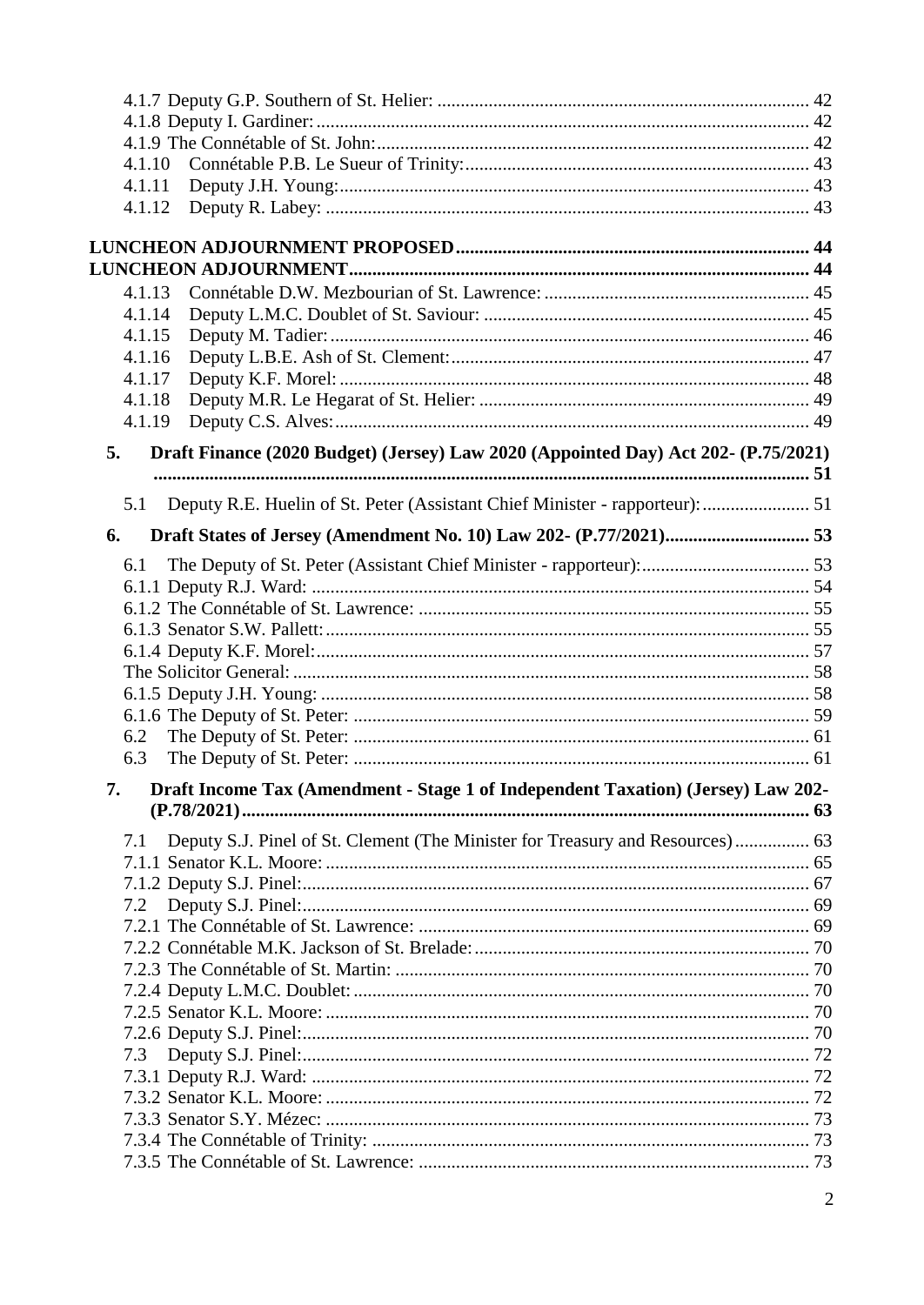4.1.7 Deputy G.P. Southern of St. Helier: ... 42
4.1.8 Deputy I. Gardiner: ... 42
4.1.9 The Connétable of St. John: ... 42
4.1.10 Connétable P.B. Le Sueur of Trinity: ... 43
4.1.11 Deputy J.H. Young: ... 43
4.1.12 Deputy R. Labey: ... 43

**LUNCHEON ADJOURNMENT PROPOSED ... 44**

**LUNCHEON ADJOURNMENT ... 44**

4.1.13 Connétable D.W. Mezbourian of St. Lawrence: ... 45
4.1.14 Deputy L.M.C. Doublet of St. Saviour: ... 45
4.1.15 Deputy M. Tadier: ... 46
4.1.16 Deputy L.B.E. Ash of St. Clement: ... 47
4.1.17 Deputy K.F. Morel: ... 48
4.1.18 Deputy M.R. Le Hegarat of St. Helier: ... 49
4.1.19 Deputy C.S. Alves: ... 49

**5. Draft Finance (2020 Budget) (Jersey) Law 2020 (Appointed Day) Act 202- (P.75/2021) ... 51**

5.1 Deputy R.E. Huelin of St. Peter (Assistant Chief Minister - rapporteur): ... 51

**6. Draft States of Jersey (Amendment No. 10) Law 202- (P.77/2021) ... 53**

6.1 The Deputy of St. Peter (Assistant Chief Minister - rapporteur): ... 53
6.1.1 Deputy R.J. Ward: ... 54
6.1.2 The Connétable of St. Lawrence: ... 55
6.1.3 Senator S.W. Pallett: ... 55
6.1.4 Deputy K.F. Morel: ... 57
The Solicitor General: ... 58
6.1.5 Deputy J.H. Young: ... 58
6.1.6 The Deputy of St. Peter: ... 59
6.2 The Deputy of St. Peter: ... 61
6.3 The Deputy of St. Peter: ... 61

**7. Draft Income Tax (Amendment - Stage 1 of Independent Taxation) (Jersey) Law 202- (P.78/2021) ... 63**

7.1 Deputy S.J. Pinel of St. Clement (The Minister for Treasury and Resources) ... 63
7.1.1 Senator K.L. Moore: ... 65
7.1.2 Deputy S.J. Pinel: ... 67
7.2 Deputy S.J. Pinel: ... 69
7.2.1 The Connétable of St. Lawrence: ... 69
7.2.2 Connétable M.K. Jackson of St. Brelade: ... 70
7.2.3 The Connétable of St. Martin: ... 70
7.2.4 Deputy L.M.C. Doublet: ... 70
7.2.5 Senator K.L. Moore: ... 70
7.2.6 Deputy S.J. Pinel: ... 70
7.3 Deputy S.J. Pinel: ... 72
7.3.1 Deputy R.J. Ward: ... 72
7.3.2 Senator K.L. Moore: ... 72
7.3.3 Senator S.Y. Mézec: ... 73
7.3.4 The Connétable of Trinity: ... 73
7.3.5 The Connétable of St. Lawrence: ... 73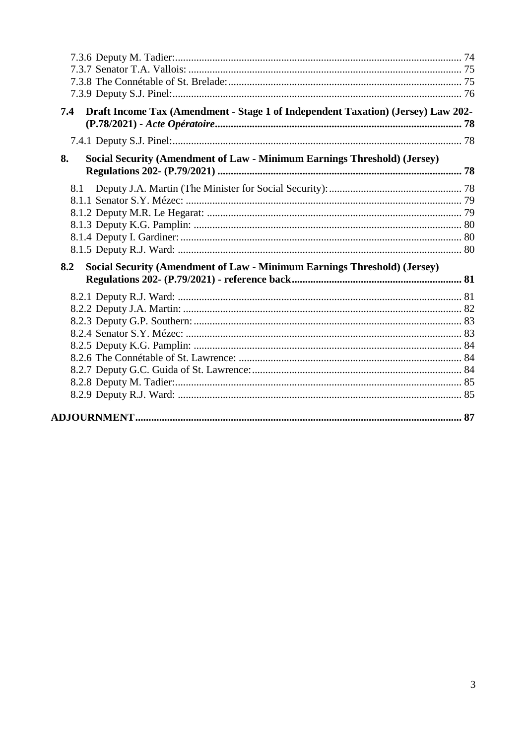7.3.6 Deputy M. Tadier: 74
7.3.7 Senator T.A. Vallois: 75
7.3.8 The Connétable of St. Brelade: 75
7.3.9 Deputy S.J. Pinel: 76

**7.4 Draft Income Tax (Amendment - Stage 1 of Independent Taxation) (Jersey) Law 202- (P.78/2021) - *Acte Opératoire* 78**

7.4.1 Deputy S.J. Pinel: 78

**8. Social Security (Amendment of Law - Minimum Earnings Threshold) (Jersey) Regulations 202- (P.79/2021) 78**

8.1 Deputy J.A. Martin (The Minister for Social Security): 78
8.1.1 Senator S.Y. Mézec: 79
8.1.2 Deputy M.R. Le Hegarat: 79
8.1.3 Deputy K.G. Pamplin: 80
8.1.4 Deputy I. Gardiner: 80
8.1.5 Deputy R.J. Ward: 80

**8.2 Social Security (Amendment of Law - Minimum Earnings Threshold) (Jersey) Regulations 202- (P.79/2021) - reference back 81**

8.2.1 Deputy R.J. Ward: 81
8.2.2 Deputy J.A. Martin: 82
8.2.3 Deputy G.P. Southern: 83
8.2.4 Senator S.Y. Mézec: 83
8.2.5 Deputy K.G. Pamplin: 84
8.2.6 The Connétable of St. Lawrence: 84
8.2.7 Deputy G.C. Guida of St. Lawrence: 84
8.2.8 Deputy M. Tadier: 85
8.2.9 Deputy R.J. Ward: 85

**ADJOURNMENT 87**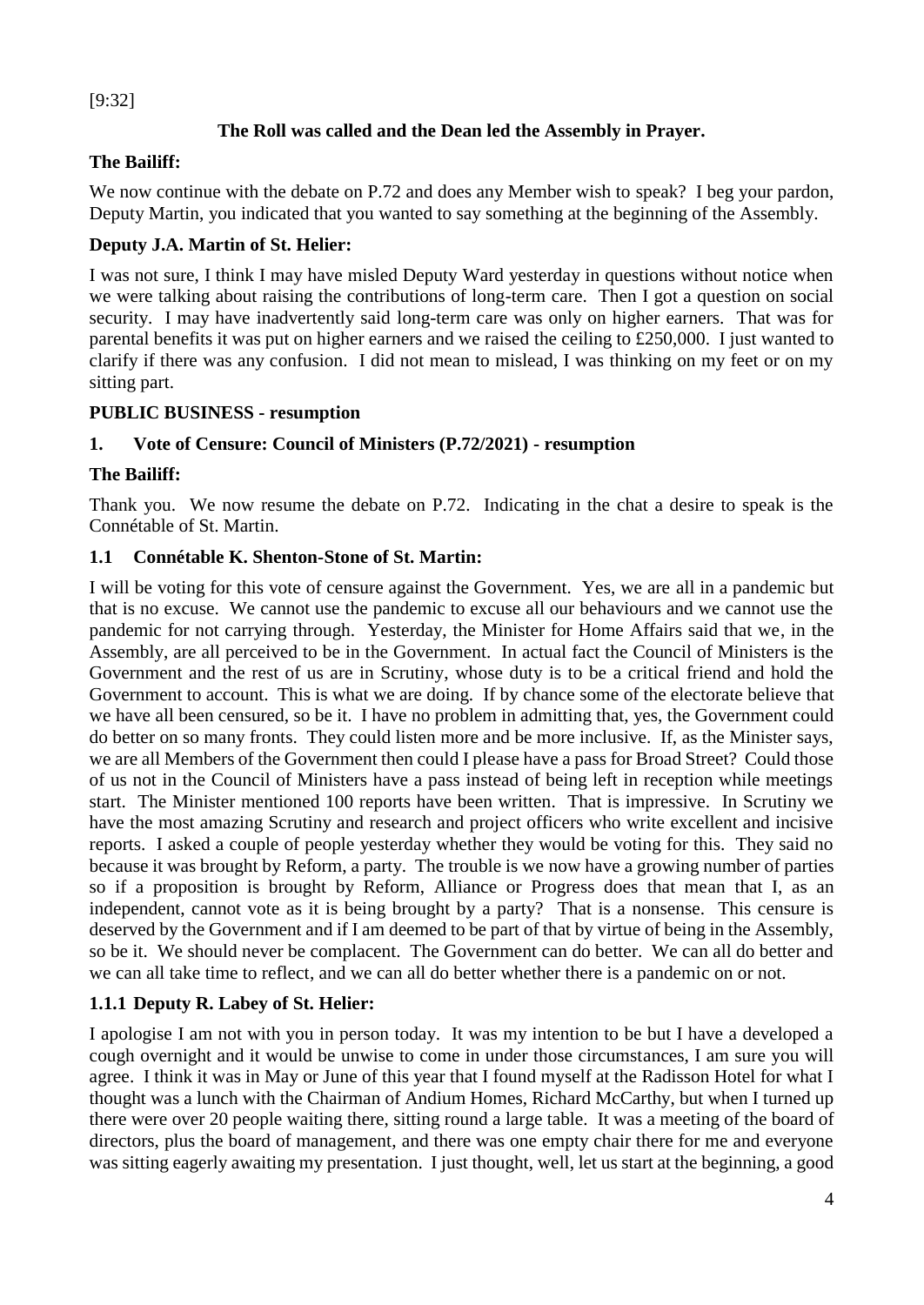[9:32]

**The Roll was called and the Dean led the Assembly in Prayer.**

**The Bailiff:**

We now continue with the debate on P.72 and does any Member wish to speak? I beg your pardon, Deputy Martin, you indicated that you wanted to say something at the beginning of the Assembly.

**Deputy J.A. Martin of St. Helier:**

I was not sure, I think I may have misled Deputy Ward yesterday in questions without notice when we were talking about raising the contributions of long-term care. Then I got a question on social security. I may have inadvertently said long-term care was only on higher earners. That was for parental benefits it was put on higher earners and we raised the ceiling to £250,000. I just wanted to clarify if there was any confusion. I did not mean to mislead, I was thinking on my feet or on my sitting part.

## PUBLIC BUSINESS - resumption

## 1. Vote of Censure: Council of Ministers (P.72/2021) - resumption

**The Bailiff:**

Thank you. We now resume the debate on P.72. Indicating in the chat a desire to speak is the Connétable of St. Martin.

### 1.1 Connétable K. Shenton-Stone of St. Martin:

I will be voting for this vote of censure against the Government. Yes, we are all in a pandemic but that is no excuse. We cannot use the pandemic to excuse all our behaviours and we cannot use the pandemic for not carrying through. Yesterday, the Minister for Home Affairs said that we, in the Assembly, are all perceived to be in the Government. In actual fact the Council of Ministers is the Government and the rest of us are in Scrutiny, whose duty is to be a critical friend and hold the Government to account. This is what we are doing. If by chance some of the electorate believe that we have all been censured, so be it. I have no problem in admitting that, yes, the Government could do better on so many fronts. They could listen more and be more inclusive. If, as the Minister says, we are all Members of the Government then could I please have a pass for Broad Street? Could those of us not in the Council of Ministers have a pass instead of being left in reception while meetings start. The Minister mentioned 100 reports have been written. That is impressive. In Scrutiny we have the most amazing Scrutiny and research and project officers who write excellent and incisive reports. I asked a couple of people yesterday whether they would be voting for this. They said no because it was brought by Reform, a party. The trouble is we now have a growing number of parties so if a proposition is brought by Reform, Alliance or Progress does that mean that I, as an independent, cannot vote as it is being brought by a party? That is a nonsense. This censure is deserved by the Government and if I am deemed to be part of that by virtue of being in the Assembly, so be it. We should never be complacent. The Government can do better. We can all do better and we can all take time to reflect, and we can all do better whether there is a pandemic on or not.

### 1.1.1 Deputy R. Labey of St. Helier:

I apologise I am not with you in person today. It was my intention to be but I have a developed a cough overnight and it would be unwise to come in under those circumstances, I am sure you will agree. I think it was in May or June of this year that I found myself at the Radisson Hotel for what I thought was a lunch with the Chairman of Andium Homes, Richard McCarthy, but when I turned up there were over 20 people waiting there, sitting round a large table. It was a meeting of the board of directors, plus the board of management, and there was one empty chair there for me and everyone was sitting eagerly awaiting my presentation. I just thought, well, let us start at the beginning, a good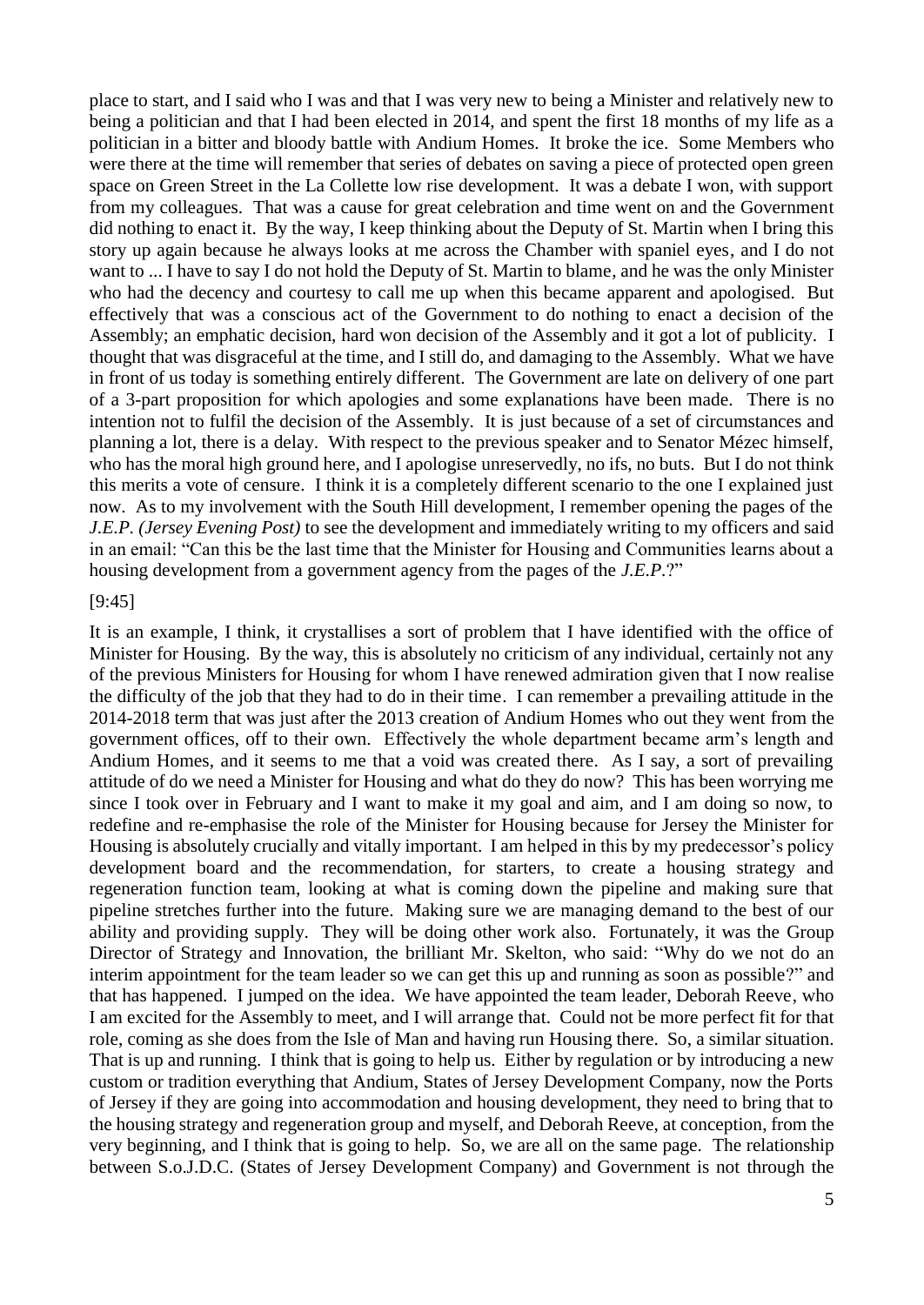place to start, and I said who I was and that I was very new to being a Minister and relatively new to being a politician and that I had been elected in 2014, and spent the first 18 months of my life as a politician in a bitter and bloody battle with Andium Homes. It broke the ice. Some Members who were there at the time will remember that series of debates on saving a piece of protected open green space on Green Street in the La Collette low rise development. It was a debate I won, with support from my colleagues. That was a cause for great celebration and time went on and the Government did nothing to enact it. By the way, I keep thinking about the Deputy of St. Martin when I bring this story up again because he always looks at me across the Chamber with spaniel eyes, and I do not want to ... I have to say I do not hold the Deputy of St. Martin to blame, and he was the only Minister who had the decency and courtesy to call me up when this became apparent and apologised. But effectively that was a conscious act of the Government to do nothing to enact a decision of the Assembly; an emphatic decision, hard won decision of the Assembly and it got a lot of publicity. I thought that was disgraceful at the time, and I still do, and damaging to the Assembly. What we have in front of us today is something entirely different. The Government are late on delivery of one part of a 3-part proposition for which apologies and some explanations have been made. There is no intention not to fulfil the decision of the Assembly. It is just because of a set of circumstances and planning a lot, there is a delay. With respect to the previous speaker and to Senator Mézec himself, who has the moral high ground here, and I apologise unreservedly, no ifs, no buts. But I do not think this merits a vote of censure. I think it is a completely different scenario to the one I explained just now. As to my involvement with the South Hill development, I remember opening the pages of the *J.E.P. (Jersey Evening Post)* to see the development and immediately writing to my officers and said in an email: "Can this be the last time that the Minister for Housing and Communities learns about a housing development from a government agency from the pages of the *J.E.P.*?"

[9:45]

It is an example, I think, it crystallises a sort of problem that I have identified with the office of Minister for Housing. By the way, this is absolutely no criticism of any individual, certainly not any of the previous Ministers for Housing for whom I have renewed admiration given that I now realise the difficulty of the job that they had to do in their time. I can remember a prevailing attitude in the 2014-2018 term that was just after the 2013 creation of Andium Homes who out they went from the government offices, off to their own. Effectively the whole department became arm's length and Andium Homes, and it seems to me that a void was created there. As I say, a sort of prevailing attitude of do we need a Minister for Housing and what do they do now? This has been worrying me since I took over in February and I want to make it my goal and aim, and I am doing so now, to redefine and re-emphasise the role of the Minister for Housing because for Jersey the Minister for Housing is absolutely crucially and vitally important. I am helped in this by my predecessor's policy development board and the recommendation, for starters, to create a housing strategy and regeneration function team, looking at what is coming down the pipeline and making sure that pipeline stretches further into the future. Making sure we are managing demand to the best of our ability and providing supply. They will be doing other work also. Fortunately, it was the Group Director of Strategy and Innovation, the brilliant Mr. Skelton, who said: "Why do we not do an interim appointment for the team leader so we can get this up and running as soon as possible?" and that has happened. I jumped on the idea. We have appointed the team leader, Deborah Reeve, who I am excited for the Assembly to meet, and I will arrange that. Could not be more perfect fit for that role, coming as she does from the Isle of Man and having run Housing there. So, a similar situation. That is up and running. I think that is going to help us. Either by regulation or by introducing a new custom or tradition everything that Andium, States of Jersey Development Company, now the Ports of Jersey if they are going into accommodation and housing development, they need to bring that to the housing strategy and regeneration group and myself, and Deborah Reeve, at conception, from the very beginning, and I think that is going to help. So, we are all on the same page. The relationship between S.o.J.D.C. (States of Jersey Development Company) and Government is not through the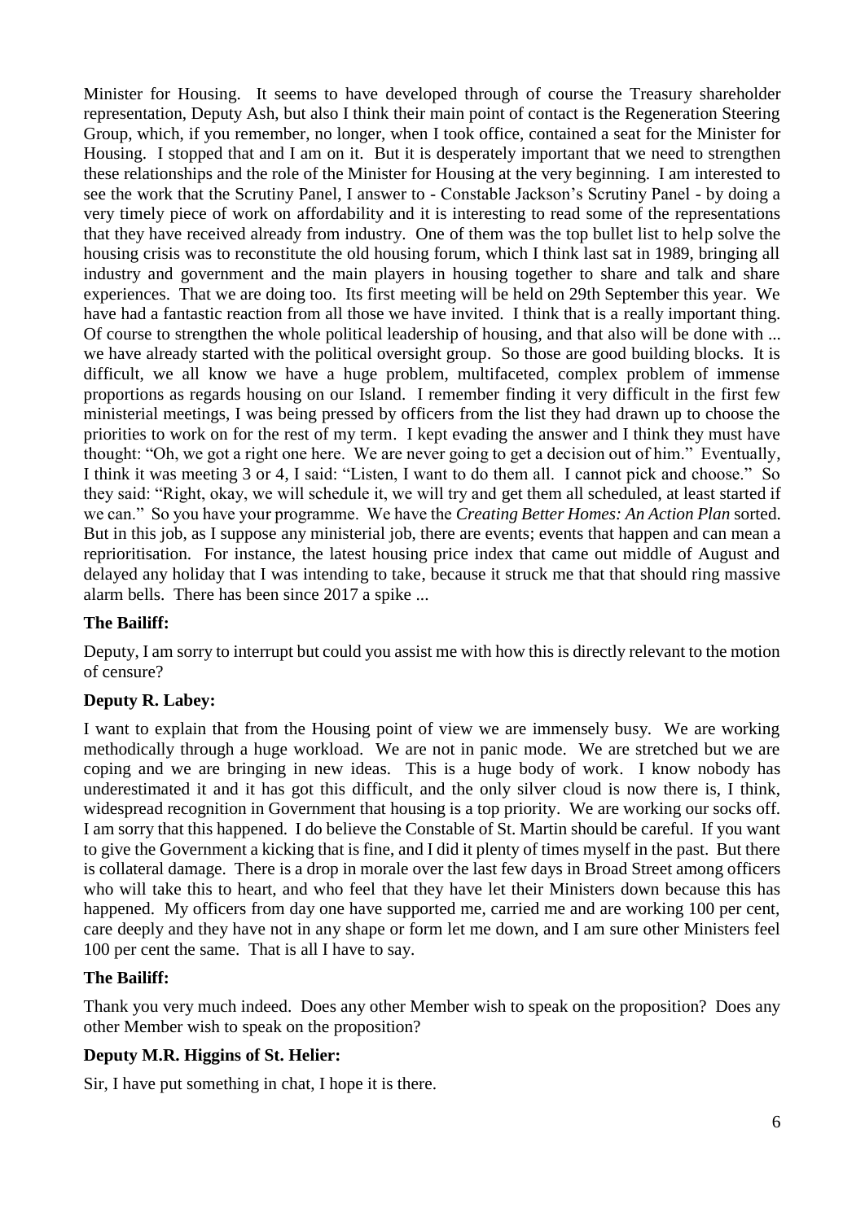Minister for Housing. It seems to have developed through of course the Treasury shareholder representation, Deputy Ash, but also I think their main point of contact is the Regeneration Steering Group, which, if you remember, no longer, when I took office, contained a seat for the Minister for Housing. I stopped that and I am on it. But it is desperately important that we need to strengthen these relationships and the role of the Minister for Housing at the very beginning. I am interested to see the work that the Scrutiny Panel, I answer to - Constable Jackson's Scrutiny Panel - by doing a very timely piece of work on affordability and it is interesting to read some of the representations that they have received already from industry. One of them was the top bullet list to help solve the housing crisis was to reconstitute the old housing forum, which I think last sat in 1989, bringing all industry and government and the main players in housing together to share and talk and share experiences. That we are doing too. Its first meeting will be held on 29th September this year. We have had a fantastic reaction from all those we have invited. I think that is a really important thing. Of course to strengthen the whole political leadership of housing, and that also will be done with ... we have already started with the political oversight group. So those are good building blocks. It is difficult, we all know we have a huge problem, multifaceted, complex problem of immense proportions as regards housing on our Island. I remember finding it very difficult in the first few ministerial meetings, I was being pressed by officers from the list they had drawn up to choose the priorities to work on for the rest of my term. I kept evading the answer and I think they must have thought: "Oh, we got a right one here. We are never going to get a decision out of him." Eventually, I think it was meeting 3 or 4, I said: "Listen, I want to do them all. I cannot pick and choose." So they said: "Right, okay, we will schedule it, we will try and get them all scheduled, at least started if we can." So you have your programme. We have the *Creating Better Homes: An Action Plan* sorted. But in this job, as I suppose any ministerial job, there are events; events that happen and can mean a reprioritisation. For instance, the latest housing price index that came out middle of August and delayed any holiday that I was intending to take, because it struck me that that should ring massive alarm bells. There has been since 2017 a spike ...

**The Bailiff:**

Deputy, I am sorry to interrupt but could you assist me with how this is directly relevant to the motion of censure?

**Deputy R. Labey:**

I want to explain that from the Housing point of view we are immensely busy. We are working methodically through a huge workload. We are not in panic mode. We are stretched but we are coping and we are bringing in new ideas. This is a huge body of work. I know nobody has underestimated it and it has got this difficult, and the only silver cloud is now there is, I think, widespread recognition in Government that housing is a top priority. We are working our socks off. I am sorry that this happened. I do believe the Constable of St. Martin should be careful. If you want to give the Government a kicking that is fine, and I did it plenty of times myself in the past. But there is collateral damage. There is a drop in morale over the last few days in Broad Street among officers who will take this to heart, and who feel that they have let their Ministers down because this has happened. My officers from day one have supported me, carried me and are working 100 per cent, care deeply and they have not in any shape or form let me down, and I am sure other Ministers feel 100 per cent the same. That is all I have to say.

**The Bailiff:**

Thank you very much indeed. Does any other Member wish to speak on the proposition? Does any other Member wish to speak on the proposition?

**Deputy M.R. Higgins of St. Helier:**

Sir, I have put something in chat, I hope it is there.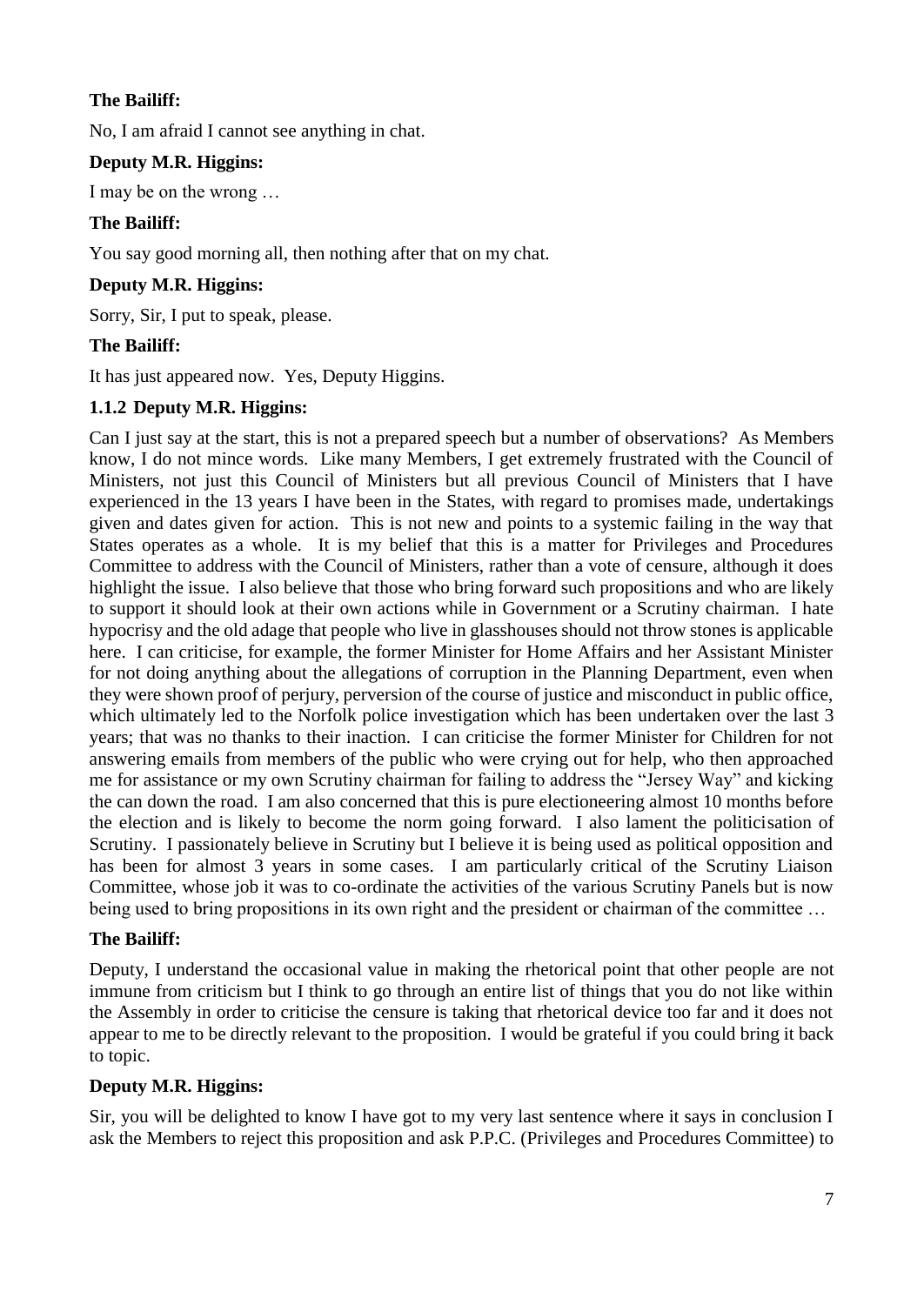**The Bailiff:**

No, I am afraid I cannot see anything in chat.

**Deputy M.R. Higgins:**

I may be on the wrong …

**The Bailiff:**

You say good morning all, then nothing after that on my chat.

**Deputy M.R. Higgins:**

Sorry, Sir, I put to speak, please.

**The Bailiff:**

It has just appeared now. Yes, Deputy Higgins.

**1.1.2 Deputy M.R. Higgins:**

Can I just say at the start, this is not a prepared speech but a number of observations? As Members know, I do not mince words. Like many Members, I get extremely frustrated with the Council of Ministers, not just this Council of Ministers but all previous Council of Ministers that I have experienced in the 13 years I have been in the States, with regard to promises made, undertakings given and dates given for action. This is not new and points to a systemic failing in the way that States operates as a whole. It is my belief that this is a matter for Privileges and Procedures Committee to address with the Council of Ministers, rather than a vote of censure, although it does highlight the issue. I also believe that those who bring forward such propositions and who are likely to support it should look at their own actions while in Government or a Scrutiny chairman. I hate hypocrisy and the old adage that people who live in glasshouses should not throw stones is applicable here. I can criticise, for example, the former Minister for Home Affairs and her Assistant Minister for not doing anything about the allegations of corruption in the Planning Department, even when they were shown proof of perjury, perversion of the course of justice and misconduct in public office, which ultimately led to the Norfolk police investigation which has been undertaken over the last 3 years; that was no thanks to their inaction. I can criticise the former Minister for Children for not answering emails from members of the public who were crying out for help, who then approached me for assistance or my own Scrutiny chairman for failing to address the "Jersey Way" and kicking the can down the road. I am also concerned that this is pure electioneering almost 10 months before the election and is likely to become the norm going forward. I also lament the politicisation of Scrutiny. I passionately believe in Scrutiny but I believe it is being used as political opposition and has been for almost 3 years in some cases. I am particularly critical of the Scrutiny Liaison Committee, whose job it was to co-ordinate the activities of the various Scrutiny Panels but is now being used to bring propositions in its own right and the president or chairman of the committee …

**The Bailiff:**

Deputy, I understand the occasional value in making the rhetorical point that other people are not immune from criticism but I think to go through an entire list of things that you do not like within the Assembly in order to criticise the censure is taking that rhetorical device too far and it does not appear to me to be directly relevant to the proposition. I would be grateful if you could bring it back to topic.

**Deputy M.R. Higgins:**

Sir, you will be delighted to know I have got to my very last sentence where it says in conclusion I ask the Members to reject this proposition and ask P.P.C. (Privileges and Procedures Committee) to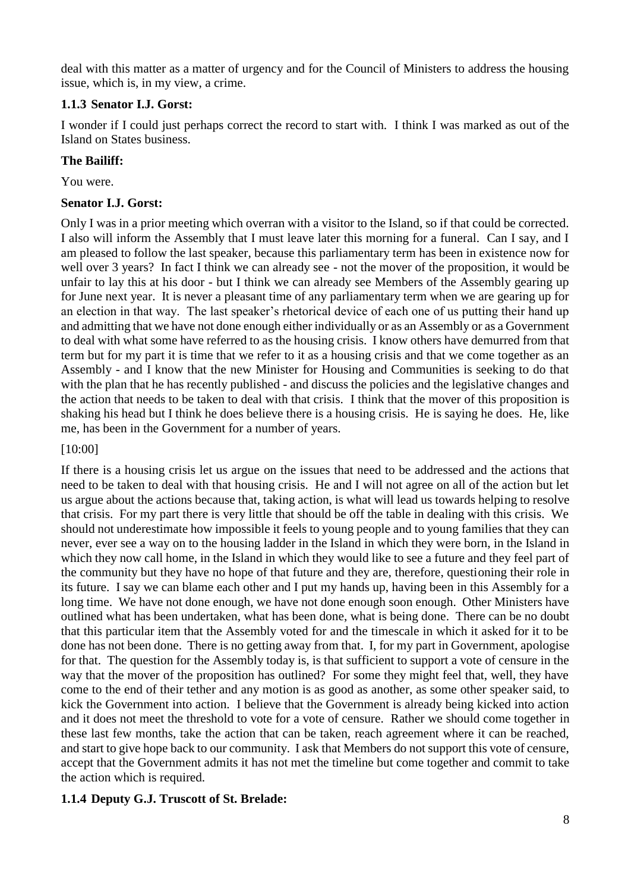deal with this matter as a matter of urgency and for the Council of Ministers to address the housing issue, which is, in my view, a crime.

### 1.1.3 Senator I.J. Gorst:

I wonder if I could just perhaps correct the record to start with. I think I was marked as out of the Island on States business.

**The Bailiff:**

You were.

**Senator I.J. Gorst:**

Only I was in a prior meeting which overran with a visitor to the Island, so if that could be corrected. I also will inform the Assembly that I must leave later this morning for a funeral. Can I say, and I am pleased to follow the last speaker, because this parliamentary term has been in existence now for well over 3 years? In fact I think we can already see - not the mover of the proposition, it would be unfair to lay this at his door - but I think we can already see Members of the Assembly gearing up for June next year. It is never a pleasant time of any parliamentary term when we are gearing up for an election in that way. The last speaker's rhetorical device of each one of us putting their hand up and admitting that we have not done enough either individually or as an Assembly or as a Government to deal with what some have referred to as the housing crisis. I know others have demurred from that term but for my part it is time that we refer to it as a housing crisis and that we come together as an Assembly - and I know that the new Minister for Housing and Communities is seeking to do that with the plan that he has recently published - and discuss the policies and the legislative changes and the action that needs to be taken to deal with that crisis. I think that the mover of this proposition is shaking his head but I think he does believe there is a housing crisis. He is saying he does. He, like me, has been in the Government for a number of years.

[10:00]

If there is a housing crisis let us argue on the issues that need to be addressed and the actions that need to be taken to deal with that housing crisis. He and I will not agree on all of the action but let us argue about the actions because that, taking action, is what will lead us towards helping to resolve that crisis. For my part there is very little that should be off the table in dealing with this crisis. We should not underestimate how impossible it feels to young people and to young families that they can never, ever see a way on to the housing ladder in the Island in which they were born, in the Island in which they now call home, in the Island in which they would like to see a future and they feel part of the community but they have no hope of that future and they are, therefore, questioning their role in its future. I say we can blame each other and I put my hands up, having been in this Assembly for a long time. We have not done enough, we have not done enough soon enough. Other Ministers have outlined what has been undertaken, what has been done, what is being done. There can be no doubt that this particular item that the Assembly voted for and the timescale in which it asked for it to be done has not been done. There is no getting away from that. I, for my part in Government, apologise for that. The question for the Assembly today is, is that sufficient to support a vote of censure in the way that the mover of the proposition has outlined? For some they might feel that, well, they have come to the end of their tether and any motion is as good as another, as some other speaker said, to kick the Government into action. I believe that the Government is already being kicked into action and it does not meet the threshold to vote for a vote of censure. Rather we should come together in these last few months, take the action that can be taken, reach agreement where it can be reached, and start to give hope back to our community. I ask that Members do not support this vote of censure, accept that the Government admits it has not met the timeline but come together and commit to take the action which is required.

### 1.1.4 Deputy G.J. Truscott of St. Brelade: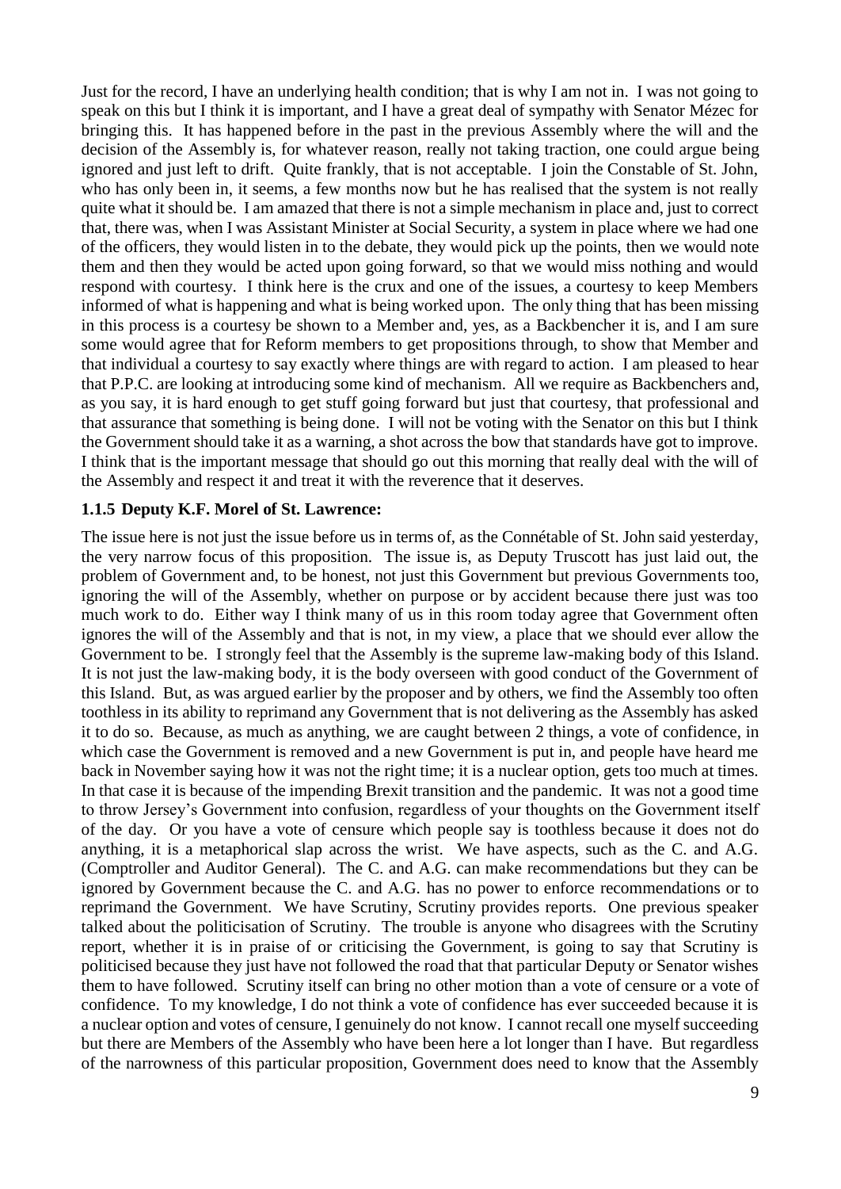Just for the record, I have an underlying health condition; that is why I am not in. I was not going to speak on this but I think it is important, and I have a great deal of sympathy with Senator Mézec for bringing this. It has happened before in the past in the previous Assembly where the will and the decision of the Assembly is, for whatever reason, really not taking traction, one could argue being ignored and just left to drift. Quite frankly, that is not acceptable. I join the Constable of St. John, who has only been in, it seems, a few months now but he has realised that the system is not really quite what it should be. I am amazed that there is not a simple mechanism in place and, just to correct that, there was, when I was Assistant Minister at Social Security, a system in place where we had one of the officers, they would listen in to the debate, they would pick up the points, then we would note them and then they would be acted upon going forward, so that we would miss nothing and would respond with courtesy. I think here is the crux and one of the issues, a courtesy to keep Members informed of what is happening and what is being worked upon. The only thing that has been missing in this process is a courtesy be shown to a Member and, yes, as a Backbencher it is, and I am sure some would agree that for Reform members to get propositions through, to show that Member and that individual a courtesy to say exactly where things are with regard to action. I am pleased to hear that P.P.C. are looking at introducing some kind of mechanism. All we require as Backbenchers and, as you say, it is hard enough to get stuff going forward but just that courtesy, that professional and that assurance that something is being done. I will not be voting with the Senator on this but I think the Government should take it as a warning, a shot across the bow that standards have got to improve. I think that is the important message that should go out this morning that really deal with the will of the Assembly and respect it and treat it with the reverence that it deserves.

### 1.1.5 Deputy K.F. Morel of St. Lawrence:

The issue here is not just the issue before us in terms of, as the Connétable of St. John said yesterday, the very narrow focus of this proposition. The issue is, as Deputy Truscott has just laid out, the problem of Government and, to be honest, not just this Government but previous Governments too, ignoring the will of the Assembly, whether on purpose or by accident because there just was too much work to do. Either way I think many of us in this room today agree that Government often ignores the will of the Assembly and that is not, in my view, a place that we should ever allow the Government to be. I strongly feel that the Assembly is the supreme law-making body of this Island. It is not just the law-making body, it is the body overseen with good conduct of the Government of this Island. But, as was argued earlier by the proposer and by others, we find the Assembly too often toothless in its ability to reprimand any Government that is not delivering as the Assembly has asked it to do so. Because, as much as anything, we are caught between 2 things, a vote of confidence, in which case the Government is removed and a new Government is put in, and people have heard me back in November saying how it was not the right time; it is a nuclear option, gets too much at times. In that case it is because of the impending Brexit transition and the pandemic. It was not a good time to throw Jersey's Government into confusion, regardless of your thoughts on the Government itself of the day. Or you have a vote of censure which people say is toothless because it does not do anything, it is a metaphorical slap across the wrist. We have aspects, such as the C. and A.G. (Comptroller and Auditor General). The C. and A.G. can make recommendations but they can be ignored by Government because the C. and A.G. has no power to enforce recommendations or to reprimand the Government. We have Scrutiny, Scrutiny provides reports. One previous speaker talked about the politicisation of Scrutiny. The trouble is anyone who disagrees with the Scrutiny report, whether it is in praise of or criticising the Government, is going to say that Scrutiny is politicised because they just have not followed the road that that particular Deputy or Senator wishes them to have followed. Scrutiny itself can bring no other motion than a vote of censure or a vote of confidence. To my knowledge, I do not think a vote of confidence has ever succeeded because it is a nuclear option and votes of censure, I genuinely do not know. I cannot recall one myself succeeding but there are Members of the Assembly who have been here a lot longer than I have. But regardless of the narrowness of this particular proposition, Government does need to know that the Assembly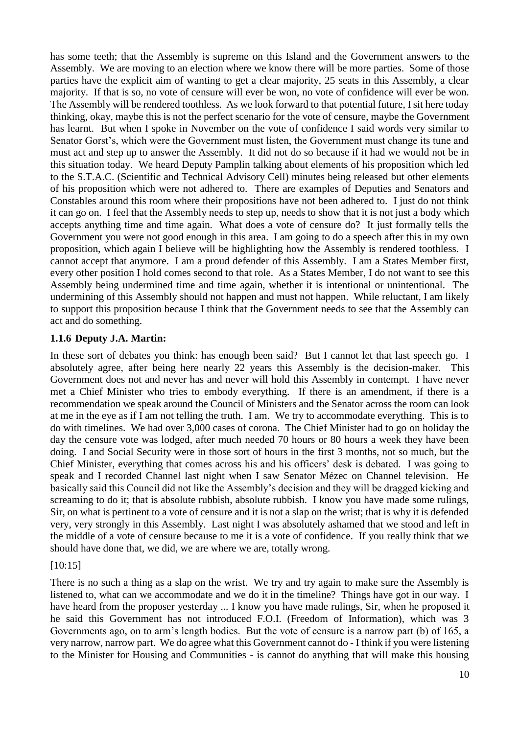has some teeth; that the Assembly is supreme on this Island and the Government answers to the Assembly. We are moving to an election where we know there will be more parties. Some of those parties have the explicit aim of wanting to get a clear majority, 25 seats in this Assembly, a clear majority. If that is so, no vote of censure will ever be won, no vote of confidence will ever be won. The Assembly will be rendered toothless. As we look forward to that potential future, I sit here today thinking, okay, maybe this is not the perfect scenario for the vote of censure, maybe the Government has learnt. But when I spoke in November on the vote of confidence I said words very similar to Senator Gorst's, which were the Government must listen, the Government must change its tune and must act and step up to answer the Assembly. It did not do so because if it had we would not be in this situation today. We heard Deputy Pamplin talking about elements of his proposition which led to the S.T.A.C. (Scientific and Technical Advisory Cell) minutes being released but other elements of his proposition which were not adhered to. There are examples of Deputies and Senators and Constables around this room where their propositions have not been adhered to. I just do not think it can go on. I feel that the Assembly needs to step up, needs to show that it is not just a body which accepts anything time and time again. What does a vote of censure do? It just formally tells the Government you were not good enough in this area. I am going to do a speech after this in my own proposition, which again I believe will be highlighting how the Assembly is rendered toothless. I cannot accept that anymore. I am a proud defender of this Assembly. I am a States Member first, every other position I hold comes second to that role. As a States Member, I do not want to see this Assembly being undermined time and time again, whether it is intentional or unintentional. The undermining of this Assembly should not happen and must not happen. While reluctant, I am likely to support this proposition because I think that the Government needs to see that the Assembly can act and do something.

### 1.1.6 Deputy J.A. Martin:

In these sort of debates you think: has enough been said? But I cannot let that last speech go. I absolutely agree, after being here nearly 22 years this Assembly is the decision-maker. This Government does not and never has and never will hold this Assembly in contempt. I have never met a Chief Minister who tries to embody everything. If there is an amendment, if there is a recommendation we speak around the Council of Ministers and the Senator across the room can look at me in the eye as if I am not telling the truth. I am. We try to accommodate everything. This is to do with timelines. We had over 3,000 cases of corona. The Chief Minister had to go on holiday the day the censure vote was lodged, after much needed 70 hours or 80 hours a week they have been doing. I and Social Security were in those sort of hours in the first 3 months, not so much, but the Chief Minister, everything that comes across his and his officers' desk is debated. I was going to speak and I recorded Channel last night when I saw Senator Mézec on Channel television. He basically said this Council did not like the Assembly's decision and they will be dragged kicking and screaming to do it; that is absolute rubbish, absolute rubbish. I know you have made some rulings, Sir, on what is pertinent to a vote of censure and it is not a slap on the wrist; that is why it is defended very, very strongly in this Assembly. Last night I was absolutely ashamed that we stood and left in the middle of a vote of censure because to me it is a vote of confidence. If you really think that we should have done that, we did, we are where we are, totally wrong.

[10:15]

There is no such a thing as a slap on the wrist. We try and try again to make sure the Assembly is listened to, what can we accommodate and we do it in the timeline? Things have got in our way. I have heard from the proposer yesterday ... I know you have made rulings, Sir, when he proposed it he said this Government has not introduced F.O.I. (Freedom of Information), which was 3 Governments ago, on to arm's length bodies. But the vote of censure is a narrow part (b) of 165, a very narrow, narrow part. We do agree what this Government cannot do - I think if you were listening to the Minister for Housing and Communities - is cannot do anything that will make this housing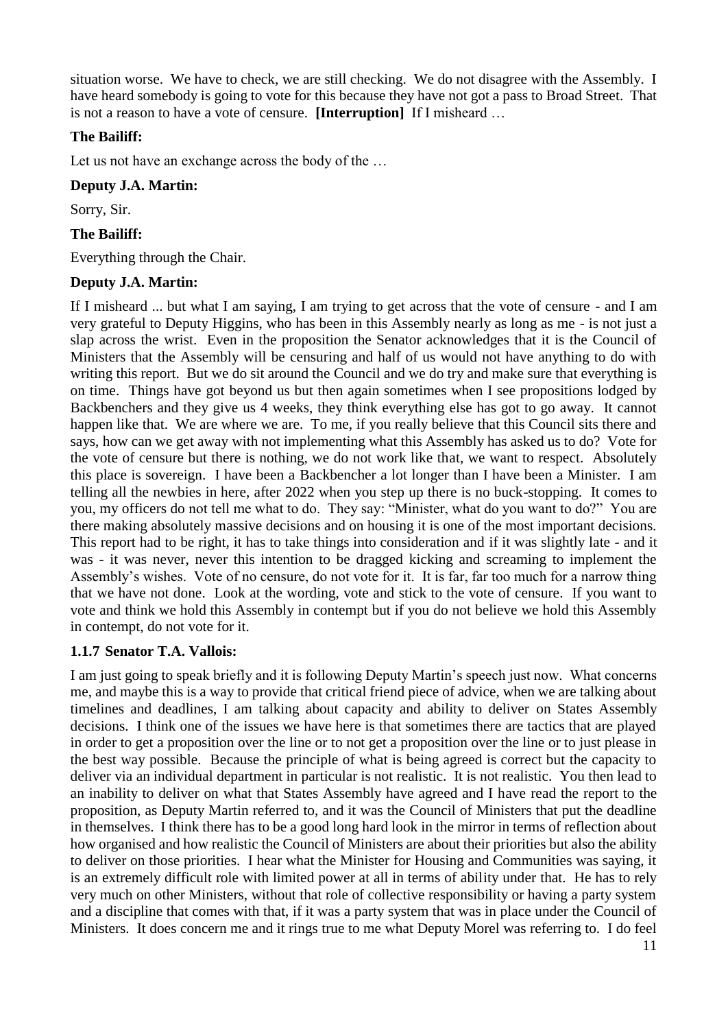situation worse. We have to check, we are still checking. We do not disagree with the Assembly. I have heard somebody is going to vote for this because they have not got a pass to Broad Street. That is not a reason to have a vote of censure. **[Interruption]** If I misheard …

**The Bailiff:**

Let us not have an exchange across the body of the …

**Deputy J.A. Martin:**

Sorry, Sir.

**The Bailiff:**

Everything through the Chair.

**Deputy J.A. Martin:**

If I misheard ... but what I am saying, I am trying to get across that the vote of censure - and I am very grateful to Deputy Higgins, who has been in this Assembly nearly as long as me - is not just a slap across the wrist. Even in the proposition the Senator acknowledges that it is the Council of Ministers that the Assembly will be censuring and half of us would not have anything to do with writing this report. But we do sit around the Council and we do try and make sure that everything is on time. Things have got beyond us but then again sometimes when I see propositions lodged by Backbenchers and they give us 4 weeks, they think everything else has got to go away. It cannot happen like that. We are where we are. To me, if you really believe that this Council sits there and says, how can we get away with not implementing what this Assembly has asked us to do? Vote for the vote of censure but there is nothing, we do not work like that, we want to respect. Absolutely this place is sovereign. I have been a Backbencher a lot longer than I have been a Minister. I am telling all the newbies in here, after 2022 when you step up there is no buck-stopping. It comes to you, my officers do not tell me what to do. They say: "Minister, what do you want to do?" You are there making absolutely massive decisions and on housing it is one of the most important decisions. This report had to be right, it has to take things into consideration and if it was slightly late - and it was - it was never, never this intention to be dragged kicking and screaming to implement the Assembly's wishes. Vote of no censure, do not vote for it. It is far, far too much for a narrow thing that we have not done. Look at the wording, vote and stick to the vote of censure. If you want to vote and think we hold this Assembly in contempt but if you do not believe we hold this Assembly in contempt, do not vote for it.

### 1.1.7 Senator T.A. Vallois:

I am just going to speak briefly and it is following Deputy Martin's speech just now. What concerns me, and maybe this is a way to provide that critical friend piece of advice, when we are talking about timelines and deadlines, I am talking about capacity and ability to deliver on States Assembly decisions. I think one of the issues we have here is that sometimes there are tactics that are played in order to get a proposition over the line or to not get a proposition over the line or to just please in the best way possible. Because the principle of what is being agreed is correct but the capacity to deliver via an individual department in particular is not realistic. It is not realistic. You then lead to an inability to deliver on what that States Assembly have agreed and I have read the report to the proposition, as Deputy Martin referred to, and it was the Council of Ministers that put the deadline in themselves. I think there has to be a good long hard look in the mirror in terms of reflection about how organised and how realistic the Council of Ministers are about their priorities but also the ability to deliver on those priorities. I hear what the Minister for Housing and Communities was saying, it is an extremely difficult role with limited power at all in terms of ability under that. He has to rely very much on other Ministers, without that role of collective responsibility or having a party system and a discipline that comes with that, if it was a party system that was in place under the Council of Ministers. It does concern me and it rings true to me what Deputy Morel was referring to. I do feel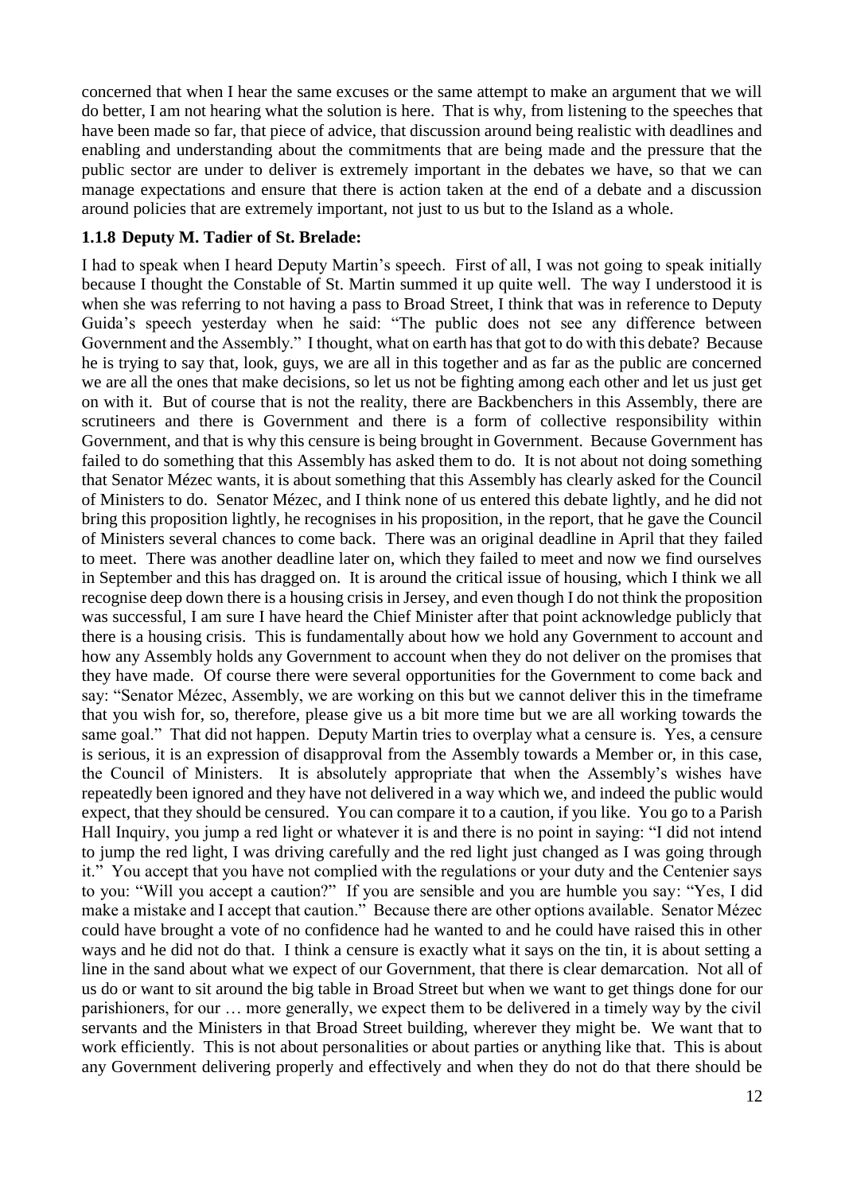concerned that when I hear the same excuses or the same attempt to make an argument that we will do better, I am not hearing what the solution is here. That is why, from listening to the speeches that have been made so far, that piece of advice, that discussion around being realistic with deadlines and enabling and understanding about the commitments that are being made and the pressure that the public sector are under to deliver is extremely important in the debates we have, so that we can manage expectations and ensure that there is action taken at the end of a debate and a discussion around policies that are extremely important, not just to us but to the Island as a whole.

### 1.1.8 Deputy M. Tadier of St. Brelade:

I had to speak when I heard Deputy Martin's speech. First of all, I was not going to speak initially because I thought the Constable of St. Martin summed it up quite well. The way I understood it is when she was referring to not having a pass to Broad Street, I think that was in reference to Deputy Guida's speech yesterday when he said: "The public does not see any difference between Government and the Assembly." I thought, what on earth has that got to do with this debate? Because he is trying to say that, look, guys, we are all in this together and as far as the public are concerned we are all the ones that make decisions, so let us not be fighting among each other and let us just get on with it. But of course that is not the reality, there are Backbenchers in this Assembly, there are scrutineers and there is Government and there is a form of collective responsibility within Government, and that is why this censure is being brought in Government. Because Government has failed to do something that this Assembly has asked them to do. It is not about not doing something that Senator Mézec wants, it is about something that this Assembly has clearly asked for the Council of Ministers to do. Senator Mézec, and I think none of us entered this debate lightly, and he did not bring this proposition lightly, he recognises in his proposition, in the report, that he gave the Council of Ministers several chances to come back. There was an original deadline in April that they failed to meet. There was another deadline later on, which they failed to meet and now we find ourselves in September and this has dragged on. It is around the critical issue of housing, which I think we all recognise deep down there is a housing crisis in Jersey, and even though I do not think the proposition was successful, I am sure I have heard the Chief Minister after that point acknowledge publicly that there is a housing crisis. This is fundamentally about how we hold any Government to account and how any Assembly holds any Government to account when they do not deliver on the promises that they have made. Of course there were several opportunities for the Government to come back and say: "Senator Mézec, Assembly, we are working on this but we cannot deliver this in the timeframe that you wish for, so, therefore, please give us a bit more time but we are all working towards the same goal." That did not happen. Deputy Martin tries to overplay what a censure is. Yes, a censure is serious, it is an expression of disapproval from the Assembly towards a Member or, in this case, the Council of Ministers. It is absolutely appropriate that when the Assembly's wishes have repeatedly been ignored and they have not delivered in a way which we, and indeed the public would expect, that they should be censured. You can compare it to a caution, if you like. You go to a Parish Hall Inquiry, you jump a red light or whatever it is and there is no point in saying: "I did not intend to jump the red light, I was driving carefully and the red light just changed as I was going through it." You accept that you have not complied with the regulations or your duty and the Centenier says to you: "Will you accept a caution?" If you are sensible and you are humble you say: "Yes, I did make a mistake and I accept that caution." Because there are other options available. Senator Mézec could have brought a vote of no confidence had he wanted to and he could have raised this in other ways and he did not do that. I think a censure is exactly what it says on the tin, it is about setting a line in the sand about what we expect of our Government, that there is clear demarcation. Not all of us do or want to sit around the big table in Broad Street but when we want to get things done for our parishioners, for our … more generally, we expect them to be delivered in a timely way by the civil servants and the Ministers in that Broad Street building, wherever they might be. We want that to work efficiently. This is not about personalities or about parties or anything like that. This is about any Government delivering properly and effectively and when they do not do that there should be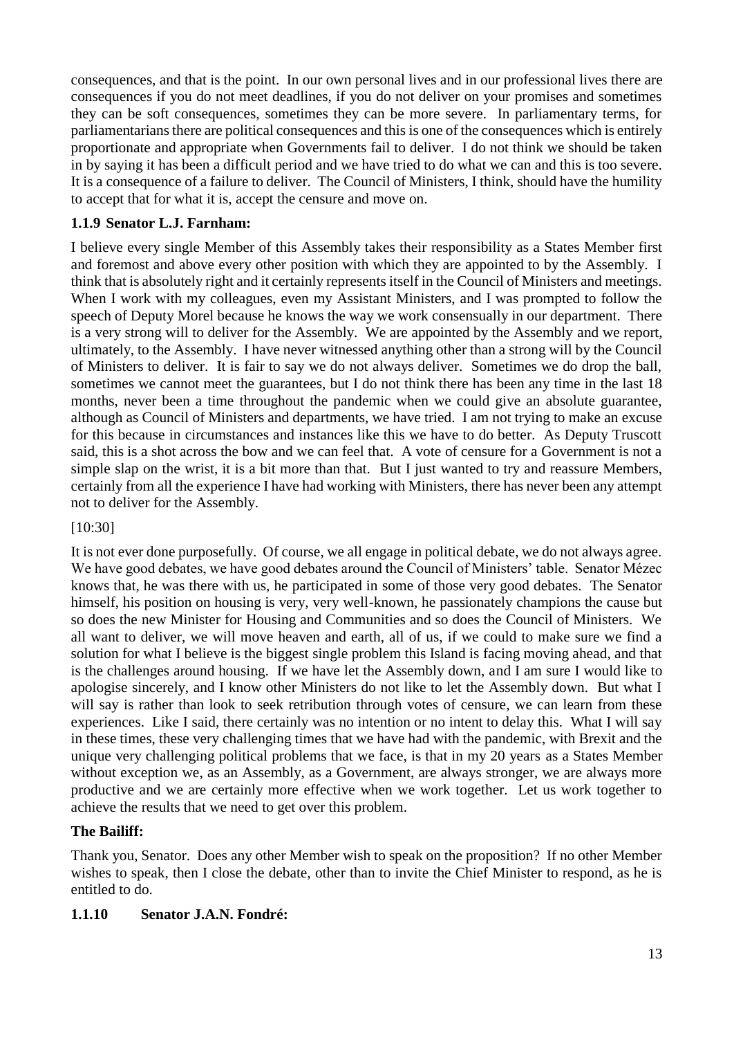consequences, and that is the point. In our own personal lives and in our professional lives there are consequences if you do not meet deadlines, if you do not deliver on your promises and sometimes they can be soft consequences, sometimes they can be more severe. In parliamentary terms, for parliamentarians there are political consequences and this is one of the consequences which is entirely proportionate and appropriate when Governments fail to deliver. I do not think we should be taken in by saying it has been a difficult period and we have tried to do what we can and this is too severe. It is a consequence of a failure to deliver. The Council of Ministers, I think, should have the humility to accept that for what it is, accept the censure and move on.

### 1.1.9 Senator L.J. Farnham:

I believe every single Member of this Assembly takes their responsibility as a States Member first and foremost and above every other position with which they are appointed to by the Assembly. I think that is absolutely right and it certainly represents itself in the Council of Ministers and meetings. When I work with my colleagues, even my Assistant Ministers, and I was prompted to follow the speech of Deputy Morel because he knows the way we work consensually in our department. There is a very strong will to deliver for the Assembly. We are appointed by the Assembly and we report, ultimately, to the Assembly. I have never witnessed anything other than a strong will by the Council of Ministers to deliver. It is fair to say we do not always deliver. Sometimes we do drop the ball, sometimes we cannot meet the guarantees, but I do not think there has been any time in the last 18 months, never been a time throughout the pandemic when we could give an absolute guarantee, although as Council of Ministers and departments, we have tried. I am not trying to make an excuse for this because in circumstances and instances like this we have to do better. As Deputy Truscott said, this is a shot across the bow and we can feel that. A vote of censure for a Government is not a simple slap on the wrist, it is a bit more than that. But I just wanted to try and reassure Members, certainly from all the experience I have had working with Ministers, there has never been any attempt not to deliver for the Assembly.

[10:30]

It is not ever done purposefully. Of course, we all engage in political debate, we do not always agree. We have good debates, we have good debates around the Council of Ministers' table. Senator Mézec knows that, he was there with us, he participated in some of those very good debates. The Senator himself, his position on housing is very, very well-known, he passionately champions the cause but so does the new Minister for Housing and Communities and so does the Council of Ministers. We all want to deliver, we will move heaven and earth, all of us, if we could to make sure we find a solution for what I believe is the biggest single problem this Island is facing moving ahead, and that is the challenges around housing. If we have let the Assembly down, and I am sure I would like to apologise sincerely, and I know other Ministers do not like to let the Assembly down. But what I will say is rather than look to seek retribution through votes of censure, we can learn from these experiences. Like I said, there certainly was no intention or no intent to delay this. What I will say in these times, these very challenging times that we have had with the pandemic, with Brexit and the unique very challenging political problems that we face, is that in my 20 years as a States Member without exception we, as an Assembly, as a Government, are always stronger, we are always more productive and we are certainly more effective when we work together. Let us work together to achieve the results that we need to get over this problem.

**The Bailiff:**

Thank you, Senator. Does any other Member wish to speak on the proposition? If no other Member wishes to speak, then I close the debate, other than to invite the Chief Minister to respond, as he is entitled to do.

### 1.1.10 Senator J.A.N. Fondré: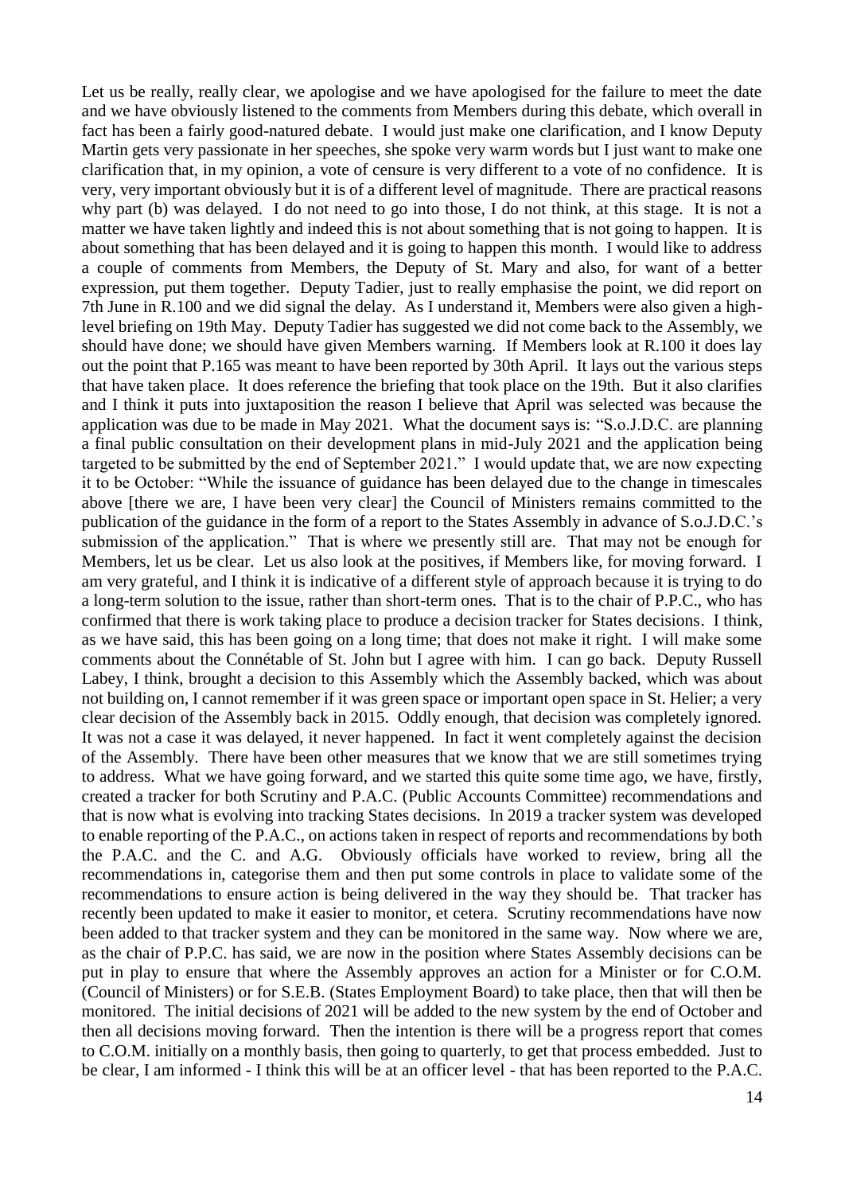Let us be really, really clear, we apologise and we have apologised for the failure to meet the date and we have obviously listened to the comments from Members during this debate, which overall in fact has been a fairly good-natured debate. I would just make one clarification, and I know Deputy Martin gets very passionate in her speeches, she spoke very warm words but I just want to make one clarification that, in my opinion, a vote of censure is very different to a vote of no confidence. It is very, very important obviously but it is of a different level of magnitude. There are practical reasons why part (b) was delayed. I do not need to go into those, I do not think, at this stage. It is not a matter we have taken lightly and indeed this is not about something that is not going to happen. It is about something that has been delayed and it is going to happen this month. I would like to address a couple of comments from Members, the Deputy of St. Mary and also, for want of a better expression, put them together. Deputy Tadier, just to really emphasise the point, we did report on 7th June in R.100 and we did signal the delay. As I understand it, Members were also given a high-level briefing on 19th May. Deputy Tadier has suggested we did not come back to the Assembly, we should have done; we should have given Members warning. If Members look at R.100 it does lay out the point that P.165 was meant to have been reported by 30th April. It lays out the various steps that have taken place. It does reference the briefing that took place on the 19th. But it also clarifies and I think it puts into juxtaposition the reason I believe that April was selected was because the application was due to be made in May 2021. What the document says is: "S.o.J.D.C. are planning a final public consultation on their development plans in mid-July 2021 and the application being targeted to be submitted by the end of September 2021." I would update that, we are now expecting it to be October: "While the issuance of guidance has been delayed due to the change in timescales above [there we are, I have been very clear] the Council of Ministers remains committed to the publication of the guidance in the form of a report to the States Assembly in advance of S.o.J.D.C.'s submission of the application." That is where we presently still are. That may not be enough for Members, let us be clear. Let us also look at the positives, if Members like, for moving forward. I am very grateful, and I think it is indicative of a different style of approach because it is trying to do a long-term solution to the issue, rather than short-term ones. That is to the chair of P.P.C., who has confirmed that there is work taking place to produce a decision tracker for States decisions. I think, as we have said, this has been going on a long time; that does not make it right. I will make some comments about the Connétable of St. John but I agree with him. I can go back. Deputy Russell Labey, I think, brought a decision to this Assembly which the Assembly backed, which was about not building on, I cannot remember if it was green space or important open space in St. Helier; a very clear decision of the Assembly back in 2015. Oddly enough, that decision was completely ignored. It was not a case it was delayed, it never happened. In fact it went completely against the decision of the Assembly. There have been other measures that we know that we are still sometimes trying to address. What we have going forward, and we started this quite some time ago, we have, firstly, created a tracker for both Scrutiny and P.A.C. (Public Accounts Committee) recommendations and that is now what is evolving into tracking States decisions. In 2019 a tracker system was developed to enable reporting of the P.A.C., on actions taken in respect of reports and recommendations by both the P.A.C. and the C. and A.G. Obviously officials have worked to review, bring all the recommendations in, categorise them and then put some controls in place to validate some of the recommendations to ensure action is being delivered in the way they should be. That tracker has recently been updated to make it easier to monitor, et cetera. Scrutiny recommendations have now been added to that tracker system and they can be monitored in the same way. Now where we are, as the chair of P.P.C. has said, we are now in the position where States Assembly decisions can be put in play to ensure that where the Assembly approves an action for a Minister or for C.O.M. (Council of Ministers) or for S.E.B. (States Employment Board) to take place, then that will then be monitored. The initial decisions of 2021 will be added to the new system by the end of October and then all decisions moving forward. Then the intention is there will be a progress report that comes to C.O.M. initially on a monthly basis, then going to quarterly, to get that process embedded. Just to be clear, I am informed - I think this will be at an officer level - that has been reported to the P.A.C.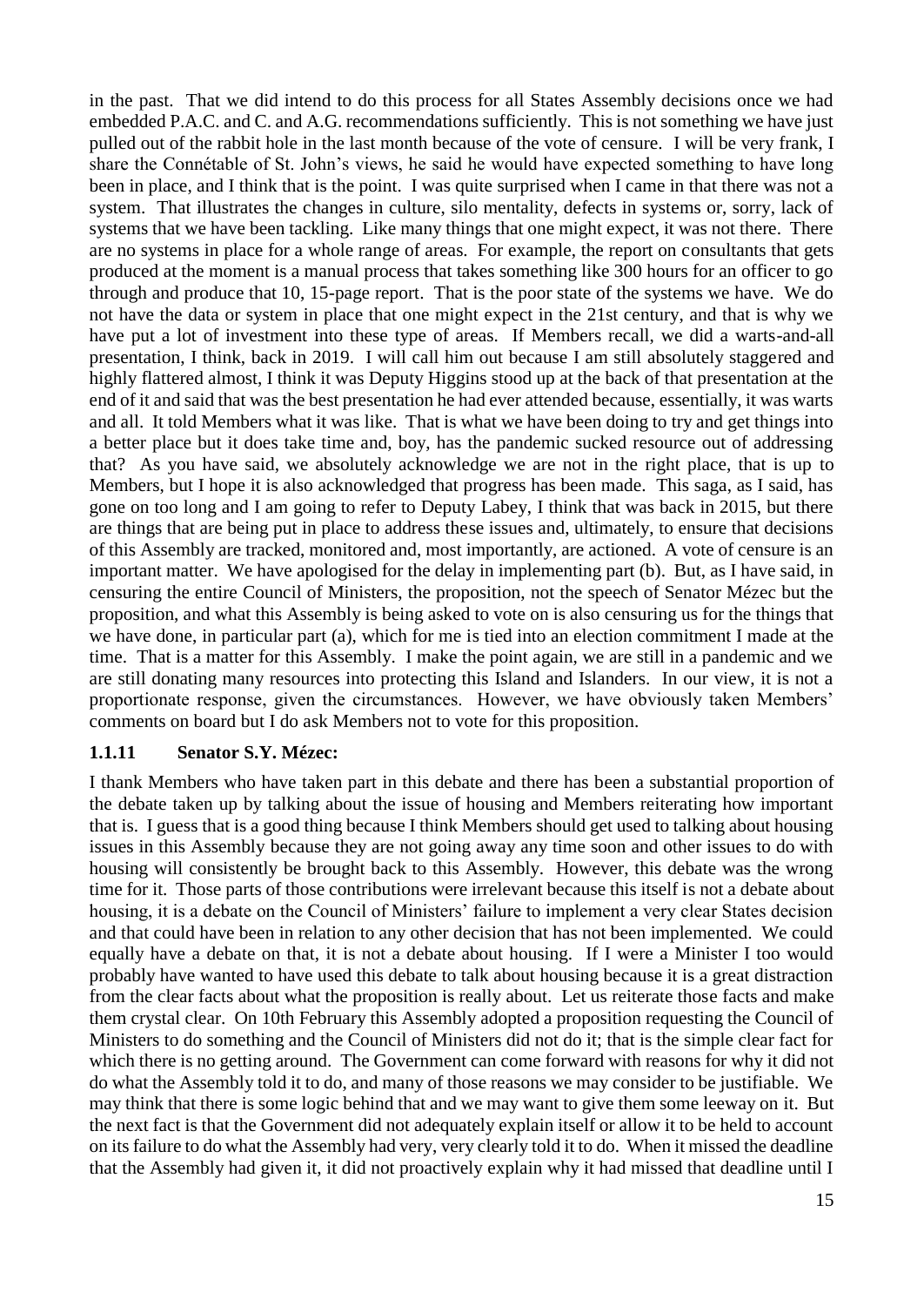in the past. That we did intend to do this process for all States Assembly decisions once we had embedded P.A.C. and C. and A.G. recommendations sufficiently. This is not something we have just pulled out of the rabbit hole in the last month because of the vote of censure. I will be very frank, I share the Connétable of St. John's views, he said he would have expected something to have long been in place, and I think that is the point. I was quite surprised when I came in that there was not a system. That illustrates the changes in culture, silo mentality, defects in systems or, sorry, lack of systems that we have been tackling. Like many things that one might expect, it was not there. There are no systems in place for a whole range of areas. For example, the report on consultants that gets produced at the moment is a manual process that takes something like 300 hours for an officer to go through and produce that 10, 15-page report. That is the poor state of the systems we have. We do not have the data or system in place that one might expect in the 21st century, and that is why we have put a lot of investment into these type of areas. If Members recall, we did a warts-and-all presentation, I think, back in 2019. I will call him out because I am still absolutely staggered and highly flattered almost, I think it was Deputy Higgins stood up at the back of that presentation at the end of it and said that was the best presentation he had ever attended because, essentially, it was warts and all. It told Members what it was like. That is what we have been doing to try and get things into a better place but it does take time and, boy, has the pandemic sucked resource out of addressing that? As you have said, we absolutely acknowledge we are not in the right place, that is up to Members, but I hope it is also acknowledged that progress has been made. This saga, as I said, has gone on too long and I am going to refer to Deputy Labey, I think that was back in 2015, but there are things that are being put in place to address these issues and, ultimately, to ensure that decisions of this Assembly are tracked, monitored and, most importantly, are actioned. A vote of censure is an important matter. We have apologised for the delay in implementing part (b). But, as I have said, in censuring the entire Council of Ministers, the proposition, not the speech of Senator Mézec but the proposition, and what this Assembly is being asked to vote on is also censuring us for the things that we have done, in particular part (a), which for me is tied into an election commitment I made at the time. That is a matter for this Assembly. I make the point again, we are still in a pandemic and we are still donating many resources into protecting this Island and Islanders. In our view, it is not a proportionate response, given the circumstances. However, we have obviously taken Members' comments on board but I do ask Members not to vote for this proposition.

### 1.1.11 Senator S.Y. Mézec:

I thank Members who have taken part in this debate and there has been a substantial proportion of the debate taken up by talking about the issue of housing and Members reiterating how important that is. I guess that is a good thing because I think Members should get used to talking about housing issues in this Assembly because they are not going away any time soon and other issues to do with housing will consistently be brought back to this Assembly. However, this debate was the wrong time for it. Those parts of those contributions were irrelevant because this itself is not a debate about housing, it is a debate on the Council of Ministers' failure to implement a very clear States decision and that could have been in relation to any other decision that has not been implemented. We could equally have a debate on that, it is not a debate about housing. If I were a Minister I too would probably have wanted to have used this debate to talk about housing because it is a great distraction from the clear facts about what the proposition is really about. Let us reiterate those facts and make them crystal clear. On 10th February this Assembly adopted a proposition requesting the Council of Ministers to do something and the Council of Ministers did not do it; that is the simple clear fact for which there is no getting around. The Government can come forward with reasons for why it did not do what the Assembly told it to do, and many of those reasons we may consider to be justifiable. We may think that there is some logic behind that and we may want to give them some leeway on it. But the next fact is that the Government did not adequately explain itself or allow it to be held to account on its failure to do what the Assembly had very, very clearly told it to do. When it missed the deadline that the Assembly had given it, it did not proactively explain why it had missed that deadline until I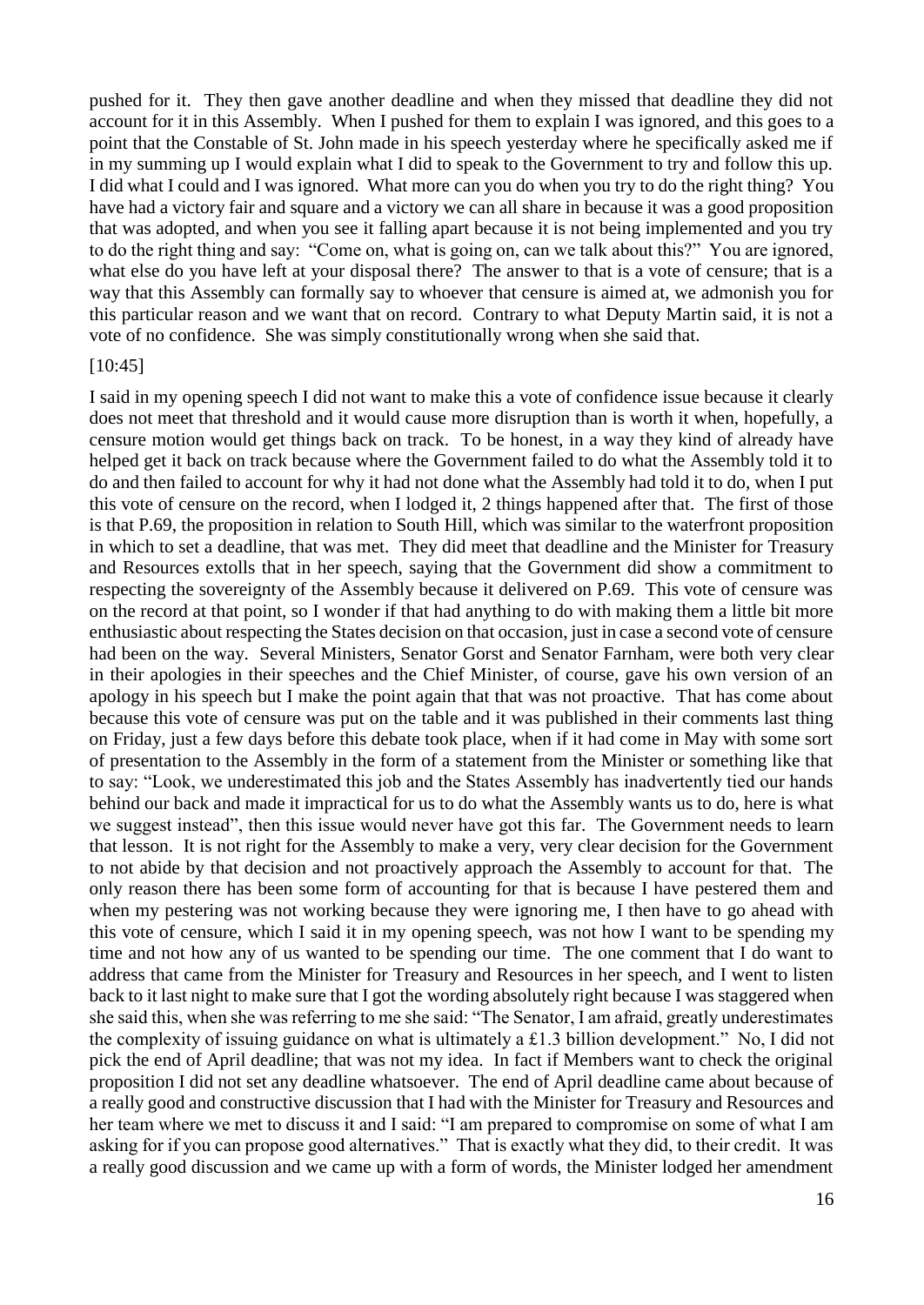pushed for it. They then gave another deadline and when they missed that deadline they did not account for it in this Assembly. When I pushed for them to explain I was ignored, and this goes to a point that the Constable of St. John made in his speech yesterday where he specifically asked me if in my summing up I would explain what I did to speak to the Government to try and follow this up. I did what I could and I was ignored. What more can you do when you try to do the right thing? You have had a victory fair and square and a victory we can all share in because it was a good proposition that was adopted, and when you see it falling apart because it is not being implemented and you try to do the right thing and say: "Come on, what is going on, can we talk about this?" You are ignored, what else do you have left at your disposal there? The answer to that is a vote of censure; that is a way that this Assembly can formally say to whoever that censure is aimed at, we admonish you for this particular reason and we want that on record. Contrary to what Deputy Martin said, it is not a vote of no confidence. She was simply constitutionally wrong when she said that.

[10:45]

I said in my opening speech I did not want to make this a vote of confidence issue because it clearly does not meet that threshold and it would cause more disruption than is worth it when, hopefully, a censure motion would get things back on track. To be honest, in a way they kind of already have helped get it back on track because where the Government failed to do what the Assembly told it to do and then failed to account for why it had not done what the Assembly had told it to do, when I put this vote of censure on the record, when I lodged it, 2 things happened after that. The first of those is that P.69, the proposition in relation to South Hill, which was similar to the waterfront proposition in which to set a deadline, that was met. They did meet that deadline and the Minister for Treasury and Resources extolls that in her speech, saying that the Government did show a commitment to respecting the sovereignty of the Assembly because it delivered on P.69. This vote of censure was on the record at that point, so I wonder if that had anything to do with making them a little bit more enthusiastic about respecting the States decision on that occasion, just in case a second vote of censure had been on the way. Several Ministers, Senator Gorst and Senator Farnham, were both very clear in their apologies in their speeches and the Chief Minister, of course, gave his own version of an apology in his speech but I make the point again that that was not proactive. That has come about because this vote of censure was put on the table and it was published in their comments last thing on Friday, just a few days before this debate took place, when if it had come in May with some sort of presentation to the Assembly in the form of a statement from the Minister or something like that to say: "Look, we underestimated this job and the States Assembly has inadvertently tied our hands behind our back and made it impractical for us to do what the Assembly wants us to do, here is what we suggest instead", then this issue would never have got this far. The Government needs to learn that lesson. It is not right for the Assembly to make a very, very clear decision for the Government to not abide by that decision and not proactively approach the Assembly to account for that. The only reason there has been some form of accounting for that is because I have pestered them and when my pestering was not working because they were ignoring me, I then have to go ahead with this vote of censure, which I said it in my opening speech, was not how I want to be spending my time and not how any of us wanted to be spending our time. The one comment that I do want to address that came from the Minister for Treasury and Resources in her speech, and I went to listen back to it last night to make sure that I got the wording absolutely right because I was staggered when she said this, when she was referring to me she said: "The Senator, I am afraid, greatly underestimates the complexity of issuing guidance on what is ultimately a £1.3 billion development." No, I did not pick the end of April deadline; that was not my idea. In fact if Members want to check the original proposition I did not set any deadline whatsoever. The end of April deadline came about because of a really good and constructive discussion that I had with the Minister for Treasury and Resources and her team where we met to discuss it and I said: "I am prepared to compromise on some of what I am asking for if you can propose good alternatives." That is exactly what they did, to their credit. It was a really good discussion and we came up with a form of words, the Minister lodged her amendment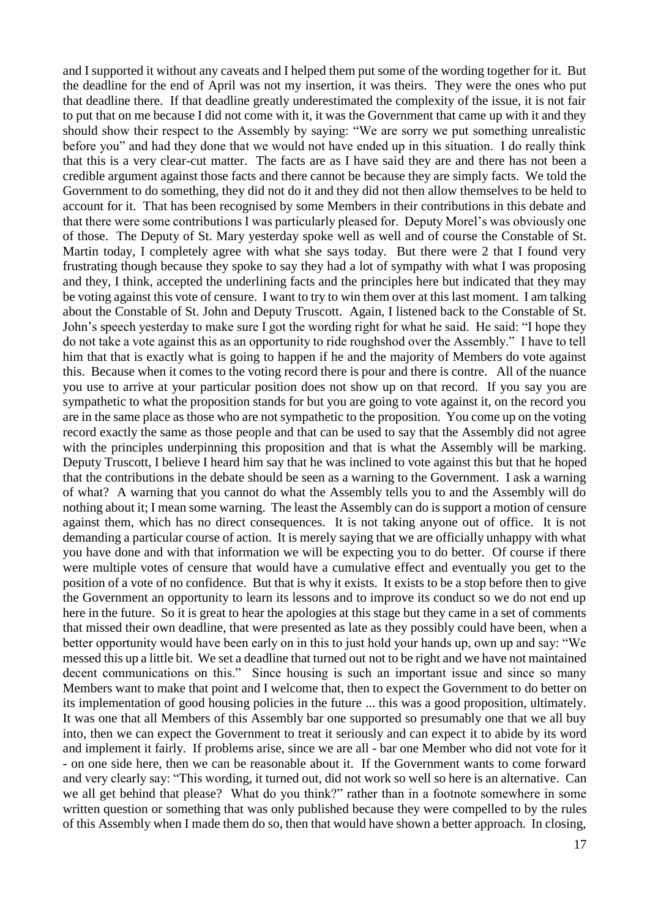and I supported it without any caveats and I helped them put some of the wording together for it. But the deadline for the end of April was not my insertion, it was theirs. They were the ones who put that deadline there. If that deadline greatly underestimated the complexity of the issue, it is not fair to put that on me because I did not come with it, it was the Government that came up with it and they should show their respect to the Assembly by saying: "We are sorry we put something unrealistic before you" and had they done that we would not have ended up in this situation. I do really think that this is a very clear-cut matter. The facts are as I have said they are and there has not been a credible argument against those facts and there cannot be because they are simply facts. We told the Government to do something, they did not do it and they did not then allow themselves to be held to account for it. That has been recognised by some Members in their contributions in this debate and that there were some contributions I was particularly pleased for. Deputy Morel's was obviously one of those. The Deputy of St. Mary yesterday spoke well as well and of course the Constable of St. Martin today, I completely agree with what she says today. But there were 2 that I found very frustrating though because they spoke to say they had a lot of sympathy with what I was proposing and they, I think, accepted the underlining facts and the principles here but indicated that they may be voting against this vote of censure. I want to try to win them over at this last moment. I am talking about the Constable of St. John and Deputy Truscott. Again, I listened back to the Constable of St. John's speech yesterday to make sure I got the wording right for what he said. He said: "I hope they do not take a vote against this as an opportunity to ride roughshod over the Assembly." I have to tell him that that is exactly what is going to happen if he and the majority of Members do vote against this. Because when it comes to the voting record there is pour and there is contre. All of the nuance you use to arrive at your particular position does not show up on that record. If you say you are sympathetic to what the proposition stands for but you are going to vote against it, on the record you are in the same place as those who are not sympathetic to the proposition. You come up on the voting record exactly the same as those people and that can be used to say that the Assembly did not agree with the principles underpinning this proposition and that is what the Assembly will be marking. Deputy Truscott, I believe I heard him say that he was inclined to vote against this but that he hoped that the contributions in the debate should be seen as a warning to the Government. I ask a warning of what? A warning that you cannot do what the Assembly tells you to and the Assembly will do nothing about it; I mean some warning. The least the Assembly can do is support a motion of censure against them, which has no direct consequences. It is not taking anyone out of office. It is not demanding a particular course of action. It is merely saying that we are officially unhappy with what you have done and with that information we will be expecting you to do better. Of course if there were multiple votes of censure that would have a cumulative effect and eventually you get to the position of a vote of no confidence. But that is why it exists. It exists to be a stop before then to give the Government an opportunity to learn its lessons and to improve its conduct so we do not end up here in the future. So it is great to hear the apologies at this stage but they came in a set of comments that missed their own deadline, that were presented as late as they possibly could have been, when a better opportunity would have been early on in this to just hold your hands up, own up and say: "We messed this up a little bit. We set a deadline that turned out not to be right and we have not maintained decent communications on this." Since housing is such an important issue and since so many Members want to make that point and I welcome that, then to expect the Government to do better on its implementation of good housing policies in the future ... this was a good proposition, ultimately. It was one that all Members of this Assembly bar one supported so presumably one that we all buy into, then we can expect the Government to treat it seriously and can expect it to abide by its word and implement it fairly. If problems arise, since we are all - bar one Member who did not vote for it - on one side here, then we can be reasonable about it. If the Government wants to come forward and very clearly say: "This wording, it turned out, did not work so well so here is an alternative. Can we all get behind that please? What do you think?" rather than in a footnote somewhere in some written question or something that was only published because they were compelled to by the rules of this Assembly when I made them do so, then that would have shown a better approach. In closing,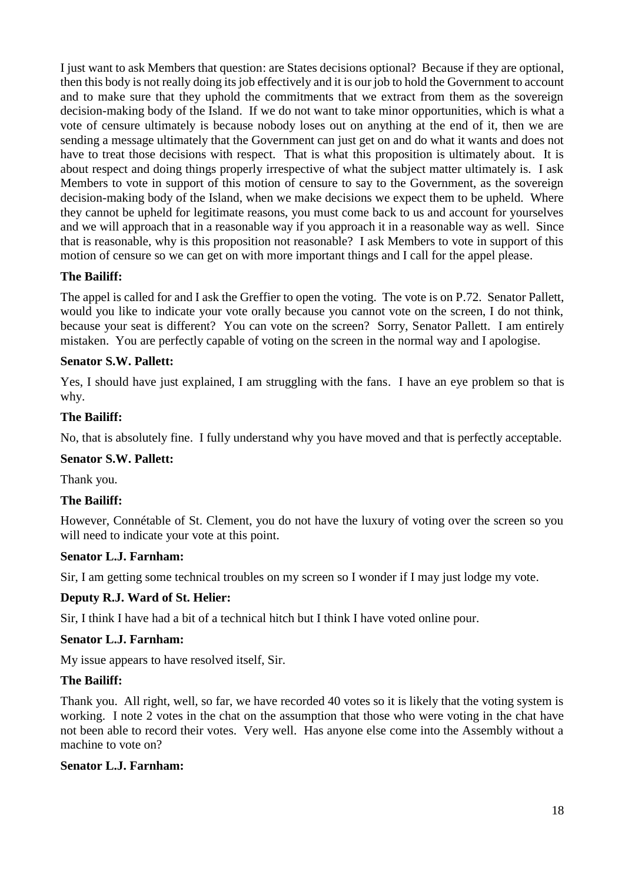I just want to ask Members that question: are States decisions optional? Because if they are optional, then this body is not really doing its job effectively and it is our job to hold the Government to account and to make sure that they uphold the commitments that we extract from them as the sovereign decision-making body of the Island. If we do not want to take minor opportunities, which is what a vote of censure ultimately is because nobody loses out on anything at the end of it, then we are sending a message ultimately that the Government can just get on and do what it wants and does not have to treat those decisions with respect. That is what this proposition is ultimately about. It is about respect and doing things properly irrespective of what the subject matter ultimately is. I ask Members to vote in support of this motion of censure to say to the Government, as the sovereign decision-making body of the Island, when we make decisions we expect them to be upheld. Where they cannot be upheld for legitimate reasons, you must come back to us and account for yourselves and we will approach that in a reasonable way if you approach it in a reasonable way as well. Since that is reasonable, why is this proposition not reasonable? I ask Members to vote in support of this motion of censure so we can get on with more important things and I call for the appel please.

**The Bailiff:**

The appel is called for and I ask the Greffier to open the voting. The vote is on P.72. Senator Pallett, would you like to indicate your vote orally because you cannot vote on the screen, I do not think, because your seat is different? You can vote on the screen? Sorry, Senator Pallett. I am entirely mistaken. You are perfectly capable of voting on the screen in the normal way and I apologise.

**Senator S.W. Pallett:**

Yes, I should have just explained, I am struggling with the fans. I have an eye problem so that is why.

**The Bailiff:**

No, that is absolutely fine. I fully understand why you have moved and that is perfectly acceptable.

**Senator S.W. Pallett:**

Thank you.

**The Bailiff:**

However, Connétable of St. Clement, you do not have the luxury of voting over the screen so you will need to indicate your vote at this point.

**Senator L.J. Farnham:**

Sir, I am getting some technical troubles on my screen so I wonder if I may just lodge my vote.

**Deputy R.J. Ward of St. Helier:**

Sir, I think I have had a bit of a technical hitch but I think I have voted online pour.

**Senator L.J. Farnham:**

My issue appears to have resolved itself, Sir.

**The Bailiff:**

Thank you. All right, well, so far, we have recorded 40 votes so it is likely that the voting system is working. I note 2 votes in the chat on the assumption that those who were voting in the chat have not been able to record their votes. Very well. Has anyone else come into the Assembly without a machine to vote on?

**Senator L.J. Farnham:**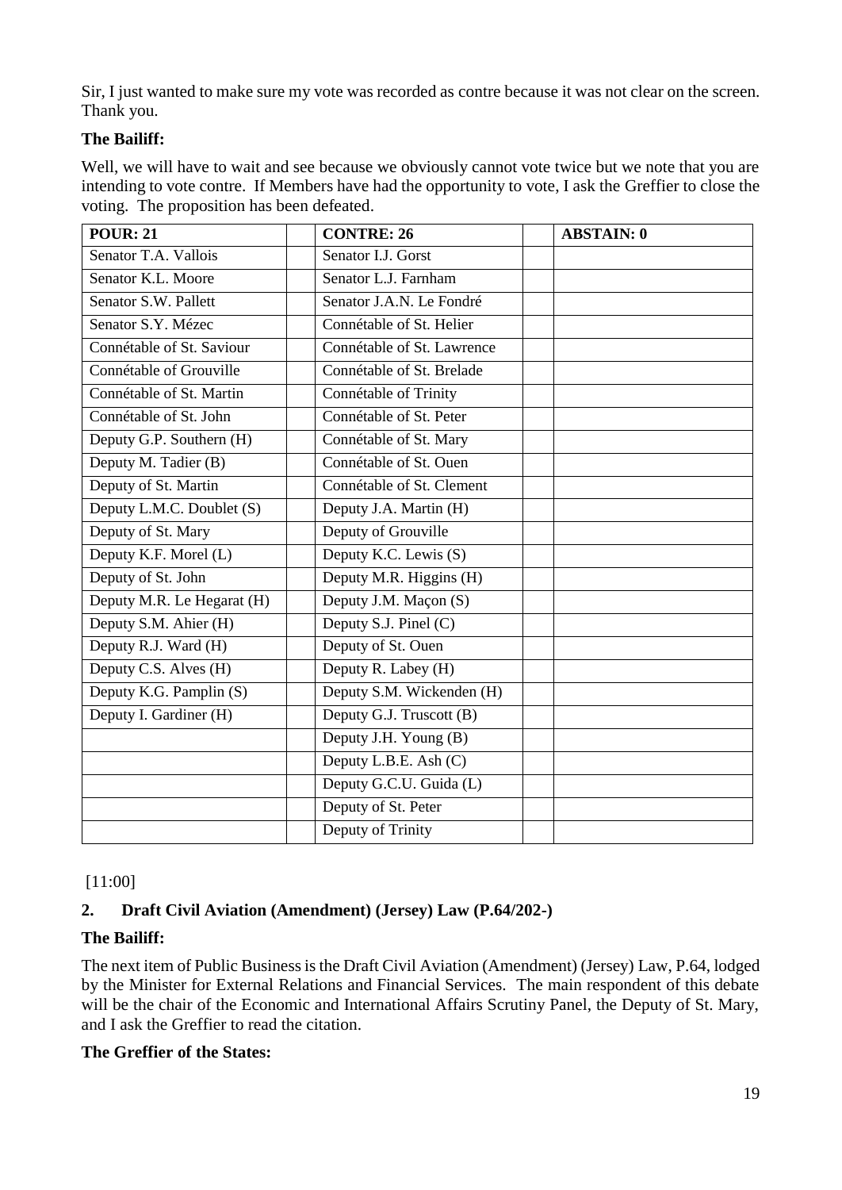Sir, I just wanted to make sure my vote was recorded as contre because it was not clear on the screen. Thank you.

**The Bailiff:**

Well, we will have to wait and see because we obviously cannot vote twice but we note that you are intending to vote contre. If Members have had the opportunity to vote, I ask the Greffier to close the voting. The proposition has been defeated.

| POUR: 21 | | CONTRE: 26 | | ABSTAIN: 0 |
|---|---|---|---|---|
| Senator T.A. Vallois | | Senator I.J. Gorst | | |
| Senator K.L. Moore | | Senator L.J. Farnham | | |
| Senator S.W. Pallett | | Senator J.A.N. Le Fondré | | |
| Senator S.Y. Mézec | | Connétable of St. Helier | | |
| Connétable of St. Saviour | | Connétable of St. Lawrence | | |
| Connétable of Grouville | | Connétable of St. Brelade | | |
| Connétable of St. Martin | | Connétable of Trinity | | |
| Connétable of St. John | | Connétable of St. Peter | | |
| Deputy G.P. Southern (H) | | Connétable of St. Mary | | |
| Deputy M. Tadier (B) | | Connétable of St. Ouen | | |
| Deputy of St. Martin | | Connétable of St. Clement | | |
| Deputy L.M.C. Doublet (S) | | Deputy J.A. Martin (H) | | |
| Deputy of St. Mary | | Deputy of Grouville | | |
| Deputy K.F. Morel (L) | | Deputy K.C. Lewis (S) | | |
| Deputy of St. John | | Deputy M.R. Higgins (H) | | |
| Deputy M.R. Le Hegarat (H) | | Deputy J.M. Maçon (S) | | |
| Deputy S.M. Ahier (H) | | Deputy S.J. Pinel (C) | | |
| Deputy R.J. Ward (H) | | Deputy of St. Ouen | | |
| Deputy C.S. Alves (H) | | Deputy R. Labey (H) | | |
| Deputy K.G. Pamplin (S) | | Deputy S.M. Wickenden (H) | | |
| Deputy I. Gardiner (H) | | Deputy G.J. Truscott (B) | | |
| | | Deputy J.H. Young (B) | | |
| | | Deputy L.B.E. Ash (C) | | |
| | | Deputy G.C.U. Guida (L) | | |
| | | Deputy of St. Peter | | |
| | | Deputy of Trinity | | |

[11:00]

## 2. Draft Civil Aviation (Amendment) (Jersey) Law (P.64/202-)

**The Bailiff:**

The next item of Public Business is the Draft Civil Aviation (Amendment) (Jersey) Law, P.64, lodged by the Minister for External Relations and Financial Services. The main respondent of this debate will be the chair of the Economic and International Affairs Scrutiny Panel, the Deputy of St. Mary, and I ask the Greffier to read the citation.

**The Greffier of the States:**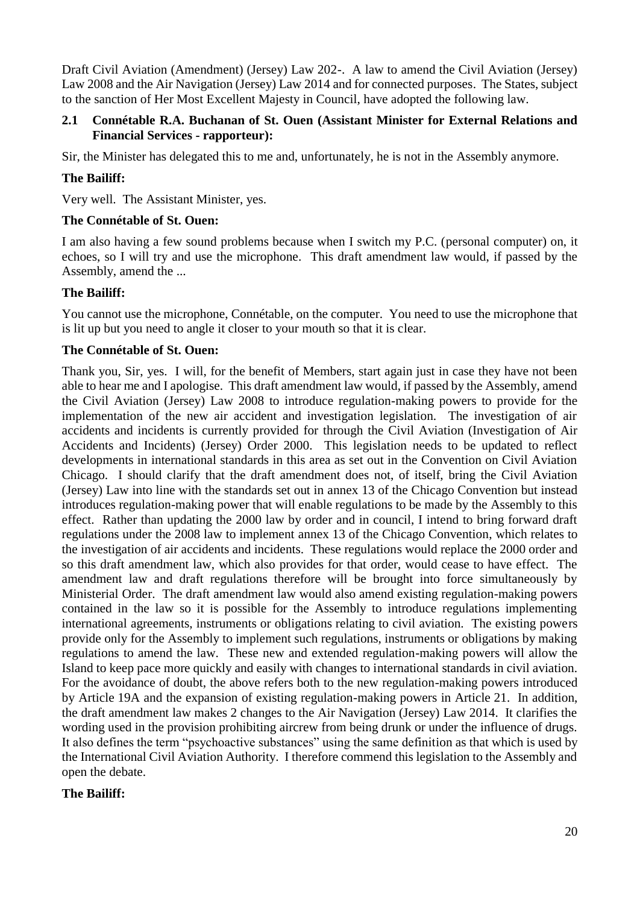Draft Civil Aviation (Amendment) (Jersey) Law 202-. A law to amend the Civil Aviation (Jersey) Law 2008 and the Air Navigation (Jersey) Law 2014 and for connected purposes. The States, subject to the sanction of Her Most Excellent Majesty in Council, have adopted the following law.

### 2.1 Connétable R.A. Buchanan of St. Ouen (Assistant Minister for External Relations and Financial Services - rapporteur):

Sir, the Minister has delegated this to me and, unfortunately, he is not in the Assembly anymore.

**The Bailiff:**

Very well. The Assistant Minister, yes.

**The Connétable of St. Ouen:**

I am also having a few sound problems because when I switch my P.C. (personal computer) on, it echoes, so I will try and use the microphone. This draft amendment law would, if passed by the Assembly, amend the ...

**The Bailiff:**

You cannot use the microphone, Connétable, on the computer. You need to use the microphone that is lit up but you need to angle it closer to your mouth so that it is clear.

**The Connétable of St. Ouen:**

Thank you, Sir, yes. I will, for the benefit of Members, start again just in case they have not been able to hear me and I apologise. This draft amendment law would, if passed by the Assembly, amend the Civil Aviation (Jersey) Law 2008 to introduce regulation-making powers to provide for the implementation of the new air accident and investigation legislation. The investigation of air accidents and incidents is currently provided for through the Civil Aviation (Investigation of Air Accidents and Incidents) (Jersey) Order 2000. This legislation needs to be updated to reflect developments in international standards in this area as set out in the Convention on Civil Aviation Chicago. I should clarify that the draft amendment does not, of itself, bring the Civil Aviation (Jersey) Law into line with the standards set out in annex 13 of the Chicago Convention but instead introduces regulation-making power that will enable regulations to be made by the Assembly to this effect. Rather than updating the 2000 law by order and in council, I intend to bring forward draft regulations under the 2008 law to implement annex 13 of the Chicago Convention, which relates to the investigation of air accidents and incidents. These regulations would replace the 2000 order and so this draft amendment law, which also provides for that order, would cease to have effect. The amendment law and draft regulations therefore will be brought into force simultaneously by Ministerial Order. The draft amendment law would also amend existing regulation-making powers contained in the law so it is possible for the Assembly to introduce regulations implementing international agreements, instruments or obligations relating to civil aviation. The existing powers provide only for the Assembly to implement such regulations, instruments or obligations by making regulations to amend the law. These new and extended regulation-making powers will allow the Island to keep pace more quickly and easily with changes to international standards in civil aviation. For the avoidance of doubt, the above refers both to the new regulation-making powers introduced by Article 19A and the expansion of existing regulation-making powers in Article 21. In addition, the draft amendment law makes 2 changes to the Air Navigation (Jersey) Law 2014. It clarifies the wording used in the provision prohibiting aircrew from being drunk or under the influence of drugs. It also defines the term "psychoactive substances" using the same definition as that which is used by the International Civil Aviation Authority. I therefore commend this legislation to the Assembly and open the debate.

**The Bailiff:**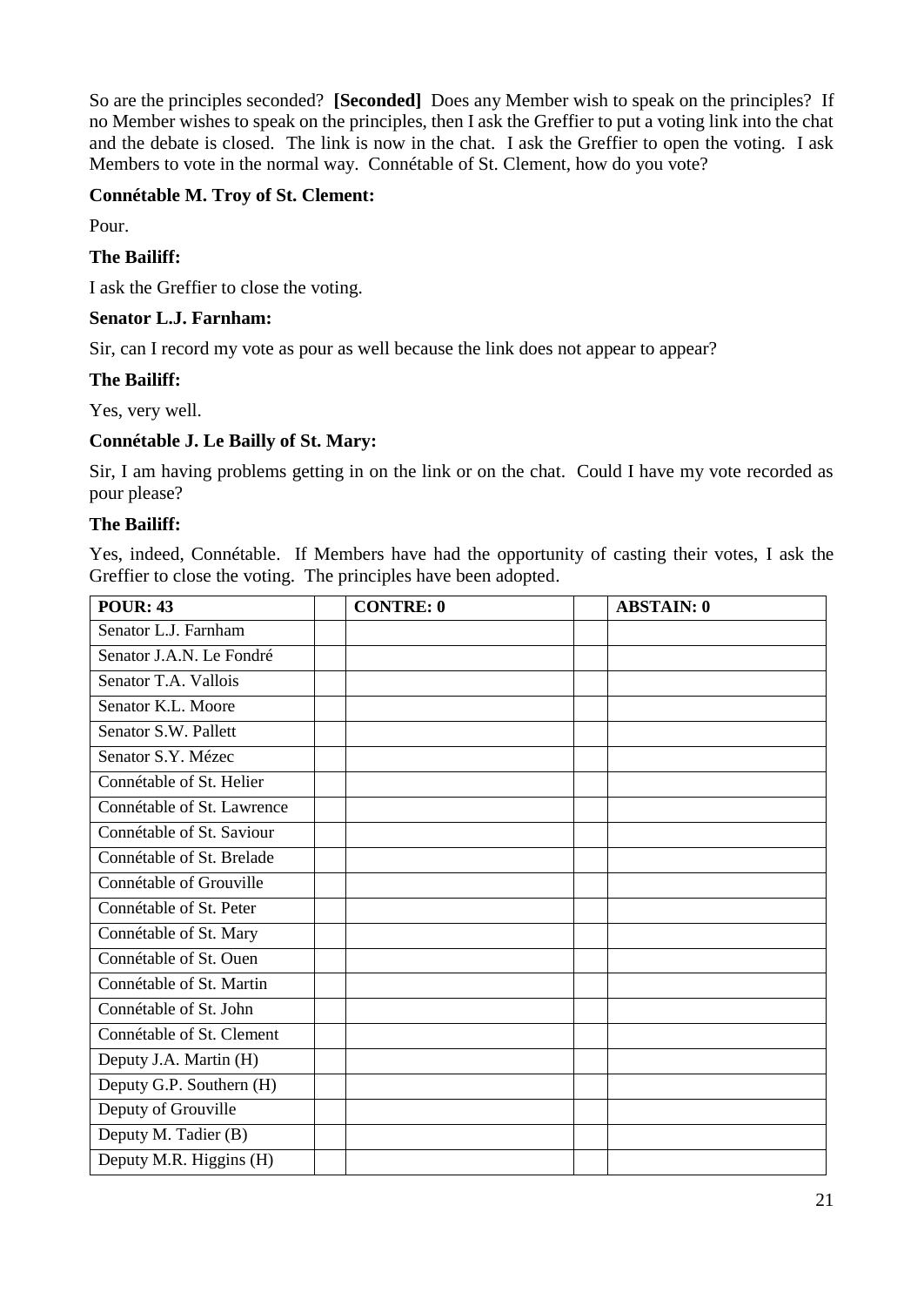So are the principles seconded? **[Seconded]** Does any Member wish to speak on the principles? If no Member wishes to speak on the principles, then I ask the Greffier to put a voting link into the chat and the debate is closed. The link is now in the chat. I ask the Greffier to open the voting. I ask Members to vote in the normal way. Connétable of St. Clement, how do you vote?

**Connétable M. Troy of St. Clement:**

Pour.

**The Bailiff:**

I ask the Greffier to close the voting.

**Senator L.J. Farnham:**

Sir, can I record my vote as pour as well because the link does not appear to appear?

**The Bailiff:**

Yes, very well.

**Connétable J. Le Bailly of St. Mary:**

Sir, I am having problems getting in on the link or on the chat. Could I have my vote recorded as pour please?

**The Bailiff:**

Yes, indeed, Connétable. If Members have had the opportunity of casting their votes, I ask the Greffier to close the voting. The principles have been adopted.

| POUR: 43 | | CONTRE: 0 | | ABSTAIN: 0 |
|---|---|---|---|---|
| Senator L.J. Farnham | | | | |
| Senator J.A.N. Le Fondré | | | | |
| Senator T.A. Vallois | | | | |
| Senator K.L. Moore | | | | |
| Senator S.W. Pallett | | | | |
| Senator S.Y. Mézec | | | | |
| Connétable of St. Helier | | | | |
| Connétable of St. Lawrence | | | | |
| Connétable of St. Saviour | | | | |
| Connétable of St. Brelade | | | | |
| Connétable of Grouville | | | | |
| Connétable of St. Peter | | | | |
| Connétable of St. Mary | | | | |
| Connétable of St. Ouen | | | | |
| Connétable of St. Martin | | | | |
| Connétable of St. John | | | | |
| Connétable of St. Clement | | | | |
| Deputy J.A. Martin (H) | | | | |
| Deputy G.P. Southern (H) | | | | |
| Deputy of Grouville | | | | |
| Deputy M. Tadier (B) | | | | |
| Deputy M.R. Higgins (H) | | | | |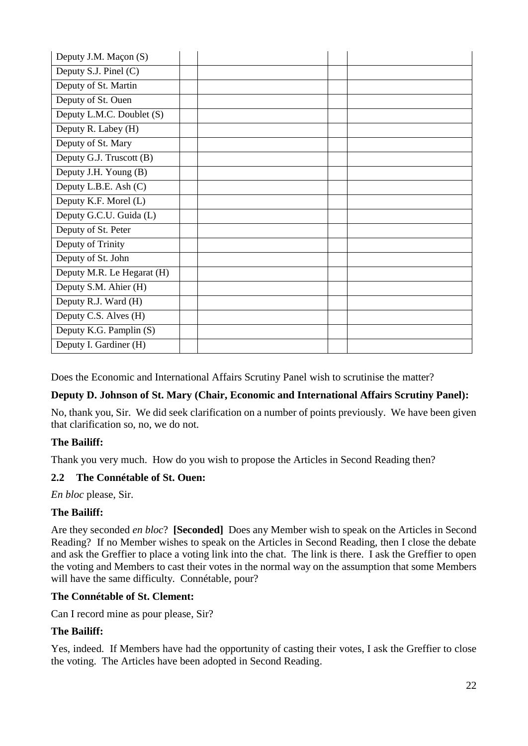| | | | | |
|---|---|---|---|---|
| Deputy J.M. Maçon (S) | | | | |
| Deputy S.J. Pinel (C) | | | | |
| Deputy of St. Martin | | | | |
| Deputy of St. Ouen | | | | |
| Deputy L.M.C. Doublet (S) | | | | |
| Deputy R. Labey (H) | | | | |
| Deputy of St. Mary | | | | |
| Deputy G.J. Truscott (B) | | | | |
| Deputy J.H. Young (B) | | | | |
| Deputy L.B.E. Ash (C) | | | | |
| Deputy K.F. Morel (L) | | | | |
| Deputy G.C.U. Guida (L) | | | | |
| Deputy of St. Peter | | | | |
| Deputy of Trinity | | | | |
| Deputy of St. John | | | | |
| Deputy M.R. Le Hegarat (H) | | | | |
| Deputy S.M. Ahier (H) | | | | |
| Deputy R.J. Ward (H) | | | | |
| Deputy C.S. Alves (H) | | | | |
| Deputy K.G. Pamplin (S) | | | | |
| Deputy I. Gardiner (H) | | | | |

Does the Economic and International Affairs Scrutiny Panel wish to scrutinise the matter?

**Deputy D. Johnson of St. Mary (Chair, Economic and International Affairs Scrutiny Panel):**

No, thank you, Sir. We did seek clarification on a number of points previously. We have been given that clarification so, no, we do not.

**The Bailiff:**

Thank you very much. How do you wish to propose the Articles in Second Reading then?

**2.2 The Connétable of St. Ouen:**

*En bloc* please, Sir.

**The Bailiff:**

Are they seconded *en bloc*? **[Seconded]** Does any Member wish to speak on the Articles in Second Reading? If no Member wishes to speak on the Articles in Second Reading, then I close the debate and ask the Greffier to place a voting link into the chat. The link is there. I ask the Greffier to open the voting and Members to cast their votes in the normal way on the assumption that some Members will have the same difficulty. Connétable, pour?

**The Connétable of St. Clement:**

Can I record mine as pour please, Sir?

**The Bailiff:**

Yes, indeed. If Members have had the opportunity of casting their votes, I ask the Greffier to close the voting. The Articles have been adopted in Second Reading.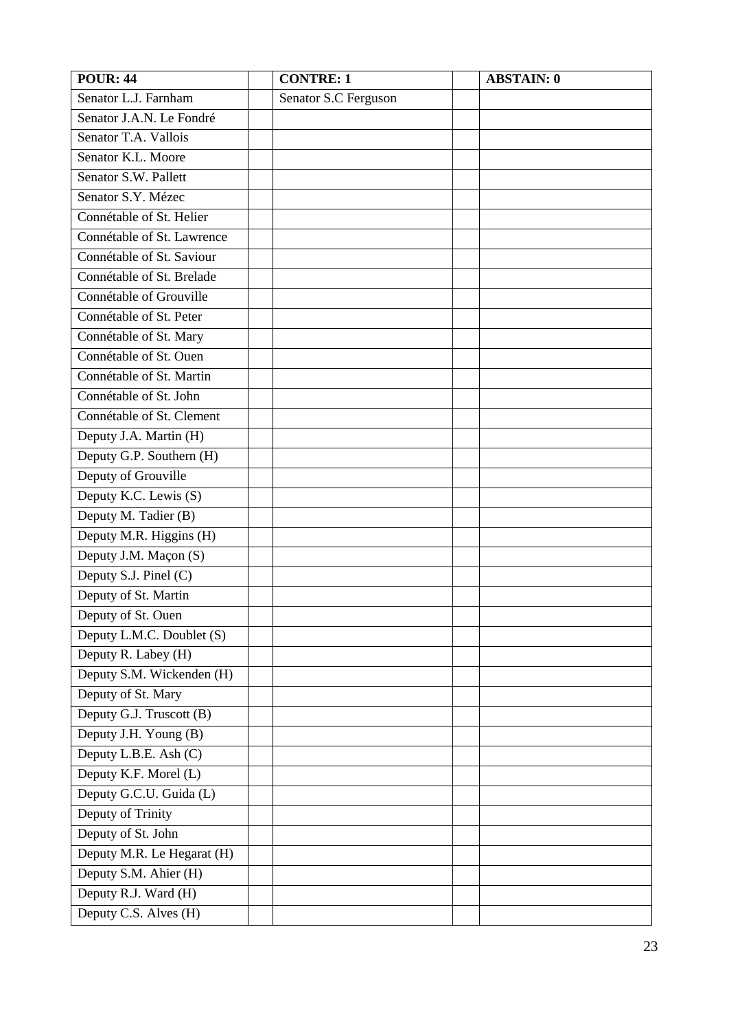| POUR: 44 | | CONTRE: 1 | | ABSTAIN: 0 |
|---|---|---|---|---|
| Senator L.J. Farnham | | Senator S.C Ferguson | | |
| Senator J.A.N. Le Fondré | | | | |
| Senator T.A. Vallois | | | | |
| Senator K.L. Moore | | | | |
| Senator S.W. Pallett | | | | |
| Senator S.Y. Mézec | | | | |
| Connétable of St. Helier | | | | |
| Connétable of St. Lawrence | | | | |
| Connétable of St. Saviour | | | | |
| Connétable of St. Brelade | | | | |
| Connétable of Grouville | | | | |
| Connétable of St. Peter | | | | |
| Connétable of St. Mary | | | | |
| Connétable of St. Ouen | | | | |
| Connétable of St. Martin | | | | |
| Connétable of St. John | | | | |
| Connétable of St. Clement | | | | |
| Deputy J.A. Martin (H) | | | | |
| Deputy G.P. Southern (H) | | | | |
| Deputy of Grouville | | | | |
| Deputy K.C. Lewis (S) | | | | |
| Deputy M. Tadier (B) | | | | |
| Deputy M.R. Higgins (H) | | | | |
| Deputy J.M. Maçon (S) | | | | |
| Deputy S.J. Pinel (C) | | | | |
| Deputy of St. Martin | | | | |
| Deputy of St. Ouen | | | | |
| Deputy L.M.C. Doublet (S) | | | | |
| Deputy R. Labey (H) | | | | |
| Deputy S.M. Wickenden (H) | | | | |
| Deputy of St. Mary | | | | |
| Deputy G.J. Truscott (B) | | | | |
| Deputy J.H. Young (B) | | | | |
| Deputy L.B.E. Ash (C) | | | | |
| Deputy K.F. Morel (L) | | | | |
| Deputy G.C.U. Guida (L) | | | | |
| Deputy of Trinity | | | | |
| Deputy of St. John | | | | |
| Deputy M.R. Le Hegarat (H) | | | | |
| Deputy S.M. Ahier (H) | | | | |
| Deputy R.J. Ward (H) | | | | |
| Deputy C.S. Alves (H) | | | | |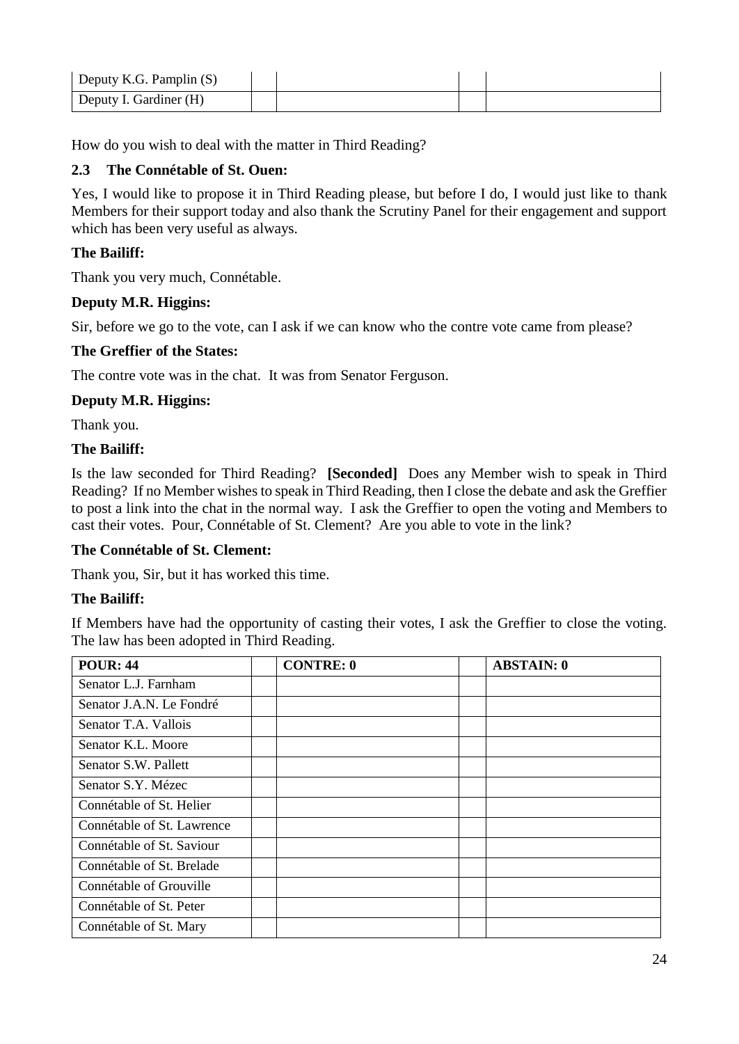| Deputy K.G. Pamplin (S) | | | | |
|---|---|---|---|---|
| Deputy I. Gardiner (H) | | | | |

How do you wish to deal with the matter in Third Reading?

**2.3 The Connétable of St. Ouen:**

Yes, I would like to propose it in Third Reading please, but before I do, I would just like to thank Members for their support today and also thank the Scrutiny Panel for their engagement and support which has been very useful as always.

**The Bailiff:**

Thank you very much, Connétable.

**Deputy M.R. Higgins:**

Sir, before we go to the vote, can I ask if we can know who the contre vote came from please?

**The Greffier of the States:**

The contre vote was in the chat. It was from Senator Ferguson.

**Deputy M.R. Higgins:**

Thank you.

**The Bailiff:**

Is the law seconded for Third Reading? **[Seconded]** Does any Member wish to speak in Third Reading? If no Member wishes to speak in Third Reading, then I close the debate and ask the Greffier to post a link into the chat in the normal way. I ask the Greffier to open the voting and Members to cast their votes. Pour, Connétable of St. Clement? Are you able to vote in the link?

**The Connétable of St. Clement:**

Thank you, Sir, but it has worked this time.

**The Bailiff:**

If Members have had the opportunity of casting their votes, I ask the Greffier to close the voting. The law has been adopted in Third Reading.

| **POUR: 44** | | **CONTRE: 0** | | **ABSTAIN: 0** |
|---|---|---|---|---|
| Senator L.J. Farnham | | | | |
| Senator J.A.N. Le Fondré | | | | |
| Senator T.A. Vallois | | | | |
| Senator K.L. Moore | | | | |
| Senator S.W. Pallett | | | | |
| Senator S.Y. Mézec | | | | |
| Connétable of St. Helier | | | | |
| Connétable of St. Lawrence | | | | |
| Connétable of St. Saviour | | | | |
| Connétable of St. Brelade | | | | |
| Connétable of Grouville | | | | |
| Connétable of St. Peter | | | | |
| Connétable of St. Mary | | | | |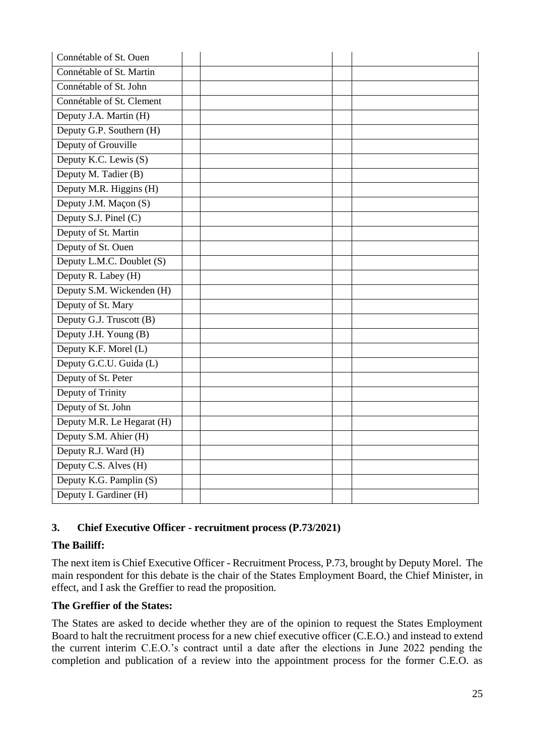| | | | | |
|---|---|---|---|---|
| Connétable of St. Ouen | | | | |
| Connétable of St. Martin | | | | |
| Connétable of St. John | | | | |
| Connétable of St. Clement | | | | |
| Deputy J.A. Martin (H) | | | | |
| Deputy G.P. Southern (H) | | | | |
| Deputy of Grouville | | | | |
| Deputy K.C. Lewis (S) | | | | |
| Deputy M. Tadier (B) | | | | |
| Deputy M.R. Higgins (H) | | | | |
| Deputy J.M. Maçon (S) | | | | |
| Deputy S.J. Pinel (C) | | | | |
| Deputy of St. Martin | | | | |
| Deputy of St. Ouen | | | | |
| Deputy L.M.C. Doublet (S) | | | | |
| Deputy R. Labey (H) | | | | |
| Deputy S.M. Wickenden (H) | | | | |
| Deputy of St. Mary | | | | |
| Deputy G.J. Truscott (B) | | | | |
| Deputy J.H. Young (B) | | | | |
| Deputy K.F. Morel (L) | | | | |
| Deputy G.C.U. Guida (L) | | | | |
| Deputy of St. Peter | | | | |
| Deputy of Trinity | | | | |
| Deputy of St. John | | | | |
| Deputy M.R. Le Hegarat (H) | | | | |
| Deputy S.M. Ahier (H) | | | | |
| Deputy R.J. Ward (H) | | | | |
| Deputy C.S. Alves (H) | | | | |
| Deputy K.G. Pamplin (S) | | | | |
| Deputy I. Gardiner (H) | | | | |

## 3. Chief Executive Officer - recruitment process (P.73/2021)

**The Bailiff:**

The next item is Chief Executive Officer - Recruitment Process, P.73, brought by Deputy Morel. The main respondent for this debate is the chair of the States Employment Board, the Chief Minister, in effect, and I ask the Greffier to read the proposition.

**The Greffier of the States:**

The States are asked to decide whether they are of the opinion to request the States Employment Board to halt the recruitment process for a new chief executive officer (C.E.O.) and instead to extend the current interim C.E.O.'s contract until a date after the elections in June 2022 pending the completion and publication of a review into the appointment process for the former C.E.O. as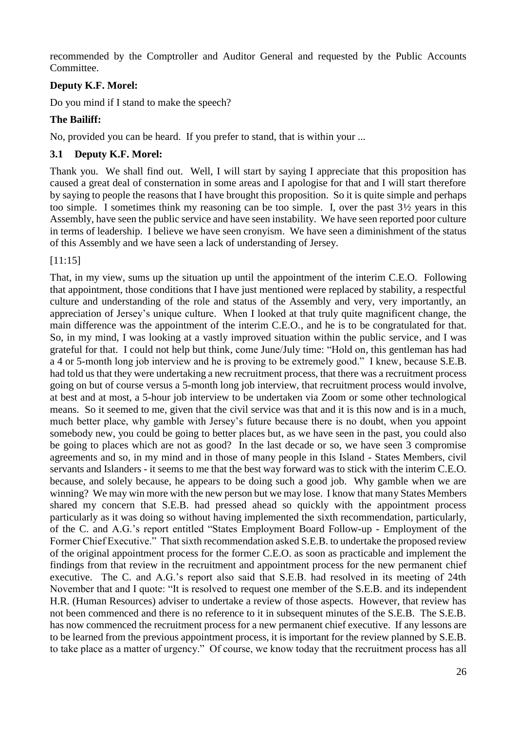recommended by the Comptroller and Auditor General and requested by the Public Accounts Committee.

**Deputy K.F. Morel:**

Do you mind if I stand to make the speech?

**The Bailiff:**

No, provided you can be heard. If you prefer to stand, that is within your ...

### 3.1 Deputy K.F. Morel:

Thank you. We shall find out. Well, I will start by saying I appreciate that this proposition has caused a great deal of consternation in some areas and I apologise for that and I will start therefore by saying to people the reasons that I have brought this proposition. So it is quite simple and perhaps too simple. I sometimes think my reasoning can be too simple. I, over the past 3½ years in this Assembly, have seen the public service and have seen instability. We have seen reported poor culture in terms of leadership. I believe we have seen cronyism. We have seen a diminishment of the status of this Assembly and we have seen a lack of understanding of Jersey.

[11:15]

That, in my view, sums up the situation up until the appointment of the interim C.E.O. Following that appointment, those conditions that I have just mentioned were replaced by stability, a respectful culture and understanding of the role and status of the Assembly and very, very importantly, an appreciation of Jersey's unique culture. When I looked at that truly quite magnificent change, the main difference was the appointment of the interim C.E.O., and he is to be congratulated for that. So, in my mind, I was looking at a vastly improved situation within the public service, and I was grateful for that. I could not help but think, come June/July time: "Hold on, this gentleman has had a 4 or 5-month long job interview and he is proving to be extremely good." I knew, because S.E.B. had told us that they were undertaking a new recruitment process, that there was a recruitment process going on but of course versus a 5-month long job interview, that recruitment process would involve, at best and at most, a 5-hour job interview to be undertaken via Zoom or some other technological means. So it seemed to me, given that the civil service was that and it is this now and is in a much, much better place, why gamble with Jersey's future because there is no doubt, when you appoint somebody new, you could be going to better places but, as we have seen in the past, you could also be going to places which are not as good? In the last decade or so, we have seen 3 compromise agreements and so, in my mind and in those of many people in this Island - States Members, civil servants and Islanders - it seems to me that the best way forward was to stick with the interim C.E.O. because, and solely because, he appears to be doing such a good job. Why gamble when we are winning? We may win more with the new person but we may lose. I know that many States Members shared my concern that S.E.B. had pressed ahead so quickly with the appointment process particularly as it was doing so without having implemented the sixth recommendation, particularly, of the C. and A.G.'s report entitled "States Employment Board Follow-up - Employment of the Former Chief Executive." That sixth recommendation asked S.E.B. to undertake the proposed review of the original appointment process for the former C.E.O. as soon as practicable and implement the findings from that review in the recruitment and appointment process for the new permanent chief executive. The C. and A.G.'s report also said that S.E.B. had resolved in its meeting of 24th November that and I quote: "It is resolved to request one member of the S.E.B. and its independent H.R. (Human Resources) adviser to undertake a review of those aspects. However, that review has not been commenced and there is no reference to it in subsequent minutes of the S.E.B. The S.E.B. has now commenced the recruitment process for a new permanent chief executive. If any lessons are to be learned from the previous appointment process, it is important for the review planned by S.E.B. to take place as a matter of urgency." Of course, we know today that the recruitment process has all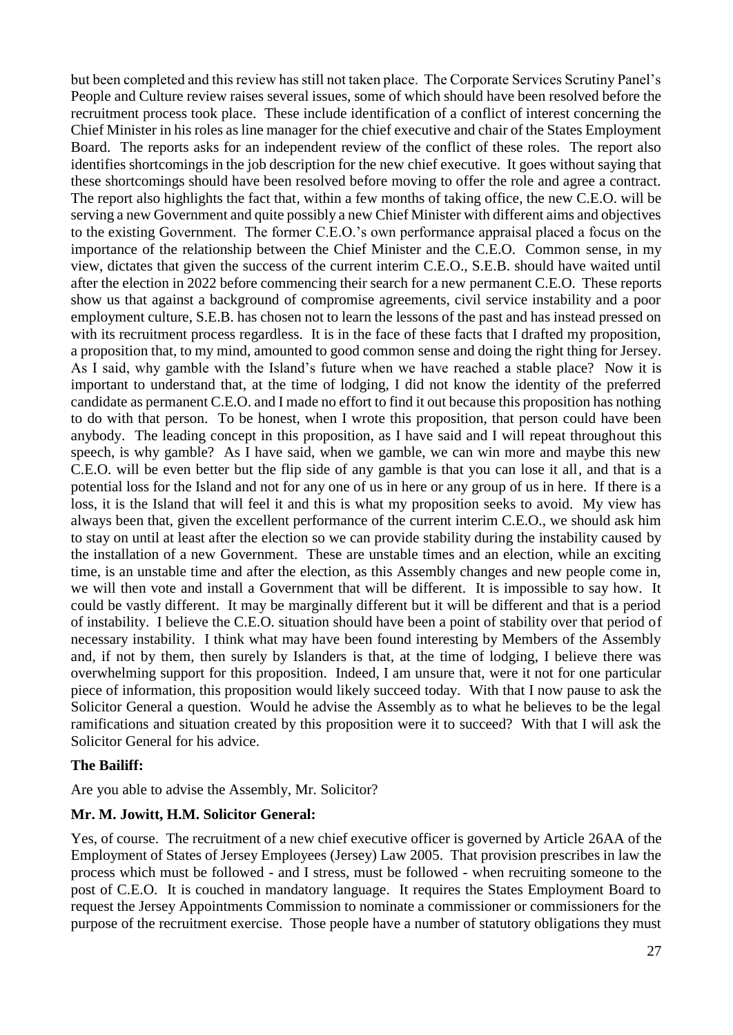but been completed and this review has still not taken place. The Corporate Services Scrutiny Panel's People and Culture review raises several issues, some of which should have been resolved before the recruitment process took place. These include identification of a conflict of interest concerning the Chief Minister in his roles as line manager for the chief executive and chair of the States Employment Board. The reports asks for an independent review of the conflict of these roles. The report also identifies shortcomings in the job description for the new chief executive. It goes without saying that these shortcomings should have been resolved before moving to offer the role and agree a contract. The report also highlights the fact that, within a few months of taking office, the new C.E.O. will be serving a new Government and quite possibly a new Chief Minister with different aims and objectives to the existing Government. The former C.E.O.'s own performance appraisal placed a focus on the importance of the relationship between the Chief Minister and the C.E.O. Common sense, in my view, dictates that given the success of the current interim C.E.O., S.E.B. should have waited until after the election in 2022 before commencing their search for a new permanent C.E.O. These reports show us that against a background of compromise agreements, civil service instability and a poor employment culture, S.E.B. has chosen not to learn the lessons of the past and has instead pressed on with its recruitment process regardless. It is in the face of these facts that I drafted my proposition, a proposition that, to my mind, amounted to good common sense and doing the right thing for Jersey. As I said, why gamble with the Island's future when we have reached a stable place? Now it is important to understand that, at the time of lodging, I did not know the identity of the preferred candidate as permanent C.E.O. and I made no effort to find it out because this proposition has nothing to do with that person. To be honest, when I wrote this proposition, that person could have been anybody. The leading concept in this proposition, as I have said and I will repeat throughout this speech, is why gamble? As I have said, when we gamble, we can win more and maybe this new C.E.O. will be even better but the flip side of any gamble is that you can lose it all, and that is a potential loss for the Island and not for any one of us in here or any group of us in here. If there is a loss, it is the Island that will feel it and this is what my proposition seeks to avoid. My view has always been that, given the excellent performance of the current interim C.E.O., we should ask him to stay on until at least after the election so we can provide stability during the instability caused by the installation of a new Government. These are unstable times and an election, while an exciting time, is an unstable time and after the election, as this Assembly changes and new people come in, we will then vote and install a Government that will be different. It is impossible to say how. It could be vastly different. It may be marginally different but it will be different and that is a period of instability. I believe the C.E.O. situation should have been a point of stability over that period of necessary instability. I think what may have been found interesting by Members of the Assembly and, if not by them, then surely by Islanders is that, at the time of lodging, I believe there was overwhelming support for this proposition. Indeed, I am unsure that, were it not for one particular piece of information, this proposition would likely succeed today. With that I now pause to ask the Solicitor General a question. Would he advise the Assembly as to what he believes to be the legal ramifications and situation created by this proposition were it to succeed? With that I will ask the Solicitor General for his advice.

**The Bailiff:**

Are you able to advise the Assembly, Mr. Solicitor?

**Mr. M. Jowitt, H.M. Solicitor General:**

Yes, of course. The recruitment of a new chief executive officer is governed by Article 26AA of the Employment of States of Jersey Employees (Jersey) Law 2005. That provision prescribes in law the process which must be followed - and I stress, must be followed - when recruiting someone to the post of C.E.O. It is couched in mandatory language. It requires the States Employment Board to request the Jersey Appointments Commission to nominate a commissioner or commissioners for the purpose of the recruitment exercise. Those people have a number of statutory obligations they must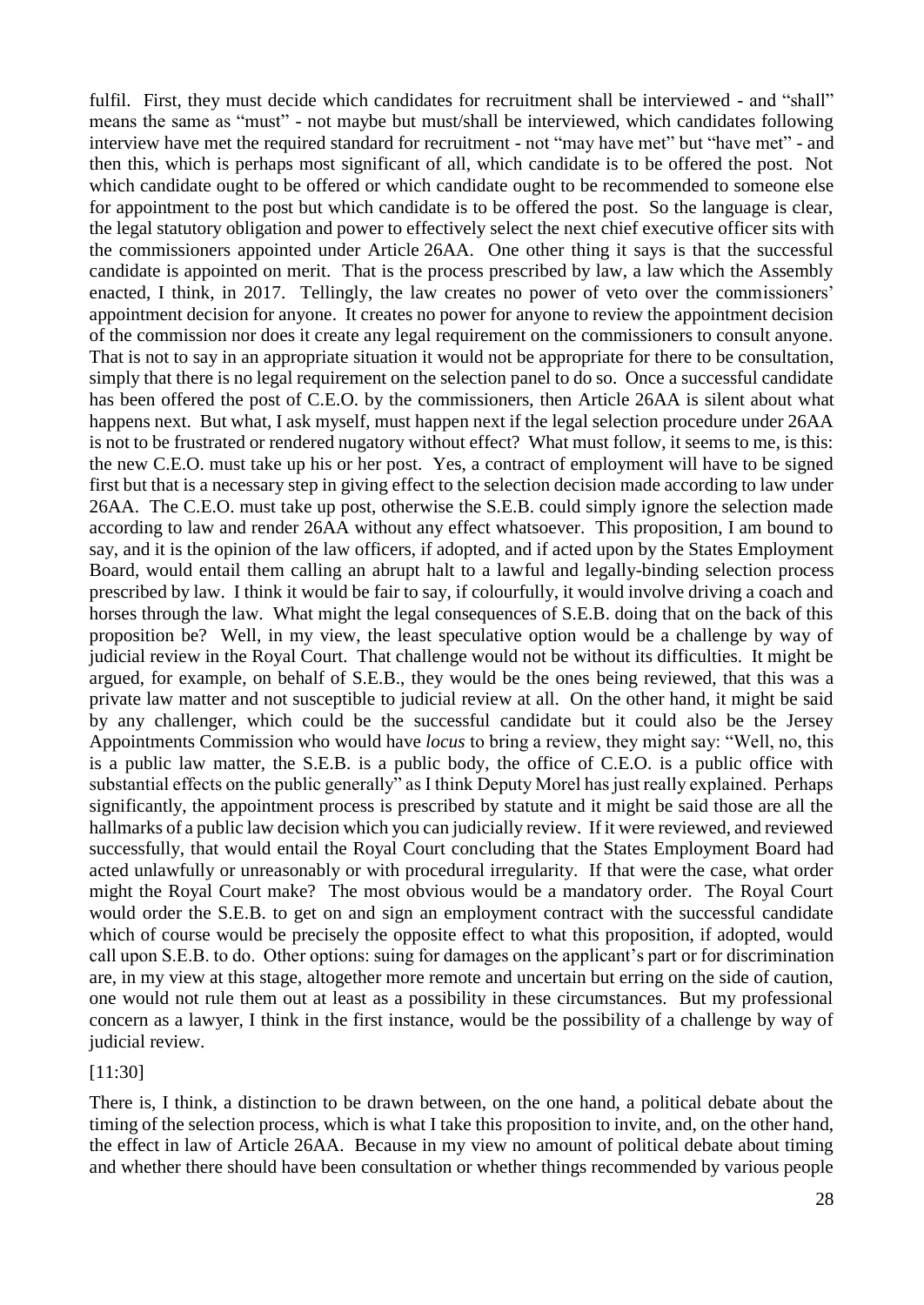fulfil. First, they must decide which candidates for recruitment shall be interviewed - and "shall" means the same as "must" - not maybe but must/shall be interviewed, which candidates following interview have met the required standard for recruitment - not "may have met" but "have met" - and then this, which is perhaps most significant of all, which candidate is to be offered the post. Not which candidate ought to be offered or which candidate ought to be recommended to someone else for appointment to the post but which candidate is to be offered the post. So the language is clear, the legal statutory obligation and power to effectively select the next chief executive officer sits with the commissioners appointed under Article 26AA. One other thing it says is that the successful candidate is appointed on merit. That is the process prescribed by law, a law which the Assembly enacted, I think, in 2017. Tellingly, the law creates no power of veto over the commissioners' appointment decision for anyone. It creates no power for anyone to review the appointment decision of the commission nor does it create any legal requirement on the commissioners to consult anyone. That is not to say in an appropriate situation it would not be appropriate for there to be consultation, simply that there is no legal requirement on the selection panel to do so. Once a successful candidate has been offered the post of C.E.O. by the commissioners, then Article 26AA is silent about what happens next. But what, I ask myself, must happen next if the legal selection procedure under 26AA is not to be frustrated or rendered nugatory without effect? What must follow, it seems to me, is this: the new C.E.O. must take up his or her post. Yes, a contract of employment will have to be signed first but that is a necessary step in giving effect to the selection decision made according to law under 26AA. The C.E.O. must take up post, otherwise the S.E.B. could simply ignore the selection made according to law and render 26AA without any effect whatsoever. This proposition, I am bound to say, and it is the opinion of the law officers, if adopted, and if acted upon by the States Employment Board, would entail them calling an abrupt halt to a lawful and legally-binding selection process prescribed by law. I think it would be fair to say, if colourfully, it would involve driving a coach and horses through the law. What might the legal consequences of S.E.B. doing that on the back of this proposition be? Well, in my view, the least speculative option would be a challenge by way of judicial review in the Royal Court. That challenge would not be without its difficulties. It might be argued, for example, on behalf of S.E.B., they would be the ones being reviewed, that this was a private law matter and not susceptible to judicial review at all. On the other hand, it might be said by any challenger, which could be the successful candidate but it could also be the Jersey Appointments Commission who would have *locus* to bring a review, they might say: "Well, no, this is a public law matter, the S.E.B. is a public body, the office of C.E.O. is a public office with substantial effects on the public generally" as I think Deputy Morel has just really explained. Perhaps significantly, the appointment process is prescribed by statute and it might be said those are all the hallmarks of a public law decision which you can judicially review. If it were reviewed, and reviewed successfully, that would entail the Royal Court concluding that the States Employment Board had acted unlawfully or unreasonably or with procedural irregularity. If that were the case, what order might the Royal Court make? The most obvious would be a mandatory order. The Royal Court would order the S.E.B. to get on and sign an employment contract with the successful candidate which of course would be precisely the opposite effect to what this proposition, if adopted, would call upon S.E.B. to do. Other options: suing for damages on the applicant's part or for discrimination are, in my view at this stage, altogether more remote and uncertain but erring on the side of caution, one would not rule them out at least as a possibility in these circumstances. But my professional concern as a lawyer, I think in the first instance, would be the possibility of a challenge by way of judicial review.

[11:30]

There is, I think, a distinction to be drawn between, on the one hand, a political debate about the timing of the selection process, which is what I take this proposition to invite, and, on the other hand, the effect in law of Article 26AA. Because in my view no amount of political debate about timing and whether there should have been consultation or whether things recommended by various people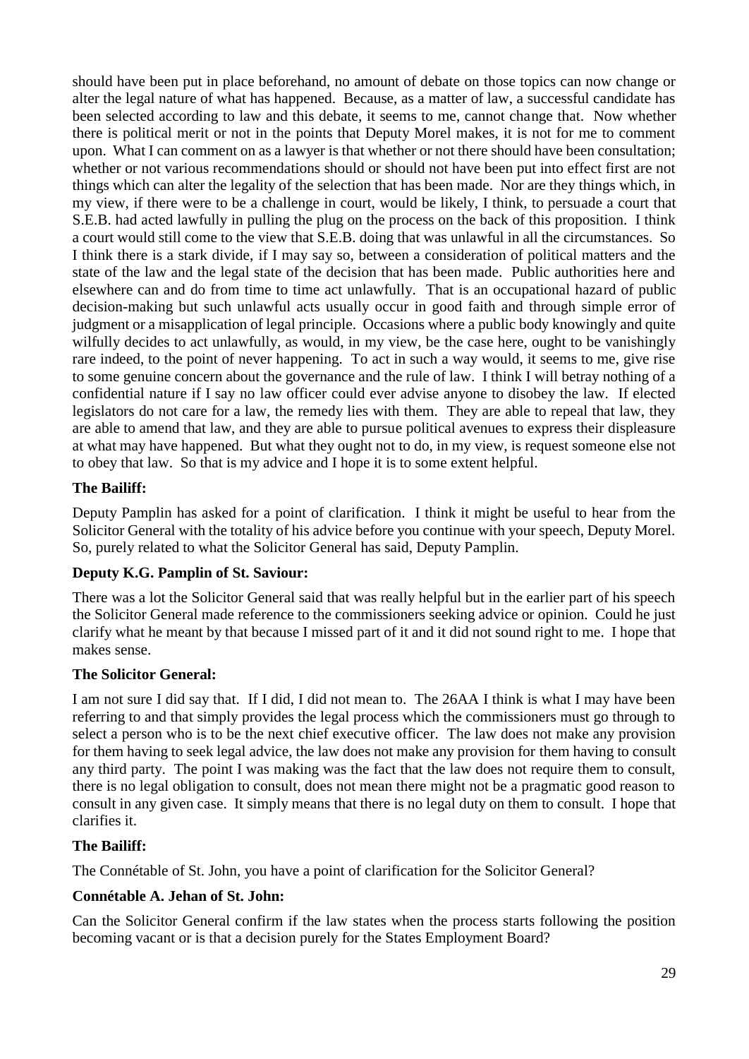should have been put in place beforehand, no amount of debate on those topics can now change or alter the legal nature of what has happened. Because, as a matter of law, a successful candidate has been selected according to law and this debate, it seems to me, cannot change that. Now whether there is political merit or not in the points that Deputy Morel makes, it is not for me to comment upon. What I can comment on as a lawyer is that whether or not there should have been consultation; whether or not various recommendations should or should not have been put into effect first are not things which can alter the legality of the selection that has been made. Nor are they things which, in my view, if there were to be a challenge in court, would be likely, I think, to persuade a court that S.E.B. had acted lawfully in pulling the plug on the process on the back of this proposition. I think a court would still come to the view that S.E.B. doing that was unlawful in all the circumstances. So I think there is a stark divide, if I may say so, between a consideration of political matters and the state of the law and the legal state of the decision that has been made. Public authorities here and elsewhere can and do from time to time act unlawfully. That is an occupational hazard of public decision-making but such unlawful acts usually occur in good faith and through simple error of judgment or a misapplication of legal principle. Occasions where a public body knowingly and quite wilfully decides to act unlawfully, as would, in my view, be the case here, ought to be vanishingly rare indeed, to the point of never happening. To act in such a way would, it seems to me, give rise to some genuine concern about the governance and the rule of law. I think I will betray nothing of a confidential nature if I say no law officer could ever advise anyone to disobey the law. If elected legislators do not care for a law, the remedy lies with them. They are able to repeal that law, they are able to amend that law, and they are able to pursue political avenues to express their displeasure at what may have happened. But what they ought not to do, in my view, is request someone else not to obey that law. So that is my advice and I hope it is to some extent helpful.

**The Bailiff:**

Deputy Pamplin has asked for a point of clarification. I think it might be useful to hear from the Solicitor General with the totality of his advice before you continue with your speech, Deputy Morel. So, purely related to what the Solicitor General has said, Deputy Pamplin.

**Deputy K.G. Pamplin of St. Saviour:**

There was a lot the Solicitor General said that was really helpful but in the earlier part of his speech the Solicitor General made reference to the commissioners seeking advice or opinion. Could he just clarify what he meant by that because I missed part of it and it did not sound right to me. I hope that makes sense.

**The Solicitor General:**

I am not sure I did say that. If I did, I did not mean to. The 26AA I think is what I may have been referring to and that simply provides the legal process which the commissioners must go through to select a person who is to be the next chief executive officer. The law does not make any provision for them having to seek legal advice, the law does not make any provision for them having to consult any third party. The point I was making was the fact that the law does not require them to consult, there is no legal obligation to consult, does not mean there might not be a pragmatic good reason to consult in any given case. It simply means that there is no legal duty on them to consult. I hope that clarifies it.

**The Bailiff:**

The Connétable of St. John, you have a point of clarification for the Solicitor General?

**Connétable A. Jehan of St. John:**

Can the Solicitor General confirm if the law states when the process starts following the position becoming vacant or is that a decision purely for the States Employment Board?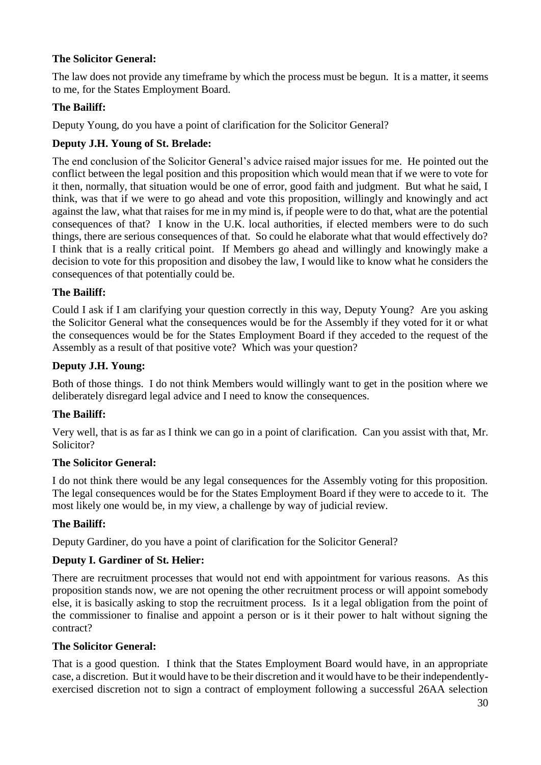**The Solicitor General:**

The law does not provide any timeframe by which the process must be begun. It is a matter, it seems to me, for the States Employment Board.

**The Bailiff:**

Deputy Young, do you have a point of clarification for the Solicitor General?

**Deputy J.H. Young of St. Brelade:**

The end conclusion of the Solicitor General's advice raised major issues for me. He pointed out the conflict between the legal position and this proposition which would mean that if we were to vote for it then, normally, that situation would be one of error, good faith and judgment. But what he said, I think, was that if we were to go ahead and vote this proposition, willingly and knowingly and act against the law, what that raises for me in my mind is, if people were to do that, what are the potential consequences of that? I know in the U.K. local authorities, if elected members were to do such things, there are serious consequences of that. So could he elaborate what that would effectively do? I think that is a really critical point. If Members go ahead and willingly and knowingly make a decision to vote for this proposition and disobey the law, I would like to know what he considers the consequences of that potentially could be.

**The Bailiff:**

Could I ask if I am clarifying your question correctly in this way, Deputy Young? Are you asking the Solicitor General what the consequences would be for the Assembly if they voted for it or what the consequences would be for the States Employment Board if they acceded to the request of the Assembly as a result of that positive vote? Which was your question?

**Deputy J.H. Young:**

Both of those things. I do not think Members would willingly want to get in the position where we deliberately disregard legal advice and I need to know the consequences.

**The Bailiff:**

Very well, that is as far as I think we can go in a point of clarification. Can you assist with that, Mr. Solicitor?

**The Solicitor General:**

I do not think there would be any legal consequences for the Assembly voting for this proposition. The legal consequences would be for the States Employment Board if they were to accede to it. The most likely one would be, in my view, a challenge by way of judicial review.

**The Bailiff:**

Deputy Gardiner, do you have a point of clarification for the Solicitor General?

**Deputy I. Gardiner of St. Helier:**

There are recruitment processes that would not end with appointment for various reasons. As this proposition stands now, we are not opening the other recruitment process or will appoint somebody else, it is basically asking to stop the recruitment process. Is it a legal obligation from the point of the commissioner to finalise and appoint a person or is it their power to halt without signing the contract?

**The Solicitor General:**

That is a good question. I think that the States Employment Board would have, in an appropriate case, a discretion. But it would have to be their discretion and it would have to be their independently-exercised discretion not to sign a contract of employment following a successful 26AA selection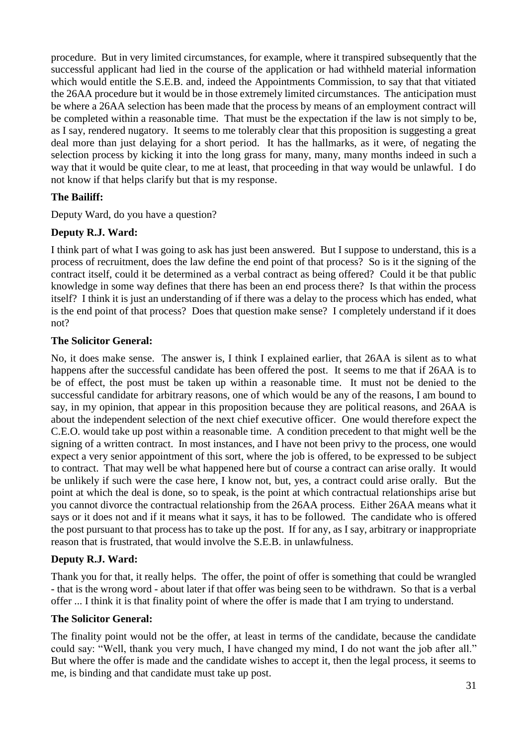procedure. But in very limited circumstances, for example, where it transpired subsequently that the successful applicant had lied in the course of the application or had withheld material information which would entitle the S.E.B. and, indeed the Appointments Commission, to say that that vitiated the 26AA procedure but it would be in those extremely limited circumstances. The anticipation must be where a 26AA selection has been made that the process by means of an employment contract will be completed within a reasonable time. That must be the expectation if the law is not simply to be, as I say, rendered nugatory. It seems to me tolerably clear that this proposition is suggesting a great deal more than just delaying for a short period. It has the hallmarks, as it were, of negating the selection process by kicking it into the long grass for many, many, many months indeed in such a way that it would be quite clear, to me at least, that proceeding in that way would be unlawful. I do not know if that helps clarify but that is my response.

**The Bailiff:**

Deputy Ward, do you have a question?

**Deputy R.J. Ward:**

I think part of what I was going to ask has just been answered. But I suppose to understand, this is a process of recruitment, does the law define the end point of that process? So is it the signing of the contract itself, could it be determined as a verbal contract as being offered? Could it be that public knowledge in some way defines that there has been an end process there? Is that within the process itself? I think it is just an understanding of if there was a delay to the process which has ended, what is the end point of that process? Does that question make sense? I completely understand if it does not?

**The Solicitor General:**

No, it does make sense. The answer is, I think I explained earlier, that 26AA is silent as to what happens after the successful candidate has been offered the post. It seems to me that if 26AA is to be of effect, the post must be taken up within a reasonable time. It must not be denied to the successful candidate for arbitrary reasons, one of which would be any of the reasons, I am bound to say, in my opinion, that appear in this proposition because they are political reasons, and 26AA is about the independent selection of the next chief executive officer. One would therefore expect the C.E.O. would take up post within a reasonable time. A condition precedent to that might well be the signing of a written contract. In most instances, and I have not been privy to the process, one would expect a very senior appointment of this sort, where the job is offered, to be expressed to be subject to contract. That may well be what happened here but of course a contract can arise orally. It would be unlikely if such were the case here, I know not, but, yes, a contract could arise orally. But the point at which the deal is done, so to speak, is the point at which contractual relationships arise but you cannot divorce the contractual relationship from the 26AA process. Either 26AA means what it says or it does not and if it means what it says, it has to be followed. The candidate who is offered the post pursuant to that process has to take up the post. If for any, as I say, arbitrary or inappropriate reason that is frustrated, that would involve the S.E.B. in unlawfulness.

**Deputy R.J. Ward:**

Thank you for that, it really helps. The offer, the point of offer is something that could be wrangled - that is the wrong word - about later if that offer was being seen to be withdrawn. So that is a verbal offer ... I think it is that finality point of where the offer is made that I am trying to understand.

**The Solicitor General:**

The finality point would not be the offer, at least in terms of the candidate, because the candidate could say: "Well, thank you very much, I have changed my mind, I do not want the job after all." But where the offer is made and the candidate wishes to accept it, then the legal process, it seems to me, is binding and that candidate must take up post.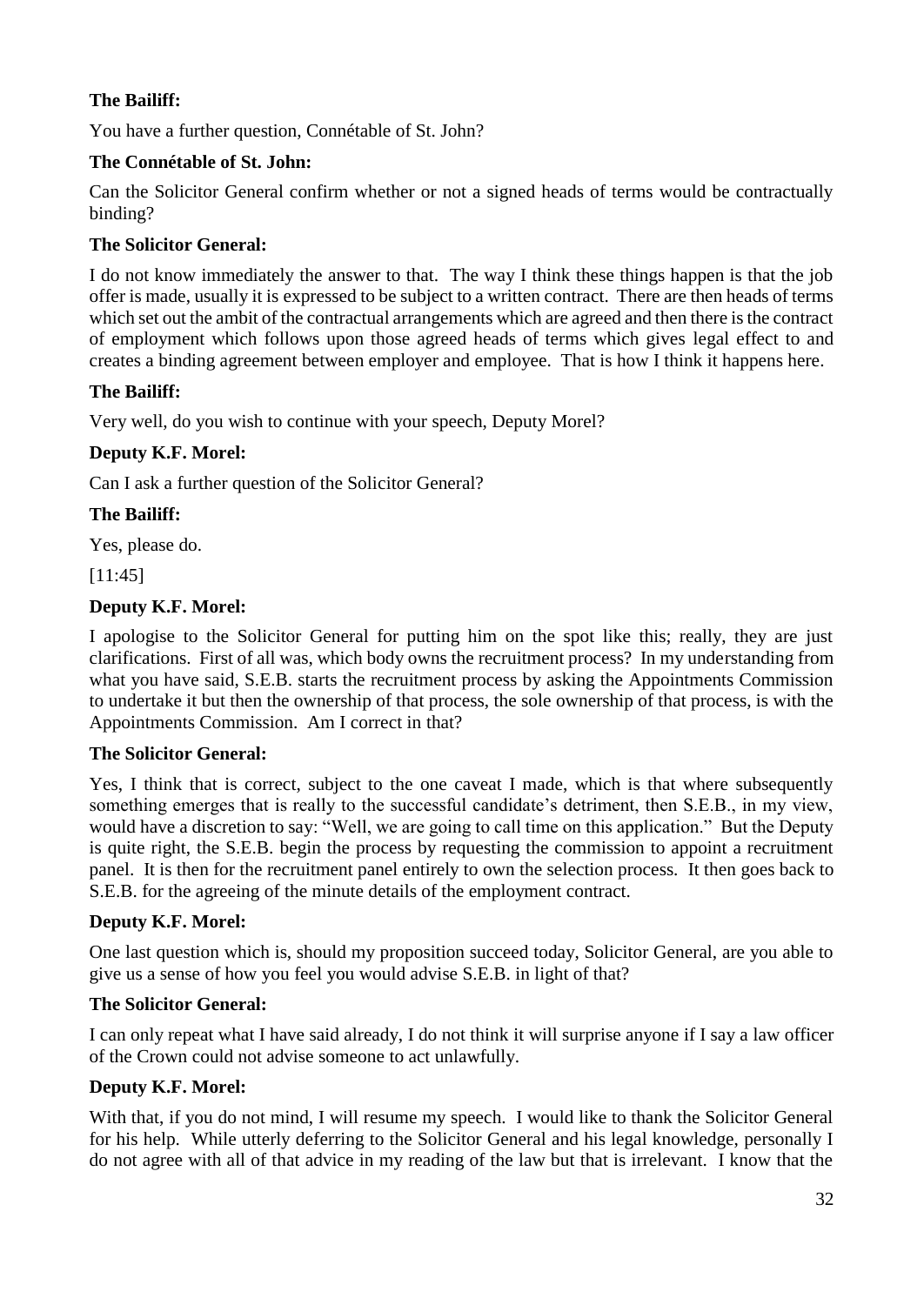**The Bailiff:**

You have a further question, Connétable of St. John?

**The Connétable of St. John:**

Can the Solicitor General confirm whether or not a signed heads of terms would be contractually binding?

**The Solicitor General:**

I do not know immediately the answer to that. The way I think these things happen is that the job offer is made, usually it is expressed to be subject to a written contract. There are then heads of terms which set out the ambit of the contractual arrangements which are agreed and then there is the contract of employment which follows upon those agreed heads of terms which gives legal effect to and creates a binding agreement between employer and employee. That is how I think it happens here.

**The Bailiff:**

Very well, do you wish to continue with your speech, Deputy Morel?

**Deputy K.F. Morel:**

Can I ask a further question of the Solicitor General?

**The Bailiff:**

Yes, please do.

[11:45]

**Deputy K.F. Morel:**

I apologise to the Solicitor General for putting him on the spot like this; really, they are just clarifications. First of all was, which body owns the recruitment process? In my understanding from what you have said, S.E.B. starts the recruitment process by asking the Appointments Commission to undertake it but then the ownership of that process, the sole ownership of that process, is with the Appointments Commission. Am I correct in that?

**The Solicitor General:**

Yes, I think that is correct, subject to the one caveat I made, which is that where subsequently something emerges that is really to the successful candidate's detriment, then S.E.B., in my view, would have a discretion to say: "Well, we are going to call time on this application." But the Deputy is quite right, the S.E.B. begin the process by requesting the commission to appoint a recruitment panel. It is then for the recruitment panel entirely to own the selection process. It then goes back to S.E.B. for the agreeing of the minute details of the employment contract.

**Deputy K.F. Morel:**

One last question which is, should my proposition succeed today, Solicitor General, are you able to give us a sense of how you feel you would advise S.E.B. in light of that?

**The Solicitor General:**

I can only repeat what I have said already, I do not think it will surprise anyone if I say a law officer of the Crown could not advise someone to act unlawfully.

**Deputy K.F. Morel:**

With that, if you do not mind, I will resume my speech. I would like to thank the Solicitor General for his help. While utterly deferring to the Solicitor General and his legal knowledge, personally I do not agree with all of that advice in my reading of the law but that is irrelevant. I know that the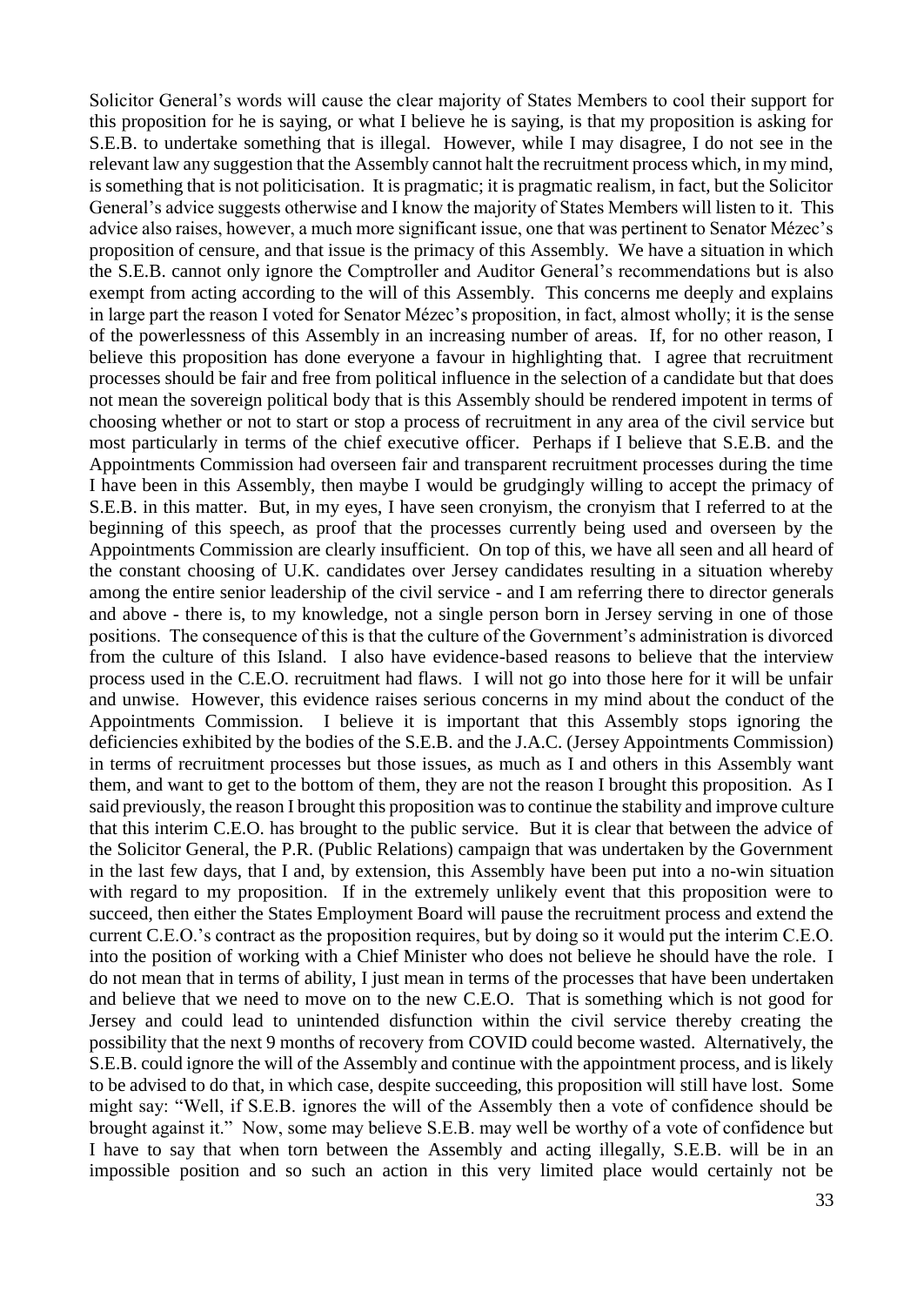Solicitor General's words will cause the clear majority of States Members to cool their support for this proposition for he is saying, or what I believe he is saying, is that my proposition is asking for S.E.B. to undertake something that is illegal. However, while I may disagree, I do not see in the relevant law any suggestion that the Assembly cannot halt the recruitment process which, in my mind, is something that is not politicisation. It is pragmatic; it is pragmatic realism, in fact, but the Solicitor General's advice suggests otherwise and I know the majority of States Members will listen to it. This advice also raises, however, a much more significant issue, one that was pertinent to Senator Mézec's proposition of censure, and that issue is the primacy of this Assembly. We have a situation in which the S.E.B. cannot only ignore the Comptroller and Auditor General's recommendations but is also exempt from acting according to the will of this Assembly. This concerns me deeply and explains in large part the reason I voted for Senator Mézec's proposition, in fact, almost wholly; it is the sense of the powerlessness of this Assembly in an increasing number of areas. If, for no other reason, I believe this proposition has done everyone a favour in highlighting that. I agree that recruitment processes should be fair and free from political influence in the selection of a candidate but that does not mean the sovereign political body that is this Assembly should be rendered impotent in terms of choosing whether or not to start or stop a process of recruitment in any area of the civil service but most particularly in terms of the chief executive officer. Perhaps if I believe that S.E.B. and the Appointments Commission had overseen fair and transparent recruitment processes during the time I have been in this Assembly, then maybe I would be grudgingly willing to accept the primacy of S.E.B. in this matter. But, in my eyes, I have seen cronyism, the cronyism that I referred to at the beginning of this speech, as proof that the processes currently being used and overseen by the Appointments Commission are clearly insufficient. On top of this, we have all seen and all heard of the constant choosing of U.K. candidates over Jersey candidates resulting in a situation whereby among the entire senior leadership of the civil service - and I am referring there to director generals and above - there is, to my knowledge, not a single person born in Jersey serving in one of those positions. The consequence of this is that the culture of the Government's administration is divorced from the culture of this Island. I also have evidence-based reasons to believe that the interview process used in the C.E.O. recruitment had flaws. I will not go into those here for it will be unfair and unwise. However, this evidence raises serious concerns in my mind about the conduct of the Appointments Commission. I believe it is important that this Assembly stops ignoring the deficiencies exhibited by the bodies of the S.E.B. and the J.A.C. (Jersey Appointments Commission) in terms of recruitment processes but those issues, as much as I and others in this Assembly want them, and want to get to the bottom of them, they are not the reason I brought this proposition. As I said previously, the reason I brought this proposition was to continue the stability and improve culture that this interim C.E.O. has brought to the public service. But it is clear that between the advice of the Solicitor General, the P.R. (Public Relations) campaign that was undertaken by the Government in the last few days, that I and, by extension, this Assembly have been put into a no-win situation with regard to my proposition. If in the extremely unlikely event that this proposition were to succeed, then either the States Employment Board will pause the recruitment process and extend the current C.E.O.'s contract as the proposition requires, but by doing so it would put the interim C.E.O. into the position of working with a Chief Minister who does not believe he should have the role. I do not mean that in terms of ability, I just mean in terms of the processes that have been undertaken and believe that we need to move on to the new C.E.O. That is something which is not good for Jersey and could lead to unintended disfunction within the civil service thereby creating the possibility that the next 9 months of recovery from COVID could become wasted. Alternatively, the S.E.B. could ignore the will of the Assembly and continue with the appointment process, and is likely to be advised to do that, in which case, despite succeeding, this proposition will still have lost. Some might say: "Well, if S.E.B. ignores the will of the Assembly then a vote of confidence should be brought against it." Now, some may believe S.E.B. may well be worthy of a vote of confidence but I have to say that when torn between the Assembly and acting illegally, S.E.B. will be in an impossible position and so such an action in this very limited place would certainly not be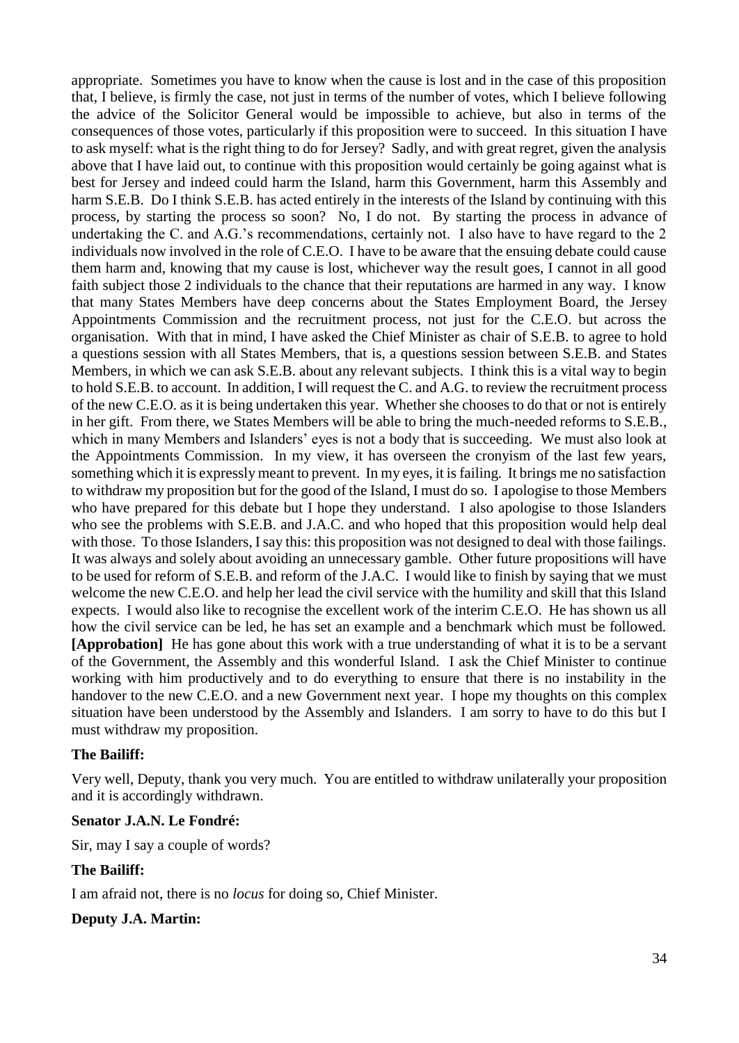appropriate. Sometimes you have to know when the cause is lost and in the case of this proposition that, I believe, is firmly the case, not just in terms of the number of votes, which I believe following the advice of the Solicitor General would be impossible to achieve, but also in terms of the consequences of those votes, particularly if this proposition were to succeed. In this situation I have to ask myself: what is the right thing to do for Jersey? Sadly, and with great regret, given the analysis above that I have laid out, to continue with this proposition would certainly be going against what is best for Jersey and indeed could harm the Island, harm this Government, harm this Assembly and harm S.E.B. Do I think S.E.B. has acted entirely in the interests of the Island by continuing with this process, by starting the process so soon? No, I do not. By starting the process in advance of undertaking the C. and A.G.'s recommendations, certainly not. I also have to have regard to the 2 individuals now involved in the role of C.E.O. I have to be aware that the ensuing debate could cause them harm and, knowing that my cause is lost, whichever way the result goes, I cannot in all good faith subject those 2 individuals to the chance that their reputations are harmed in any way. I know that many States Members have deep concerns about the States Employment Board, the Jersey Appointments Commission and the recruitment process, not just for the C.E.O. but across the organisation. With that in mind, I have asked the Chief Minister as chair of S.E.B. to agree to hold a questions session with all States Members, that is, a questions session between S.E.B. and States Members, in which we can ask S.E.B. about any relevant subjects. I think this is a vital way to begin to hold S.E.B. to account. In addition, I will request the C. and A.G. to review the recruitment process of the new C.E.O. as it is being undertaken this year. Whether she chooses to do that or not is entirely in her gift. From there, we States Members will be able to bring the much-needed reforms to S.E.B., which in many Members and Islanders' eyes is not a body that is succeeding. We must also look at the Appointments Commission. In my view, it has overseen the cronyism of the last few years, something which it is expressly meant to prevent. In my eyes, it is failing. It brings me no satisfaction to withdraw my proposition but for the good of the Island, I must do so. I apologise to those Members who have prepared for this debate but I hope they understand. I also apologise to those Islanders who see the problems with S.E.B. and J.A.C. and who hoped that this proposition would help deal with those. To those Islanders, I say this: this proposition was not designed to deal with those failings. It was always and solely about avoiding an unnecessary gamble. Other future propositions will have to be used for reform of S.E.B. and reform of the J.A.C. I would like to finish by saying that we must welcome the new C.E.O. and help her lead the civil service with the humility and skill that this Island expects. I would also like to recognise the excellent work of the interim C.E.O. He has shown us all how the civil service can be led, he has set an example and a benchmark which must be followed. **[Approbation]** He has gone about this work with a true understanding of what it is to be a servant of the Government, the Assembly and this wonderful Island. I ask the Chief Minister to continue working with him productively and to do everything to ensure that there is no instability in the handover to the new C.E.O. and a new Government next year. I hope my thoughts on this complex situation have been understood by the Assembly and Islanders. I am sorry to have to do this but I must withdraw my proposition.

**The Bailiff:**

Very well, Deputy, thank you very much. You are entitled to withdraw unilaterally your proposition and it is accordingly withdrawn.

**Senator J.A.N. Le Fondré:**

Sir, may I say a couple of words?

**The Bailiff:**

I am afraid not, there is no *locus* for doing so, Chief Minister.

**Deputy J.A. Martin:**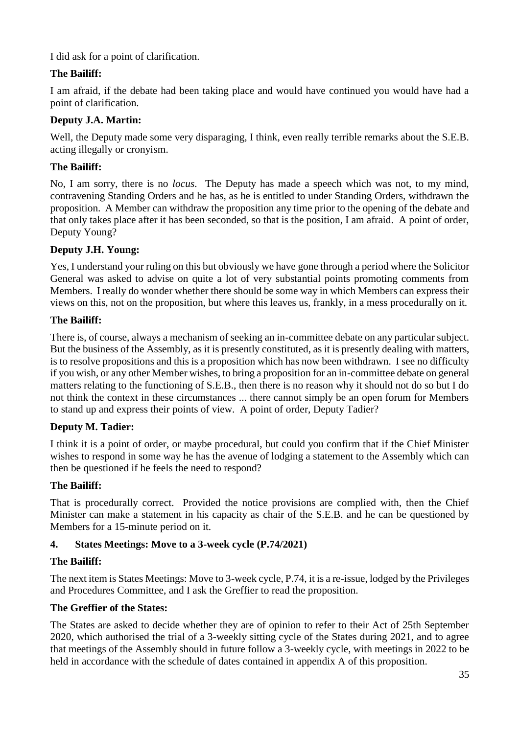I did ask for a point of clarification.

**The Bailiff:**

I am afraid, if the debate had been taking place and would have continued you would have had a point of clarification.

**Deputy J.A. Martin:**

Well, the Deputy made some very disparaging, I think, even really terrible remarks about the S.E.B. acting illegally or cronyism.

**The Bailiff:**

No, I am sorry, there is no *locus*. The Deputy has made a speech which was not, to my mind, contravening Standing Orders and he has, as he is entitled to under Standing Orders, withdrawn the proposition. A Member can withdraw the proposition any time prior to the opening of the debate and that only takes place after it has been seconded, so that is the position, I am afraid. A point of order, Deputy Young?

**Deputy J.H. Young:**

Yes, I understand your ruling on this but obviously we have gone through a period where the Solicitor General was asked to advise on quite a lot of very substantial points promoting comments from Members. I really do wonder whether there should be some way in which Members can express their views on this, not on the proposition, but where this leaves us, frankly, in a mess procedurally on it.

**The Bailiff:**

There is, of course, always a mechanism of seeking an in-committee debate on any particular subject. But the business of the Assembly, as it is presently constituted, as it is presently dealing with matters, is to resolve propositions and this is a proposition which has now been withdrawn. I see no difficulty if you wish, or any other Member wishes, to bring a proposition for an in-committee debate on general matters relating to the functioning of S.E.B., then there is no reason why it should not do so but I do not think the context in these circumstances ... there cannot simply be an open forum for Members to stand up and express their points of view. A point of order, Deputy Tadier?

**Deputy M. Tadier:**

I think it is a point of order, or maybe procedural, but could you confirm that if the Chief Minister wishes to respond in some way he has the avenue of lodging a statement to the Assembly which can then be questioned if he feels the need to respond?

**The Bailiff:**

That is procedurally correct. Provided the notice provisions are complied with, then the Chief Minister can make a statement in his capacity as chair of the S.E.B. and he can be questioned by Members for a 15-minute period on it.

### 4. States Meetings: Move to a 3-week cycle (P.74/2021)

**The Bailiff:**

The next item is States Meetings: Move to 3-week cycle, P.74, it is a re-issue, lodged by the Privileges and Procedures Committee, and I ask the Greffier to read the proposition.

**The Greffier of the States:**

The States are asked to decide whether they are of opinion to refer to their Act of 25th September 2020, which authorised the trial of a 3-weekly sitting cycle of the States during 2021, and to agree that meetings of the Assembly should in future follow a 3-weekly cycle, with meetings in 2022 to be held in accordance with the schedule of dates contained in appendix A of this proposition.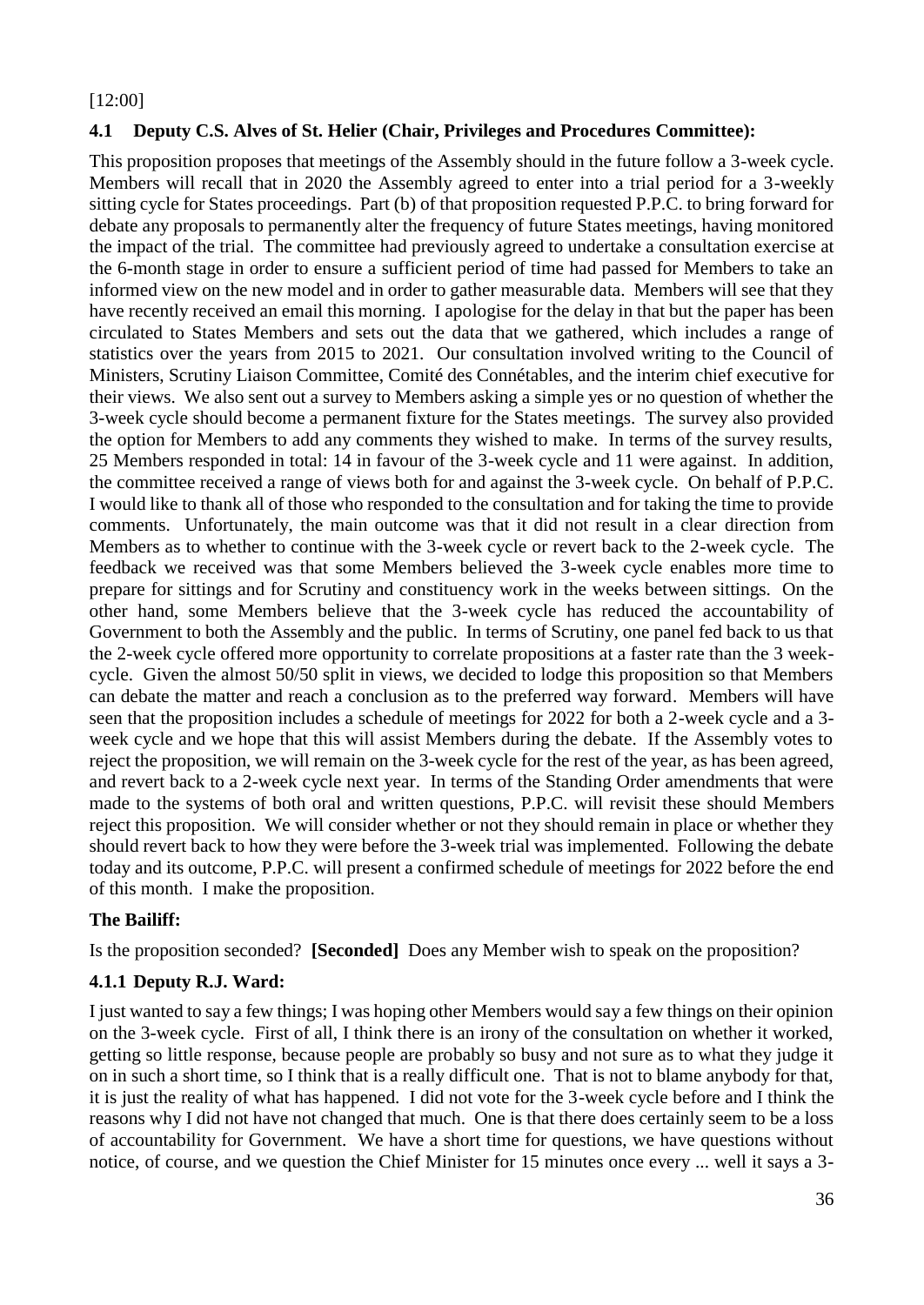[12:00]

### 4.1 Deputy C.S. Alves of St. Helier (Chair, Privileges and Procedures Committee):

This proposition proposes that meetings of the Assembly should in the future follow a 3-week cycle. Members will recall that in 2020 the Assembly agreed to enter into a trial period for a 3-weekly sitting cycle for States proceedings. Part (b) of that proposition requested P.P.C. to bring forward for debate any proposals to permanently alter the frequency of future States meetings, having monitored the impact of the trial. The committee had previously agreed to undertake a consultation exercise at the 6-month stage in order to ensure a sufficient period of time had passed for Members to take an informed view on the new model and in order to gather measurable data. Members will see that they have recently received an email this morning. I apologise for the delay in that but the paper has been circulated to States Members and sets out the data that we gathered, which includes a range of statistics over the years from 2015 to 2021. Our consultation involved writing to the Council of Ministers, Scrutiny Liaison Committee, Comité des Connétables, and the interim chief executive for their views. We also sent out a survey to Members asking a simple yes or no question of whether the 3-week cycle should become a permanent fixture for the States meetings. The survey also provided the option for Members to add any comments they wished to make. In terms of the survey results, 25 Members responded in total: 14 in favour of the 3-week cycle and 11 were against. In addition, the committee received a range of views both for and against the 3-week cycle. On behalf of P.P.C. I would like to thank all of those who responded to the consultation and for taking the time to provide comments. Unfortunately, the main outcome was that it did not result in a clear direction from Members as to whether to continue with the 3-week cycle or revert back to the 2-week cycle. The feedback we received was that some Members believed the 3-week cycle enables more time to prepare for sittings and for Scrutiny and constituency work in the weeks between sittings. On the other hand, some Members believe that the 3-week cycle has reduced the accountability of Government to both the Assembly and the public. In terms of Scrutiny, one panel fed back to us that the 2-week cycle offered more opportunity to correlate propositions at a faster rate than the 3 week-cycle. Given the almost 50/50 split in views, we decided to lodge this proposition so that Members can debate the matter and reach a conclusion as to the preferred way forward. Members will have seen that the proposition includes a schedule of meetings for 2022 for both a 2-week cycle and a 3-week cycle and we hope that this will assist Members during the debate. If the Assembly votes to reject the proposition, we will remain on the 3-week cycle for the rest of the year, as has been agreed, and revert back to a 2-week cycle next year. In terms of the Standing Order amendments that were made to the systems of both oral and written questions, P.P.C. will revisit these should Members reject this proposition. We will consider whether or not they should remain in place or whether they should revert back to how they were before the 3-week trial was implemented. Following the debate today and its outcome, P.P.C. will present a confirmed schedule of meetings for 2022 before the end of this month. I make the proposition.

### The Bailiff:

Is the proposition seconded? **[Seconded]** Does any Member wish to speak on the proposition?

### 4.1.1 Deputy R.J. Ward:

I just wanted to say a few things; I was hoping other Members would say a few things on their opinion on the 3-week cycle. First of all, I think there is an irony of the consultation on whether it worked, getting so little response, because people are probably so busy and not sure as to what they judge it on in such a short time, so I think that is a really difficult one. That is not to blame anybody for that, it is just the reality of what has happened. I did not vote for the 3-week cycle before and I think the reasons why I did not have not changed that much. One is that there does certainly seem to be a loss of accountability for Government. We have a short time for questions, we have questions without notice, of course, and we question the Chief Minister for 15 minutes once every ... well it says a 3-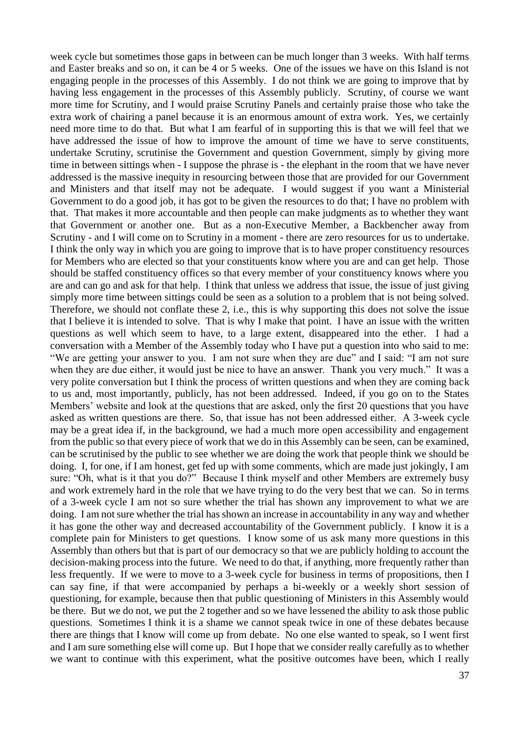week cycle but sometimes those gaps in between can be much longer than 3 weeks. With half terms and Easter breaks and so on, it can be 4 or 5 weeks. One of the issues we have on this Island is not engaging people in the processes of this Assembly. I do not think we are going to improve that by having less engagement in the processes of this Assembly publicly. Scrutiny, of course we want more time for Scrutiny, and I would praise Scrutiny Panels and certainly praise those who take the extra work of chairing a panel because it is an enormous amount of extra work. Yes, we certainly need more time to do that. But what I am fearful of in supporting this is that we will feel that we have addressed the issue of how to improve the amount of time we have to serve constituents, undertake Scrutiny, scrutinise the Government and question Government, simply by giving more time in between sittings when - I suppose the phrase is - the elephant in the room that we have never addressed is the massive inequity in resourcing between those that are provided for our Government and Ministers and that itself may not be adequate. I would suggest if you want a Ministerial Government to do a good job, it has got to be given the resources to do that; I have no problem with that. That makes it more accountable and then people can make judgments as to whether they want that Government or another one. But as a non-Executive Member, a Backbencher away from Scrutiny - and I will come on to Scrutiny in a moment - there are zero resources for us to undertake. I think the only way in which you are going to improve that is to have proper constituency resources for Members who are elected so that your constituents know where you are and can get help. Those should be staffed constituency offices so that every member of your constituency knows where you are and can go and ask for that help. I think that unless we address that issue, the issue of just giving simply more time between sittings could be seen as a solution to a problem that is not being solved. Therefore, we should not conflate these 2, i.e., this is why supporting this does not solve the issue that I believe it is intended to solve. That is why I make that point. I have an issue with the written questions as well which seem to have, to a large extent, disappeared into the ether. I had a conversation with a Member of the Assembly today who I have put a question into who said to me: "We are getting your answer to you. I am not sure when they are due" and I said: "I am not sure when they are due either, it would just be nice to have an answer. Thank you very much." It was a very polite conversation but I think the process of written questions and when they are coming back to us and, most importantly, publicly, has not been addressed. Indeed, if you go on to the States Members' website and look at the questions that are asked, only the first 20 questions that you have asked as written questions are there. So, that issue has not been addressed either. A 3-week cycle may be a great idea if, in the background, we had a much more open accessibility and engagement from the public so that every piece of work that we do in this Assembly can be seen, can be examined, can be scrutinised by the public to see whether we are doing the work that people think we should be doing. I, for one, if I am honest, get fed up with some comments, which are made just jokingly, I am sure: "Oh, what is it that you do?" Because I think myself and other Members are extremely busy and work extremely hard in the role that we have trying to do the very best that we can. So in terms of a 3-week cycle I am not so sure whether the trial has shown any improvement to what we are doing. I am not sure whether the trial has shown an increase in accountability in any way and whether it has gone the other way and decreased accountability of the Government publicly. I know it is a complete pain for Ministers to get questions. I know some of us ask many more questions in this Assembly than others but that is part of our democracy so that we are publicly holding to account the decision-making process into the future. We need to do that, if anything, more frequently rather than less frequently. If we were to move to a 3-week cycle for business in terms of propositions, then I can say fine, if that were accompanied by perhaps a bi-weekly or a weekly short session of questioning, for example, because then that public questioning of Ministers in this Assembly would be there. But we do not, we put the 2 together and so we have lessened the ability to ask those public questions. Sometimes I think it is a shame we cannot speak twice in one of these debates because there are things that I know will come up from debate. No one else wanted to speak, so I went first and I am sure something else will come up. But I hope that we consider really carefully as to whether we want to continue with this experiment, what the positive outcomes have been, which I really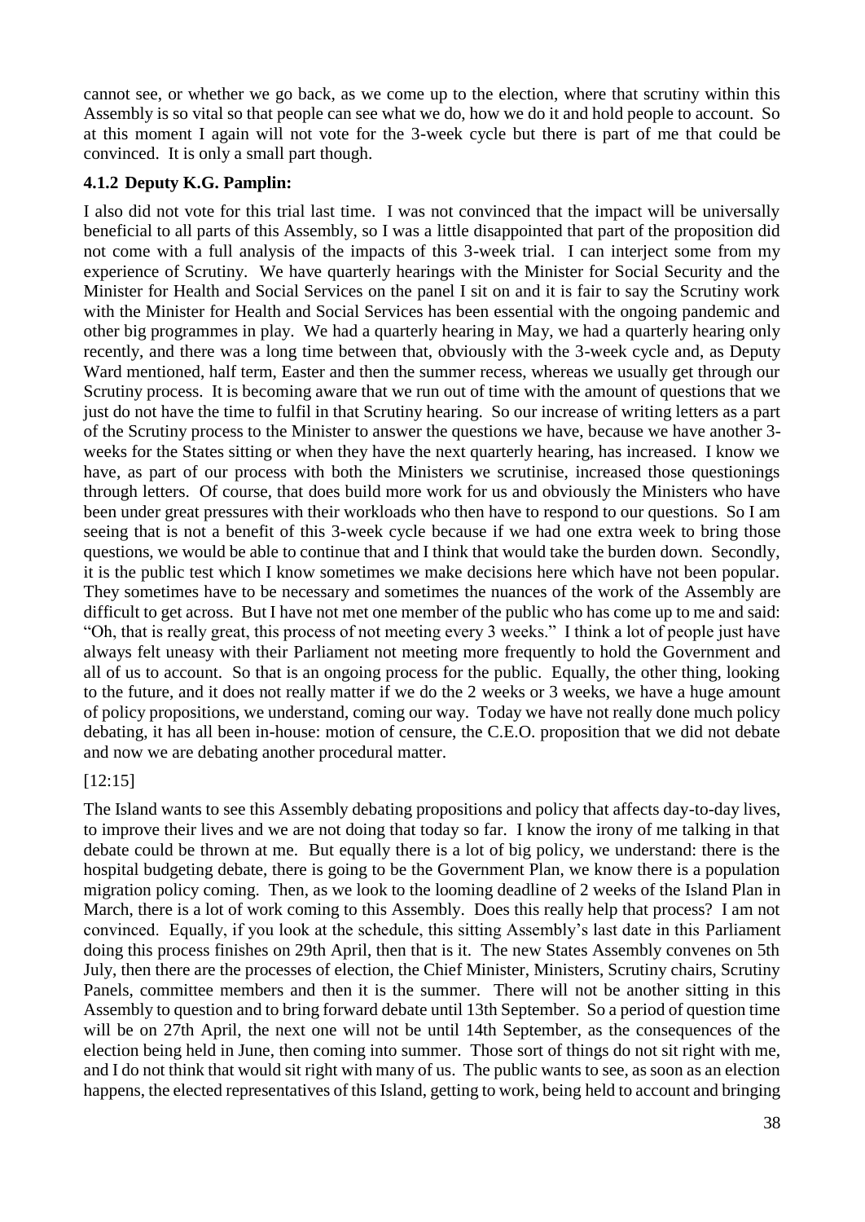cannot see, or whether we go back, as we come up to the election, where that scrutiny within this Assembly is so vital so that people can see what we do, how we do it and hold people to account. So at this moment I again will not vote for the 3-week cycle but there is part of me that could be convinced. It is only a small part though.

### 4.1.2 Deputy K.G. Pamplin:

I also did not vote for this trial last time. I was not convinced that the impact will be universally beneficial to all parts of this Assembly, so I was a little disappointed that part of the proposition did not come with a full analysis of the impacts of this 3-week trial. I can interject some from my experience of Scrutiny. We have quarterly hearings with the Minister for Social Security and the Minister for Health and Social Services on the panel I sit on and it is fair to say the Scrutiny work with the Minister for Health and Social Services has been essential with the ongoing pandemic and other big programmes in play. We had a quarterly hearing in May, we had a quarterly hearing only recently, and there was a long time between that, obviously with the 3-week cycle and, as Deputy Ward mentioned, half term, Easter and then the summer recess, whereas we usually get through our Scrutiny process. It is becoming aware that we run out of time with the amount of questions that we just do not have the time to fulfil in that Scrutiny hearing. So our increase of writing letters as a part of the Scrutiny process to the Minister to answer the questions we have, because we have another 3-weeks for the States sitting or when they have the next quarterly hearing, has increased. I know we have, as part of our process with both the Ministers we scrutinise, increased those questionings through letters. Of course, that does build more work for us and obviously the Ministers who have been under great pressures with their workloads who then have to respond to our questions. So I am seeing that is not a benefit of this 3-week cycle because if we had one extra week to bring those questions, we would be able to continue that and I think that would take the burden down. Secondly, it is the public test which I know sometimes we make decisions here which have not been popular. They sometimes have to be necessary and sometimes the nuances of the work of the Assembly are difficult to get across. But I have not met one member of the public who has come up to me and said: "Oh, that is really great, this process of not meeting every 3 weeks." I think a lot of people just have always felt uneasy with their Parliament not meeting more frequently to hold the Government and all of us to account. So that is an ongoing process for the public. Equally, the other thing, looking to the future, and it does not really matter if we do the 2 weeks or 3 weeks, we have a huge amount of policy propositions, we understand, coming our way. Today we have not really done much policy debating, it has all been in-house: motion of censure, the C.E.O. proposition that we did not debate and now we are debating another procedural matter.

[12:15]

The Island wants to see this Assembly debating propositions and policy that affects day-to-day lives, to improve their lives and we are not doing that today so far. I know the irony of me talking in that debate could be thrown at me. But equally there is a lot of big policy, we understand: there is the hospital budgeting debate, there is going to be the Government Plan, we know there is a population migration policy coming. Then, as we look to the looming deadline of 2 weeks of the Island Plan in March, there is a lot of work coming to this Assembly. Does this really help that process? I am not convinced. Equally, if you look at the schedule, this sitting Assembly's last date in this Parliament doing this process finishes on 29th April, then that is it. The new States Assembly convenes on 5th July, then there are the processes of election, the Chief Minister, Ministers, Scrutiny chairs, Scrutiny Panels, committee members and then it is the summer. There will not be another sitting in this Assembly to question and to bring forward debate until 13th September. So a period of question time will be on 27th April, the next one will not be until 14th September, as the consequences of the election being held in June, then coming into summer. Those sort of things do not sit right with me, and I do not think that would sit right with many of us. The public wants to see, as soon as an election happens, the elected representatives of this Island, getting to work, being held to account and bringing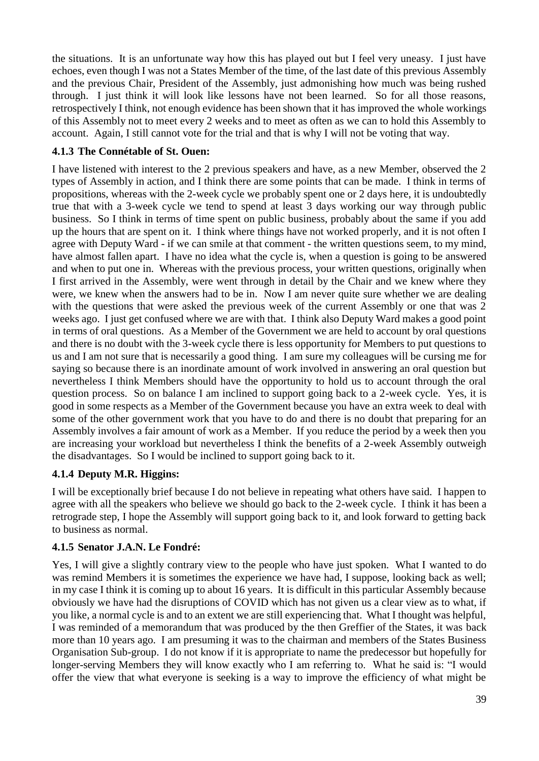the situations. It is an unfortunate way how this has played out but I feel very uneasy. I just have echoes, even though I was not a States Member of the time, of the last date of this previous Assembly and the previous Chair, President of the Assembly, just admonishing how much was being rushed through. I just think it will look like lessons have not been learned. So for all those reasons, retrospectively I think, not enough evidence has been shown that it has improved the whole workings of this Assembly not to meet every 2 weeks and to meet as often as we can to hold this Assembly to account. Again, I still cannot vote for the trial and that is why I will not be voting that way.

### 4.1.3 The Connétable of St. Ouen:

I have listened with interest to the 2 previous speakers and have, as a new Member, observed the 2 types of Assembly in action, and I think there are some points that can be made. I think in terms of propositions, whereas with the 2-week cycle we probably spent one or 2 days here, it is undoubtedly true that with a 3-week cycle we tend to spend at least 3 days working our way through public business. So I think in terms of time spent on public business, probably about the same if you add up the hours that are spent on it. I think where things have not worked properly, and it is not often I agree with Deputy Ward - if we can smile at that comment - the written questions seem, to my mind, have almost fallen apart. I have no idea what the cycle is, when a question is going to be answered and when to put one in. Whereas with the previous process, your written questions, originally when I first arrived in the Assembly, were went through in detail by the Chair and we knew where they were, we knew when the answers had to be in. Now I am never quite sure whether we are dealing with the questions that were asked the previous week of the current Assembly or one that was 2 weeks ago. I just get confused where we are with that. I think also Deputy Ward makes a good point in terms of oral questions. As a Member of the Government we are held to account by oral questions and there is no doubt with the 3-week cycle there is less opportunity for Members to put questions to us and I am not sure that is necessarily a good thing. I am sure my colleagues will be cursing me for saying so because there is an inordinate amount of work involved in answering an oral question but nevertheless I think Members should have the opportunity to hold us to account through the oral question process. So on balance I am inclined to support going back to a 2-week cycle. Yes, it is good in some respects as a Member of the Government because you have an extra week to deal with some of the other government work that you have to do and there is no doubt that preparing for an Assembly involves a fair amount of work as a Member. If you reduce the period by a week then you are increasing your workload but nevertheless I think the benefits of a 2-week Assembly outweigh the disadvantages. So I would be inclined to support going back to it.

### 4.1.4 Deputy M.R. Higgins:

I will be exceptionally brief because I do not believe in repeating what others have said. I happen to agree with all the speakers who believe we should go back to the 2-week cycle. I think it has been a retrograde step, I hope the Assembly will support going back to it, and look forward to getting back to business as normal.

### 4.1.5 Senator J.A.N. Le Fondré:

Yes, I will give a slightly contrary view to the people who have just spoken. What I wanted to do was remind Members it is sometimes the experience we have had, I suppose, looking back as well; in my case I think it is coming up to about 16 years. It is difficult in this particular Assembly because obviously we have had the disruptions of COVID which has not given us a clear view as to what, if you like, a normal cycle is and to an extent we are still experiencing that. What I thought was helpful, I was reminded of a memorandum that was produced by the then Greffier of the States, it was back more than 10 years ago. I am presuming it was to the chairman and members of the States Business Organisation Sub-group. I do not know if it is appropriate to name the predecessor but hopefully for longer-serving Members they will know exactly who I am referring to. What he said is: "I would offer the view that what everyone is seeking is a way to improve the efficiency of what might be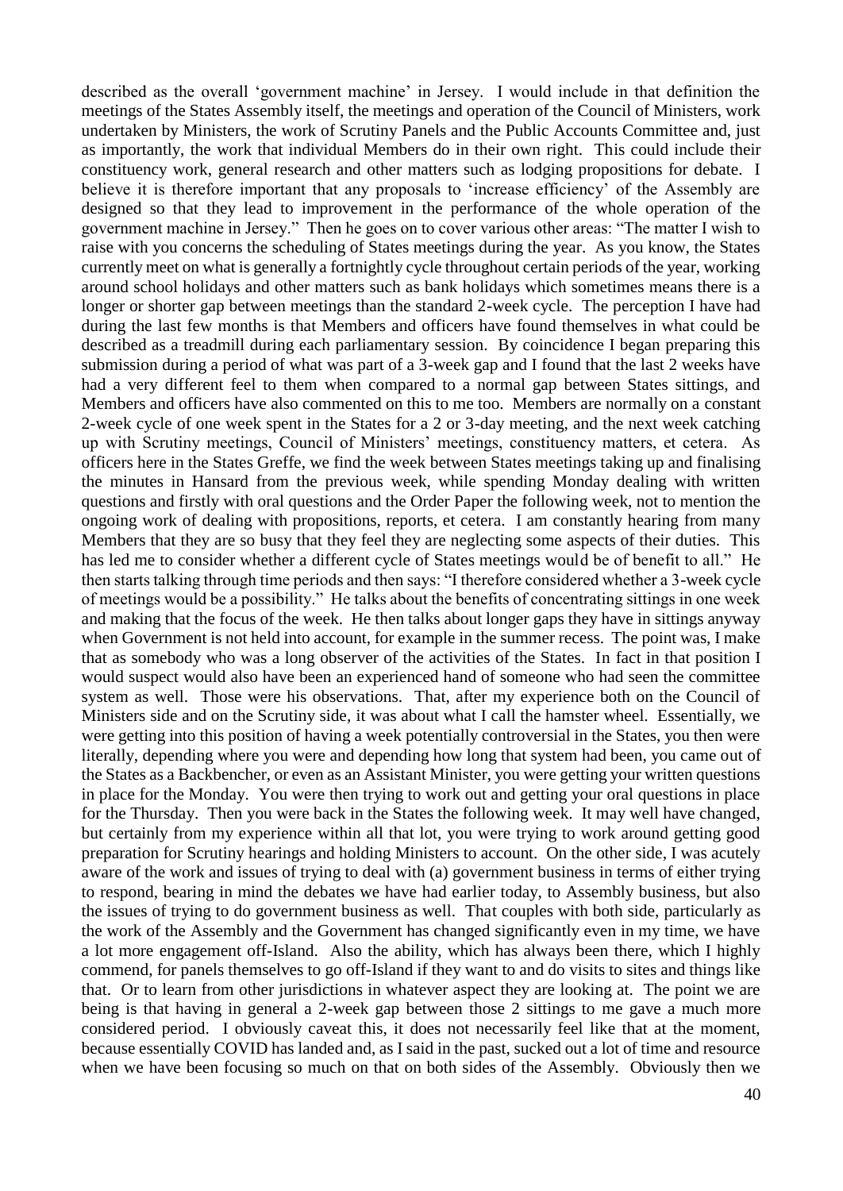described as the overall 'government machine' in Jersey. I would include in that definition the meetings of the States Assembly itself, the meetings and operation of the Council of Ministers, work undertaken by Ministers, the work of Scrutiny Panels and the Public Accounts Committee and, just as importantly, the work that individual Members do in their own right. This could include their constituency work, general research and other matters such as lodging propositions for debate. I believe it is therefore important that any proposals to 'increase efficiency' of the Assembly are designed so that they lead to improvement in the performance of the whole operation of the government machine in Jersey." Then he goes on to cover various other areas: "The matter I wish to raise with you concerns the scheduling of States meetings during the year. As you know, the States currently meet on what is generally a fortnightly cycle throughout certain periods of the year, working around school holidays and other matters such as bank holidays which sometimes means there is a longer or shorter gap between meetings than the standard 2-week cycle. The perception I have had during the last few months is that Members and officers have found themselves in what could be described as a treadmill during each parliamentary session. By coincidence I began preparing this submission during a period of what was part of a 3-week gap and I found that the last 2 weeks have had a very different feel to them when compared to a normal gap between States sittings, and Members and officers have also commented on this to me too. Members are normally on a constant 2-week cycle of one week spent in the States for a 2 or 3-day meeting, and the next week catching up with Scrutiny meetings, Council of Ministers' meetings, constituency matters, et cetera. As officers here in the States Greffe, we find the week between States meetings taking up and finalising the minutes in Hansard from the previous week, while spending Monday dealing with written questions and firstly with oral questions and the Order Paper the following week, not to mention the ongoing work of dealing with propositions, reports, et cetera. I am constantly hearing from many Members that they are so busy that they feel they are neglecting some aspects of their duties. This has led me to consider whether a different cycle of States meetings would be of benefit to all." He then starts talking through time periods and then says: "I therefore considered whether a 3-week cycle of meetings would be a possibility." He talks about the benefits of concentrating sittings in one week and making that the focus of the week. He then talks about longer gaps they have in sittings anyway when Government is not held into account, for example in the summer recess. The point was, I make that as somebody who was a long observer of the activities of the States. In fact in that position I would suspect would also have been an experienced hand of someone who had seen the committee system as well. Those were his observations. That, after my experience both on the Council of Ministers side and on the Scrutiny side, it was about what I call the hamster wheel. Essentially, we were getting into this position of having a week potentially controversial in the States, you then were literally, depending where you were and depending how long that system had been, you came out of the States as a Backbencher, or even as an Assistant Minister, you were getting your written questions in place for the Monday. You were then trying to work out and getting your oral questions in place for the Thursday. Then you were back in the States the following week. It may well have changed, but certainly from my experience within all that lot, you were trying to work around getting good preparation for Scrutiny hearings and holding Ministers to account. On the other side, I was acutely aware of the work and issues of trying to deal with (a) government business in terms of either trying to respond, bearing in mind the debates we have had earlier today, to Assembly business, but also the issues of trying to do government business as well. That couples with both side, particularly as the work of the Assembly and the Government has changed significantly even in my time, we have a lot more engagement off-Island. Also the ability, which has always been there, which I highly commend, for panels themselves to go off-Island if they want to and do visits to sites and things like that. Or to learn from other jurisdictions in whatever aspect they are looking at. The point we are being is that having in general a 2-week gap between those 2 sittings to me gave a much more considered period. I obviously caveat this, it does not necessarily feel like that at the moment, because essentially COVID has landed and, as I said in the past, sucked out a lot of time and resource when we have been focusing so much on that on both sides of the Assembly. Obviously then we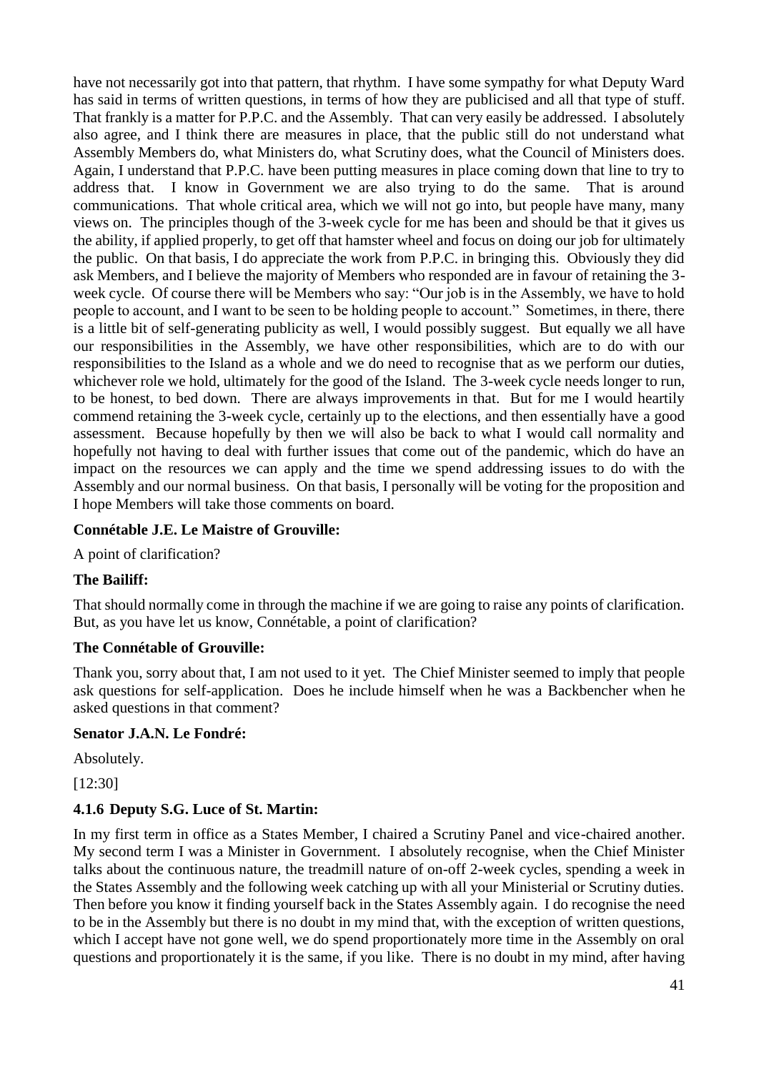have not necessarily got into that pattern, that rhythm. I have some sympathy for what Deputy Ward has said in terms of written questions, in terms of how they are publicised and all that type of stuff. That frankly is a matter for P.P.C. and the Assembly. That can very easily be addressed. I absolutely also agree, and I think there are measures in place, that the public still do not understand what Assembly Members do, what Ministers do, what Scrutiny does, what the Council of Ministers does. Again, I understand that P.P.C. have been putting measures in place coming down that line to try to address that. I know in Government we are also trying to do the same. That is around communications. That whole critical area, which we will not go into, but people have many, many views on. The principles though of the 3-week cycle for me has been and should be that it gives us the ability, if applied properly, to get off that hamster wheel and focus on doing our job for ultimately the public. On that basis, I do appreciate the work from P.P.C. in bringing this. Obviously they did ask Members, and I believe the majority of Members who responded are in favour of retaining the 3-week cycle. Of course there will be Members who say: "Our job is in the Assembly, we have to hold people to account, and I want to be seen to be holding people to account." Sometimes, in there, there is a little bit of self-generating publicity as well, I would possibly suggest. But equally we all have our responsibilities in the Assembly, we have other responsibilities, which are to do with our responsibilities to the Island as a whole and we do need to recognise that as we perform our duties, whichever role we hold, ultimately for the good of the Island. The 3-week cycle needs longer to run, to be honest, to bed down. There are always improvements in that. But for me I would heartily commend retaining the 3-week cycle, certainly up to the elections, and then essentially have a good assessment. Because hopefully by then we will also be back to what I would call normality and hopefully not having to deal with further issues that come out of the pandemic, which do have an impact on the resources we can apply and the time we spend addressing issues to do with the Assembly and our normal business. On that basis, I personally will be voting for the proposition and I hope Members will take those comments on board.

**Connétable J.E. Le Maistre of Grouville:**

A point of clarification?

**The Bailiff:**

That should normally come in through the machine if we are going to raise any points of clarification. But, as you have let us know, Connétable, a point of clarification?

**The Connétable of Grouville:**

Thank you, sorry about that, I am not used to it yet. The Chief Minister seemed to imply that people ask questions for self-application. Does he include himself when he was a Backbencher when he asked questions in that comment?

**Senator J.A.N. Le Fondré:**

Absolutely.

[12:30]

**4.1.6 Deputy S.G. Luce of St. Martin:**

In my first term in office as a States Member, I chaired a Scrutiny Panel and vice-chaired another. My second term I was a Minister in Government. I absolutely recognise, when the Chief Minister talks about the continuous nature, the treadmill nature of on-off 2-week cycles, spending a week in the States Assembly and the following week catching up with all your Ministerial or Scrutiny duties. Then before you know it finding yourself back in the States Assembly again. I do recognise the need to be in the Assembly but there is no doubt in my mind that, with the exception of written questions, which I accept have not gone well, we do spend proportionately more time in the Assembly on oral questions and proportionately it is the same, if you like. There is no doubt in my mind, after having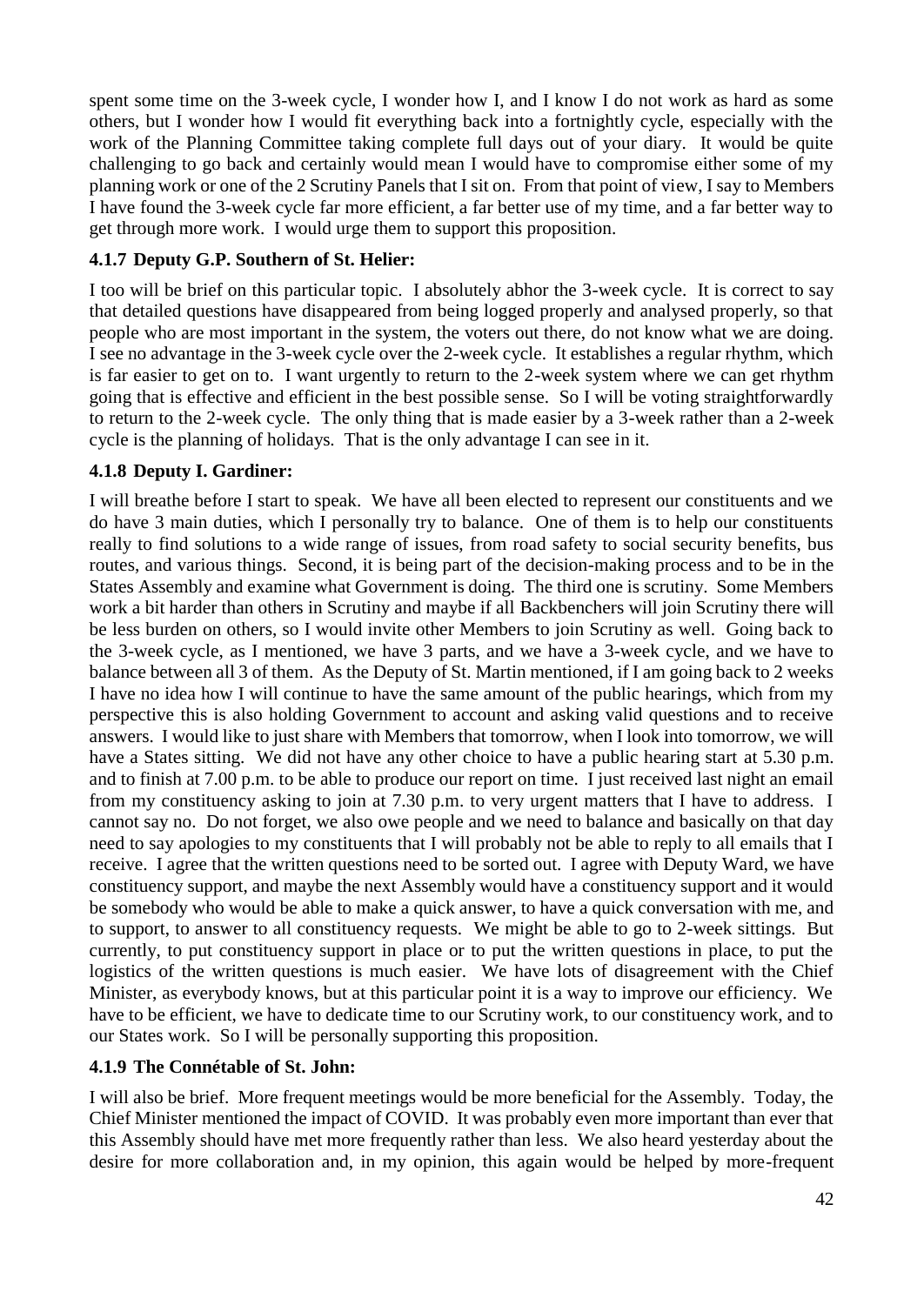spent some time on the 3-week cycle, I wonder how I, and I know I do not work as hard as some others, but I wonder how I would fit everything back into a fortnightly cycle, especially with the work of the Planning Committee taking complete full days out of your diary. It would be quite challenging to go back and certainly would mean I would have to compromise either some of my planning work or one of the 2 Scrutiny Panels that I sit on. From that point of view, I say to Members I have found the 3-week cycle far more efficient, a far better use of my time, and a far better way to get through more work. I would urge them to support this proposition.

### 4.1.7 Deputy G.P. Southern of St. Helier:

I too will be brief on this particular topic. I absolutely abhor the 3-week cycle. It is correct to say that detailed questions have disappeared from being logged properly and analysed properly, so that people who are most important in the system, the voters out there, do not know what we are doing. I see no advantage in the 3-week cycle over the 2-week cycle. It establishes a regular rhythm, which is far easier to get on to. I want urgently to return to the 2-week system where we can get rhythm going that is effective and efficient in the best possible sense. So I will be voting straightforwardly to return to the 2-week cycle. The only thing that is made easier by a 3-week rather than a 2-week cycle is the planning of holidays. That is the only advantage I can see in it.

### 4.1.8 Deputy I. Gardiner:

I will breathe before I start to speak. We have all been elected to represent our constituents and we do have 3 main duties, which I personally try to balance. One of them is to help our constituents really to find solutions to a wide range of issues, from road safety to social security benefits, bus routes, and various things. Second, it is being part of the decision-making process and to be in the States Assembly and examine what Government is doing. The third one is scrutiny. Some Members work a bit harder than others in Scrutiny and maybe if all Backbenchers will join Scrutiny there will be less burden on others, so I would invite other Members to join Scrutiny as well. Going back to the 3-week cycle, as I mentioned, we have 3 parts, and we have a 3-week cycle, and we have to balance between all 3 of them. As the Deputy of St. Martin mentioned, if I am going back to 2 weeks I have no idea how I will continue to have the same amount of the public hearings, which from my perspective this is also holding Government to account and asking valid questions and to receive answers. I would like to just share with Members that tomorrow, when I look into tomorrow, we will have a States sitting. We did not have any other choice to have a public hearing start at 5.30 p.m. and to finish at 7.00 p.m. to be able to produce our report on time. I just received last night an email from my constituency asking to join at 7.30 p.m. to very urgent matters that I have to address. I cannot say no. Do not forget, we also owe people and we need to balance and basically on that day need to say apologies to my constituents that I will probably not be able to reply to all emails that I receive. I agree that the written questions need to be sorted out. I agree with Deputy Ward, we have constituency support, and maybe the next Assembly would have a constituency support and it would be somebody who would be able to make a quick answer, to have a quick conversation with me, and to support, to answer to all constituency requests. We might be able to go to 2-week sittings. But currently, to put constituency support in place or to put the written questions in place, to put the logistics of the written questions is much easier. We have lots of disagreement with the Chief Minister, as everybody knows, but at this particular point it is a way to improve our efficiency. We have to be efficient, we have to dedicate time to our Scrutiny work, to our constituency work, and to our States work. So I will be personally supporting this proposition.

### 4.1.9 The Connétable of St. John:

I will also be brief. More frequent meetings would be more beneficial for the Assembly. Today, the Chief Minister mentioned the impact of COVID. It was probably even more important than ever that this Assembly should have met more frequently rather than less. We also heard yesterday about the desire for more collaboration and, in my opinion, this again would be helped by more-frequent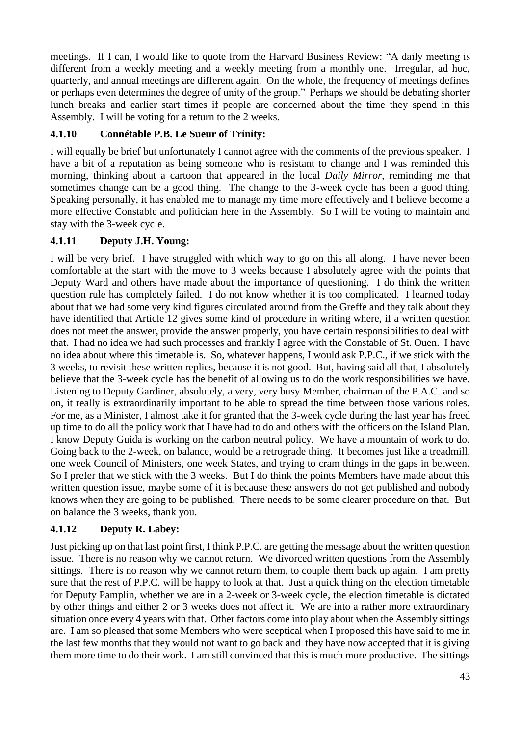meetings. If I can, I would like to quote from the Harvard Business Review: "A daily meeting is different from a weekly meeting and a weekly meeting from a monthly one. Irregular, ad hoc, quarterly, and annual meetings are different again. On the whole, the frequency of meetings defines or perhaps even determines the degree of unity of the group." Perhaps we should be debating shorter lunch breaks and earlier start times if people are concerned about the time they spend in this Assembly. I will be voting for a return to the 2 weeks.

### 4.1.10 Connétable P.B. Le Sueur of Trinity:

I will equally be brief but unfortunately I cannot agree with the comments of the previous speaker. I have a bit of a reputation as being someone who is resistant to change and I was reminded this morning, thinking about a cartoon that appeared in the local *Daily Mirror*, reminding me that sometimes change can be a good thing. The change to the 3-week cycle has been a good thing. Speaking personally, it has enabled me to manage my time more effectively and I believe become a more effective Constable and politician here in the Assembly. So I will be voting to maintain and stay with the 3-week cycle.

### 4.1.11 Deputy J.H. Young:

I will be very brief. I have struggled with which way to go on this all along. I have never been comfortable at the start with the move to 3 weeks because I absolutely agree with the points that Deputy Ward and others have made about the importance of questioning. I do think the written question rule has completely failed. I do not know whether it is too complicated. I learned today about that we had some very kind figures circulated around from the Greffe and they talk about they have identified that Article 12 gives some kind of procedure in writing where, if a written question does not meet the answer, provide the answer properly, you have certain responsibilities to deal with that. I had no idea we had such processes and frankly I agree with the Constable of St. Ouen. I have no idea about where this timetable is. So, whatever happens, I would ask P.P.C., if we stick with the 3 weeks, to revisit these written replies, because it is not good. But, having said all that, I absolutely believe that the 3-week cycle has the benefit of allowing us to do the work responsibilities we have. Listening to Deputy Gardiner, absolutely, a very, very busy Member, chairman of the P.A.C. and so on, it really is extraordinarily important to be able to spread the time between those various roles. For me, as a Minister, I almost take it for granted that the 3-week cycle during the last year has freed up time to do all the policy work that I have had to do and others with the officers on the Island Plan. I know Deputy Guida is working on the carbon neutral policy. We have a mountain of work to do. Going back to the 2-week, on balance, would be a retrograde thing. It becomes just like a treadmill, one week Council of Ministers, one week States, and trying to cram things in the gaps in between. So I prefer that we stick with the 3 weeks. But I do think the points Members have made about this written question issue, maybe some of it is because these answers do not get published and nobody knows when they are going to be published. There needs to be some clearer procedure on that. But on balance the 3 weeks, thank you.

### 4.1.12 Deputy R. Labey:

Just picking up on that last point first, I think P.P.C. are getting the message about the written question issue. There is no reason why we cannot return. We divorced written questions from the Assembly sittings. There is no reason why we cannot return them, to couple them back up again. I am pretty sure that the rest of P.P.C. will be happy to look at that. Just a quick thing on the election timetable for Deputy Pamplin, whether we are in a 2-week or 3-week cycle, the election timetable is dictated by other things and either 2 or 3 weeks does not affect it. We are into a rather more extraordinary situation once every 4 years with that. Other factors come into play about when the Assembly sittings are. I am so pleased that some Members who were sceptical when I proposed this have said to me in the last few months that they would not want to go back and they have now accepted that it is giving them more time to do their work. I am still convinced that this is much more productive. The sittings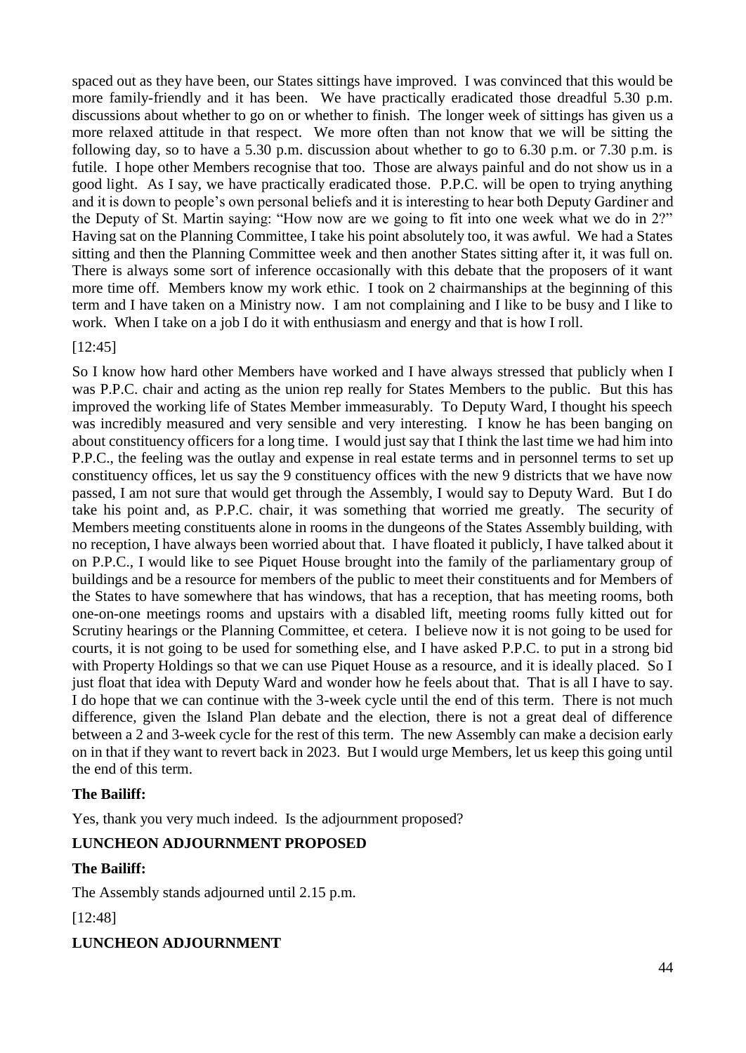spaced out as they have been, our States sittings have improved. I was convinced that this would be more family-friendly and it has been. We have practically eradicated those dreadful 5.30 p.m. discussions about whether to go on or whether to finish. The longer week of sittings has given us a more relaxed attitude in that respect. We more often than not know that we will be sitting the following day, so to have a 5.30 p.m. discussion about whether to go to 6.30 p.m. or 7.30 p.m. is futile. I hope other Members recognise that too. Those are always painful and do not show us in a good light. As I say, we have practically eradicated those. P.P.C. will be open to trying anything and it is down to people's own personal beliefs and it is interesting to hear both Deputy Gardiner and the Deputy of St. Martin saying: "How now are we going to fit into one week what we do in 2?" Having sat on the Planning Committee, I take his point absolutely too, it was awful. We had a States sitting and then the Planning Committee week and then another States sitting after it, it was full on. There is always some sort of inference occasionally with this debate that the proposers of it want more time off. Members know my work ethic. I took on 2 chairmanships at the beginning of this term and I have taken on a Ministry now. I am not complaining and I like to be busy and I like to work. When I take on a job I do it with enthusiasm and energy and that is how I roll.

[12:45]

So I know how hard other Members have worked and I have always stressed that publicly when I was P.P.C. chair and acting as the union rep really for States Members to the public. But this has improved the working life of States Member immeasurably. To Deputy Ward, I thought his speech was incredibly measured and very sensible and very interesting. I know he has been banging on about constituency officers for a long time. I would just say that I think the last time we had him into P.P.C., the feeling was the outlay and expense in real estate terms and in personnel terms to set up constituency offices, let us say the 9 constituency offices with the new 9 districts that we have now passed, I am not sure that would get through the Assembly, I would say to Deputy Ward. But I do take his point and, as P.P.C. chair, it was something that worried me greatly. The security of Members meeting constituents alone in rooms in the dungeons of the States Assembly building, with no reception, I have always been worried about that. I have floated it publicly, I have talked about it on P.P.C., I would like to see Piquet House brought into the family of the parliamentary group of buildings and be a resource for members of the public to meet their constituents and for Members of the States to have somewhere that has windows, that has a reception, that has meeting rooms, both one-on-one meetings rooms and upstairs with a disabled lift, meeting rooms fully kitted out for Scrutiny hearings or the Planning Committee, et cetera. I believe now it is not going to be used for courts, it is not going to be used for something else, and I have asked P.P.C. to put in a strong bid with Property Holdings so that we can use Piquet House as a resource, and it is ideally placed. So I just float that idea with Deputy Ward and wonder how he feels about that. That is all I have to say. I do hope that we can continue with the 3-week cycle until the end of this term. There is not much difference, given the Island Plan debate and the election, there is not a great deal of difference between a 2 and 3-week cycle for the rest of this term. The new Assembly can make a decision early on in that if they want to revert back in 2023. But I would urge Members, let us keep this going until the end of this term.

**The Bailiff:**

Yes, thank you very much indeed. Is the adjournment proposed?

**LUNCHEON ADJOURNMENT PROPOSED**

**The Bailiff:**

The Assembly stands adjourned until 2.15 p.m.

[12:48]

**LUNCHEON ADJOURNMENT**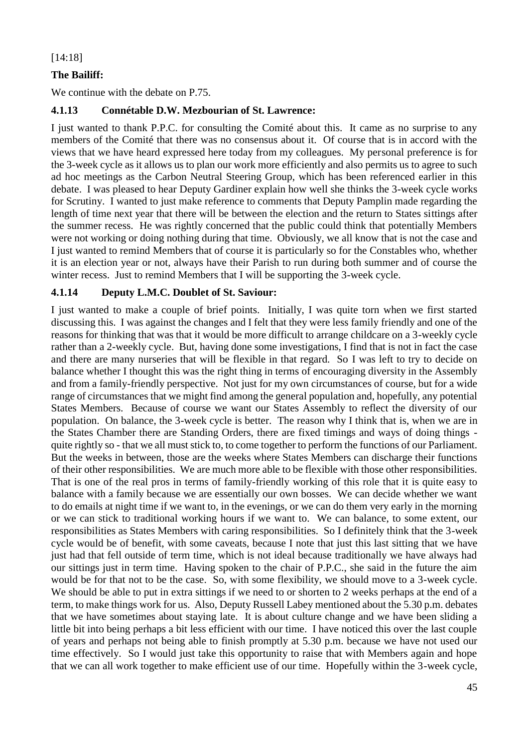[14:18]

**The Bailiff:**

We continue with the debate on P.75.

### 4.1.13 Connétable D.W. Mezbourian of St. Lawrence:

I just wanted to thank P.P.C. for consulting the Comité about this. It came as no surprise to any members of the Comité that there was no consensus about it. Of course that is in accord with the views that we have heard expressed here today from my colleagues. My personal preference is for the 3-week cycle as it allows us to plan our work more efficiently and also permits us to agree to such ad hoc meetings as the Carbon Neutral Steering Group, which has been referenced earlier in this debate. I was pleased to hear Deputy Gardiner explain how well she thinks the 3-week cycle works for Scrutiny. I wanted to just make reference to comments that Deputy Pamplin made regarding the length of time next year that there will be between the election and the return to States sittings after the summer recess. He was rightly concerned that the public could think that potentially Members were not working or doing nothing during that time. Obviously, we all know that is not the case and I just wanted to remind Members that of course it is particularly so for the Constables who, whether it is an election year or not, always have their Parish to run during both summer and of course the winter recess. Just to remind Members that I will be supporting the 3-week cycle.

### 4.1.14 Deputy L.M.C. Doublet of St. Saviour:

I just wanted to make a couple of brief points. Initially, I was quite torn when we first started discussing this. I was against the changes and I felt that they were less family friendly and one of the reasons for thinking that was that it would be more difficult to arrange childcare on a 3-weekly cycle rather than a 2-weekly cycle. But, having done some investigations, I find that is not in fact the case and there are many nurseries that will be flexible in that regard. So I was left to try to decide on balance whether I thought this was the right thing in terms of encouraging diversity in the Assembly and from a family-friendly perspective. Not just for my own circumstances of course, but for a wide range of circumstances that we might find among the general population and, hopefully, any potential States Members. Because of course we want our States Assembly to reflect the diversity of our population. On balance, the 3-week cycle is better. The reason why I think that is, when we are in the States Chamber there are Standing Orders, there are fixed timings and ways of doing things - quite rightly so - that we all must stick to, to come together to perform the functions of our Parliament. But the weeks in between, those are the weeks where States Members can discharge their functions of their other responsibilities. We are much more able to be flexible with those other responsibilities. That is one of the real pros in terms of family-friendly working of this role that it is quite easy to balance with a family because we are essentially our own bosses. We can decide whether we want to do emails at night time if we want to, in the evenings, or we can do them very early in the morning or we can stick to traditional working hours if we want to. We can balance, to some extent, our responsibilities as States Members with caring responsibilities. So I definitely think that the 3-week cycle would be of benefit, with some caveats, because I note that just this last sitting that we have just had that fell outside of term time, which is not ideal because traditionally we have always had our sittings just in term time. Having spoken to the chair of P.P.C., she said in the future the aim would be for that not to be the case. So, with some flexibility, we should move to a 3-week cycle. We should be able to put in extra sittings if we need to or shorten to 2 weeks perhaps at the end of a term, to make things work for us. Also, Deputy Russell Labey mentioned about the 5.30 p.m. debates that we have sometimes about staying late. It is about culture change and we have been sliding a little bit into being perhaps a bit less efficient with our time. I have noticed this over the last couple of years and perhaps not being able to finish promptly at 5.30 p.m. because we have not used our time effectively. So I would just take this opportunity to raise that with Members again and hope that we can all work together to make efficient use of our time. Hopefully within the 3-week cycle,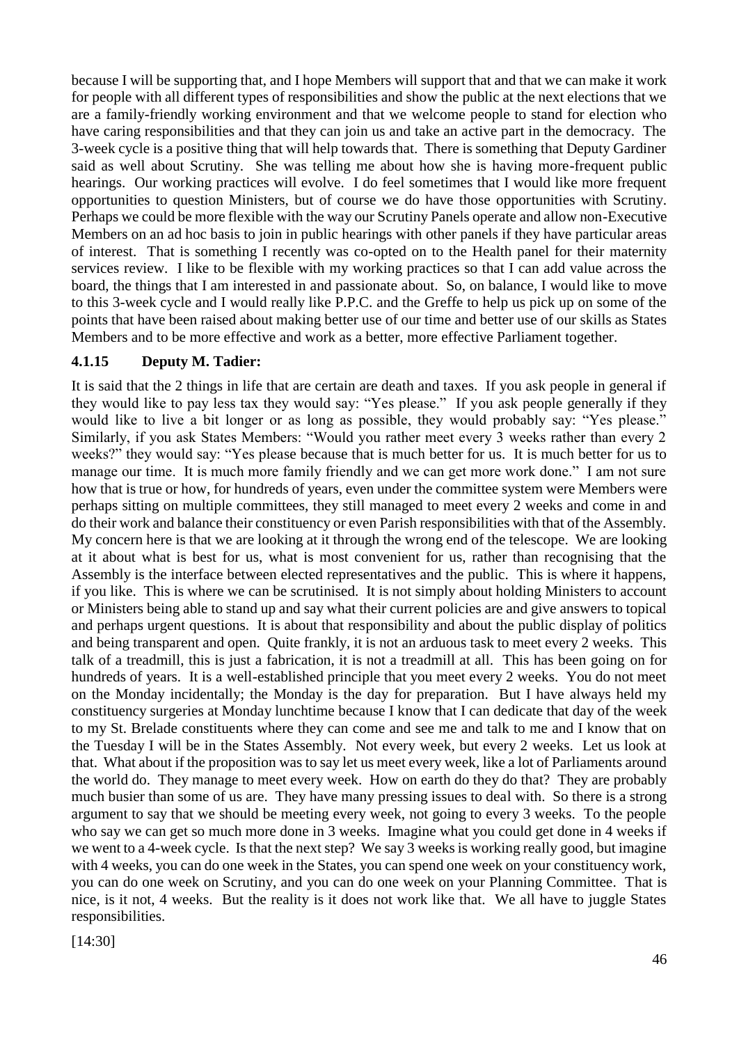because I will be supporting that, and I hope Members will support that and that we can make it work for people with all different types of responsibilities and show the public at the next elections that we are a family-friendly working environment and that we welcome people to stand for election who have caring responsibilities and that they can join us and take an active part in the democracy. The 3-week cycle is a positive thing that will help towards that. There is something that Deputy Gardiner said as well about Scrutiny. She was telling me about how she is having more-frequent public hearings. Our working practices will evolve. I do feel sometimes that I would like more frequent opportunities to question Ministers, but of course we do have those opportunities with Scrutiny. Perhaps we could be more flexible with the way our Scrutiny Panels operate and allow non-Executive Members on an ad hoc basis to join in public hearings with other panels if they have particular areas of interest. That is something I recently was co-opted on to the Health panel for their maternity services review. I like to be flexible with my working practices so that I can add value across the board, the things that I am interested in and passionate about. So, on balance, I would like to move to this 3-week cycle and I would really like P.P.C. and the Greffe to help us pick up on some of the points that have been raised about making better use of our time and better use of our skills as States Members and to be more effective and work as a better, more effective Parliament together.

### 4.1.15 Deputy M. Tadier:

It is said that the 2 things in life that are certain are death and taxes. If you ask people in general if they would like to pay less tax they would say: "Yes please." If you ask people generally if they would like to live a bit longer or as long as possible, they would probably say: "Yes please." Similarly, if you ask States Members: "Would you rather meet every 3 weeks rather than every 2 weeks?" they would say: "Yes please because that is much better for us. It is much better for us to manage our time. It is much more family friendly and we can get more work done." I am not sure how that is true or how, for hundreds of years, even under the committee system were Members were perhaps sitting on multiple committees, they still managed to meet every 2 weeks and come in and do their work and balance their constituency or even Parish responsibilities with that of the Assembly. My concern here is that we are looking at it through the wrong end of the telescope. We are looking at it about what is best for us, what is most convenient for us, rather than recognising that the Assembly is the interface between elected representatives and the public. This is where it happens, if you like. This is where we can be scrutinised. It is not simply about holding Ministers to account or Ministers being able to stand up and say what their current policies are and give answers to topical and perhaps urgent questions. It is about that responsibility and about the public display of politics and being transparent and open. Quite frankly, it is not an arduous task to meet every 2 weeks. This talk of a treadmill, this is just a fabrication, it is not a treadmill at all. This has been going on for hundreds of years. It is a well-established principle that you meet every 2 weeks. You do not meet on the Monday incidentally; the Monday is the day for preparation. But I have always held my constituency surgeries at Monday lunchtime because I know that I can dedicate that day of the week to my St. Brelade constituents where they can come and see me and talk to me and I know that on the Tuesday I will be in the States Assembly. Not every week, but every 2 weeks. Let us look at that. What about if the proposition was to say let us meet every week, like a lot of Parliaments around the world do. They manage to meet every week. How on earth do they do that? They are probably much busier than some of us are. They have many pressing issues to deal with. So there is a strong argument to say that we should be meeting every week, not going to every 3 weeks. To the people who say we can get so much more done in 3 weeks. Imagine what you could get done in 4 weeks if we went to a 4-week cycle. Is that the next step? We say 3 weeks is working really good, but imagine with 4 weeks, you can do one week in the States, you can spend one week on your constituency work, you can do one week on Scrutiny, and you can do one week on your Planning Committee. That is nice, is it not, 4 weeks. But the reality is it does not work like that. We all have to juggle States responsibilities.

[14:30]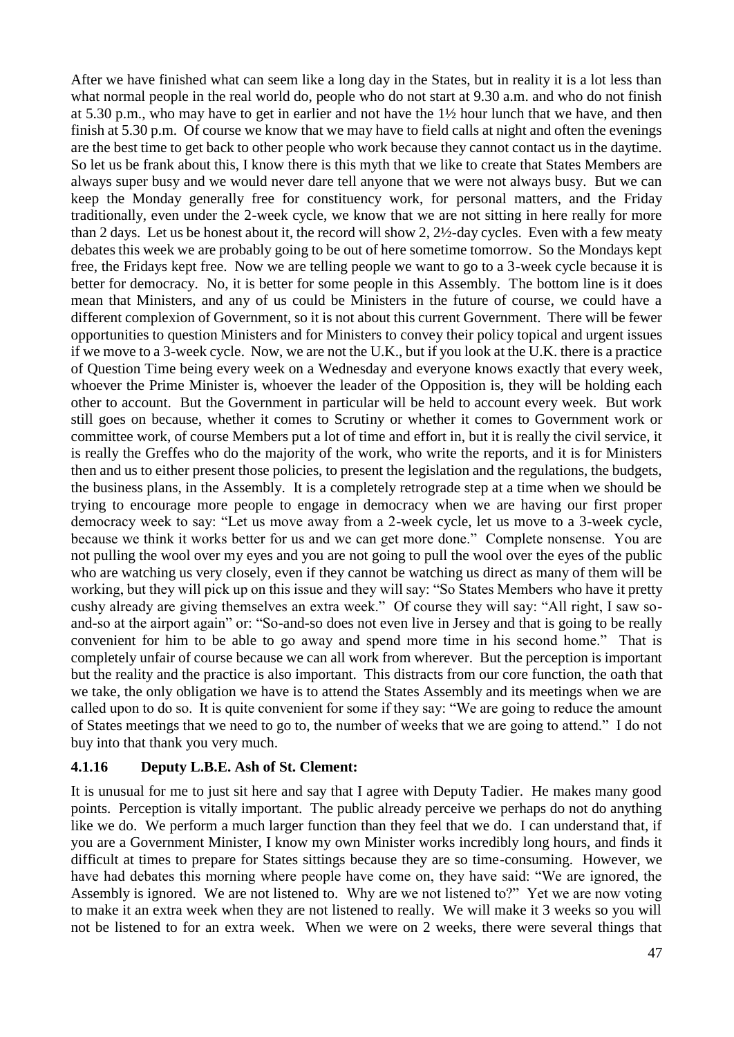After we have finished what can seem like a long day in the States, but in reality it is a lot less than what normal people in the real world do, people who do not start at 9.30 a.m. and who do not finish at 5.30 p.m., who may have to get in earlier and not have the 1½ hour lunch that we have, and then finish at 5.30 p.m. Of course we know that we may have to field calls at night and often the evenings are the best time to get back to other people who work because they cannot contact us in the daytime. So let us be frank about this, I know there is this myth that we like to create that States Members are always super busy and we would never dare tell anyone that we were not always busy. But we can keep the Monday generally free for constituency work, for personal matters, and the Friday traditionally, even under the 2-week cycle, we know that we are not sitting in here really for more than 2 days. Let us be honest about it, the record will show 2, 2½-day cycles. Even with a few meaty debates this week we are probably going to be out of here sometime tomorrow. So the Mondays kept free, the Fridays kept free. Now we are telling people we want to go to a 3-week cycle because it is better for democracy. No, it is better for some people in this Assembly. The bottom line is it does mean that Ministers, and any of us could be Ministers in the future of course, we could have a different complexion of Government, so it is not about this current Government. There will be fewer opportunities to question Ministers and for Ministers to convey their policy topical and urgent issues if we move to a 3-week cycle. Now, we are not the U.K., but if you look at the U.K. there is a practice of Question Time being every week on a Wednesday and everyone knows exactly that every week, whoever the Prime Minister is, whoever the leader of the Opposition is, they will be holding each other to account. But the Government in particular will be held to account every week. But work still goes on because, whether it comes to Scrutiny or whether it comes to Government work or committee work, of course Members put a lot of time and effort in, but it is really the civil service, it is really the Greffes who do the majority of the work, who write the reports, and it is for Ministers then and us to either present those policies, to present the legislation and the regulations, the budgets, the business plans, in the Assembly. It is a completely retrograde step at a time when we should be trying to encourage more people to engage in democracy when we are having our first proper democracy week to say: "Let us move away from a 2-week cycle, let us move to a 3-week cycle, because we think it works better for us and we can get more done." Complete nonsense. You are not pulling the wool over my eyes and you are not going to pull the wool over the eyes of the public who are watching us very closely, even if they cannot be watching us direct as many of them will be working, but they will pick up on this issue and they will say: "So States Members who have it pretty cushy already are giving themselves an extra week." Of course they will say: "All right, I saw so-and-so at the airport again" or: "So-and-so does not even live in Jersey and that is going to be really convenient for him to be able to go away and spend more time in his second home." That is completely unfair of course because we can all work from wherever. But the perception is important but the reality and the practice is also important. This distracts from our core function, the oath that we take, the only obligation we have is to attend the States Assembly and its meetings when we are called upon to do so. It is quite convenient for some if they say: "We are going to reduce the amount of States meetings that we need to go to, the number of weeks that we are going to attend." I do not buy into that thank you very much.

### 4.1.16 Deputy L.B.E. Ash of St. Clement:

It is unusual for me to just sit here and say that I agree with Deputy Tadier. He makes many good points. Perception is vitally important. The public already perceive we perhaps do not do anything like we do. We perform a much larger function than they feel that we do. I can understand that, if you are a Government Minister, I know my own Minister works incredibly long hours, and finds it difficult at times to prepare for States sittings because they are so time-consuming. However, we have had debates this morning where people have come on, they have said: "We are ignored, the Assembly is ignored. We are not listened to. Why are we not listened to?" Yet we are now voting to make it an extra week when they are not listened to really. We will make it 3 weeks so you will not be listened to for an extra week. When we were on 2 weeks, there were several things that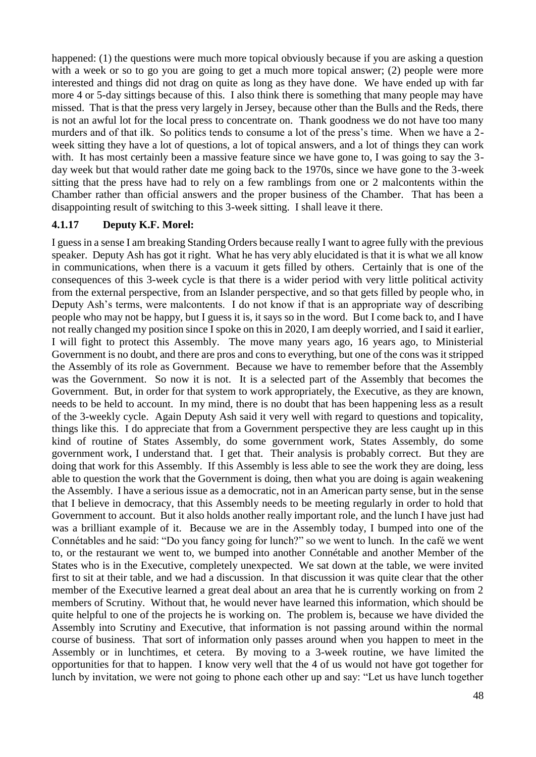happened: (1) the questions were much more topical obviously because if you are asking a question with a week or so to go you are going to get a much more topical answer; (2) people were more interested and things did not drag on quite as long as they have done. We have ended up with far more 4 or 5-day sittings because of this. I also think there is something that many people may have missed. That is that the press very largely in Jersey, because other than the Bulls and the Reds, there is not an awful lot for the local press to concentrate on. Thank goodness we do not have too many murders and of that ilk. So politics tends to consume a lot of the press's time. When we have a 2-week sitting they have a lot of questions, a lot of topical answers, and a lot of things they can work with. It has most certainly been a massive feature since we have gone to, I was going to say the 3-day week but that would rather date me going back to the 1970s, since we have gone to the 3-week sitting that the press have had to rely on a few ramblings from one or 2 malcontents within the Chamber rather than official answers and the proper business of the Chamber. That has been a disappointing result of switching to this 3-week sitting. I shall leave it there.

### 4.1.17 Deputy K.F. Morel:

I guess in a sense I am breaking Standing Orders because really I want to agree fully with the previous speaker. Deputy Ash has got it right. What he has very ably elucidated is that it is what we all know in communications, when there is a vacuum it gets filled by others. Certainly that is one of the consequences of this 3-week cycle is that there is a wider period with very little political activity from the external perspective, from an Islander perspective, and so that gets filled by people who, in Deputy Ash's terms, were malcontents. I do not know if that is an appropriate way of describing people who may not be happy, but I guess it is, it says so in the word. But I come back to, and I have not really changed my position since I spoke on this in 2020, I am deeply worried, and I said it earlier, I will fight to protect this Assembly. The move many years ago, 16 years ago, to Ministerial Government is no doubt, and there are pros and cons to everything, but one of the cons was it stripped the Assembly of its role as Government. Because we have to remember before that the Assembly was the Government. So now it is not. It is a selected part of the Assembly that becomes the Government. But, in order for that system to work appropriately, the Executive, as they are known, needs to be held to account. In my mind, there is no doubt that has been happening less as a result of the 3-weekly cycle. Again Deputy Ash said it very well with regard to questions and topicality, things like this. I do appreciate that from a Government perspective they are less caught up in this kind of routine of States Assembly, do some government work, States Assembly, do some government work, I understand that. I get that. Their analysis is probably correct. But they are doing that work for this Assembly. If this Assembly is less able to see the work they are doing, less able to question the work that the Government is doing, then what you are doing is again weakening the Assembly. I have a serious issue as a democratic, not in an American party sense, but in the sense that I believe in democracy, that this Assembly needs to be meeting regularly in order to hold that Government to account. But it also holds another really important role, and the lunch I have just had was a brilliant example of it. Because we are in the Assembly today, I bumped into one of the Connétables and he said: "Do you fancy going for lunch?" so we went to lunch. In the café we went to, or the restaurant we went to, we bumped into another Connétable and another Member of the States who is in the Executive, completely unexpected. We sat down at the table, we were invited first to sit at their table, and we had a discussion. In that discussion it was quite clear that the other member of the Executive learned a great deal about an area that he is currently working on from 2 members of Scrutiny. Without that, he would never have learned this information, which should be quite helpful to one of the projects he is working on. The problem is, because we have divided the Assembly into Scrutiny and Executive, that information is not passing around within the normal course of business. That sort of information only passes around when you happen to meet in the Assembly or in lunchtimes, et cetera. By moving to a 3-week routine, we have limited the opportunities for that to happen. I know very well that the 4 of us would not have got together for lunch by invitation, we were not going to phone each other up and say: "Let us have lunch together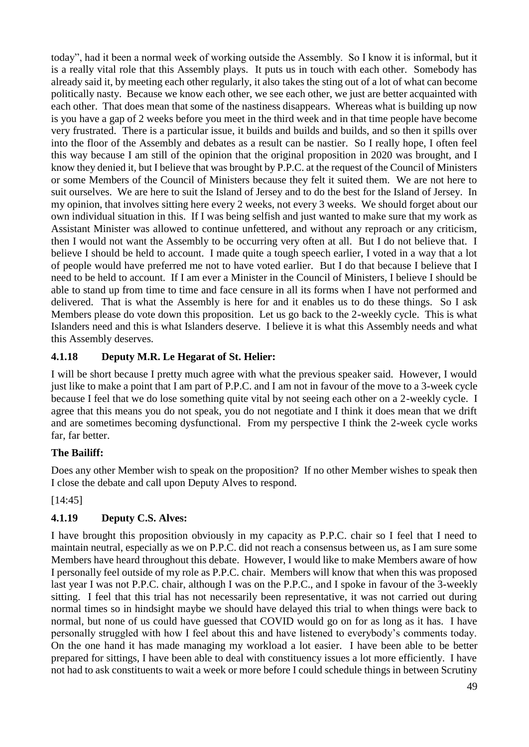today", had it been a normal week of working outside the Assembly. So I know it is informal, but it is a really vital role that this Assembly plays. It puts us in touch with each other. Somebody has already said it, by meeting each other regularly, it also takes the sting out of a lot of what can become politically nasty. Because we know each other, we see each other, we just are better acquainted with each other. That does mean that some of the nastiness disappears. Whereas what is building up now is you have a gap of 2 weeks before you meet in the third week and in that time people have become very frustrated. There is a particular issue, it builds and builds and builds, and so then it spills over into the floor of the Assembly and debates as a result can be nastier. So I really hope, I often feel this way because I am still of the opinion that the original proposition in 2020 was brought, and I know they denied it, but I believe that was brought by P.P.C. at the request of the Council of Ministers or some Members of the Council of Ministers because they felt it suited them. We are not here to suit ourselves. We are here to suit the Island of Jersey and to do the best for the Island of Jersey. In my opinion, that involves sitting here every 2 weeks, not every 3 weeks. We should forget about our own individual situation in this. If I was being selfish and just wanted to make sure that my work as Assistant Minister was allowed to continue unfettered, and without any reproach or any criticism, then I would not want the Assembly to be occurring very often at all. But I do not believe that. I believe I should be held to account. I made quite a tough speech earlier, I voted in a way that a lot of people would have preferred me not to have voted earlier. But I do that because I believe that I need to be held to account. If I am ever a Minister in the Council of Ministers, I believe I should be able to stand up from time to time and face censure in all its forms when I have not performed and delivered. That is what the Assembly is here for and it enables us to do these things. So I ask Members please do vote down this proposition. Let us go back to the 2-weekly cycle. This is what Islanders need and this is what Islanders deserve. I believe it is what this Assembly needs and what this Assembly deserves.

### 4.1.18 Deputy M.R. Le Hegarat of St. Helier:

I will be short because I pretty much agree with what the previous speaker said. However, I would just like to make a point that I am part of P.P.C. and I am not in favour of the move to a 3-week cycle because I feel that we do lose something quite vital by not seeing each other on a 2-weekly cycle. I agree that this means you do not speak, you do not negotiate and I think it does mean that we drift and are sometimes becoming dysfunctional. From my perspective I think the 2-week cycle works far, far better.

**The Bailiff:**

Does any other Member wish to speak on the proposition? If no other Member wishes to speak then I close the debate and call upon Deputy Alves to respond.

[14:45]

### 4.1.19 Deputy C.S. Alves:

I have brought this proposition obviously in my capacity as P.P.C. chair so I feel that I need to maintain neutral, especially as we on P.P.C. did not reach a consensus between us, as I am sure some Members have heard throughout this debate. However, I would like to make Members aware of how I personally feel outside of my role as P.P.C. chair. Members will know that when this was proposed last year I was not P.P.C. chair, although I was on the P.P.C., and I spoke in favour of the 3-weekly sitting. I feel that this trial has not necessarily been representative, it was not carried out during normal times so in hindsight maybe we should have delayed this trial to when things were back to normal, but none of us could have guessed that COVID would go on for as long as it has. I have personally struggled with how I feel about this and have listened to everybody's comments today. On the one hand it has made managing my workload a lot easier. I have been able to be better prepared for sittings, I have been able to deal with constituency issues a lot more efficiently. I have not had to ask constituents to wait a week or more before I could schedule things in between Scrutiny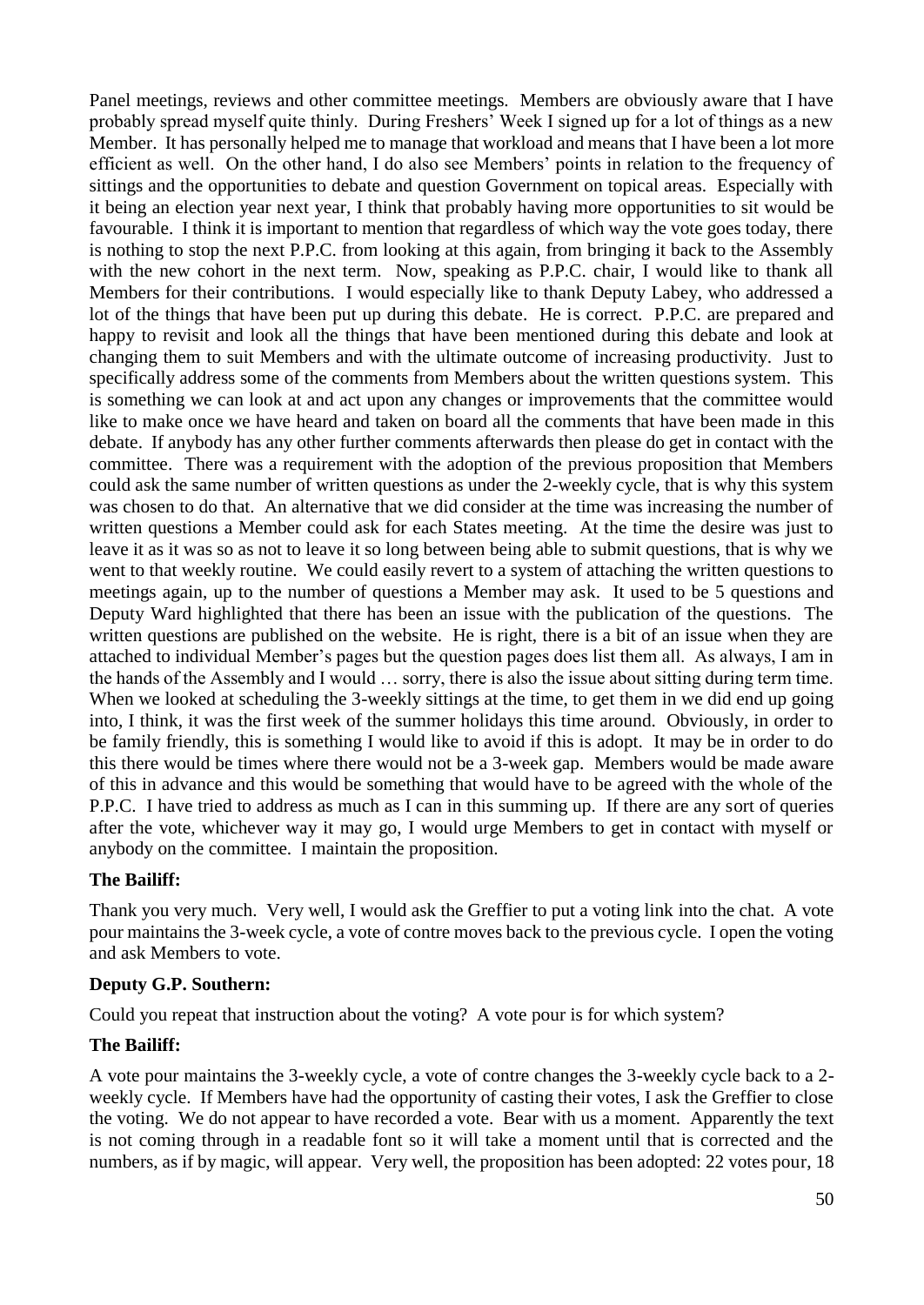Panel meetings, reviews and other committee meetings. Members are obviously aware that I have probably spread myself quite thinly. During Freshers' Week I signed up for a lot of things as a new Member. It has personally helped me to manage that workload and means that I have been a lot more efficient as well. On the other hand, I do also see Members' points in relation to the frequency of sittings and the opportunities to debate and question Government on topical areas. Especially with it being an election year next year, I think that probably having more opportunities to sit would be favourable. I think it is important to mention that regardless of which way the vote goes today, there is nothing to stop the next P.P.C. from looking at this again, from bringing it back to the Assembly with the new cohort in the next term. Now, speaking as P.P.C. chair, I would like to thank all Members for their contributions. I would especially like to thank Deputy Labey, who addressed a lot of the things that have been put up during this debate. He is correct. P.P.C. are prepared and happy to revisit and look all the things that have been mentioned during this debate and look at changing them to suit Members and with the ultimate outcome of increasing productivity. Just to specifically address some of the comments from Members about the written questions system. This is something we can look at and act upon any changes or improvements that the committee would like to make once we have heard and taken on board all the comments that have been made in this debate. If anybody has any other further comments afterwards then please do get in contact with the committee. There was a requirement with the adoption of the previous proposition that Members could ask the same number of written questions as under the 2-weekly cycle, that is why this system was chosen to do that. An alternative that we did consider at the time was increasing the number of written questions a Member could ask for each States meeting. At the time the desire was just to leave it as it was so as not to leave it so long between being able to submit questions, that is why we went to that weekly routine. We could easily revert to a system of attaching the written questions to meetings again, up to the number of questions a Member may ask. It used to be 5 questions and Deputy Ward highlighted that there has been an issue with the publication of the questions. The written questions are published on the website. He is right, there is a bit of an issue when they are attached to individual Member's pages but the question pages does list them all. As always, I am in the hands of the Assembly and I would … sorry, there is also the issue about sitting during term time. When we looked at scheduling the 3-weekly sittings at the time, to get them in we did end up going into, I think, it was the first week of the summer holidays this time around. Obviously, in order to be family friendly, this is something I would like to avoid if this is adopt. It may be in order to do this there would be times where there would not be a 3-week gap. Members would be made aware of this in advance and this would be something that would have to be agreed with the whole of the P.P.C. I have tried to address as much as I can in this summing up. If there are any sort of queries after the vote, whichever way it may go, I would urge Members to get in contact with myself or anybody on the committee. I maintain the proposition.

**The Bailiff:**

Thank you very much. Very well, I would ask the Greffier to put a voting link into the chat. A vote pour maintains the 3-week cycle, a vote of contre moves back to the previous cycle. I open the voting and ask Members to vote.

**Deputy G.P. Southern:**

Could you repeat that instruction about the voting? A vote pour is for which system?

**The Bailiff:**

A vote pour maintains the 3-weekly cycle, a vote of contre changes the 3-weekly cycle back to a 2-weekly cycle. If Members have had the opportunity of casting their votes, I ask the Greffier to close the voting. We do not appear to have recorded a vote. Bear with us a moment. Apparently the text is not coming through in a readable font so it will take a moment until that is corrected and the numbers, as if by magic, will appear. Very well, the proposition has been adopted: 22 votes pour, 18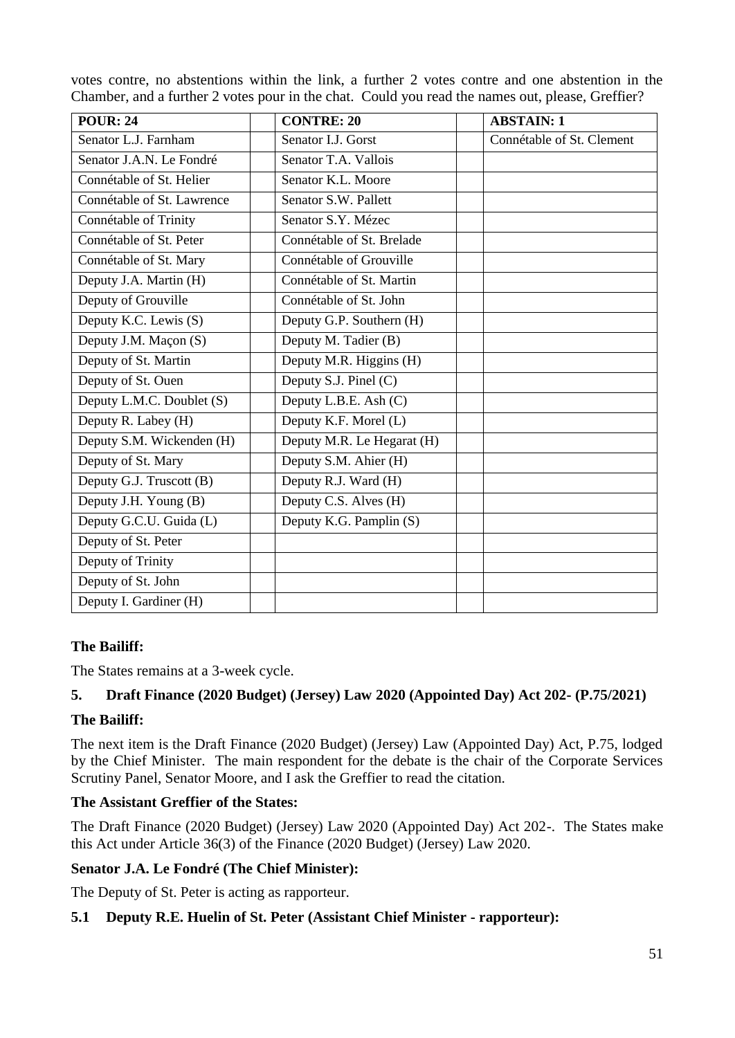votes contre, no abstentions within the link, a further 2 votes contre and one abstention in the Chamber, and a further 2 votes pour in the chat. Could you read the names out, please, Greffier?

| POUR: 24 | | CONTRE: 20 | | ABSTAIN: 1 |
|---|---|---|---|---|
| Senator L.J. Farnham | | Senator I.J. Gorst | | Connétable of St. Clement |
| Senator J.A.N. Le Fondré | | Senator T.A. Vallois | | |
| Connétable of St. Helier | | Senator K.L. Moore | | |
| Connétable of St. Lawrence | | Senator S.W. Pallett | | |
| Connétable of Trinity | | Senator S.Y. Mézec | | |
| Connétable of St. Peter | | Connétable of St. Brelade | | |
| Connétable of St. Mary | | Connétable of Grouville | | |
| Deputy J.A. Martin (H) | | Connétable of St. Martin | | |
| Deputy of Grouville | | Connétable of St. John | | |
| Deputy K.C. Lewis (S) | | Deputy G.P. Southern (H) | | |
| Deputy J.M. Maçon (S) | | Deputy M. Tadier (B) | | |
| Deputy of St. Martin | | Deputy M.R. Higgins (H) | | |
| Deputy of St. Ouen | | Deputy S.J. Pinel (C) | | |
| Deputy L.M.C. Doublet (S) | | Deputy L.B.E. Ash (C) | | |
| Deputy R. Labey (H) | | Deputy K.F. Morel (L) | | |
| Deputy S.M. Wickenden (H) | | Deputy M.R. Le Hegarat (H) | | |
| Deputy of St. Mary | | Deputy S.M. Ahier (H) | | |
| Deputy G.J. Truscott (B) | | Deputy R.J. Ward (H) | | |
| Deputy J.H. Young (B) | | Deputy C.S. Alves (H) | | |
| Deputy G.C.U. Guida (L) | | Deputy K.G. Pamplin (S) | | |
| Deputy of St. Peter | | | | |
| Deputy of Trinity | | | | |
| Deputy of St. John | | | | |
| Deputy I. Gardiner (H) | | | | |

**The Bailiff:**

The States remains at a 3-week cycle.

## 5. Draft Finance (2020 Budget) (Jersey) Law 2020 (Appointed Day) Act 202- (P.75/2021)

**The Bailiff:**

The next item is the Draft Finance (2020 Budget) (Jersey) Law (Appointed Day) Act, P.75, lodged by the Chief Minister. The main respondent for the debate is the chair of the Corporate Services Scrutiny Panel, Senator Moore, and I ask the Greffier to read the citation.

**The Assistant Greffier of the States:**

The Draft Finance (2020 Budget) (Jersey) Law 2020 (Appointed Day) Act 202-. The States make this Act under Article 36(3) of the Finance (2020 Budget) (Jersey) Law 2020.

**Senator J.A. Le Fondré (The Chief Minister):**

The Deputy of St. Peter is acting as rapporteur.

### 5.1 Deputy R.E. Huelin of St. Peter (Assistant Chief Minister - rapporteur):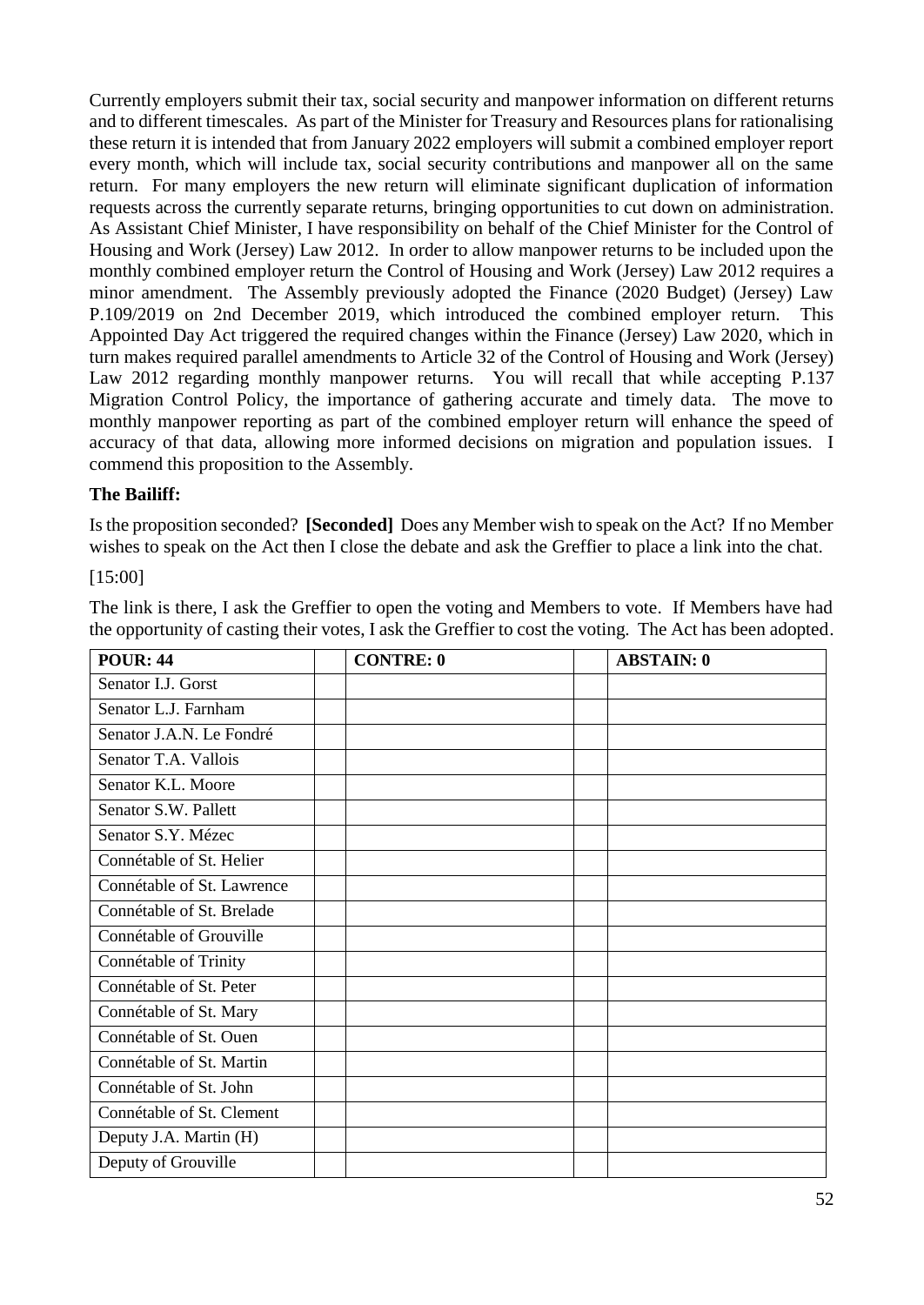Currently employers submit their tax, social security and manpower information on different returns and to different timescales. As part of the Minister for Treasury and Resources plans for rationalising these return it is intended that from January 2022 employers will submit a combined employer report every month, which will include tax, social security contributions and manpower all on the same return. For many employers the new return will eliminate significant duplication of information requests across the currently separate returns, bringing opportunities to cut down on administration. As Assistant Chief Minister, I have responsibility on behalf of the Chief Minister for the Control of Housing and Work (Jersey) Law 2012. In order to allow manpower returns to be included upon the monthly combined employer return the Control of Housing and Work (Jersey) Law 2012 requires a minor amendment. The Assembly previously adopted the Finance (2020 Budget) (Jersey) Law P.109/2019 on 2nd December 2019, which introduced the combined employer return. This Appointed Day Act triggered the required changes within the Finance (Jersey) Law 2020, which in turn makes required parallel amendments to Article 32 of the Control of Housing and Work (Jersey) Law 2012 regarding monthly manpower returns. You will recall that while accepting P.137 Migration Control Policy, the importance of gathering accurate and timely data. The move to monthly manpower reporting as part of the combined employer return will enhance the speed of accuracy of that data, allowing more informed decisions on migration and population issues. I commend this proposition to the Assembly.

**The Bailiff:**

Is the proposition seconded? **[Seconded]** Does any Member wish to speak on the Act? If no Member wishes to speak on the Act then I close the debate and ask the Greffier to place a link into the chat.

[15:00]

The link is there, I ask the Greffier to open the voting and Members to vote. If Members have had the opportunity of casting their votes, I ask the Greffier to cost the voting. The Act has been adopted.

| **POUR: 44** | | **CONTRE: 0** | | **ABSTAIN: 0** |
|---|---|---|---|---|
| Senator I.J. Gorst | | | | |
| Senator L.J. Farnham | | | | |
| Senator J.A.N. Le Fondré | | | | |
| Senator T.A. Vallois | | | | |
| Senator K.L. Moore | | | | |
| Senator S.W. Pallett | | | | |
| Senator S.Y. Mézec | | | | |
| Connétable of St. Helier | | | | |
| Connétable of St. Lawrence | | | | |
| Connétable of St. Brelade | | | | |
| Connétable of Grouville | | | | |
| Connétable of Trinity | | | | |
| Connétable of St. Peter | | | | |
| Connétable of St. Mary | | | | |
| Connétable of St. Ouen | | | | |
| Connétable of St. Martin | | | | |
| Connétable of St. John | | | | |
| Connétable of St. Clement | | | | |
| Deputy J.A. Martin (H) | | | | |
| Deputy of Grouville | | | | |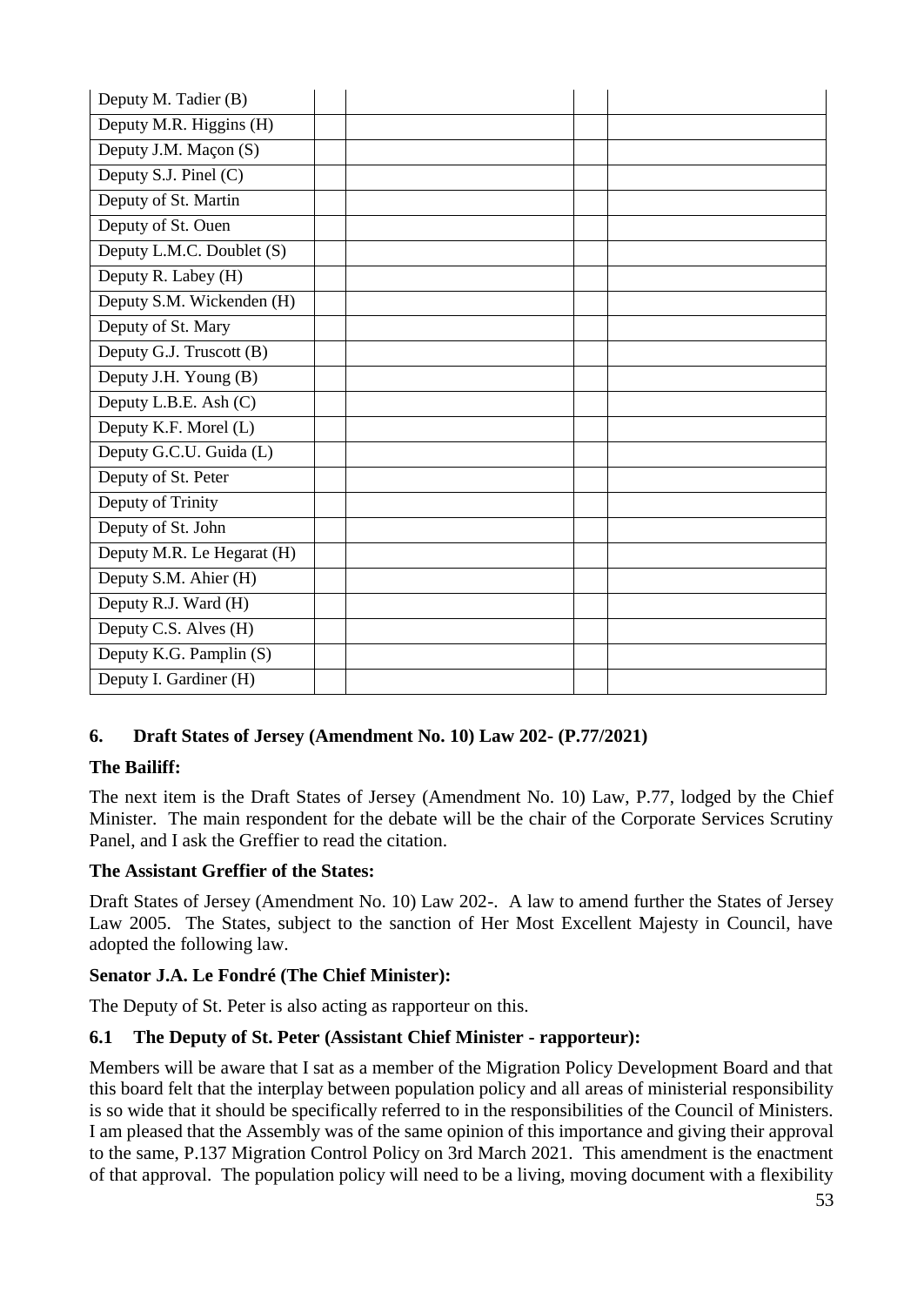| | | | | |
|---|---|---|---|---|
| Deputy M. Tadier (B) | | | | |
| Deputy M.R. Higgins (H) | | | | |
| Deputy J.M. Maçon (S) | | | | |
| Deputy S.J. Pinel (C) | | | | |
| Deputy of St. Martin | | | | |
| Deputy of St. Ouen | | | | |
| Deputy L.M.C. Doublet (S) | | | | |
| Deputy R. Labey (H) | | | | |
| Deputy S.M. Wickenden (H) | | | | |
| Deputy of St. Mary | | | | |
| Deputy G.J. Truscott (B) | | | | |
| Deputy J.H. Young (B) | | | | |
| Deputy L.B.E. Ash (C) | | | | |
| Deputy K.F. Morel (L) | | | | |
| Deputy G.C.U. Guida (L) | | | | |
| Deputy of St. Peter | | | | |
| Deputy of Trinity | | | | |
| Deputy of St. John | | | | |
| Deputy M.R. Le Hegarat (H) | | | | |
| Deputy S.M. Ahier (H) | | | | |
| Deputy R.J. Ward (H) | | | | |
| Deputy C.S. Alves (H) | | | | |
| Deputy K.G. Pamplin (S) | | | | |
| Deputy I. Gardiner (H) | | | | |

## 6. Draft States of Jersey (Amendment No. 10) Law 202- (P.77/2021)

**The Bailiff:**

The next item is the Draft States of Jersey (Amendment No. 10) Law, P.77, lodged by the Chief Minister. The main respondent for the debate will be the chair of the Corporate Services Scrutiny Panel, and I ask the Greffier to read the citation.

**The Assistant Greffier of the States:**

Draft States of Jersey (Amendment No. 10) Law 202-. A law to amend further the States of Jersey Law 2005. The States, subject to the sanction of Her Most Excellent Majesty in Council, have adopted the following law.

**Senator J.A. Le Fondré (The Chief Minister):**

The Deputy of St. Peter is also acting as rapporteur on this.

### 6.1 The Deputy of St. Peter (Assistant Chief Minister - rapporteur):

Members will be aware that I sat as a member of the Migration Policy Development Board and that this board felt that the interplay between population policy and all areas of ministerial responsibility is so wide that it should be specifically referred to in the responsibilities of the Council of Ministers. I am pleased that the Assembly was of the same opinion of this importance and giving their approval to the same, P.137 Migration Control Policy on 3rd March 2021. This amendment is the enactment of that approval. The population policy will need to be a living, moving document with a flexibility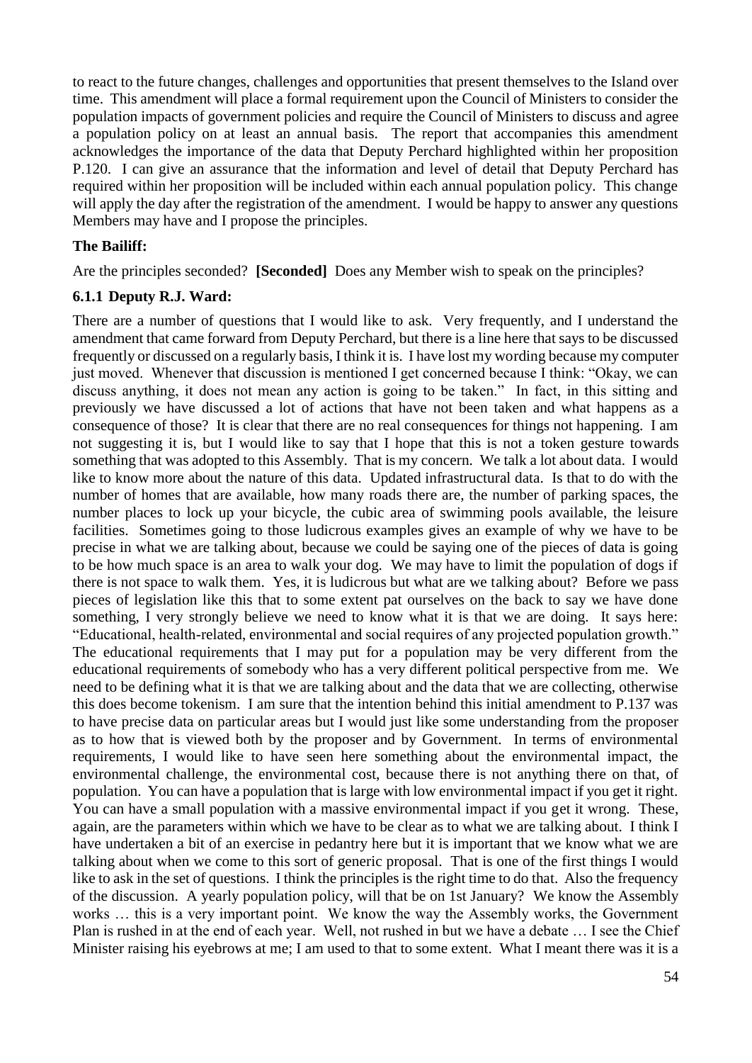to react to the future changes, challenges and opportunities that present themselves to the Island over time. This amendment will place a formal requirement upon the Council of Ministers to consider the population impacts of government policies and require the Council of Ministers to discuss and agree a population policy on at least an annual basis. The report that accompanies this amendment acknowledges the importance of the data that Deputy Perchard highlighted within her proposition P.120. I can give an assurance that the information and level of detail that Deputy Perchard has required within her proposition will be included within each annual population policy. This change will apply the day after the registration of the amendment. I would be happy to answer any questions Members may have and I propose the principles.

**The Bailiff:**

Are the principles seconded? **[Seconded]** Does any Member wish to speak on the principles?

### 6.1.1 Deputy R.J. Ward:

There are a number of questions that I would like to ask. Very frequently, and I understand the amendment that came forward from Deputy Perchard, but there is a line here that says to be discussed frequently or discussed on a regularly basis, I think it is. I have lost my wording because my computer just moved. Whenever that discussion is mentioned I get concerned because I think: "Okay, we can discuss anything, it does not mean any action is going to be taken." In fact, in this sitting and previously we have discussed a lot of actions that have not been taken and what happens as a consequence of those? It is clear that there are no real consequences for things not happening. I am not suggesting it is, but I would like to say that I hope that this is not a token gesture towards something that was adopted to this Assembly. That is my concern. We talk a lot about data. I would like to know more about the nature of this data. Updated infrastructural data. Is that to do with the number of homes that are available, how many roads there are, the number of parking spaces, the number places to lock up your bicycle, the cubic area of swimming pools available, the leisure facilities. Sometimes going to those ludicrous examples gives an example of why we have to be precise in what we are talking about, because we could be saying one of the pieces of data is going to be how much space is an area to walk your dog. We may have to limit the population of dogs if there is not space to walk them. Yes, it is ludicrous but what are we talking about? Before we pass pieces of legislation like this that to some extent pat ourselves on the back to say we have done something, I very strongly believe we need to know what it is that we are doing. It says here: "Educational, health-related, environmental and social requires of any projected population growth." The educational requirements that I may put for a population may be very different from the educational requirements of somebody who has a very different political perspective from me. We need to be defining what it is that we are talking about and the data that we are collecting, otherwise this does become tokenism. I am sure that the intention behind this initial amendment to P.137 was to have precise data on particular areas but I would just like some understanding from the proposer as to how that is viewed both by the proposer and by Government. In terms of environmental requirements, I would like to have seen here something about the environmental impact, the environmental challenge, the environmental cost, because there is not anything there on that, of population. You can have a population that is large with low environmental impact if you get it right. You can have a small population with a massive environmental impact if you get it wrong. These, again, are the parameters within which we have to be clear as to what we are talking about. I think I have undertaken a bit of an exercise in pedantry here but it is important that we know what we are talking about when we come to this sort of generic proposal. That is one of the first things I would like to ask in the set of questions. I think the principles is the right time to do that. Also the frequency of the discussion. A yearly population policy, will that be on 1st January? We know the Assembly works … this is a very important point. We know the way the Assembly works, the Government Plan is rushed in at the end of each year. Well, not rushed in but we have a debate … I see the Chief Minister raising his eyebrows at me; I am used to that to some extent. What I meant there was it is a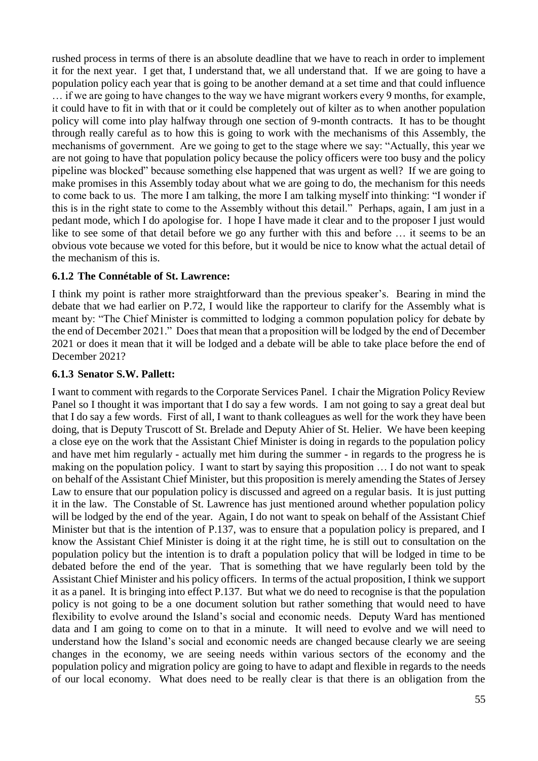rushed process in terms of there is an absolute deadline that we have to reach in order to implement it for the next year. I get that, I understand that, we all understand that. If we are going to have a population policy each year that is going to be another demand at a set time and that could influence … if we are going to have changes to the way we have migrant workers every 9 months, for example, it could have to fit in with that or it could be completely out of kilter as to when another population policy will come into play halfway through one section of 9-month contracts. It has to be thought through really careful as to how this is going to work with the mechanisms of this Assembly, the mechanisms of government. Are we going to get to the stage where we say: "Actually, this year we are not going to have that population policy because the policy officers were too busy and the policy pipeline was blocked" because something else happened that was urgent as well? If we are going to make promises in this Assembly today about what we are going to do, the mechanism for this needs to come back to us. The more I am talking, the more I am talking myself into thinking: "I wonder if this is in the right state to come to the Assembly without this detail." Perhaps, again, I am just in a pedant mode, which I do apologise for. I hope I have made it clear and to the proposer I just would like to see some of that detail before we go any further with this and before … it seems to be an obvious vote because we voted for this before, but it would be nice to know what the actual detail of the mechanism of this is.

### 6.1.2 The Connétable of St. Lawrence:

I think my point is rather more straightforward than the previous speaker's. Bearing in mind the debate that we had earlier on P.72, I would like the rapporteur to clarify for the Assembly what is meant by: "The Chief Minister is committed to lodging a common population policy for debate by the end of December 2021." Does that mean that a proposition will be lodged by the end of December 2021 or does it mean that it will be lodged and a debate will be able to take place before the end of December 2021?

### 6.1.3 Senator S.W. Pallett:

I want to comment with regards to the Corporate Services Panel. I chair the Migration Policy Review Panel so I thought it was important that I do say a few words. I am not going to say a great deal but that I do say a few words. First of all, I want to thank colleagues as well for the work they have been doing, that is Deputy Truscott of St. Brelade and Deputy Ahier of St. Helier. We have been keeping a close eye on the work that the Assistant Chief Minister is doing in regards to the population policy and have met him regularly - actually met him during the summer - in regards to the progress he is making on the population policy. I want to start by saying this proposition … I do not want to speak on behalf of the Assistant Chief Minister, but this proposition is merely amending the States of Jersey Law to ensure that our population policy is discussed and agreed on a regular basis. It is just putting it in the law. The Constable of St. Lawrence has just mentioned around whether population policy will be lodged by the end of the year. Again, I do not want to speak on behalf of the Assistant Chief Minister but that is the intention of P.137, was to ensure that a population policy is prepared, and I know the Assistant Chief Minister is doing it at the right time, he is still out to consultation on the population policy but the intention is to draft a population policy that will be lodged in time to be debated before the end of the year. That is something that we have regularly been told by the Assistant Chief Minister and his policy officers. In terms of the actual proposition, I think we support it as a panel. It is bringing into effect P.137. But what we do need to recognise is that the population policy is not going to be a one document solution but rather something that would need to have flexibility to evolve around the Island's social and economic needs. Deputy Ward has mentioned data and I am going to come on to that in a minute. It will need to evolve and we will need to understand how the Island's social and economic needs are changed because clearly we are seeing changes in the economy, we are seeing needs within various sectors of the economy and the population policy and migration policy are going to have to adapt and flexible in regards to the needs of our local economy. What does need to be really clear is that there is an obligation from the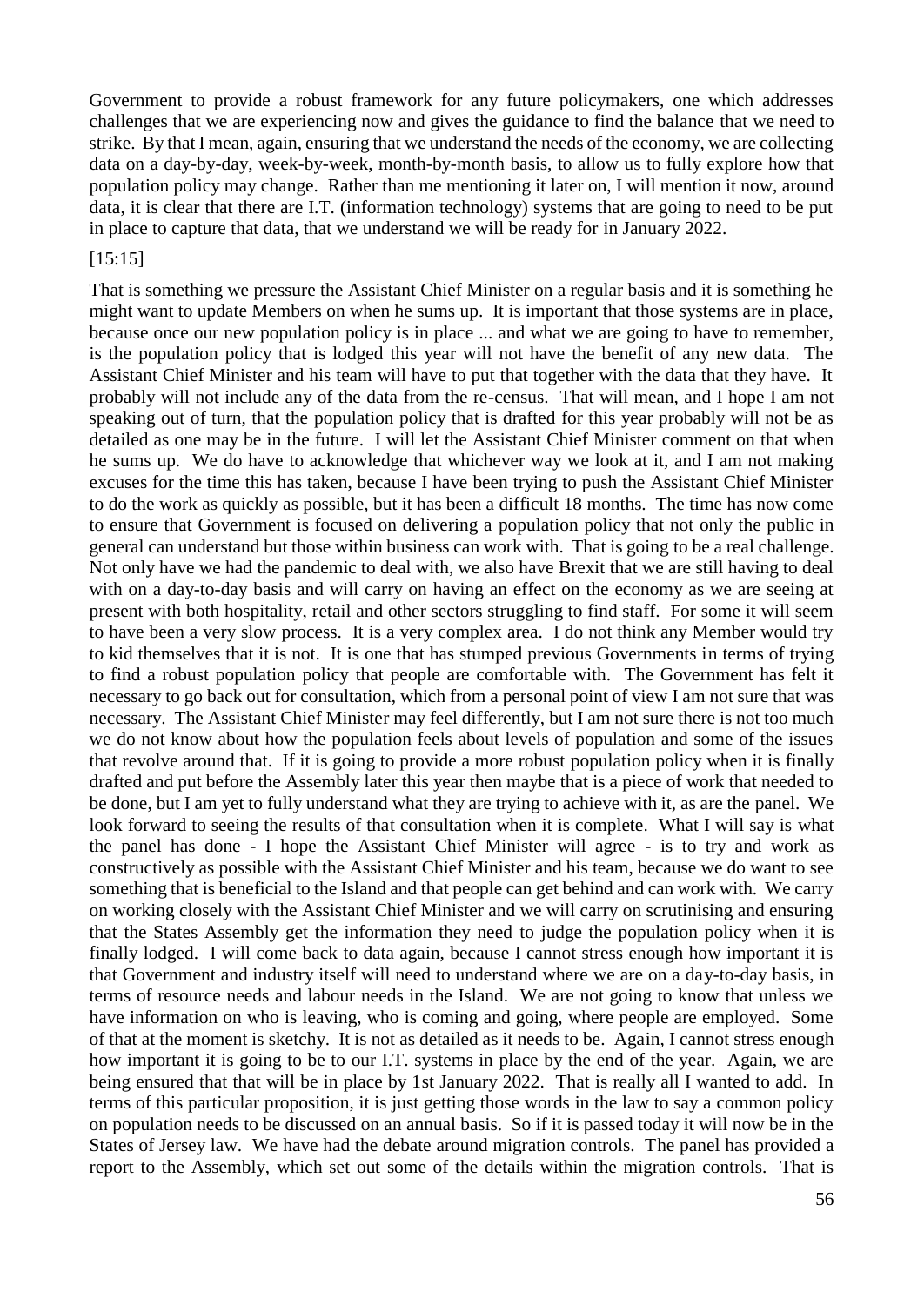Government to provide a robust framework for any future policymakers, one which addresses challenges that we are experiencing now and gives the guidance to find the balance that we need to strike. By that I mean, again, ensuring that we understand the needs of the economy, we are collecting data on a day-by-day, week-by-week, month-by-month basis, to allow us to fully explore how that population policy may change. Rather than me mentioning it later on, I will mention it now, around data, it is clear that there are I.T. (information technology) systems that are going to need to be put in place to capture that data, that we understand we will be ready for in January 2022.

[15:15]

That is something we pressure the Assistant Chief Minister on a regular basis and it is something he might want to update Members on when he sums up. It is important that those systems are in place, because once our new population policy is in place ... and what we are going to have to remember, is the population policy that is lodged this year will not have the benefit of any new data. The Assistant Chief Minister and his team will have to put that together with the data that they have. It probably will not include any of the data from the re-census. That will mean, and I hope I am not speaking out of turn, that the population policy that is drafted for this year probably will not be as detailed as one may be in the future. I will let the Assistant Chief Minister comment on that when he sums up. We do have to acknowledge that whichever way we look at it, and I am not making excuses for the time this has taken, because I have been trying to push the Assistant Chief Minister to do the work as quickly as possible, but it has been a difficult 18 months. The time has now come to ensure that Government is focused on delivering a population policy that not only the public in general can understand but those within business can work with. That is going to be a real challenge. Not only have we had the pandemic to deal with, we also have Brexit that we are still having to deal with on a day-to-day basis and will carry on having an effect on the economy as we are seeing at present with both hospitality, retail and other sectors struggling to find staff. For some it will seem to have been a very slow process. It is a very complex area. I do not think any Member would try to kid themselves that it is not. It is one that has stumped previous Governments in terms of trying to find a robust population policy that people are comfortable with. The Government has felt it necessary to go back out for consultation, which from a personal point of view I am not sure that was necessary. The Assistant Chief Minister may feel differently, but I am not sure there is not too much we do not know about how the population feels about levels of population and some of the issues that revolve around that. If it is going to provide a more robust population policy when it is finally drafted and put before the Assembly later this year then maybe that is a piece of work that needed to be done, but I am yet to fully understand what they are trying to achieve with it, as are the panel. We look forward to seeing the results of that consultation when it is complete. What I will say is what the panel has done - I hope the Assistant Chief Minister will agree - is to try and work as constructively as possible with the Assistant Chief Minister and his team, because we do want to see something that is beneficial to the Island and that people can get behind and can work with. We carry on working closely with the Assistant Chief Minister and we will carry on scrutinising and ensuring that the States Assembly get the information they need to judge the population policy when it is finally lodged. I will come back to data again, because I cannot stress enough how important it is that Government and industry itself will need to understand where we are on a day-to-day basis, in terms of resource needs and labour needs in the Island. We are not going to know that unless we have information on who is leaving, who is coming and going, where people are employed. Some of that at the moment is sketchy. It is not as detailed as it needs to be. Again, I cannot stress enough how important it is going to be to our I.T. systems in place by the end of the year. Again, we are being ensured that that will be in place by 1st January 2022. That is really all I wanted to add. In terms of this particular proposition, it is just getting those words in the law to say a common policy on population needs to be discussed on an annual basis. So if it is passed today it will now be in the States of Jersey law. We have had the debate around migration controls. The panel has provided a report to the Assembly, which set out some of the details within the migration controls. That is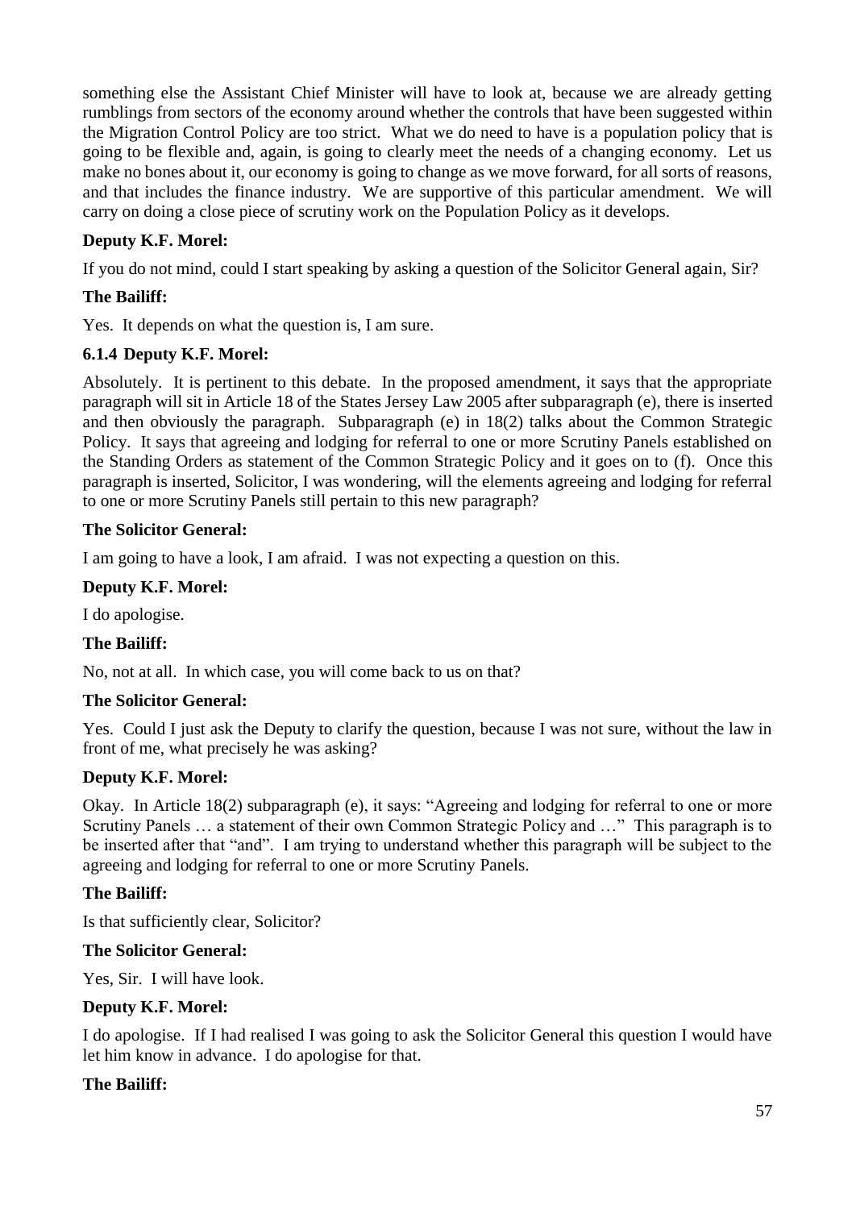something else the Assistant Chief Minister will have to look at, because we are already getting rumblings from sectors of the economy around whether the controls that have been suggested within the Migration Control Policy are too strict. What we do need to have is a population policy that is going to be flexible and, again, is going to clearly meet the needs of a changing economy. Let us make no bones about it, our economy is going to change as we move forward, for all sorts of reasons, and that includes the finance industry. We are supportive of this particular amendment. We will carry on doing a close piece of scrutiny work on the Population Policy as it develops.

**Deputy K.F. Morel:**

If you do not mind, could I start speaking by asking a question of the Solicitor General again, Sir?

**The Bailiff:**

Yes. It depends on what the question is, I am sure.

**6.1.4 Deputy K.F. Morel:**

Absolutely. It is pertinent to this debate. In the proposed amendment, it says that the appropriate paragraph will sit in Article 18 of the States Jersey Law 2005 after subparagraph (e), there is inserted and then obviously the paragraph. Subparagraph (e) in 18(2) talks about the Common Strategic Policy. It says that agreeing and lodging for referral to one or more Scrutiny Panels established on the Standing Orders as statement of the Common Strategic Policy and it goes on to (f). Once this paragraph is inserted, Solicitor, I was wondering, will the elements agreeing and lodging for referral to one or more Scrutiny Panels still pertain to this new paragraph?

**The Solicitor General:**

I am going to have a look, I am afraid. I was not expecting a question on this.

**Deputy K.F. Morel:**

I do apologise.

**The Bailiff:**

No, not at all. In which case, you will come back to us on that?

**The Solicitor General:**

Yes. Could I just ask the Deputy to clarify the question, because I was not sure, without the law in front of me, what precisely he was asking?

**Deputy K.F. Morel:**

Okay. In Article 18(2) subparagraph (e), it says: "Agreeing and lodging for referral to one or more Scrutiny Panels … a statement of their own Common Strategic Policy and …" This paragraph is to be inserted after that "and". I am trying to understand whether this paragraph will be subject to the agreeing and lodging for referral to one or more Scrutiny Panels.

**The Bailiff:**

Is that sufficiently clear, Solicitor?

**The Solicitor General:**

Yes, Sir. I will have look.

**Deputy K.F. Morel:**

I do apologise. If I had realised I was going to ask the Solicitor General this question I would have let him know in advance. I do apologise for that.

**The Bailiff:**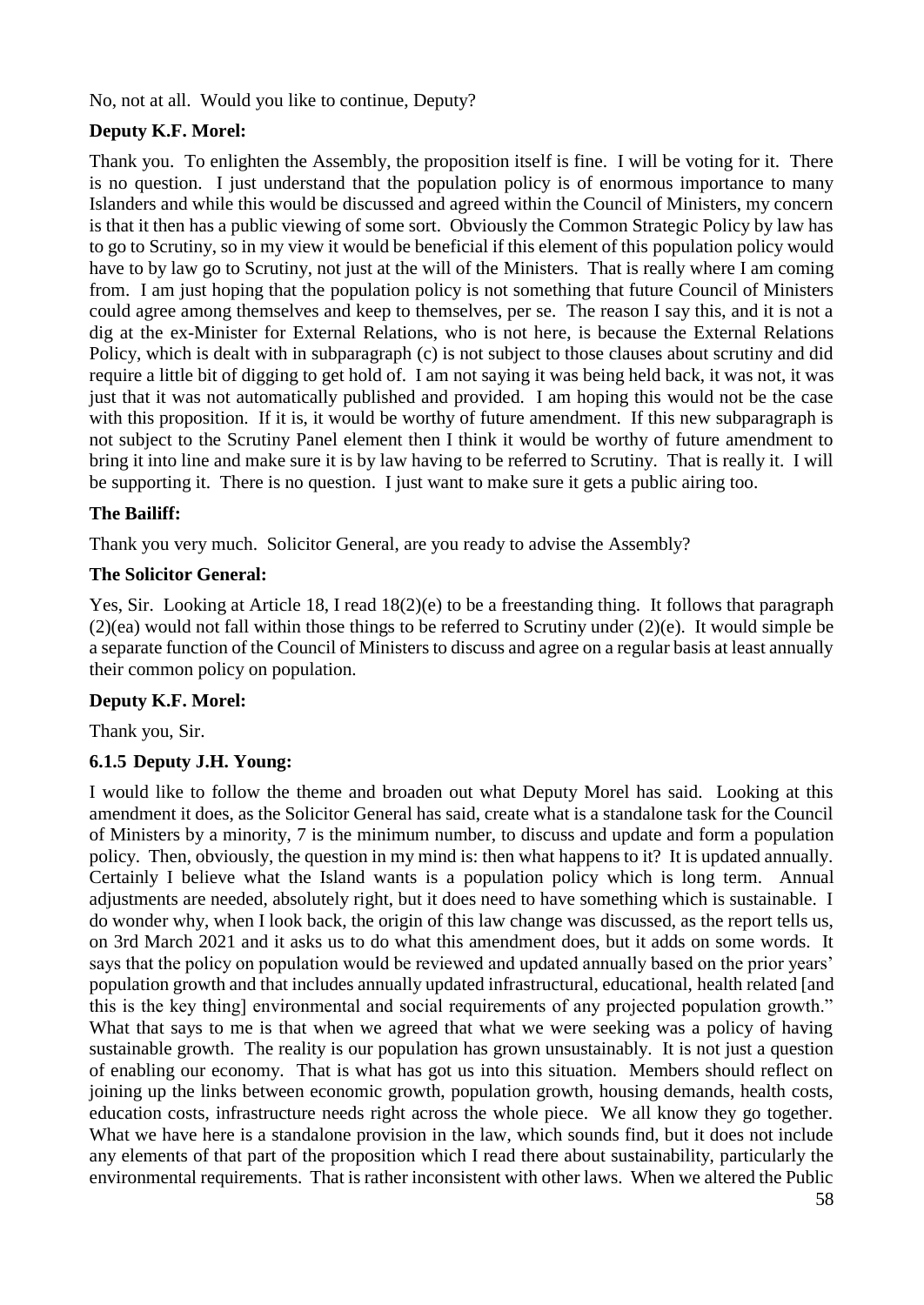No, not at all. Would you like to continue, Deputy?

**Deputy K.F. Morel:**

Thank you. To enlighten the Assembly, the proposition itself is fine. I will be voting for it. There is no question. I just understand that the population policy is of enormous importance to many Islanders and while this would be discussed and agreed within the Council of Ministers, my concern is that it then has a public viewing of some sort. Obviously the Common Strategic Policy by law has to go to Scrutiny, so in my view it would be beneficial if this element of this population policy would have to by law go to Scrutiny, not just at the will of the Ministers. That is really where I am coming from. I am just hoping that the population policy is not something that future Council of Ministers could agree among themselves and keep to themselves, per se. The reason I say this, and it is not a dig at the ex-Minister for External Relations, who is not here, is because the External Relations Policy, which is dealt with in subparagraph (c) is not subject to those clauses about scrutiny and did require a little bit of digging to get hold of. I am not saying it was being held back, it was not, it was just that it was not automatically published and provided. I am hoping this would not be the case with this proposition. If it is, it would be worthy of future amendment. If this new subparagraph is not subject to the Scrutiny Panel element then I think it would be worthy of future amendment to bring it into line and make sure it is by law having to be referred to Scrutiny. That is really it. I will be supporting it. There is no question. I just want to make sure it gets a public airing too.

**The Bailiff:**

Thank you very much. Solicitor General, are you ready to advise the Assembly?

**The Solicitor General:**

Yes, Sir. Looking at Article 18, I read 18(2)(e) to be a freestanding thing. It follows that paragraph (2)(ea) would not fall within those things to be referred to Scrutiny under (2)(e). It would simple be a separate function of the Council of Ministers to discuss and agree on a regular basis at least annually their common policy on population.

**Deputy K.F. Morel:**

Thank you, Sir.

### 6.1.5 Deputy J.H. Young:

I would like to follow the theme and broaden out what Deputy Morel has said. Looking at this amendment it does, as the Solicitor General has said, create what is a standalone task for the Council of Ministers by a minority, 7 is the minimum number, to discuss and update and form a population policy. Then, obviously, the question in my mind is: then what happens to it? It is updated annually. Certainly I believe what the Island wants is a population policy which is long term. Annual adjustments are needed, absolutely right, but it does need to have something which is sustainable. I do wonder why, when I look back, the origin of this law change was discussed, as the report tells us, on 3rd March 2021 and it asks us to do what this amendment does, but it adds on some words. It says that the policy on population would be reviewed and updated annually based on the prior years' population growth and that includes annually updated infrastructural, educational, health related [and this is the key thing] environmental and social requirements of any projected population growth." What that says to me is that when we agreed that what we were seeking was a policy of having sustainable growth. The reality is our population has grown unsustainably. It is not just a question of enabling our economy. That is what has got us into this situation. Members should reflect on joining up the links between economic growth, population growth, housing demands, health costs, education costs, infrastructure needs right across the whole piece. We all know they go together. What we have here is a standalone provision in the law, which sounds find, but it does not include any elements of that part of the proposition which I read there about sustainability, particularly the environmental requirements. That is rather inconsistent with other laws. When we altered the Public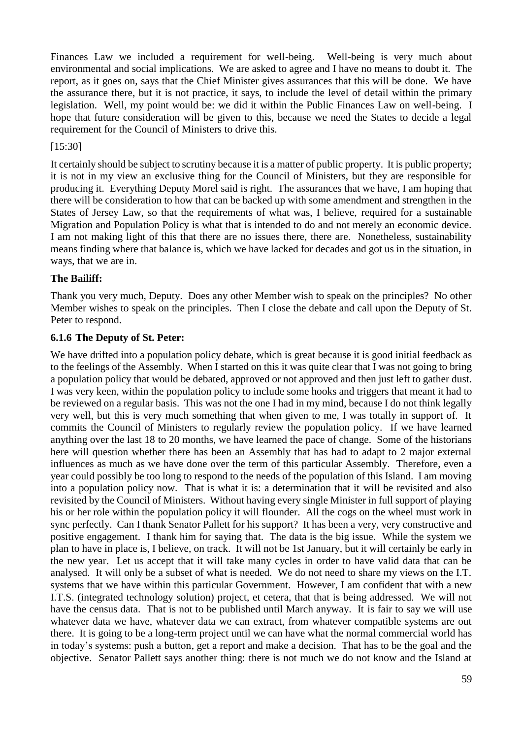Finances Law we included a requirement for well-being. Well-being is very much about environmental and social implications. We are asked to agree and I have no means to doubt it. The report, as it goes on, says that the Chief Minister gives assurances that this will be done. We have the assurance there, but it is not practice, it says, to include the level of detail within the primary legislation. Well, my point would be: we did it within the Public Finances Law on well-being. I hope that future consideration will be given to this, because we need the States to decide a legal requirement for the Council of Ministers to drive this.

[15:30]

It certainly should be subject to scrutiny because it is a matter of public property. It is public property; it is not in my view an exclusive thing for the Council of Ministers, but they are responsible for producing it. Everything Deputy Morel said is right. The assurances that we have, I am hoping that there will be consideration to how that can be backed up with some amendment and strengthen in the States of Jersey Law, so that the requirements of what was, I believe, required for a sustainable Migration and Population Policy is what that is intended to do and not merely an economic device. I am not making light of this that there are no issues there, there are. Nonetheless, sustainability means finding where that balance is, which we have lacked for decades and got us in the situation, in ways, that we are in.

**The Bailiff:**

Thank you very much, Deputy. Does any other Member wish to speak on the principles? No other Member wishes to speak on the principles. Then I close the debate and call upon the Deputy of St. Peter to respond.

### 6.1.6 The Deputy of St. Peter:

We have drifted into a population policy debate, which is great because it is good initial feedback as to the feelings of the Assembly. When I started on this it was quite clear that I was not going to bring a population policy that would be debated, approved or not approved and then just left to gather dust. I was very keen, within the population policy to include some hooks and triggers that meant it had to be reviewed on a regular basis. This was not the one I had in my mind, because I do not think legally very well, but this is very much something that when given to me, I was totally in support of. It commits the Council of Ministers to regularly review the population policy. If we have learned anything over the last 18 to 20 months, we have learned the pace of change. Some of the historians here will question whether there has been an Assembly that has had to adapt to 2 major external influences as much as we have done over the term of this particular Assembly. Therefore, even a year could possibly be too long to respond to the needs of the population of this Island. I am moving into a population policy now. That is what it is: a determination that it will be revisited and also revisited by the Council of Ministers. Without having every single Minister in full support of playing his or her role within the population policy it will flounder. All the cogs on the wheel must work in sync perfectly. Can I thank Senator Pallett for his support? It has been a very, very constructive and positive engagement. I thank him for saying that. The data is the big issue. While the system we plan to have in place is, I believe, on track. It will not be 1st January, but it will certainly be early in the new year. Let us accept that it will take many cycles in order to have valid data that can be analysed. It will only be a subset of what is needed. We do not need to share my views on the I.T. systems that we have within this particular Government. However, I am confident that with a new I.T.S. (integrated technology solution) project, et cetera, that that is being addressed. We will not have the census data. That is not to be published until March anyway. It is fair to say we will use whatever data we have, whatever data we can extract, from whatever compatible systems are out there. It is going to be a long-term project until we can have what the normal commercial world has in today's systems: push a button, get a report and make a decision. That has to be the goal and the objective. Senator Pallett says another thing: there is not much we do not know and the Island at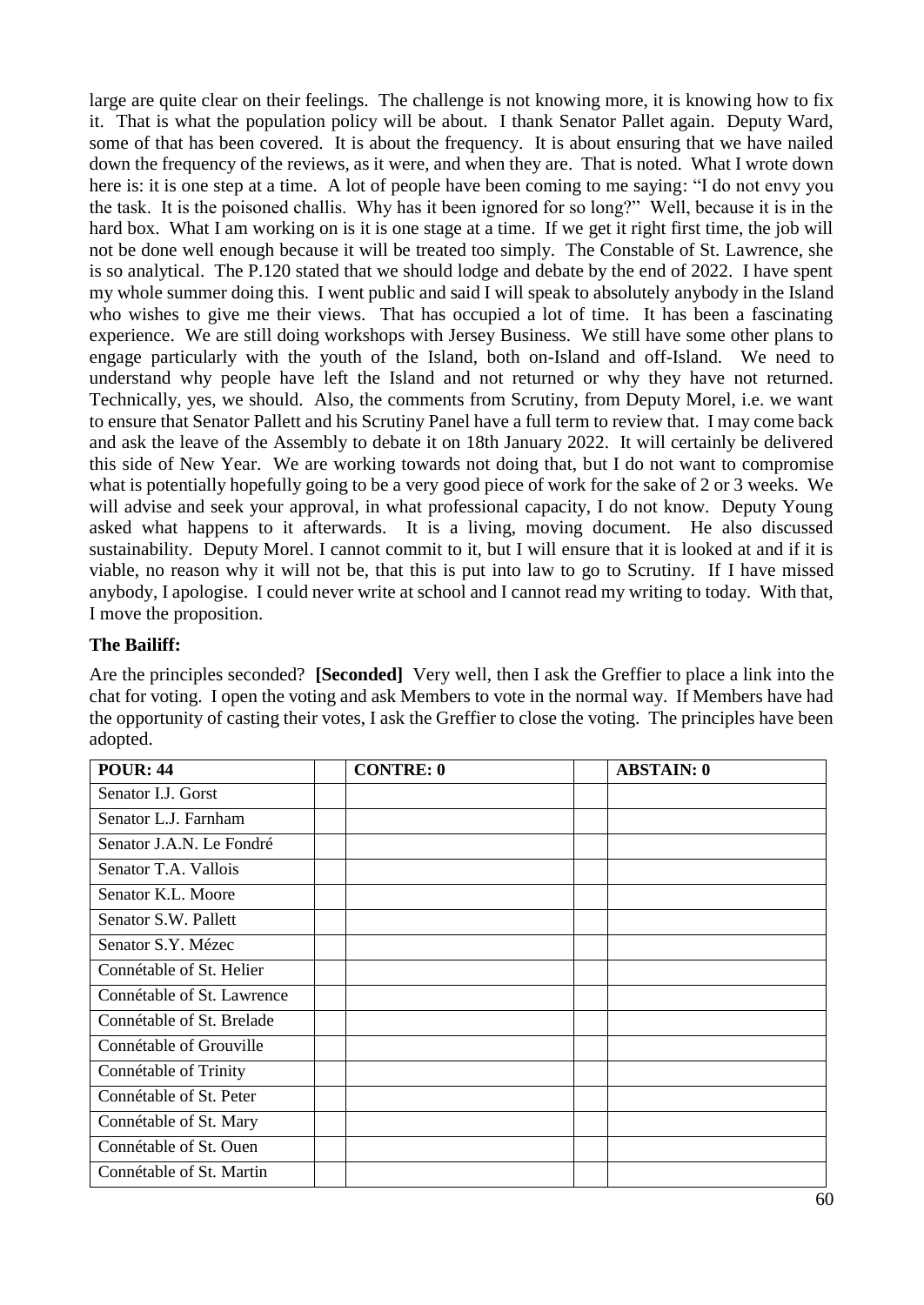large are quite clear on their feelings. The challenge is not knowing more, it is knowing how to fix it. That is what the population policy will be about. I thank Senator Pallet again. Deputy Ward, some of that has been covered. It is about the frequency. It is about ensuring that we have nailed down the frequency of the reviews, as it were, and when they are. That is noted. What I wrote down here is: it is one step at a time. A lot of people have been coming to me saying: "I do not envy you the task. It is the poisoned challis. Why has it been ignored for so long?" Well, because it is in the hard box. What I am working on is it is one stage at a time. If we get it right first time, the job will not be done well enough because it will be treated too simply. The Constable of St. Lawrence, she is so analytical. The P.120 stated that we should lodge and debate by the end of 2022. I have spent my whole summer doing this. I went public and said I will speak to absolutely anybody in the Island who wishes to give me their views. That has occupied a lot of time. It has been a fascinating experience. We are still doing workshops with Jersey Business. We still have some other plans to engage particularly with the youth of the Island, both on-Island and off-Island. We need to understand why people have left the Island and not returned or why they have not returned. Technically, yes, we should. Also, the comments from Scrutiny, from Deputy Morel, i.e. we want to ensure that Senator Pallett and his Scrutiny Panel have a full term to review that. I may come back and ask the leave of the Assembly to debate it on 18th January 2022. It will certainly be delivered this side of New Year. We are working towards not doing that, but I do not want to compromise what is potentially hopefully going to be a very good piece of work for the sake of 2 or 3 weeks. We will advise and seek your approval, in what professional capacity, I do not know. Deputy Young asked what happens to it afterwards. It is a living, moving document. He also discussed sustainability. Deputy Morel. I cannot commit to it, but I will ensure that it is looked at and if it is viable, no reason why it will not be, that this is put into law to go to Scrutiny. If I have missed anybody, I apologise. I could never write at school and I cannot read my writing to today. With that, I move the proposition.

**The Bailiff:**

Are the principles seconded? **[Seconded]** Very well, then I ask the Greffier to place a link into the chat for voting. I open the voting and ask Members to vote in the normal way. If Members have had the opportunity of casting their votes, I ask the Greffier to close the voting. The principles have been adopted.

| POUR: 44 | | CONTRE: 0 | | ABSTAIN: 0 |
|---|---|---|---|---|
| Senator I.J. Gorst | | | | |
| Senator L.J. Farnham | | | | |
| Senator J.A.N. Le Fondré | | | | |
| Senator T.A. Vallois | | | | |
| Senator K.L. Moore | | | | |
| Senator S.W. Pallett | | | | |
| Senator S.Y. Mézec | | | | |
| Connétable of St. Helier | | | | |
| Connétable of St. Lawrence | | | | |
| Connétable of St. Brelade | | | | |
| Connétable of Grouville | | | | |
| Connétable of Trinity | | | | |
| Connétable of St. Peter | | | | |
| Connétable of St. Mary | | | | |
| Connétable of St. Ouen | | | | |
| Connétable of St. Martin | | | | |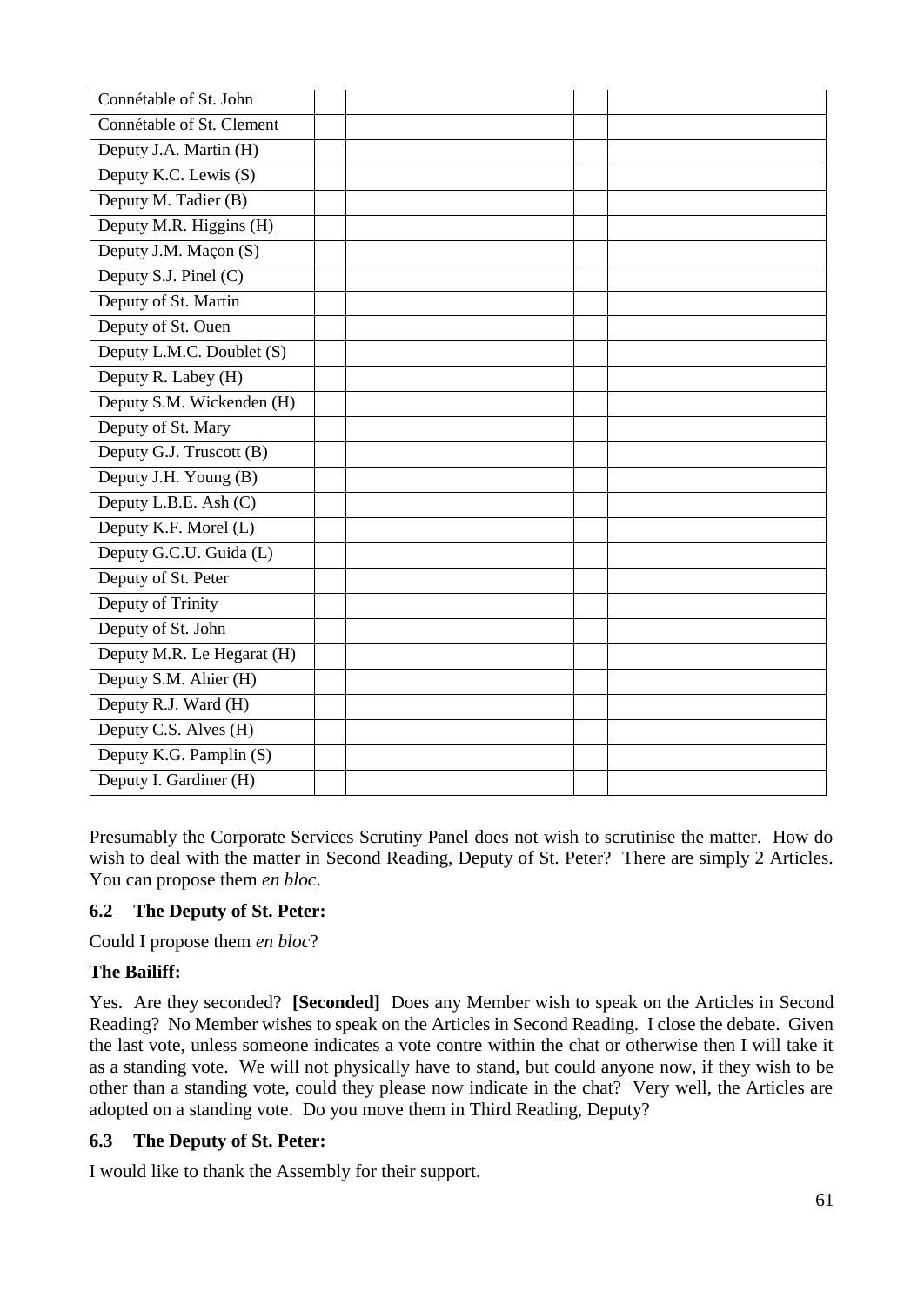| | | | | |
|---|---|---|---|---|
| Connétable of St. John | | | | |
| Connétable of St. Clement | | | | |
| Deputy J.A. Martin (H) | | | | |
| Deputy K.C. Lewis (S) | | | | |
| Deputy M. Tadier (B) | | | | |
| Deputy M.R. Higgins (H) | | | | |
| Deputy J.M. Maçon (S) | | | | |
| Deputy S.J. Pinel (C) | | | | |
| Deputy of St. Martin | | | | |
| Deputy of St. Ouen | | | | |
| Deputy L.M.C. Doublet (S) | | | | |
| Deputy R. Labey (H) | | | | |
| Deputy S.M. Wickenden (H) | | | | |
| Deputy of St. Mary | | | | |
| Deputy G.J. Truscott (B) | | | | |
| Deputy J.H. Young (B) | | | | |
| Deputy L.B.E. Ash (C) | | | | |
| Deputy K.F. Morel (L) | | | | |
| Deputy G.C.U. Guida (L) | | | | |
| Deputy of St. Peter | | | | |
| Deputy of Trinity | | | | |
| Deputy of St. John | | | | |
| Deputy M.R. Le Hegarat (H) | | | | |
| Deputy S.M. Ahier (H) | | | | |
| Deputy R.J. Ward (H) | | | | |
| Deputy C.S. Alves (H) | | | | |
| Deputy K.G. Pamplin (S) | | | | |
| Deputy I. Gardiner (H) | | | | |

Presumably the Corporate Services Scrutiny Panel does not wish to scrutinise the matter. How do wish to deal with the matter in Second Reading, Deputy of St. Peter? There are simply 2 Articles. You can propose them *en bloc*.

### 6.2 The Deputy of St. Peter:

Could I propose them *en bloc*?

**The Bailiff:**

Yes. Are they seconded? **[Seconded]** Does any Member wish to speak on the Articles in Second Reading? No Member wishes to speak on the Articles in Second Reading. I close the debate. Given the last vote, unless someone indicates a vote contre within the chat or otherwise then I will take it as a standing vote. We will not physically have to stand, but could anyone now, if they wish to be other than a standing vote, could they please now indicate in the chat? Very well, the Articles are adopted on a standing vote. Do you move them in Third Reading, Deputy?

### 6.3 The Deputy of St. Peter:

I would like to thank the Assembly for their support.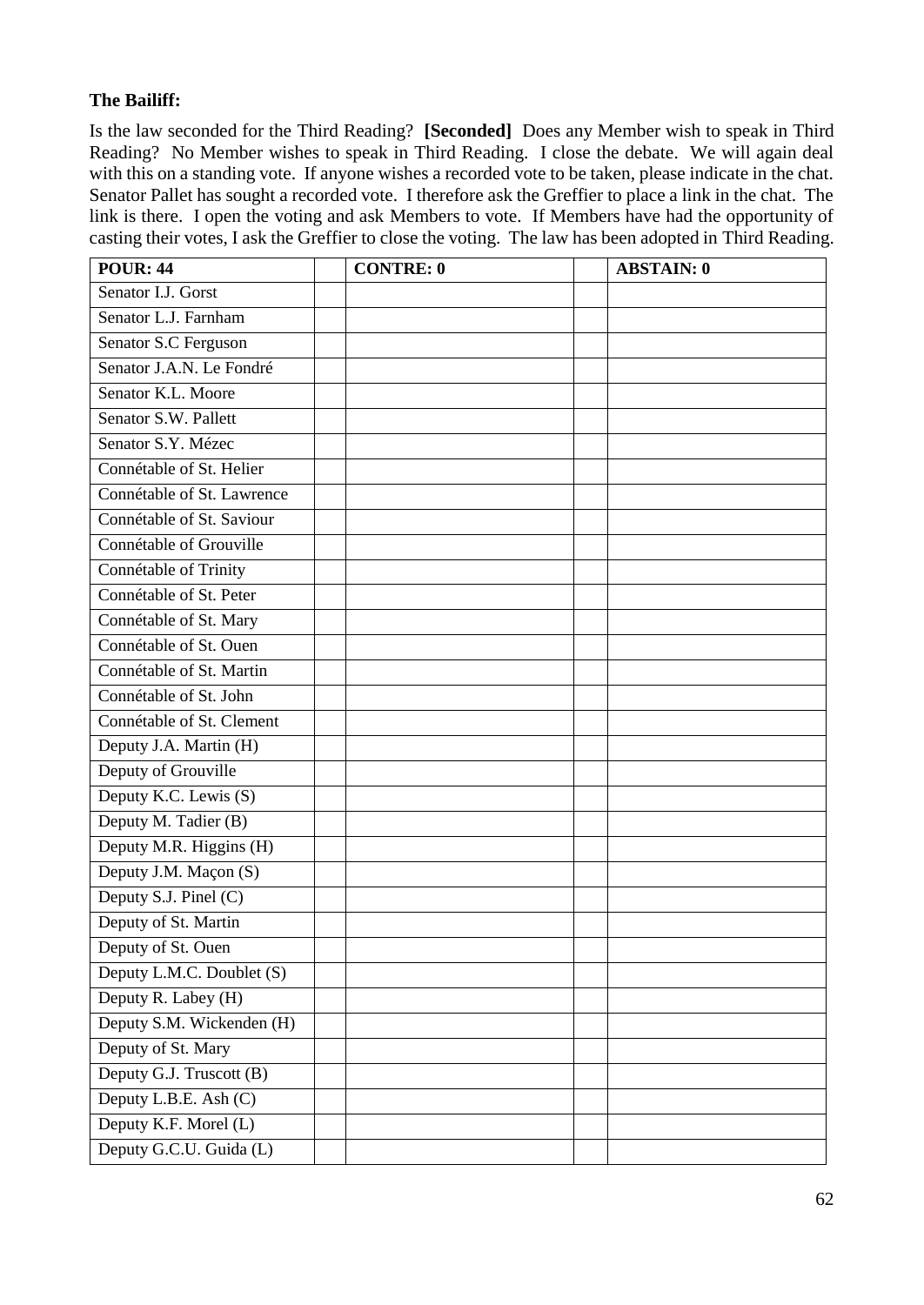**The Bailiff:**

Is the law seconded for the Third Reading? **[Seconded]** Does any Member wish to speak in Third Reading? No Member wishes to speak in Third Reading. I close the debate. We will again deal with this on a standing vote. If anyone wishes a recorded vote to be taken, please indicate in the chat. Senator Pallet has sought a recorded vote. I therefore ask the Greffier to place a link in the chat. The link is there. I open the voting and ask Members to vote. If Members have had the opportunity of casting their votes, I ask the Greffier to close the voting. The law has been adopted in Third Reading.

| POUR: 44 | | CONTRE: 0 | | ABSTAIN: 0 |
|---|---|---|---|---|
| Senator I.J. Gorst | | | | |
| Senator L.J. Farnham | | | | |
| Senator S.C Ferguson | | | | |
| Senator J.A.N. Le Fondré | | | | |
| Senator K.L. Moore | | | | |
| Senator S.W. Pallett | | | | |
| Senator S.Y. Mézec | | | | |
| Connétable of St. Helier | | | | |
| Connétable of St. Lawrence | | | | |
| Connétable of St. Saviour | | | | |
| Connétable of Grouville | | | | |
| Connétable of Trinity | | | | |
| Connétable of St. Peter | | | | |
| Connétable of St. Mary | | | | |
| Connétable of St. Ouen | | | | |
| Connétable of St. Martin | | | | |
| Connétable of St. John | | | | |
| Connétable of St. Clement | | | | |
| Deputy J.A. Martin (H) | | | | |
| Deputy of Grouville | | | | |
| Deputy K.C. Lewis (S) | | | | |
| Deputy M. Tadier (B) | | | | |
| Deputy M.R. Higgins (H) | | | | |
| Deputy J.M. Maçon (S) | | | | |
| Deputy S.J. Pinel (C) | | | | |
| Deputy of St. Martin | | | | |
| Deputy of St. Ouen | | | | |
| Deputy L.M.C. Doublet (S) | | | | |
| Deputy R. Labey (H) | | | | |
| Deputy S.M. Wickenden (H) | | | | |
| Deputy of St. Mary | | | | |
| Deputy G.J. Truscott (B) | | | | |
| Deputy L.B.E. Ash (C) | | | | |
| Deputy K.F. Morel (L) | | | | |
| Deputy G.C.U. Guida (L) | | | | |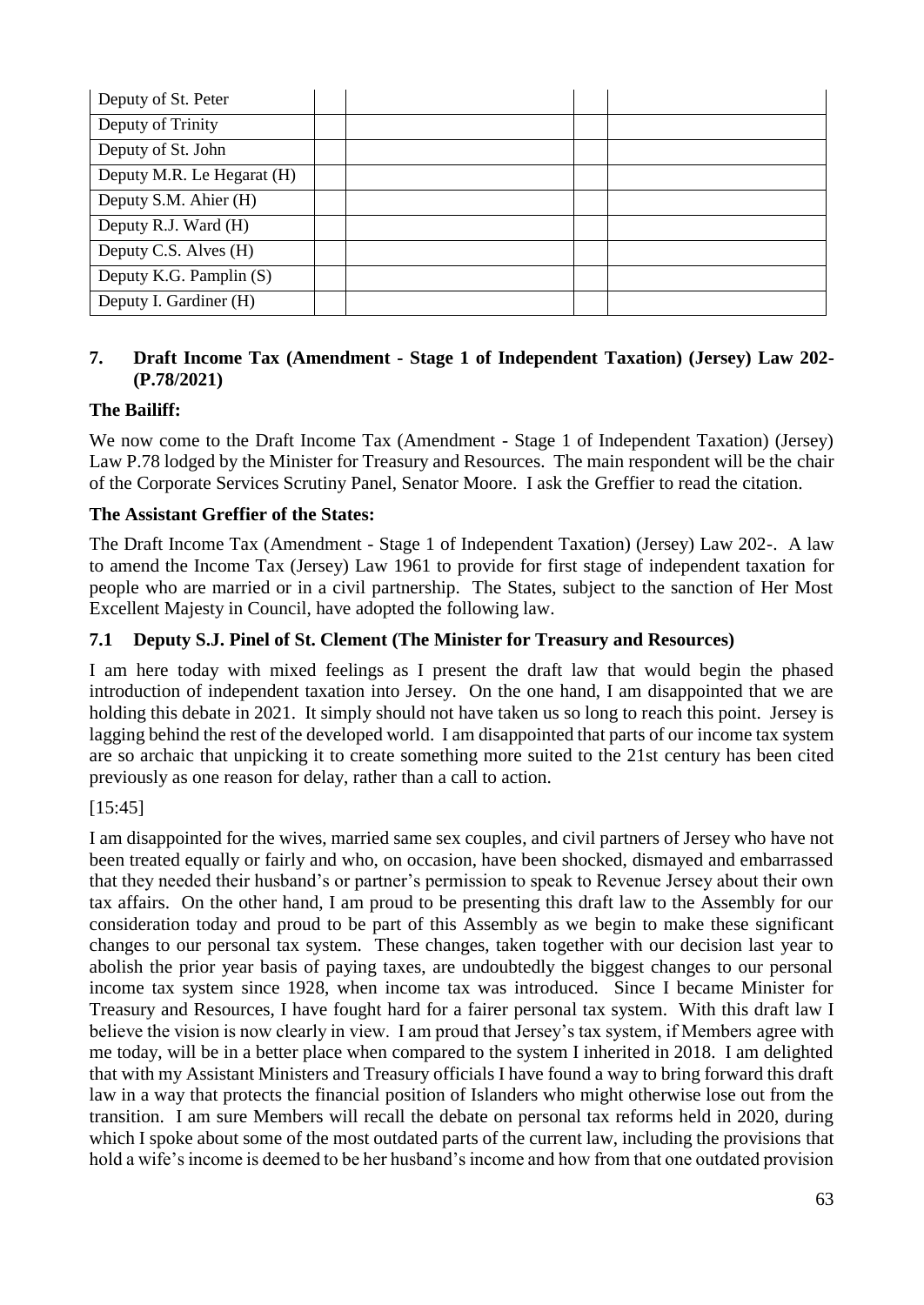| Deputy of St. Peter | | | | |
|---|---|---|---|---|
| Deputy of Trinity | | | | |
| Deputy of St. John | | | | |
| Deputy M.R. Le Hegarat (H) | | | | |
| Deputy S.M. Ahier (H) | | | | |
| Deputy R.J. Ward (H) | | | | |
| Deputy C.S. Alves (H) | | | | |
| Deputy K.G. Pamplin (S) | | | | |
| Deputy I. Gardiner (H) | | | | |

## 7. Draft Income Tax (Amendment - Stage 1 of Independent Taxation) (Jersey) Law 202- (P.78/2021)

**The Bailiff:**

We now come to the Draft Income Tax (Amendment - Stage 1 of Independent Taxation) (Jersey) Law P.78 lodged by the Minister for Treasury and Resources. The main respondent will be the chair of the Corporate Services Scrutiny Panel, Senator Moore. I ask the Greffier to read the citation.

**The Assistant Greffier of the States:**

The Draft Income Tax (Amendment - Stage 1 of Independent Taxation) (Jersey) Law 202-. A law to amend the Income Tax (Jersey) Law 1961 to provide for first stage of independent taxation for people who are married or in a civil partnership. The States, subject to the sanction of Her Most Excellent Majesty in Council, have adopted the following law.

### 7.1 Deputy S.J. Pinel of St. Clement (The Minister for Treasury and Resources)

I am here today with mixed feelings as I present the draft law that would begin the phased introduction of independent taxation into Jersey. On the one hand, I am disappointed that we are holding this debate in 2021. It simply should not have taken us so long to reach this point. Jersey is lagging behind the rest of the developed world. I am disappointed that parts of our income tax system are so archaic that unpicking it to create something more suited to the 21st century has been cited previously as one reason for delay, rather than a call to action.

[15:45]

I am disappointed for the wives, married same sex couples, and civil partners of Jersey who have not been treated equally or fairly and who, on occasion, have been shocked, dismayed and embarrassed that they needed their husband's or partner's permission to speak to Revenue Jersey about their own tax affairs. On the other hand, I am proud to be presenting this draft law to the Assembly for our consideration today and proud to be part of this Assembly as we begin to make these significant changes to our personal tax system. These changes, taken together with our decision last year to abolish the prior year basis of paying taxes, are undoubtedly the biggest changes to our personal income tax system since 1928, when income tax was introduced. Since I became Minister for Treasury and Resources, I have fought hard for a fairer personal tax system. With this draft law I believe the vision is now clearly in view. I am proud that Jersey's tax system, if Members agree with me today, will be in a better place when compared to the system I inherited in 2018. I am delighted that with my Assistant Ministers and Treasury officials I have found a way to bring forward this draft law in a way that protects the financial position of Islanders who might otherwise lose out from the transition. I am sure Members will recall the debate on personal tax reforms held in 2020, during which I spoke about some of the most outdated parts of the current law, including the provisions that hold a wife's income is deemed to be her husband's income and how from that one outdated provision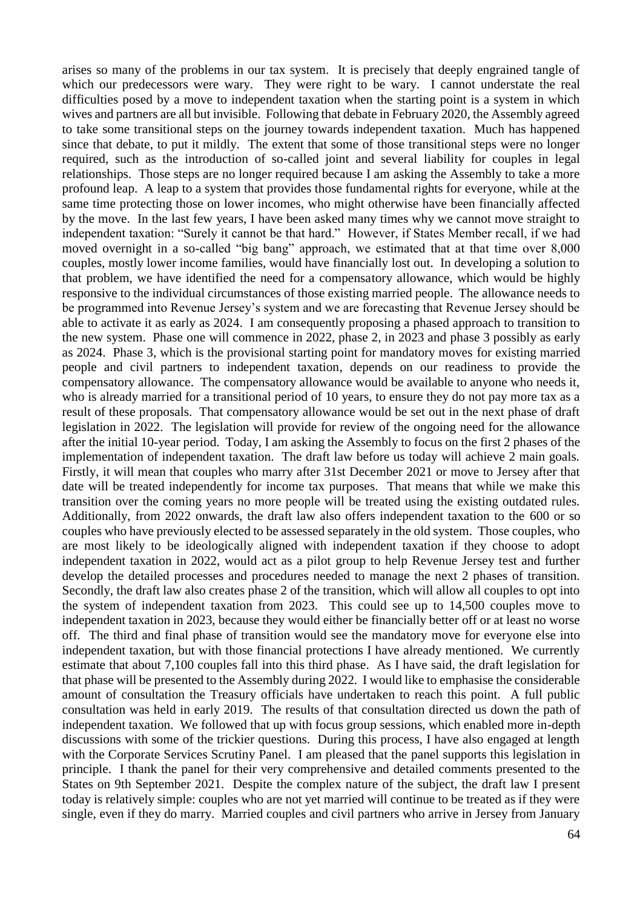arises so many of the problems in our tax system. It is precisely that deeply engrained tangle of which our predecessors were wary. They were right to be wary. I cannot understate the real difficulties posed by a move to independent taxation when the starting point is a system in which wives and partners are all but invisible. Following that debate in February 2020, the Assembly agreed to take some transitional steps on the journey towards independent taxation. Much has happened since that debate, to put it mildly. The extent that some of those transitional steps were no longer required, such as the introduction of so-called joint and several liability for couples in legal relationships. Those steps are no longer required because I am asking the Assembly to take a more profound leap. A leap to a system that provides those fundamental rights for everyone, while at the same time protecting those on lower incomes, who might otherwise have been financially affected by the move. In the last few years, I have been asked many times why we cannot move straight to independent taxation: "Surely it cannot be that hard." However, if States Member recall, if we had moved overnight in a so-called "big bang" approach, we estimated that at that time over 8,000 couples, mostly lower income families, would have financially lost out. In developing a solution to that problem, we have identified the need for a compensatory allowance, which would be highly responsive to the individual circumstances of those existing married people. The allowance needs to be programmed into Revenue Jersey's system and we are forecasting that Revenue Jersey should be able to activate it as early as 2024. I am consequently proposing a phased approach to transition to the new system. Phase one will commence in 2022, phase 2, in 2023 and phase 3 possibly as early as 2024. Phase 3, which is the provisional starting point for mandatory moves for existing married people and civil partners to independent taxation, depends on our readiness to provide the compensatory allowance. The compensatory allowance would be available to anyone who needs it, who is already married for a transitional period of 10 years, to ensure they do not pay more tax as a result of these proposals. That compensatory allowance would be set out in the next phase of draft legislation in 2022. The legislation will provide for review of the ongoing need for the allowance after the initial 10-year period. Today, I am asking the Assembly to focus on the first 2 phases of the implementation of independent taxation. The draft law before us today will achieve 2 main goals. Firstly, it will mean that couples who marry after 31st December 2021 or move to Jersey after that date will be treated independently for income tax purposes. That means that while we make this transition over the coming years no more people will be treated using the existing outdated rules. Additionally, from 2022 onwards, the draft law also offers independent taxation to the 600 or so couples who have previously elected to be assessed separately in the old system. Those couples, who are most likely to be ideologically aligned with independent taxation if they choose to adopt independent taxation in 2022, would act as a pilot group to help Revenue Jersey test and further develop the detailed processes and procedures needed to manage the next 2 phases of transition. Secondly, the draft law also creates phase 2 of the transition, which will allow all couples to opt into the system of independent taxation from 2023. This could see up to 14,500 couples move to independent taxation in 2023, because they would either be financially better off or at least no worse off. The third and final phase of transition would see the mandatory move for everyone else into independent taxation, but with those financial protections I have already mentioned. We currently estimate that about 7,100 couples fall into this third phase. As I have said, the draft legislation for that phase will be presented to the Assembly during 2022. I would like to emphasise the considerable amount of consultation the Treasury officials have undertaken to reach this point. A full public consultation was held in early 2019. The results of that consultation directed us down the path of independent taxation. We followed that up with focus group sessions, which enabled more in-depth discussions with some of the trickier questions. During this process, I have also engaged at length with the Corporate Services Scrutiny Panel. I am pleased that the panel supports this legislation in principle. I thank the panel for their very comprehensive and detailed comments presented to the States on 9th September 2021. Despite the complex nature of the subject, the draft law I present today is relatively simple: couples who are not yet married will continue to be treated as if they were single, even if they do marry. Married couples and civil partners who arrive in Jersey from January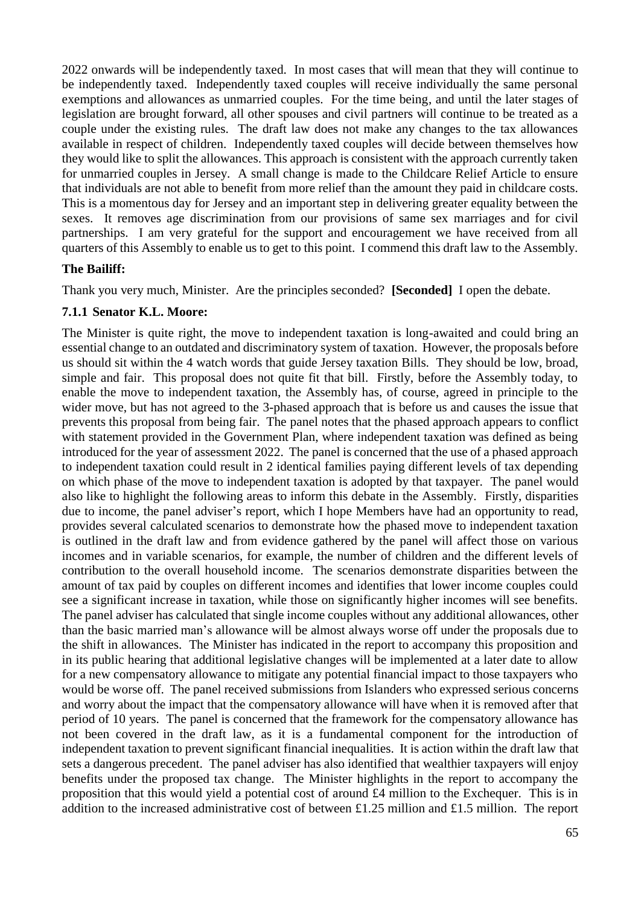2022 onwards will be independently taxed. In most cases that will mean that they will continue to be independently taxed. Independently taxed couples will receive individually the same personal exemptions and allowances as unmarried couples. For the time being, and until the later stages of legislation are brought forward, all other spouses and civil partners will continue to be treated as a couple under the existing rules. The draft law does not make any changes to the tax allowances available in respect of children. Independently taxed couples will decide between themselves how they would like to split the allowances. This approach is consistent with the approach currently taken for unmarried couples in Jersey. A small change is made to the Childcare Relief Article to ensure that individuals are not able to benefit from more relief than the amount they paid in childcare costs. This is a momentous day for Jersey and an important step in delivering greater equality between the sexes. It removes age discrimination from our provisions of same sex marriages and for civil partnerships. I am very grateful for the support and encouragement we have received from all quarters of this Assembly to enable us to get to this point. I commend this draft law to the Assembly.

**The Bailiff:**

Thank you very much, Minister. Are the principles seconded? **[Seconded]** I open the debate.

**7.1.1 Senator K.L. Moore:**

The Minister is quite right, the move to independent taxation is long-awaited and could bring an essential change to an outdated and discriminatory system of taxation. However, the proposals before us should sit within the 4 watch words that guide Jersey taxation Bills. They should be low, broad, simple and fair. This proposal does not quite fit that bill. Firstly, before the Assembly today, to enable the move to independent taxation, the Assembly has, of course, agreed in principle to the wider move, but has not agreed to the 3-phased approach that is before us and causes the issue that prevents this proposal from being fair. The panel notes that the phased approach appears to conflict with statement provided in the Government Plan, where independent taxation was defined as being introduced for the year of assessment 2022. The panel is concerned that the use of a phased approach to independent taxation could result in 2 identical families paying different levels of tax depending on which phase of the move to independent taxation is adopted by that taxpayer. The panel would also like to highlight the following areas to inform this debate in the Assembly. Firstly, disparities due to income, the panel adviser's report, which I hope Members have had an opportunity to read, provides several calculated scenarios to demonstrate how the phased move to independent taxation is outlined in the draft law and from evidence gathered by the panel will affect those on various incomes and in variable scenarios, for example, the number of children and the different levels of contribution to the overall household income. The scenarios demonstrate disparities between the amount of tax paid by couples on different incomes and identifies that lower income couples could see a significant increase in taxation, while those on significantly higher incomes will see benefits. The panel adviser has calculated that single income couples without any additional allowances, other than the basic married man's allowance will be almost always worse off under the proposals due to the shift in allowances. The Minister has indicated in the report to accompany this proposition and in its public hearing that additional legislative changes will be implemented at a later date to allow for a new compensatory allowance to mitigate any potential financial impact to those taxpayers who would be worse off. The panel received submissions from Islanders who expressed serious concerns and worry about the impact that the compensatory allowance will have when it is removed after that period of 10 years. The panel is concerned that the framework for the compensatory allowance has not been covered in the draft law, as it is a fundamental component for the introduction of independent taxation to prevent significant financial inequalities. It is action within the draft law that sets a dangerous precedent. The panel adviser has also identified that wealthier taxpayers will enjoy benefits under the proposed tax change. The Minister highlights in the report to accompany the proposition that this would yield a potential cost of around £4 million to the Exchequer. This is in addition to the increased administrative cost of between £1.25 million and £1.5 million. The report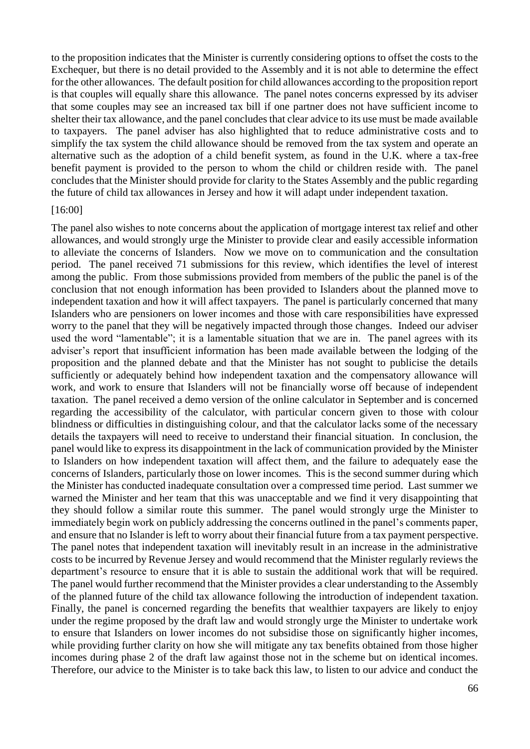to the proposition indicates that the Minister is currently considering options to offset the costs to the Exchequer, but there is no detail provided to the Assembly and it is not able to determine the effect for the other allowances. The default position for child allowances according to the proposition report is that couples will equally share this allowance. The panel notes concerns expressed by its adviser that some couples may see an increased tax bill if one partner does not have sufficient income to shelter their tax allowance, and the panel concludes that clear advice to its use must be made available to taxpayers. The panel adviser has also highlighted that to reduce administrative costs and to simplify the tax system the child allowance should be removed from the tax system and operate an alternative such as the adoption of a child benefit system, as found in the U.K. where a tax-free benefit payment is provided to the person to whom the child or children reside with. The panel concludes that the Minister should provide for clarity to the States Assembly and the public regarding the future of child tax allowances in Jersey and how it will adapt under independent taxation.

[16:00]

The panel also wishes to note concerns about the application of mortgage interest tax relief and other allowances, and would strongly urge the Minister to provide clear and easily accessible information to alleviate the concerns of Islanders. Now we move on to communication and the consultation period. The panel received 71 submissions for this review, which identifies the level of interest among the public. From those submissions provided from members of the public the panel is of the conclusion that not enough information has been provided to Islanders about the planned move to independent taxation and how it will affect taxpayers. The panel is particularly concerned that many Islanders who are pensioners on lower incomes and those with care responsibilities have expressed worry to the panel that they will be negatively impacted through those changes. Indeed our adviser used the word "lamentable"; it is a lamentable situation that we are in. The panel agrees with its adviser's report that insufficient information has been made available between the lodging of the proposition and the planned debate and that the Minister has not sought to publicise the details sufficiently or adequately behind how independent taxation and the compensatory allowance will work, and work to ensure that Islanders will not be financially worse off because of independent taxation. The panel received a demo version of the online calculator in September and is concerned regarding the accessibility of the calculator, with particular concern given to those with colour blindness or difficulties in distinguishing colour, and that the calculator lacks some of the necessary details the taxpayers will need to receive to understand their financial situation. In conclusion, the panel would like to express its disappointment in the lack of communication provided by the Minister to Islanders on how independent taxation will affect them, and the failure to adequately ease the concerns of Islanders, particularly those on lower incomes. This is the second summer during which the Minister has conducted inadequate consultation over a compressed time period. Last summer we warned the Minister and her team that this was unacceptable and we find it very disappointing that they should follow a similar route this summer. The panel would strongly urge the Minister to immediately begin work on publicly addressing the concerns outlined in the panel's comments paper, and ensure that no Islander is left to worry about their financial future from a tax payment perspective. The panel notes that independent taxation will inevitably result in an increase in the administrative costs to be incurred by Revenue Jersey and would recommend that the Minister regularly reviews the department's resource to ensure that it is able to sustain the additional work that will be required. The panel would further recommend that the Minister provides a clear understanding to the Assembly of the planned future of the child tax allowance following the introduction of independent taxation. Finally, the panel is concerned regarding the benefits that wealthier taxpayers are likely to enjoy under the regime proposed by the draft law and would strongly urge the Minister to undertake work to ensure that Islanders on lower incomes do not subsidise those on significantly higher incomes, while providing further clarity on how she will mitigate any tax benefits obtained from those higher incomes during phase 2 of the draft law against those not in the scheme but on identical incomes. Therefore, our advice to the Minister is to take back this law, to listen to our advice and conduct the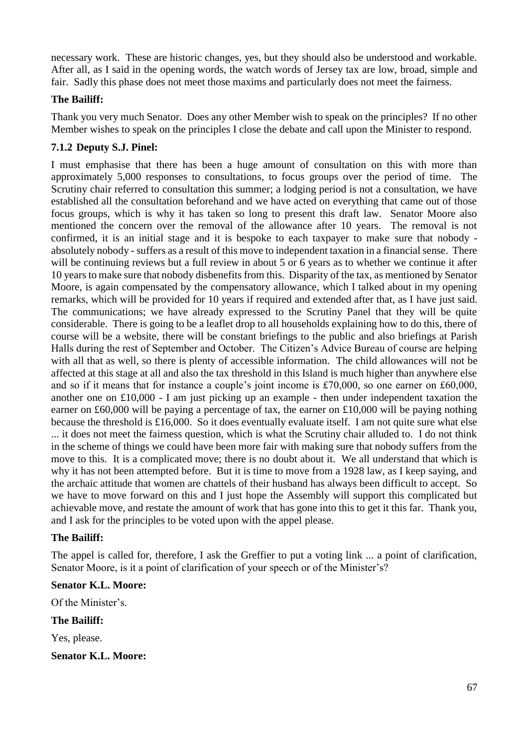necessary work. These are historic changes, yes, but they should also be understood and workable. After all, as I said in the opening words, the watch words of Jersey tax are low, broad, simple and fair. Sadly this phase does not meet those maxims and particularly does not meet the fairness.

**The Bailiff:**

Thank you very much Senator. Does any other Member wish to speak on the principles? If no other Member wishes to speak on the principles I close the debate and call upon the Minister to respond.

### 7.1.2 Deputy S.J. Pinel:

I must emphasise that there has been a huge amount of consultation on this with more than approximately 5,000 responses to consultations, to focus groups over the period of time. The Scrutiny chair referred to consultation this summer; a lodging period is not a consultation, we have established all the consultation beforehand and we have acted on everything that came out of those focus groups, which is why it has taken so long to present this draft law. Senator Moore also mentioned the concern over the removal of the allowance after 10 years. The removal is not confirmed, it is an initial stage and it is bespoke to each taxpayer to make sure that nobody - absolutely nobody - suffers as a result of this move to independent taxation in a financial sense. There will be continuing reviews but a full review in about 5 or 6 years as to whether we continue it after 10 years to make sure that nobody disbenefits from this. Disparity of the tax, as mentioned by Senator Moore, is again compensated by the compensatory allowance, which I talked about in my opening remarks, which will be provided for 10 years if required and extended after that, as I have just said. The communications; we have already expressed to the Scrutiny Panel that they will be quite considerable. There is going to be a leaflet drop to all households explaining how to do this, there of course will be a website, there will be constant briefings to the public and also briefings at Parish Halls during the rest of September and October. The Citizen's Advice Bureau of course are helping with all that as well, so there is plenty of accessible information. The child allowances will not be affected at this stage at all and also the tax threshold in this Island is much higher than anywhere else and so if it means that for instance a couple's joint income is £70,000, so one earner on £60,000, another one on £10,000 - I am just picking up an example - then under independent taxation the earner on £60,000 will be paying a percentage of tax, the earner on £10,000 will be paying nothing because the threshold is £16,000. So it does eventually evaluate itself. I am not quite sure what else ... it does not meet the fairness question, which is what the Scrutiny chair alluded to. I do not think in the scheme of things we could have been more fair with making sure that nobody suffers from the move to this. It is a complicated move; there is no doubt about it. We all understand that which is why it has not been attempted before. But it is time to move from a 1928 law, as I keep saying, and the archaic attitude that women are chattels of their husband has always been difficult to accept. So we have to move forward on this and I just hope the Assembly will support this complicated but achievable move, and restate the amount of work that has gone into this to get it this far. Thank you, and I ask for the principles to be voted upon with the appel please.

**The Bailiff:**

The appel is called for, therefore, I ask the Greffier to put a voting link ... a point of clarification, Senator Moore, is it a point of clarification of your speech or of the Minister's?

**Senator K.L. Moore:**

Of the Minister's.

**The Bailiff:**

Yes, please.

**Senator K.L. Moore:**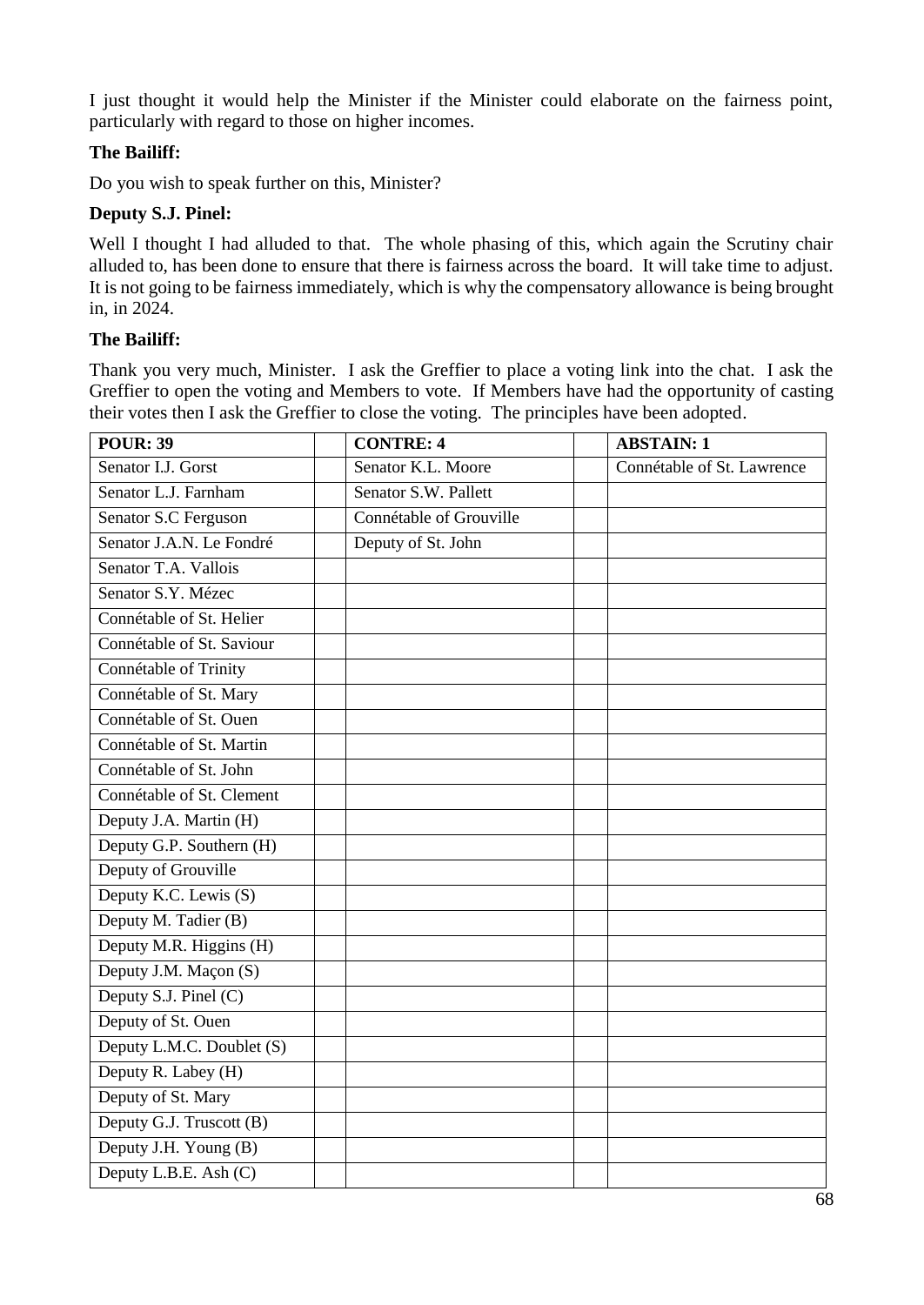I just thought it would help the Minister if the Minister could elaborate on the fairness point, particularly with regard to those on higher incomes.

**The Bailiff:**

Do you wish to speak further on this, Minister?

**Deputy S.J. Pinel:**

Well I thought I had alluded to that. The whole phasing of this, which again the Scrutiny chair alluded to, has been done to ensure that there is fairness across the board. It will take time to adjust. It is not going to be fairness immediately, which is why the compensatory allowance is being brought in, in 2024.

**The Bailiff:**

Thank you very much, Minister. I ask the Greffier to place a voting link into the chat. I ask the Greffier to open the voting and Members to vote. If Members have had the opportunity of casting their votes then I ask the Greffier to close the voting. The principles have been adopted.

| POUR: 39 | | CONTRE: 4 | | ABSTAIN: 1 |
|---|---|---|---|---|
| Senator I.J. Gorst | | Senator K.L. Moore | | Connétable of St. Lawrence |
| Senator L.J. Farnham | | Senator S.W. Pallett | | |
| Senator S.C Ferguson | | Connétable of Grouville | | |
| Senator J.A.N. Le Fondré | | Deputy of St. John | | |
| Senator T.A. Vallois | | | | |
| Senator S.Y. Mézec | | | | |
| Connétable of St. Helier | | | | |
| Connétable of St. Saviour | | | | |
| Connétable of Trinity | | | | |
| Connétable of St. Mary | | | | |
| Connétable of St. Ouen | | | | |
| Connétable of St. Martin | | | | |
| Connétable of St. John | | | | |
| Connétable of St. Clement | | | | |
| Deputy J.A. Martin (H) | | | | |
| Deputy G.P. Southern (H) | | | | |
| Deputy of Grouville | | | | |
| Deputy K.C. Lewis (S) | | | | |
| Deputy M. Tadier (B) | | | | |
| Deputy M.R. Higgins (H) | | | | |
| Deputy J.M. Maçon (S) | | | | |
| Deputy S.J. Pinel (C) | | | | |
| Deputy of St. Ouen | | | | |
| Deputy L.M.C. Doublet (S) | | | | |
| Deputy R. Labey (H) | | | | |
| Deputy of St. Mary | | | | |
| Deputy G.J. Truscott (B) | | | | |
| Deputy J.H. Young (B) | | | | |
| Deputy L.B.E. Ash (C) | | | | |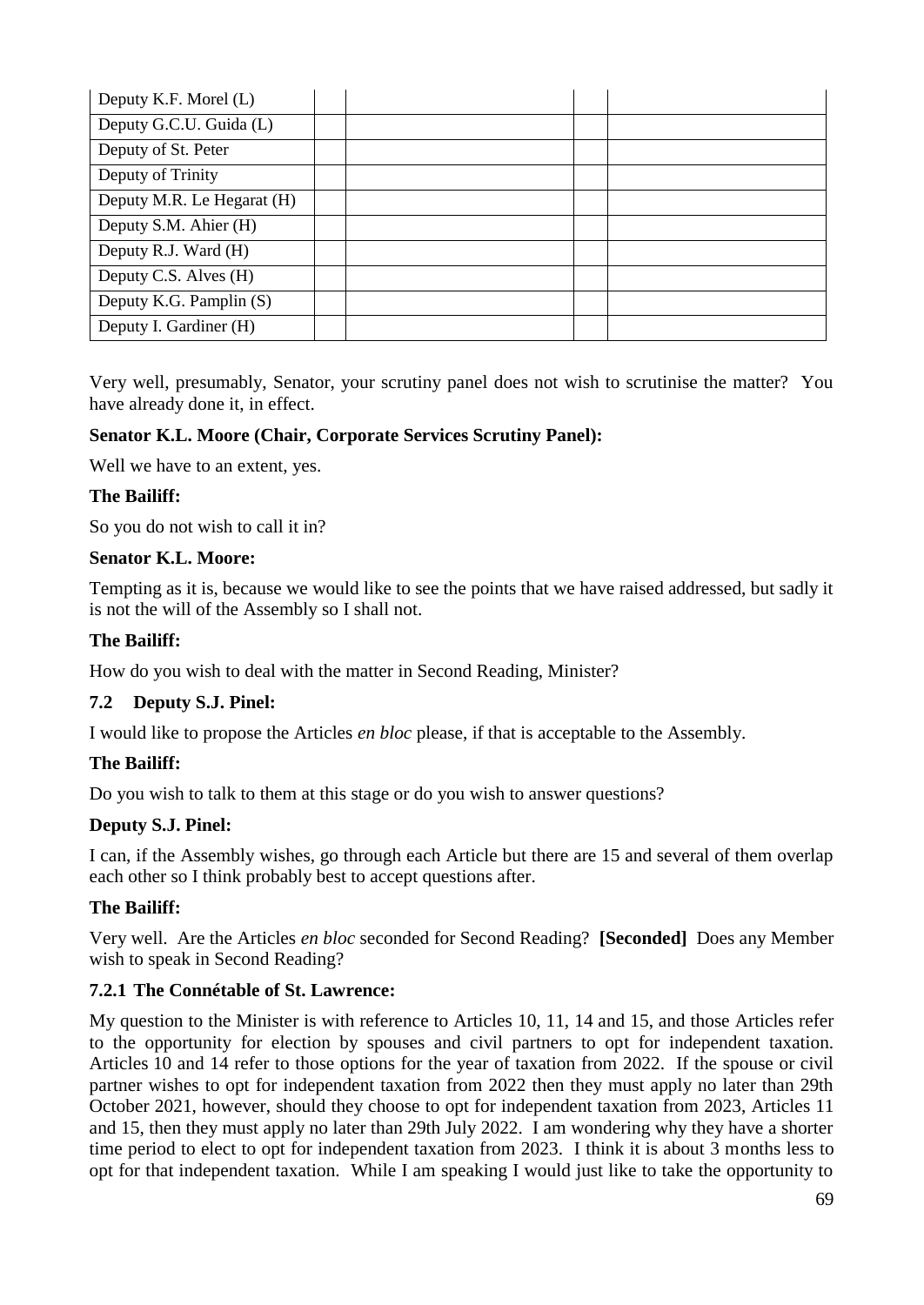| | | | | |
|---|---|---|---|---|
| Deputy K.F. Morel (L) | | | | |
| Deputy G.C.U. Guida (L) | | | | |
| Deputy of St. Peter | | | | |
| Deputy of Trinity | | | | |
| Deputy M.R. Le Hegarat (H) | | | | |
| Deputy S.M. Ahier (H) | | | | |
| Deputy R.J. Ward (H) | | | | |
| Deputy C.S. Alves (H) | | | | |
| Deputy K.G. Pamplin (S) | | | | |
| Deputy I. Gardiner (H) | | | | |

Very well, presumably, Senator, your scrutiny panel does not wish to scrutinise the matter? You have already done it, in effect.

**Senator K.L. Moore (Chair, Corporate Services Scrutiny Panel):**

Well we have to an extent, yes.

**The Bailiff:**

So you do not wish to call it in?

**Senator K.L. Moore:**

Tempting as it is, because we would like to see the points that we have raised addressed, but sadly it is not the will of the Assembly so I shall not.

**The Bailiff:**

How do you wish to deal with the matter in Second Reading, Minister?

### 7.2 Deputy S.J. Pinel:

I would like to propose the Articles *en bloc* please, if that is acceptable to the Assembly.

**The Bailiff:**

Do you wish to talk to them at this stage or do you wish to answer questions?

**Deputy S.J. Pinel:**

I can, if the Assembly wishes, go through each Article but there are 15 and several of them overlap each other so I think probably best to accept questions after.

**The Bailiff:**

Very well. Are the Articles *en bloc* seconded for Second Reading? **[Seconded]** Does any Member wish to speak in Second Reading?

#### 7.2.1 The Connétable of St. Lawrence:

My question to the Minister is with reference to Articles 10, 11, 14 and 15, and those Articles refer to the opportunity for election by spouses and civil partners to opt for independent taxation. Articles 10 and 14 refer to those options for the year of taxation from 2022. If the spouse or civil partner wishes to opt for independent taxation from 2022 then they must apply no later than 29th October 2021, however, should they choose to opt for independent taxation from 2023, Articles 11 and 15, then they must apply no later than 29th July 2022. I am wondering why they have a shorter time period to elect to opt for independent taxation from 2023. I think it is about 3 months less to opt for that independent taxation. While I am speaking I would just like to take the opportunity to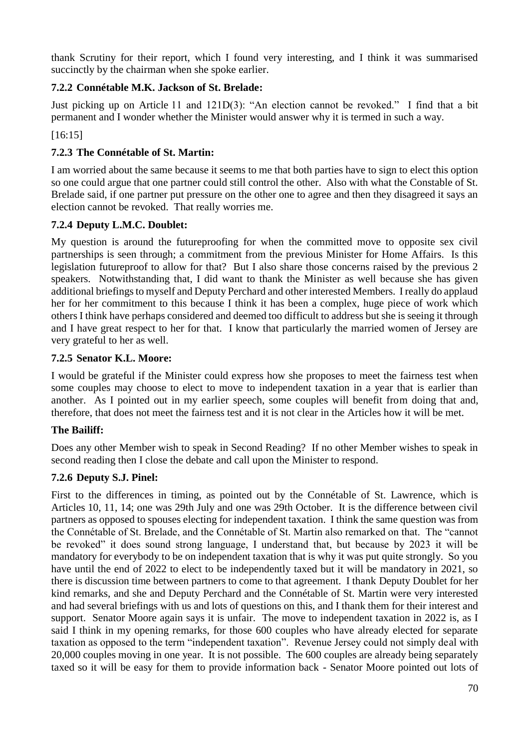thank Scrutiny for their report, which I found very interesting, and I think it was summarised succinctly by the chairman when she spoke earlier.

### 7.2.2 Connétable M.K. Jackson of St. Brelade:

Just picking up on Article 11 and 121D(3): "An election cannot be revoked." I find that a bit permanent and I wonder whether the Minister would answer why it is termed in such a way.

[16:15]

### 7.2.3 The Connétable of St. Martin:

I am worried about the same because it seems to me that both parties have to sign to elect this option so one could argue that one partner could still control the other. Also with what the Constable of St. Brelade said, if one partner put pressure on the other one to agree and then they disagreed it says an election cannot be revoked. That really worries me.

### 7.2.4 Deputy L.M.C. Doublet:

My question is around the futureproofing for when the committed move to opposite sex civil partnerships is seen through; a commitment from the previous Minister for Home Affairs. Is this legislation futureproof to allow for that? But I also share those concerns raised by the previous 2 speakers. Notwithstanding that, I did want to thank the Minister as well because she has given additional briefings to myself and Deputy Perchard and other interested Members. I really do applaud her for her commitment to this because I think it has been a complex, huge piece of work which others I think have perhaps considered and deemed too difficult to address but she is seeing it through and I have great respect to her for that. I know that particularly the married women of Jersey are very grateful to her as well.

### 7.2.5 Senator K.L. Moore:

I would be grateful if the Minister could express how she proposes to meet the fairness test when some couples may choose to elect to move to independent taxation in a year that is earlier than another. As I pointed out in my earlier speech, some couples will benefit from doing that and, therefore, that does not meet the fairness test and it is not clear in the Articles how it will be met.

**The Bailiff:**

Does any other Member wish to speak in Second Reading? If no other Member wishes to speak in second reading then I close the debate and call upon the Minister to respond.

### 7.2.6 Deputy S.J. Pinel:

First to the differences in timing, as pointed out by the Connétable of St. Lawrence, which is Articles 10, 11, 14; one was 29th July and one was 29th October. It is the difference between civil partners as opposed to spouses electing for independent taxation. I think the same question was from the Connétable of St. Brelade, and the Connétable of St. Martin also remarked on that. The "cannot be revoked" it does sound strong language, I understand that, but because by 2023 it will be mandatory for everybody to be on independent taxation that is why it was put quite strongly. So you have until the end of 2022 to elect to be independently taxed but it will be mandatory in 2021, so there is discussion time between partners to come to that agreement. I thank Deputy Doublet for her kind remarks, and she and Deputy Perchard and the Connétable of St. Martin were very interested and had several briefings with us and lots of questions on this, and I thank them for their interest and support. Senator Moore again says it is unfair. The move to independent taxation in 2022 is, as I said I think in my opening remarks, for those 600 couples who have already elected for separate taxation as opposed to the term "independent taxation". Revenue Jersey could not simply deal with 20,000 couples moving in one year. It is not possible. The 600 couples are already being separately taxed so it will be easy for them to provide information back - Senator Moore pointed out lots of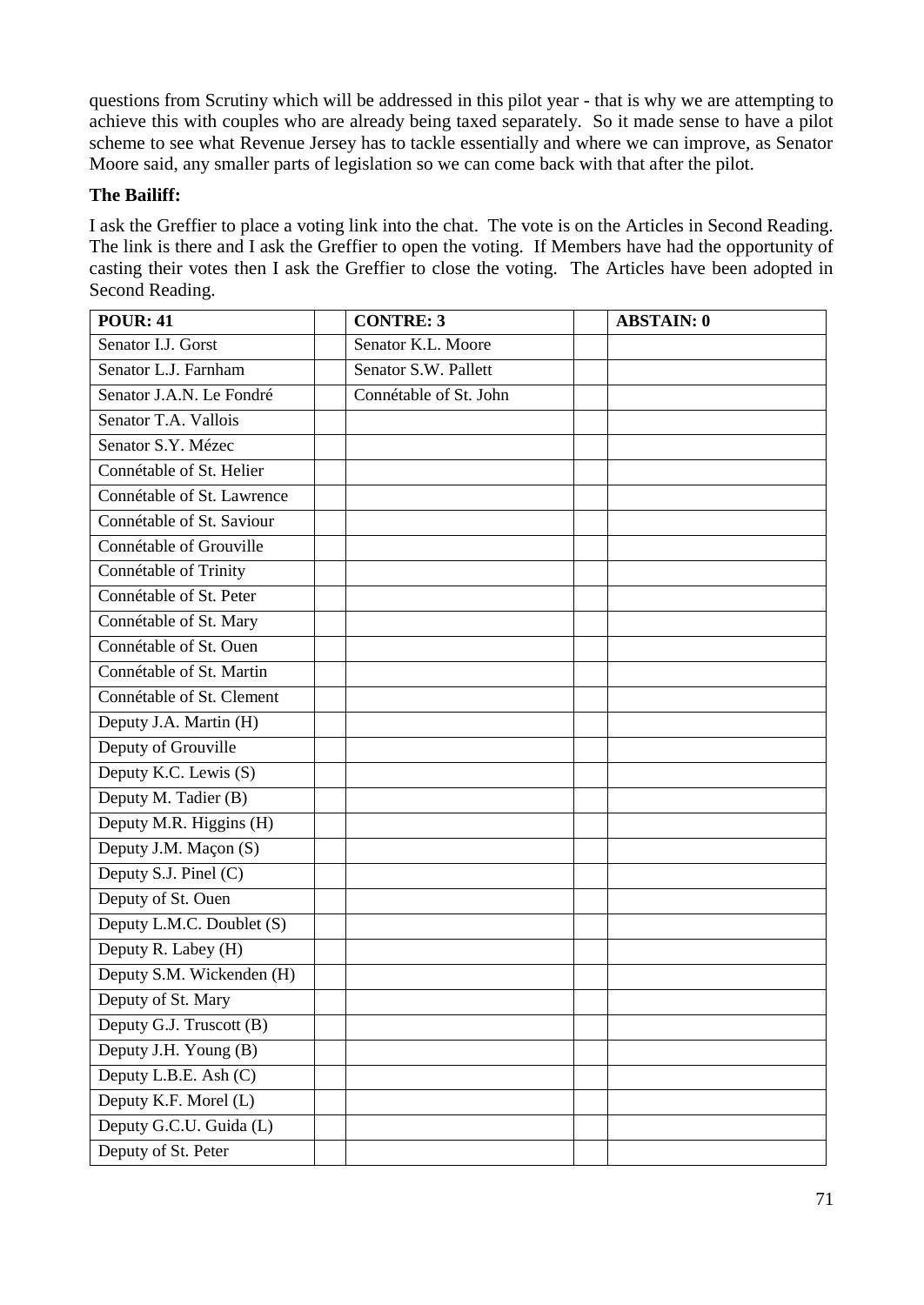questions from Scrutiny which will be addressed in this pilot year - that is why we are attempting to achieve this with couples who are already being taxed separately. So it made sense to have a pilot scheme to see what Revenue Jersey has to tackle essentially and where we can improve, as Senator Moore said, any smaller parts of legislation so we can come back with that after the pilot.

**The Bailiff:**

I ask the Greffier to place a voting link into the chat. The vote is on the Articles in Second Reading. The link is there and I ask the Greffier to open the voting. If Members have had the opportunity of casting their votes then I ask the Greffier to close the voting. The Articles have been adopted in Second Reading.

| POUR: 41 | | CONTRE: 3 | | ABSTAIN: 0 |
|---|---|---|---|---|
| Senator I.J. Gorst | | Senator K.L. Moore | | |
| Senator L.J. Farnham | | Senator S.W. Pallett | | |
| Senator J.A.N. Le Fondré | | Connétable of St. John | | |
| Senator T.A. Vallois | | | | |
| Senator S.Y. Mézec | | | | |
| Connétable of St. Helier | | | | |
| Connétable of St. Lawrence | | | | |
| Connétable of St. Saviour | | | | |
| Connétable of Grouville | | | | |
| Connétable of Trinity | | | | |
| Connétable of St. Peter | | | | |
| Connétable of St. Mary | | | | |
| Connétable of St. Ouen | | | | |
| Connétable of St. Martin | | | | |
| Connétable of St. Clement | | | | |
| Deputy J.A. Martin (H) | | | | |
| Deputy of Grouville | | | | |
| Deputy K.C. Lewis (S) | | | | |
| Deputy M. Tadier (B) | | | | |
| Deputy M.R. Higgins (H) | | | | |
| Deputy J.M. Maçon (S) | | | | |
| Deputy S.J. Pinel (C) | | | | |
| Deputy of St. Ouen | | | | |
| Deputy L.M.C. Doublet (S) | | | | |
| Deputy R. Labey (H) | | | | |
| Deputy S.M. Wickenden (H) | | | | |
| Deputy of St. Mary | | | | |
| Deputy G.J. Truscott (B) | | | | |
| Deputy J.H. Young (B) | | | | |
| Deputy L.B.E. Ash (C) | | | | |
| Deputy K.F. Morel (L) | | | | |
| Deputy G.C.U. Guida (L) | | | | |
| Deputy of St. Peter | | | | |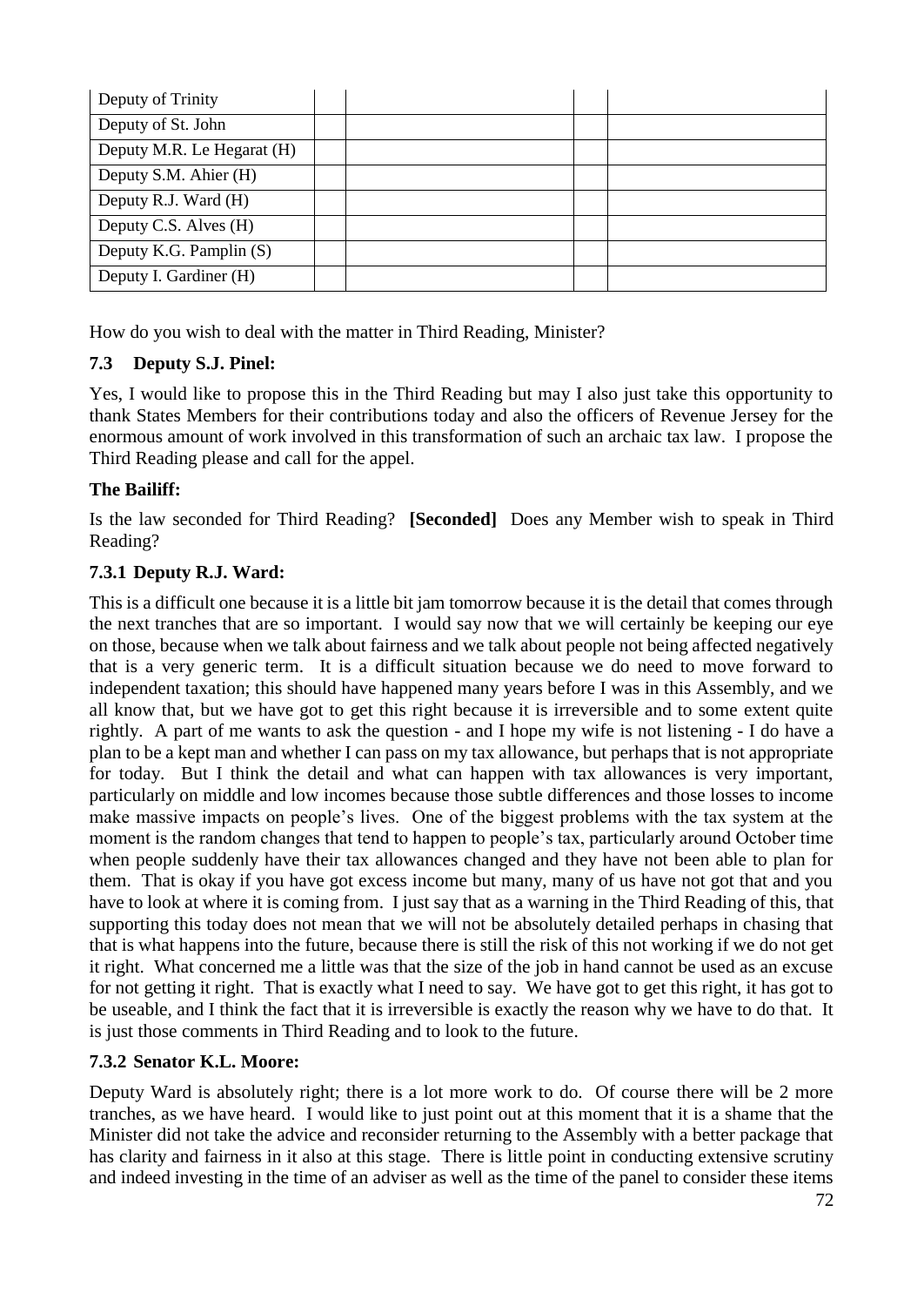| Deputy of Trinity | | | | |
|---|---|---|---|---|
| Deputy of St. John | | | | |
| Deputy M.R. Le Hegarat (H) | | | | |
| Deputy S.M. Ahier (H) | | | | |
| Deputy R.J. Ward (H) | | | | |
| Deputy C.S. Alves (H) | | | | |
| Deputy K.G. Pamplin (S) | | | | |
| Deputy I. Gardiner (H) | | | | |

How do you wish to deal with the matter in Third Reading, Minister?

### 7.3 Deputy S.J. Pinel:

Yes, I would like to propose this in the Third Reading but may I also just take this opportunity to thank States Members for their contributions today and also the officers of Revenue Jersey for the enormous amount of work involved in this transformation of such an archaic tax law. I propose the Third Reading please and call for the appel.

**The Bailiff:**

Is the law seconded for Third Reading? **[Seconded]** Does any Member wish to speak in Third Reading?

### 7.3.1 Deputy R.J. Ward:

This is a difficult one because it is a little bit jam tomorrow because it is the detail that comes through the next tranches that are so important. I would say now that we will certainly be keeping our eye on those, because when we talk about fairness and we talk about people not being affected negatively that is a very generic term. It is a difficult situation because we do need to move forward to independent taxation; this should have happened many years before I was in this Assembly, and we all know that, but we have got to get this right because it is irreversible and to some extent quite rightly. A part of me wants to ask the question - and I hope my wife is not listening - I do have a plan to be a kept man and whether I can pass on my tax allowance, but perhaps that is not appropriate for today. But I think the detail and what can happen with tax allowances is very important, particularly on middle and low incomes because those subtle differences and those losses to income make massive impacts on people's lives. One of the biggest problems with the tax system at the moment is the random changes that tend to happen to people's tax, particularly around October time when people suddenly have their tax allowances changed and they have not been able to plan for them. That is okay if you have got excess income but many, many of us have not got that and you have to look at where it is coming from. I just say that as a warning in the Third Reading of this, that supporting this today does not mean that we will not be absolutely detailed perhaps in chasing that that is what happens into the future, because there is still the risk of this not working if we do not get it right. What concerned me a little was that the size of the job in hand cannot be used as an excuse for not getting it right. That is exactly what I need to say. We have got to get this right, it has got to be useable, and I think the fact that it is irreversible is exactly the reason why we have to do that. It is just those comments in Third Reading and to look to the future.

### 7.3.2 Senator K.L. Moore:

Deputy Ward is absolutely right; there is a lot more work to do. Of course there will be 2 more tranches, as we have heard. I would like to just point out at this moment that it is a shame that the Minister did not take the advice and reconsider returning to the Assembly with a better package that has clarity and fairness in it also at this stage. There is little point in conducting extensive scrutiny and indeed investing in the time of an adviser as well as the time of the panel to consider these items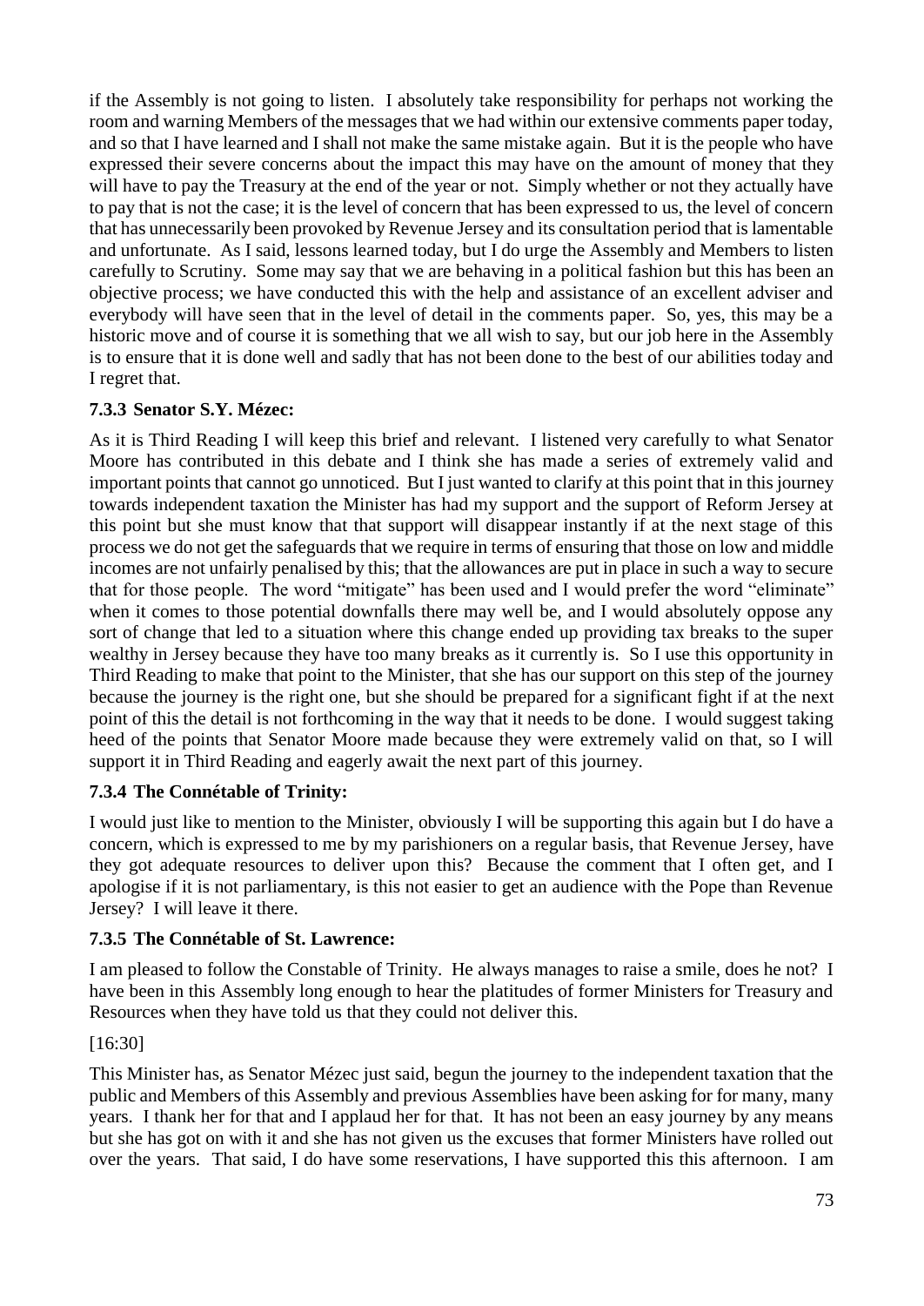if the Assembly is not going to listen. I absolutely take responsibility for perhaps not working the room and warning Members of the messages that we had within our extensive comments paper today, and so that I have learned and I shall not make the same mistake again. But it is the people who have expressed their severe concerns about the impact this may have on the amount of money that they will have to pay the Treasury at the end of the year or not. Simply whether or not they actually have to pay that is not the case; it is the level of concern that has been expressed to us, the level of concern that has unnecessarily been provoked by Revenue Jersey and its consultation period that is lamentable and unfortunate. As I said, lessons learned today, but I do urge the Assembly and Members to listen carefully to Scrutiny. Some may say that we are behaving in a political fashion but this has been an objective process; we have conducted this with the help and assistance of an excellent adviser and everybody will have seen that in the level of detail in the comments paper. So, yes, this may be a historic move and of course it is something that we all wish to say, but our job here in the Assembly is to ensure that it is done well and sadly that has not been done to the best of our abilities today and I regret that.

### 7.3.3 Senator S.Y. Mézec:

As it is Third Reading I will keep this brief and relevant. I listened very carefully to what Senator Moore has contributed in this debate and I think she has made a series of extremely valid and important points that cannot go unnoticed. But I just wanted to clarify at this point that in this journey towards independent taxation the Minister has had my support and the support of Reform Jersey at this point but she must know that that support will disappear instantly if at the next stage of this process we do not get the safeguards that we require in terms of ensuring that those on low and middle incomes are not unfairly penalised by this; that the allowances are put in place in such a way to secure that for those people. The word "mitigate" has been used and I would prefer the word "eliminate" when it comes to those potential downfalls there may well be, and I would absolutely oppose any sort of change that led to a situation where this change ended up providing tax breaks to the super wealthy in Jersey because they have too many breaks as it currently is. So I use this opportunity in Third Reading to make that point to the Minister, that she has our support on this step of the journey because the journey is the right one, but she should be prepared for a significant fight if at the next point of this the detail is not forthcoming in the way that it needs to be done. I would suggest taking heed of the points that Senator Moore made because they were extremely valid on that, so I will support it in Third Reading and eagerly await the next part of this journey.

### 7.3.4 The Connétable of Trinity:

I would just like to mention to the Minister, obviously I will be supporting this again but I do have a concern, which is expressed to me by my parishioners on a regular basis, that Revenue Jersey, have they got adequate resources to deliver upon this? Because the comment that I often get, and I apologise if it is not parliamentary, is this not easier to get an audience with the Pope than Revenue Jersey? I will leave it there.

### 7.3.5 The Connétable of St. Lawrence:

I am pleased to follow the Constable of Trinity. He always manages to raise a smile, does he not? I have been in this Assembly long enough to hear the platitudes of former Ministers for Treasury and Resources when they have told us that they could not deliver this.

[16:30]

This Minister has, as Senator Mézec just said, begun the journey to the independent taxation that the public and Members of this Assembly and previous Assemblies have been asking for for many, many years. I thank her for that and I applaud her for that. It has not been an easy journey by any means but she has got on with it and she has not given us the excuses that former Ministers have rolled out over the years. That said, I do have some reservations, I have supported this this afternoon. I am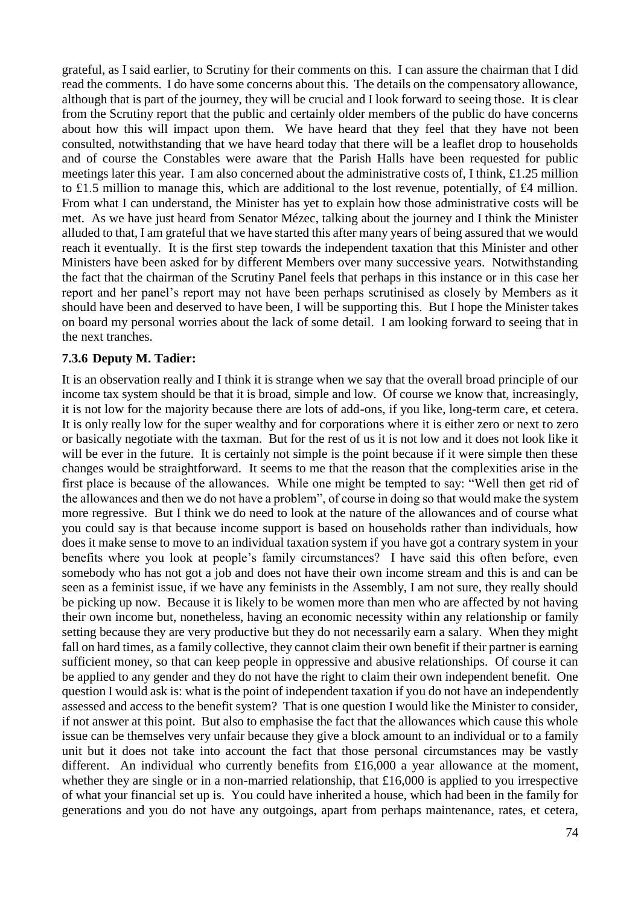grateful, as I said earlier, to Scrutiny for their comments on this. I can assure the chairman that I did read the comments. I do have some concerns about this. The details on the compensatory allowance, although that is part of the journey, they will be crucial and I look forward to seeing those. It is clear from the Scrutiny report that the public and certainly older members of the public do have concerns about how this will impact upon them. We have heard that they feel that they have not been consulted, notwithstanding that we have heard today that there will be a leaflet drop to households and of course the Constables were aware that the Parish Halls have been requested for public meetings later this year. I am also concerned about the administrative costs of, I think, £1.25 million to £1.5 million to manage this, which are additional to the lost revenue, potentially, of £4 million. From what I can understand, the Minister has yet to explain how those administrative costs will be met. As we have just heard from Senator Mézec, talking about the journey and I think the Minister alluded to that, I am grateful that we have started this after many years of being assured that we would reach it eventually. It is the first step towards the independent taxation that this Minister and other Ministers have been asked for by different Members over many successive years. Notwithstanding the fact that the chairman of the Scrutiny Panel feels that perhaps in this instance or in this case her report and her panel's report may not have been perhaps scrutinised as closely by Members as it should have been and deserved to have been, I will be supporting this. But I hope the Minister takes on board my personal worries about the lack of some detail. I am looking forward to seeing that in the next tranches.

### 7.3.6 Deputy M. Tadier:

It is an observation really and I think it is strange when we say that the overall broad principle of our income tax system should be that it is broad, simple and low. Of course we know that, increasingly, it is not low for the majority because there are lots of add-ons, if you like, long-term care, et cetera. It is only really low for the super wealthy and for corporations where it is either zero or next to zero or basically negotiate with the taxman. But for the rest of us it is not low and it does not look like it will be ever in the future. It is certainly not simple is the point because if it were simple then these changes would be straightforward. It seems to me that the reason that the complexities arise in the first place is because of the allowances. While one might be tempted to say: "Well then get rid of the allowances and then we do not have a problem", of course in doing so that would make the system more regressive. But I think we do need to look at the nature of the allowances and of course what you could say is that because income support is based on households rather than individuals, how does it make sense to move to an individual taxation system if you have got a contrary system in your benefits where you look at people's family circumstances? I have said this often before, even somebody who has not got a job and does not have their own income stream and this is and can be seen as a feminist issue, if we have any feminists in the Assembly, I am not sure, they really should be picking up now. Because it is likely to be women more than men who are affected by not having their own income but, nonetheless, having an economic necessity within any relationship or family setting because they are very productive but they do not necessarily earn a salary. When they might fall on hard times, as a family collective, they cannot claim their own benefit if their partner is earning sufficient money, so that can keep people in oppressive and abusive relationships. Of course it can be applied to any gender and they do not have the right to claim their own independent benefit. One question I would ask is: what is the point of independent taxation if you do not have an independently assessed and access to the benefit system? That is one question I would like the Minister to consider, if not answer at this point. But also to emphasise the fact that the allowances which cause this whole issue can be themselves very unfair because they give a block amount to an individual or to a family unit but it does not take into account the fact that those personal circumstances may be vastly different. An individual who currently benefits from £16,000 a year allowance at the moment, whether they are single or in a non-married relationship, that £16,000 is applied to you irrespective of what your financial set up is. You could have inherited a house, which had been in the family for generations and you do not have any outgoings, apart from perhaps maintenance, rates, et cetera,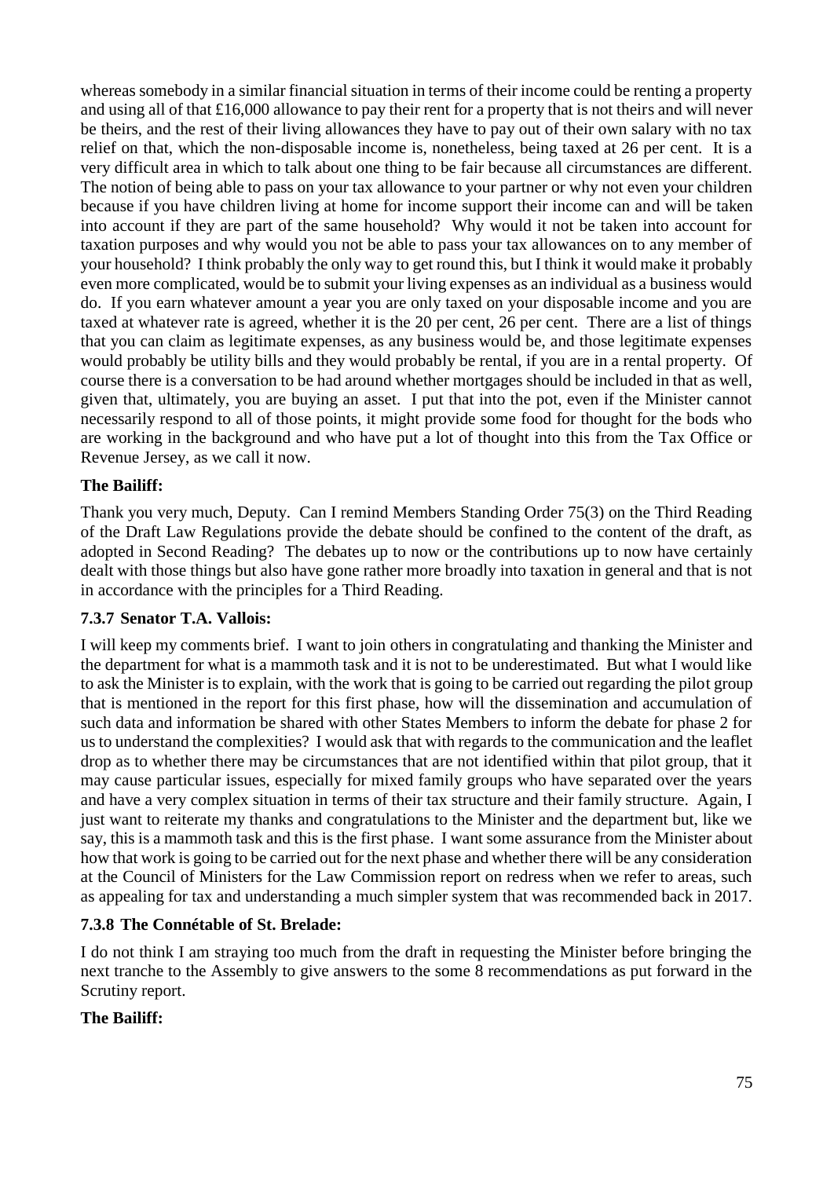whereas somebody in a similar financial situation in terms of their income could be renting a property and using all of that £16,000 allowance to pay their rent for a property that is not theirs and will never be theirs, and the rest of their living allowances they have to pay out of their own salary with no tax relief on that, which the non-disposable income is, nonetheless, being taxed at 26 per cent. It is a very difficult area in which to talk about one thing to be fair because all circumstances are different. The notion of being able to pass on your tax allowance to your partner or why not even your children because if you have children living at home for income support their income can and will be taken into account if they are part of the same household? Why would it not be taken into account for taxation purposes and why would you not be able to pass your tax allowances on to any member of your household? I think probably the only way to get round this, but I think it would make it probably even more complicated, would be to submit your living expenses as an individual as a business would do. If you earn whatever amount a year you are only taxed on your disposable income and you are taxed at whatever rate is agreed, whether it is the 20 per cent, 26 per cent. There are a list of things that you can claim as legitimate expenses, as any business would be, and those legitimate expenses would probably be utility bills and they would probably be rental, if you are in a rental property. Of course there is a conversation to be had around whether mortgages should be included in that as well, given that, ultimately, you are buying an asset. I put that into the pot, even if the Minister cannot necessarily respond to all of those points, it might provide some food for thought for the bods who are working in the background and who have put a lot of thought into this from the Tax Office or Revenue Jersey, as we call it now.

**The Bailiff:**

Thank you very much, Deputy. Can I remind Members Standing Order 75(3) on the Third Reading of the Draft Law Regulations provide the debate should be confined to the content of the draft, as adopted in Second Reading? The debates up to now or the contributions up to now have certainly dealt with those things but also have gone rather more broadly into taxation in general and that is not in accordance with the principles for a Third Reading.

### 7.3.7 Senator T.A. Vallois:

I will keep my comments brief. I want to join others in congratulating and thanking the Minister and the department for what is a mammoth task and it is not to be underestimated. But what I would like to ask the Minister is to explain, with the work that is going to be carried out regarding the pilot group that is mentioned in the report for this first phase, how will the dissemination and accumulation of such data and information be shared with other States Members to inform the debate for phase 2 for us to understand the complexities? I would ask that with regards to the communication and the leaflet drop as to whether there may be circumstances that are not identified within that pilot group, that it may cause particular issues, especially for mixed family groups who have separated over the years and have a very complex situation in terms of their tax structure and their family structure. Again, I just want to reiterate my thanks and congratulations to the Minister and the department but, like we say, this is a mammoth task and this is the first phase. I want some assurance from the Minister about how that work is going to be carried out for the next phase and whether there will be any consideration at the Council of Ministers for the Law Commission report on redress when we refer to areas, such as appealing for tax and understanding a much simpler system that was recommended back in 2017.

### 7.3.8 The Connétable of St. Brelade:

I do not think I am straying too much from the draft in requesting the Minister before bringing the next tranche to the Assembly to give answers to the some 8 recommendations as put forward in the Scrutiny report.

**The Bailiff:**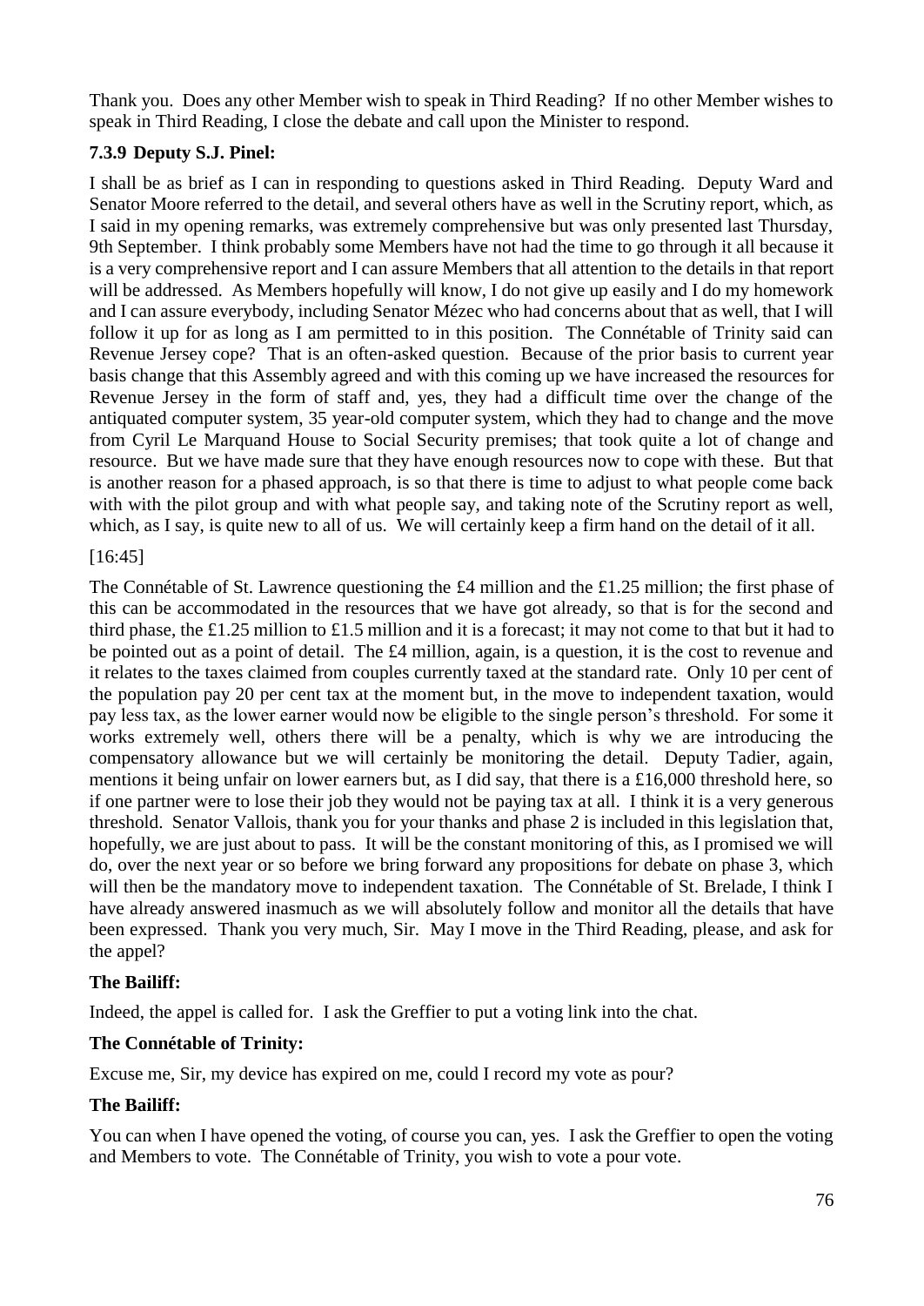Thank you. Does any other Member wish to speak in Third Reading? If no other Member wishes to speak in Third Reading, I close the debate and call upon the Minister to respond.

### 7.3.9 Deputy S.J. Pinel:

I shall be as brief as I can in responding to questions asked in Third Reading. Deputy Ward and Senator Moore referred to the detail, and several others have as well in the Scrutiny report, which, as I said in my opening remarks, was extremely comprehensive but was only presented last Thursday, 9th September. I think probably some Members have not had the time to go through it all because it is a very comprehensive report and I can assure Members that all attention to the details in that report will be addressed. As Members hopefully will know, I do not give up easily and I do my homework and I can assure everybody, including Senator Mézec who had concerns about that as well, that I will follow it up for as long as I am permitted to in this position. The Connétable of Trinity said can Revenue Jersey cope? That is an often-asked question. Because of the prior basis to current year basis change that this Assembly agreed and with this coming up we have increased the resources for Revenue Jersey in the form of staff and, yes, they had a difficult time over the change of the antiquated computer system, 35 year-old computer system, which they had to change and the move from Cyril Le Marquand House to Social Security premises; that took quite a lot of change and resource. But we have made sure that they have enough resources now to cope with these. But that is another reason for a phased approach, is so that there is time to adjust to what people come back with with the pilot group and with what people say, and taking note of the Scrutiny report as well, which, as I say, is quite new to all of us. We will certainly keep a firm hand on the detail of it all.

[16:45]

The Connétable of St. Lawrence questioning the £4 million and the £1.25 million; the first phase of this can be accommodated in the resources that we have got already, so that is for the second and third phase, the £1.25 million to £1.5 million and it is a forecast; it may not come to that but it had to be pointed out as a point of detail. The £4 million, again, is a question, it is the cost to revenue and it relates to the taxes claimed from couples currently taxed at the standard rate. Only 10 per cent of the population pay 20 per cent tax at the moment but, in the move to independent taxation, would pay less tax, as the lower earner would now be eligible to the single person's threshold. For some it works extremely well, others there will be a penalty, which is why we are introducing the compensatory allowance but we will certainly be monitoring the detail. Deputy Tadier, again, mentions it being unfair on lower earners but, as I did say, that there is a £16,000 threshold here, so if one partner were to lose their job they would not be paying tax at all. I think it is a very generous threshold. Senator Vallois, thank you for your thanks and phase 2 is included in this legislation that, hopefully, we are just about to pass. It will be the constant monitoring of this, as I promised we will do, over the next year or so before we bring forward any propositions for debate on phase 3, which will then be the mandatory move to independent taxation. The Connétable of St. Brelade, I think I have already answered inasmuch as we will absolutely follow and monitor all the details that have been expressed. Thank you very much, Sir. May I move in the Third Reading, please, and ask for the appel?

**The Bailiff:**

Indeed, the appel is called for. I ask the Greffier to put a voting link into the chat.

**The Connétable of Trinity:**

Excuse me, Sir, my device has expired on me, could I record my vote as pour?

**The Bailiff:**

You can when I have opened the voting, of course you can, yes. I ask the Greffier to open the voting and Members to vote. The Connétable of Trinity, you wish to vote a pour vote.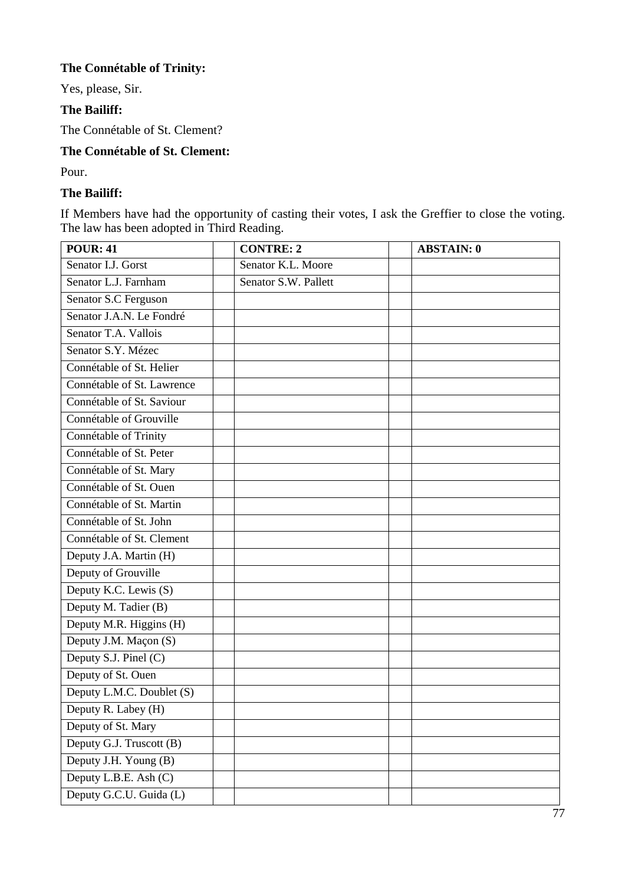**The Connétable of Trinity:**

Yes, please, Sir.

**The Bailiff:**

The Connétable of St. Clement?

**The Connétable of St. Clement:**

Pour.

**The Bailiff:**

If Members have had the opportunity of casting their votes, I ask the Greffier to close the voting. The law has been adopted in Third Reading.

| **POUR: 41** | | **CONTRE: 2** | | **ABSTAIN: 0** |
|---|---|---|---|---|
| Senator I.J. Gorst | | Senator K.L. Moore | | |
| Senator L.J. Farnham | | Senator S.W. Pallett | | |
| Senator S.C Ferguson | | | | |
| Senator J.A.N. Le Fondré | | | | |
| Senator T.A. Vallois | | | | |
| Senator S.Y. Mézec | | | | |
| Connétable of St. Helier | | | | |
| Connétable of St. Lawrence | | | | |
| Connétable of St. Saviour | | | | |
| Connétable of Grouville | | | | |
| Connétable of Trinity | | | | |
| Connétable of St. Peter | | | | |
| Connétable of St. Mary | | | | |
| Connétable of St. Ouen | | | | |
| Connétable of St. Martin | | | | |
| Connétable of St. John | | | | |
| Connétable of St. Clement | | | | |
| Deputy J.A. Martin (H) | | | | |
| Deputy of Grouville | | | | |
| Deputy K.C. Lewis (S) | | | | |
| Deputy M. Tadier (B) | | | | |
| Deputy M.R. Higgins (H) | | | | |
| Deputy J.M. Maçon (S) | | | | |
| Deputy S.J. Pinel (C) | | | | |
| Deputy of St. Ouen | | | | |
| Deputy L.M.C. Doublet (S) | | | | |
| Deputy R. Labey (H) | | | | |
| Deputy of St. Mary | | | | |
| Deputy G.J. Truscott (B) | | | | |
| Deputy J.H. Young (B) | | | | |
| Deputy L.B.E. Ash (C) | | | | |
| Deputy G.C.U. Guida (L) | | | | |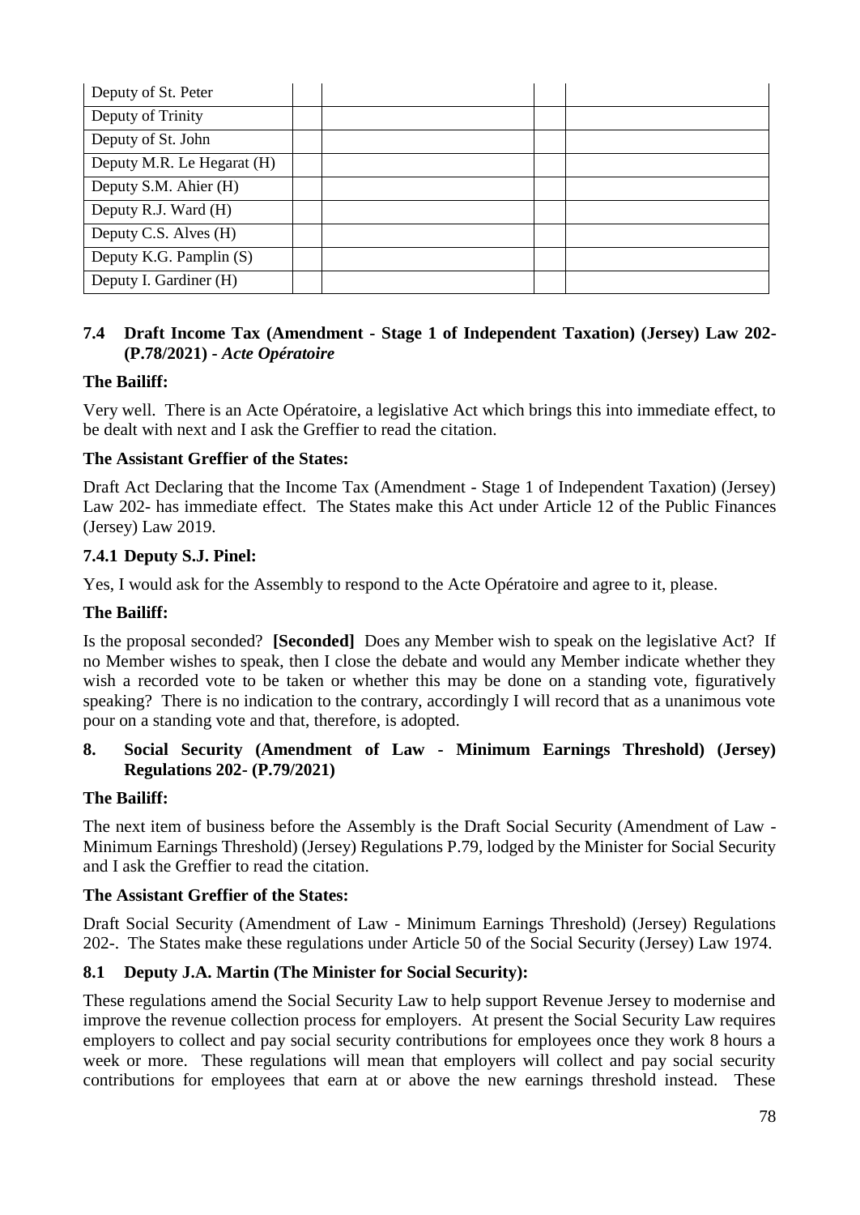| Deputy of St. Peter | | | | |
|---|---|---|---|---|
| Deputy of Trinity | | | | |
| Deputy of St. John | | | | |
| Deputy M.R. Le Hegarat (H) | | | | |
| Deputy S.M. Ahier (H) | | | | |
| Deputy R.J. Ward (H) | | | | |
| Deputy C.S. Alves (H) | | | | |
| Deputy K.G. Pamplin (S) | | | | |
| Deputy I. Gardiner (H) | | | | |

### 7.4 Draft Income Tax (Amendment - Stage 1 of Independent Taxation) (Jersey) Law 202- (P.78/2021) - *Acte Opératoire*

**The Bailiff:**

Very well. There is an Acte Opératoire, a legislative Act which brings this into immediate effect, to be dealt with next and I ask the Greffier to read the citation.

**The Assistant Greffier of the States:**

Draft Act Declaring that the Income Tax (Amendment - Stage 1 of Independent Taxation) (Jersey) Law 202- has immediate effect. The States make this Act under Article 12 of the Public Finances (Jersey) Law 2019.

#### 7.4.1 Deputy S.J. Pinel:

Yes, I would ask for the Assembly to respond to the Acte Opératoire and agree to it, please.

**The Bailiff:**

Is the proposal seconded? **[Seconded]** Does any Member wish to speak on the legislative Act? If no Member wishes to speak, then I close the debate and would any Member indicate whether they wish a recorded vote to be taken or whether this may be done on a standing vote, figuratively speaking? There is no indication to the contrary, accordingly I will record that as a unanimous vote pour on a standing vote and that, therefore, is adopted.

## 8. Social Security (Amendment of Law - Minimum Earnings Threshold) (Jersey) Regulations 202- (P.79/2021)

**The Bailiff:**

The next item of business before the Assembly is the Draft Social Security (Amendment of Law - Minimum Earnings Threshold) (Jersey) Regulations P.79, lodged by the Minister for Social Security and I ask the Greffier to read the citation.

**The Assistant Greffier of the States:**

Draft Social Security (Amendment of Law - Minimum Earnings Threshold) (Jersey) Regulations 202-. The States make these regulations under Article 50 of the Social Security (Jersey) Law 1974.

### 8.1 Deputy J.A. Martin (The Minister for Social Security):

These regulations amend the Social Security Law to help support Revenue Jersey to modernise and improve the revenue collection process for employers. At present the Social Security Law requires employers to collect and pay social security contributions for employees once they work 8 hours a week or more. These regulations will mean that employers will collect and pay social security contributions for employees that earn at or above the new earnings threshold instead. These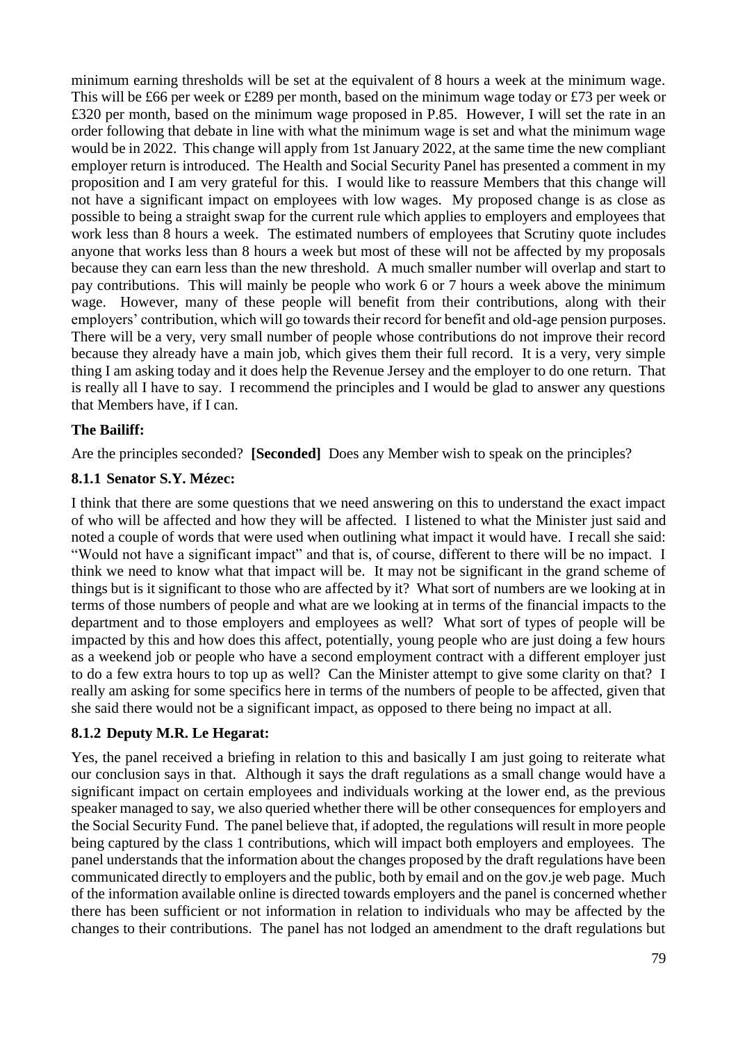minimum earning thresholds will be set at the equivalent of 8 hours a week at the minimum wage. This will be £66 per week or £289 per month, based on the minimum wage today or £73 per week or £320 per month, based on the minimum wage proposed in P.85. However, I will set the rate in an order following that debate in line with what the minimum wage is set and what the minimum wage would be in 2022. This change will apply from 1st January 2022, at the same time the new compliant employer return is introduced. The Health and Social Security Panel has presented a comment in my proposition and I am very grateful for this. I would like to reassure Members that this change will not have a significant impact on employees with low wages. My proposed change is as close as possible to being a straight swap for the current rule which applies to employers and employees that work less than 8 hours a week. The estimated numbers of employees that Scrutiny quote includes anyone that works less than 8 hours a week but most of these will not be affected by my proposals because they can earn less than the new threshold. A much smaller number will overlap and start to pay contributions. This will mainly be people who work 6 or 7 hours a week above the minimum wage. However, many of these people will benefit from their contributions, along with their employers' contribution, which will go towards their record for benefit and old-age pension purposes. There will be a very, very small number of people whose contributions do not improve their record because they already have a main job, which gives them their full record. It is a very, very simple thing I am asking today and it does help the Revenue Jersey and the employer to do one return. That is really all I have to say. I recommend the principles and I would be glad to answer any questions that Members have, if I can.

**The Bailiff:**

Are the principles seconded? **[Seconded]** Does any Member wish to speak on the principles?

### 8.1.1 Senator S.Y. Mézec:

I think that there are some questions that we need answering on this to understand the exact impact of who will be affected and how they will be affected. I listened to what the Minister just said and noted a couple of words that were used when outlining what impact it would have. I recall she said: "Would not have a significant impact" and that is, of course, different to there will be no impact. I think we need to know what that impact will be. It may not be significant in the grand scheme of things but is it significant to those who are affected by it? What sort of numbers are we looking at in terms of those numbers of people and what are we looking at in terms of the financial impacts to the department and to those employers and employees as well? What sort of types of people will be impacted by this and how does this affect, potentially, young people who are just doing a few hours as a weekend job or people who have a second employment contract with a different employer just to do a few extra hours to top up as well? Can the Minister attempt to give some clarity on that? I really am asking for some specifics here in terms of the numbers of people to be affected, given that she said there would not be a significant impact, as opposed to there being no impact at all.

### 8.1.2 Deputy M.R. Le Hegarat:

Yes, the panel received a briefing in relation to this and basically I am just going to reiterate what our conclusion says in that. Although it says the draft regulations as a small change would have a significant impact on certain employees and individuals working at the lower end, as the previous speaker managed to say, we also queried whether there will be other consequences for employers and the Social Security Fund. The panel believe that, if adopted, the regulations will result in more people being captured by the class 1 contributions, which will impact both employers and employees. The panel understands that the information about the changes proposed by the draft regulations have been communicated directly to employers and the public, both by email and on the gov.je web page. Much of the information available online is directed towards employers and the panel is concerned whether there has been sufficient or not information in relation to individuals who may be affected by the changes to their contributions. The panel has not lodged an amendment to the draft regulations but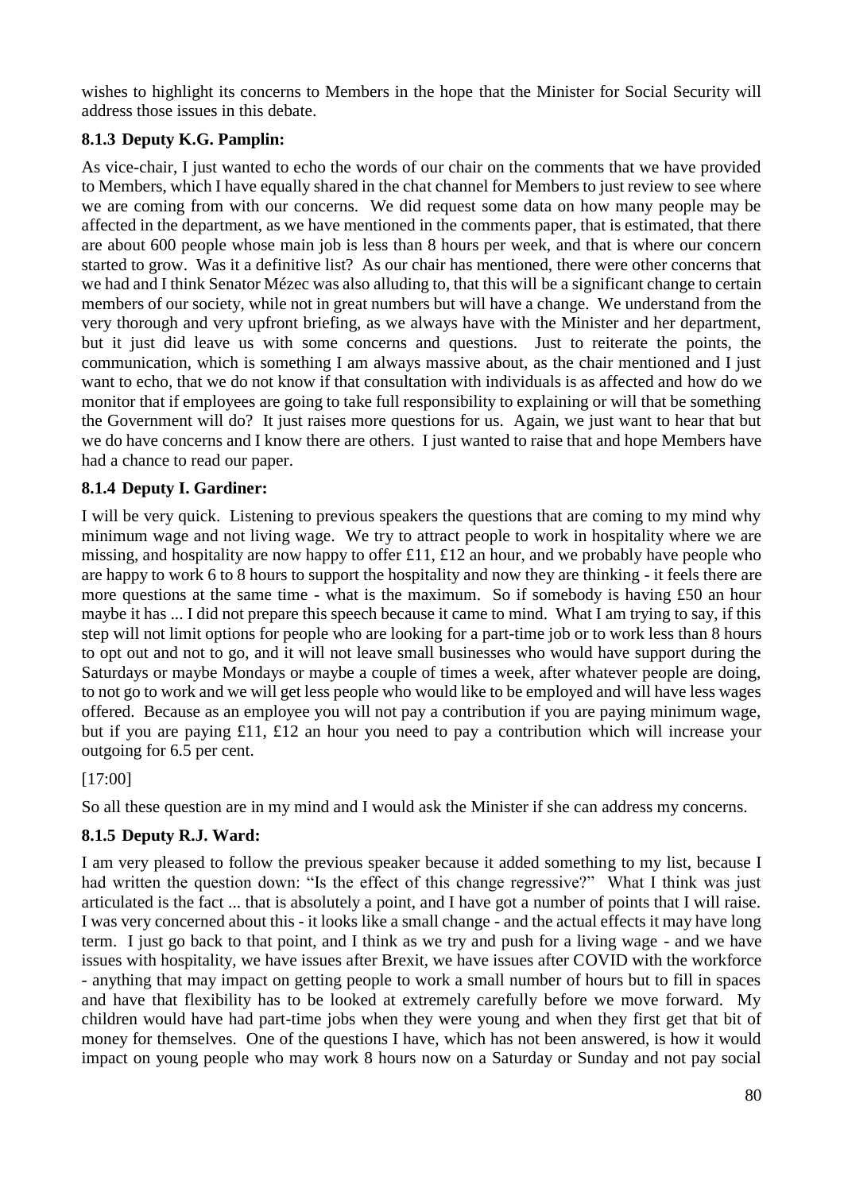wishes to highlight its concerns to Members in the hope that the Minister for Social Security will address those issues in this debate.

### 8.1.3 Deputy K.G. Pamplin:

As vice-chair, I just wanted to echo the words of our chair on the comments that we have provided to Members, which I have equally shared in the chat channel for Members to just review to see where we are coming from with our concerns. We did request some data on how many people may be affected in the department, as we have mentioned in the comments paper, that is estimated, that there are about 600 people whose main job is less than 8 hours per week, and that is where our concern started to grow. Was it a definitive list? As our chair has mentioned, there were other concerns that we had and I think Senator Mézec was also alluding to, that this will be a significant change to certain members of our society, while not in great numbers but will have a change. We understand from the very thorough and very upfront briefing, as we always have with the Minister and her department, but it just did leave us with some concerns and questions. Just to reiterate the points, the communication, which is something I am always massive about, as the chair mentioned and I just want to echo, that we do not know if that consultation with individuals is as affected and how do we monitor that if employees are going to take full responsibility to explaining or will that be something the Government will do? It just raises more questions for us. Again, we just want to hear that but we do have concerns and I know there are others. I just wanted to raise that and hope Members have had a chance to read our paper.

### 8.1.4 Deputy I. Gardiner:

I will be very quick. Listening to previous speakers the questions that are coming to my mind why minimum wage and not living wage. We try to attract people to work in hospitality where we are missing, and hospitality are now happy to offer £11, £12 an hour, and we probably have people who are happy to work 6 to 8 hours to support the hospitality and now they are thinking - it feels there are more questions at the same time - what is the maximum. So if somebody is having £50 an hour maybe it has ... I did not prepare this speech because it came to mind. What I am trying to say, if this step will not limit options for people who are looking for a part-time job or to work less than 8 hours to opt out and not to go, and it will not leave small businesses who would have support during the Saturdays or maybe Mondays or maybe a couple of times a week, after whatever people are doing, to not go to work and we will get less people who would like to be employed and will have less wages offered. Because as an employee you will not pay a contribution if you are paying minimum wage, but if you are paying £11, £12 an hour you need to pay a contribution which will increase your outgoing for 6.5 per cent.

[17:00]

So all these question are in my mind and I would ask the Minister if she can address my concerns.

### 8.1.5 Deputy R.J. Ward:

I am very pleased to follow the previous speaker because it added something to my list, because I had written the question down: "Is the effect of this change regressive?" What I think was just articulated is the fact ... that is absolutely a point, and I have got a number of points that I will raise. I was very concerned about this - it looks like a small change - and the actual effects it may have long term. I just go back to that point, and I think as we try and push for a living wage - and we have issues with hospitality, we have issues after Brexit, we have issues after COVID with the workforce - anything that may impact on getting people to work a small number of hours but to fill in spaces and have that flexibility has to be looked at extremely carefully before we move forward. My children would have had part-time jobs when they were young and when they first get that bit of money for themselves. One of the questions I have, which has not been answered, is how it would impact on young people who may work 8 hours now on a Saturday or Sunday and not pay social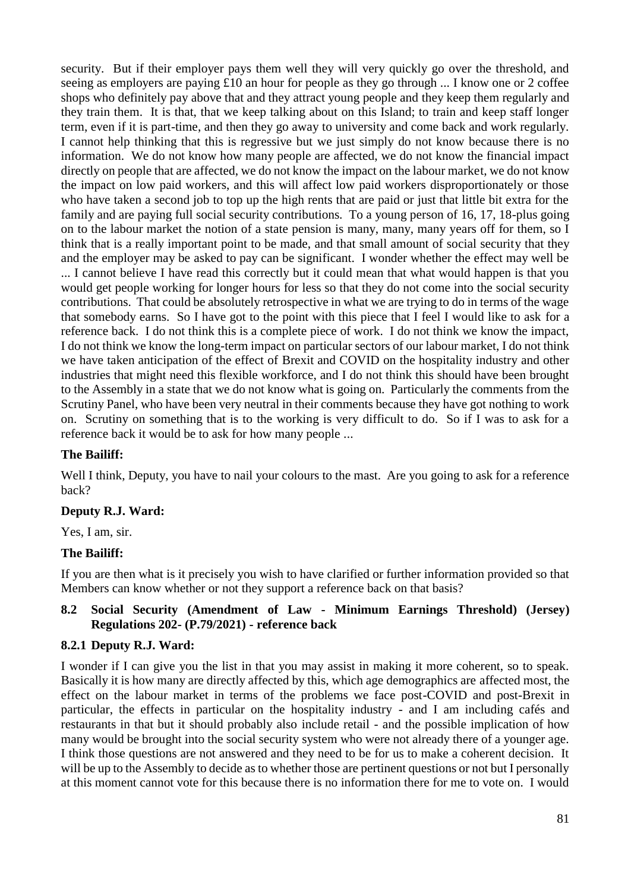security. But if their employer pays them well they will very quickly go over the threshold, and seeing as employers are paying £10 an hour for people as they go through ... I know one or 2 coffee shops who definitely pay above that and they attract young people and they keep them regularly and they train them. It is that, that we keep talking about on this Island; to train and keep staff longer term, even if it is part-time, and then they go away to university and come back and work regularly. I cannot help thinking that this is regressive but we just simply do not know because there is no information. We do not know how many people are affected, we do not know the financial impact directly on people that are affected, we do not know the impact on the labour market, we do not know the impact on low paid workers, and this will affect low paid workers disproportionately or those who have taken a second job to top up the high rents that are paid or just that little bit extra for the family and are paying full social security contributions. To a young person of 16, 17, 18-plus going on to the labour market the notion of a state pension is many, many, many years off for them, so I think that is a really important point to be made, and that small amount of social security that they and the employer may be asked to pay can be significant. I wonder whether the effect may well be ... I cannot believe I have read this correctly but it could mean that what would happen is that you would get people working for longer hours for less so that they do not come into the social security contributions. That could be absolutely retrospective in what we are trying to do in terms of the wage that somebody earns. So I have got to the point with this piece that I feel I would like to ask for a reference back. I do not think this is a complete piece of work. I do not think we know the impact, I do not think we know the long-term impact on particular sectors of our labour market, I do not think we have taken anticipation of the effect of Brexit and COVID on the hospitality industry and other industries that might need this flexible workforce, and I do not think this should have been brought to the Assembly in a state that we do not know what is going on. Particularly the comments from the Scrutiny Panel, who have been very neutral in their comments because they have got nothing to work on. Scrutiny on something that is to the working is very difficult to do. So if I was to ask for a reference back it would be to ask for how many people ...

**The Bailiff:**

Well I think, Deputy, you have to nail your colours to the mast. Are you going to ask for a reference back?

**Deputy R.J. Ward:**

Yes, I am, sir.

**The Bailiff:**

If you are then what is it precisely you wish to have clarified or further information provided so that Members can know whether or not they support a reference back on that basis?

### 8.2 Social Security (Amendment of Law - Minimum Earnings Threshold) (Jersey) Regulations 202- (P.79/2021) - reference back

#### 8.2.1 Deputy R.J. Ward:

I wonder if I can give you the list in that you may assist in making it more coherent, so to speak. Basically it is how many are directly affected by this, which age demographics are affected most, the effect on the labour market in terms of the problems we face post-COVID and post-Brexit in particular, the effects in particular on the hospitality industry - and I am including cafés and restaurants in that but it should probably also include retail - and the possible implication of how many would be brought into the social security system who were not already there of a younger age. I think those questions are not answered and they need to be for us to make a coherent decision. It will be up to the Assembly to decide as to whether those are pertinent questions or not but I personally at this moment cannot vote for this because there is no information there for me to vote on. I would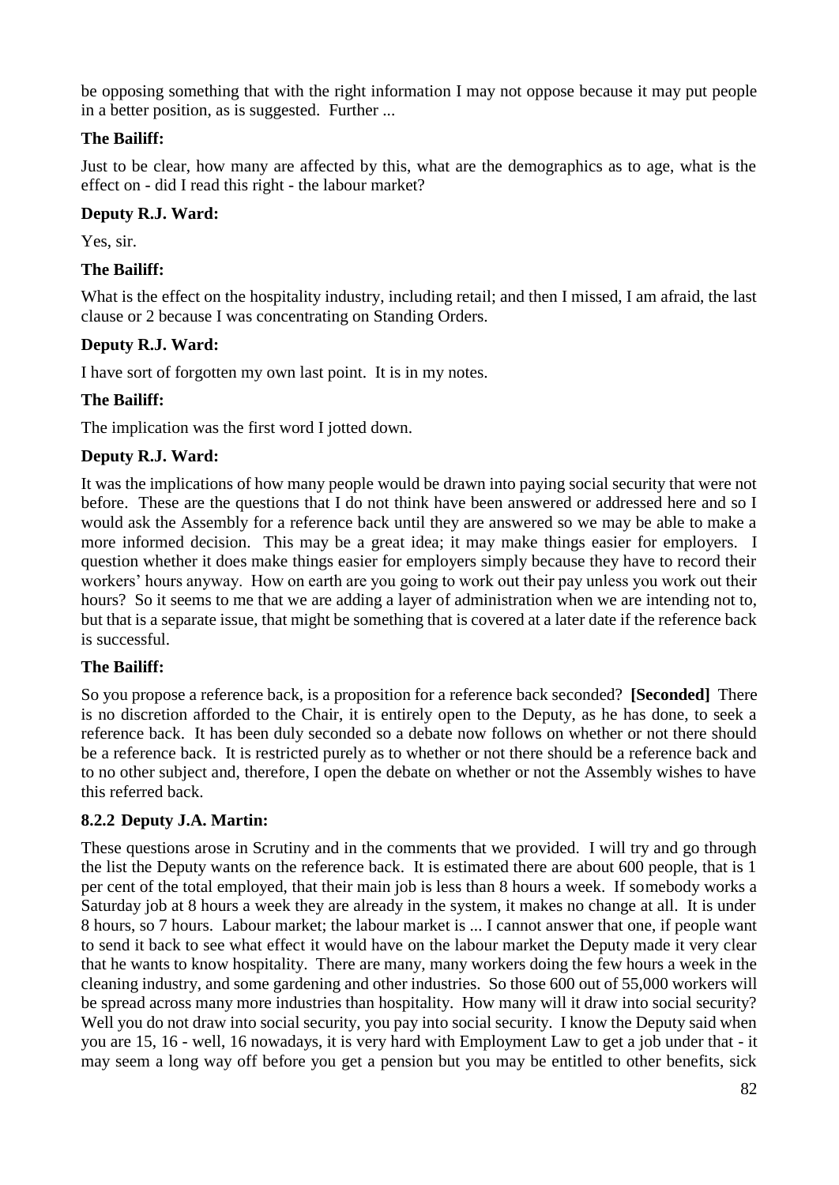be opposing something that with the right information I may not oppose because it may put people in a better position, as is suggested. Further ...

**The Bailiff:**

Just to be clear, how many are affected by this, what are the demographics as to age, what is the effect on - did I read this right - the labour market?

**Deputy R.J. Ward:**

Yes, sir.

**The Bailiff:**

What is the effect on the hospitality industry, including retail; and then I missed, I am afraid, the last clause or 2 because I was concentrating on Standing Orders.

**Deputy R.J. Ward:**

I have sort of forgotten my own last point. It is in my notes.

**The Bailiff:**

The implication was the first word I jotted down.

**Deputy R.J. Ward:**

It was the implications of how many people would be drawn into paying social security that were not before. These are the questions that I do not think have been answered or addressed here and so I would ask the Assembly for a reference back until they are answered so we may be able to make a more informed decision. This may be a great idea; it may make things easier for employers. I question whether it does make things easier for employers simply because they have to record their workers' hours anyway. How on earth are you going to work out their pay unless you work out their hours? So it seems to me that we are adding a layer of administration when we are intending not to, but that is a separate issue, that might be something that is covered at a later date if the reference back is successful.

**The Bailiff:**

So you propose a reference back, is a proposition for a reference back seconded? **[Seconded]** There is no discretion afforded to the Chair, it is entirely open to the Deputy, as he has done, to seek a reference back. It has been duly seconded so a debate now follows on whether or not there should be a reference back. It is restricted purely as to whether or not there should be a reference back and to no other subject and, therefore, I open the debate on whether or not the Assembly wishes to have this referred back.

**8.2.2 Deputy J.A. Martin:**

These questions arose in Scrutiny and in the comments that we provided. I will try and go through the list the Deputy wants on the reference back. It is estimated there are about 600 people, that is 1 per cent of the total employed, that their main job is less than 8 hours a week. If somebody works a Saturday job at 8 hours a week they are already in the system, it makes no change at all. It is under 8 hours, so 7 hours. Labour market; the labour market is ... I cannot answer that one, if people want to send it back to see what effect it would have on the labour market the Deputy made it very clear that he wants to know hospitality. There are many, many workers doing the few hours a week in the cleaning industry, and some gardening and other industries. So those 600 out of 55,000 workers will be spread across many more industries than hospitality. How many will it draw into social security? Well you do not draw into social security, you pay into social security. I know the Deputy said when you are 15, 16 - well, 16 nowadays, it is very hard with Employment Law to get a job under that - it may seem a long way off before you get a pension but you may be entitled to other benefits, sick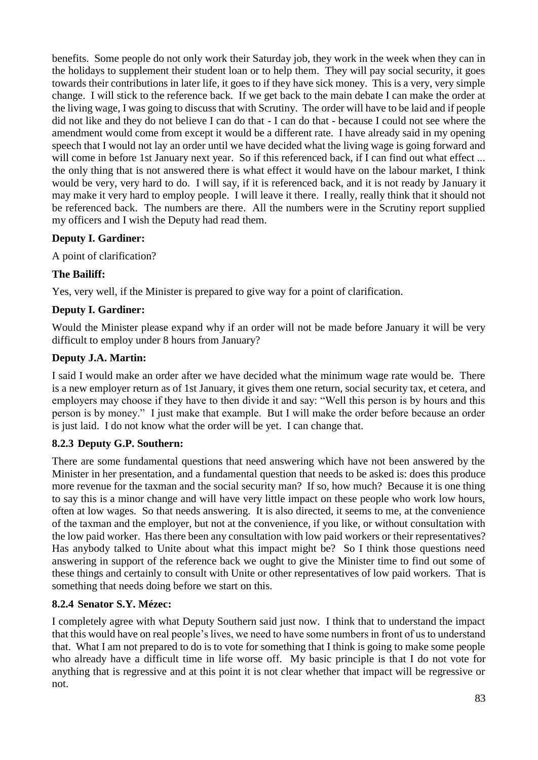benefits. Some people do not only work their Saturday job, they work in the week when they can in the holidays to supplement their student loan or to help them. They will pay social security, it goes towards their contributions in later life, it goes to if they have sick money. This is a very, very simple change. I will stick to the reference back. If we get back to the main debate I can make the order at the living wage, I was going to discuss that with Scrutiny. The order will have to be laid and if people did not like and they do not believe I can do that - I can do that - because I could not see where the amendment would come from except it would be a different rate. I have already said in my opening speech that I would not lay an order until we have decided what the living wage is going forward and will come in before 1st January next year. So if this referenced back, if I can find out what effect ... the only thing that is not answered there is what effect it would have on the labour market, I think would be very, very hard to do. I will say, if it is referenced back, and it is not ready by January it may make it very hard to employ people. I will leave it there. I really, really think that it should not be referenced back. The numbers are there. All the numbers were in the Scrutiny report supplied my officers and I wish the Deputy had read them.

**Deputy I. Gardiner:**

A point of clarification?

**The Bailiff:**

Yes, very well, if the Minister is prepared to give way for a point of clarification.

**Deputy I. Gardiner:**

Would the Minister please expand why if an order will not be made before January it will be very difficult to employ under 8 hours from January?

**Deputy J.A. Martin:**

I said I would make an order after we have decided what the minimum wage rate would be. There is a new employer return as of 1st January, it gives them one return, social security tax, et cetera, and employers may choose if they have to then divide it and say: "Well this person is by hours and this person is by money." I just make that example. But I will make the order before because an order is just laid. I do not know what the order will be yet. I can change that.

### 8.2.3 Deputy G.P. Southern:

There are some fundamental questions that need answering which have not been answered by the Minister in her presentation, and a fundamental question that needs to be asked is: does this produce more revenue for the taxman and the social security man? If so, how much? Because it is one thing to say this is a minor change and will have very little impact on these people who work low hours, often at low wages. So that needs answering. It is also directed, it seems to me, at the convenience of the taxman and the employer, but not at the convenience, if you like, or without consultation with the low paid worker. Has there been any consultation with low paid workers or their representatives? Has anybody talked to Unite about what this impact might be? So I think those questions need answering in support of the reference back we ought to give the Minister time to find out some of these things and certainly to consult with Unite or other representatives of low paid workers. That is something that needs doing before we start on this.

### 8.2.4 Senator S.Y. Mézec:

I completely agree with what Deputy Southern said just now. I think that to understand the impact that this would have on real people's lives, we need to have some numbers in front of us to understand that. What I am not prepared to do is to vote for something that I think is going to make some people who already have a difficult time in life worse off. My basic principle is that I do not vote for anything that is regressive and at this point it is not clear whether that impact will be regressive or not.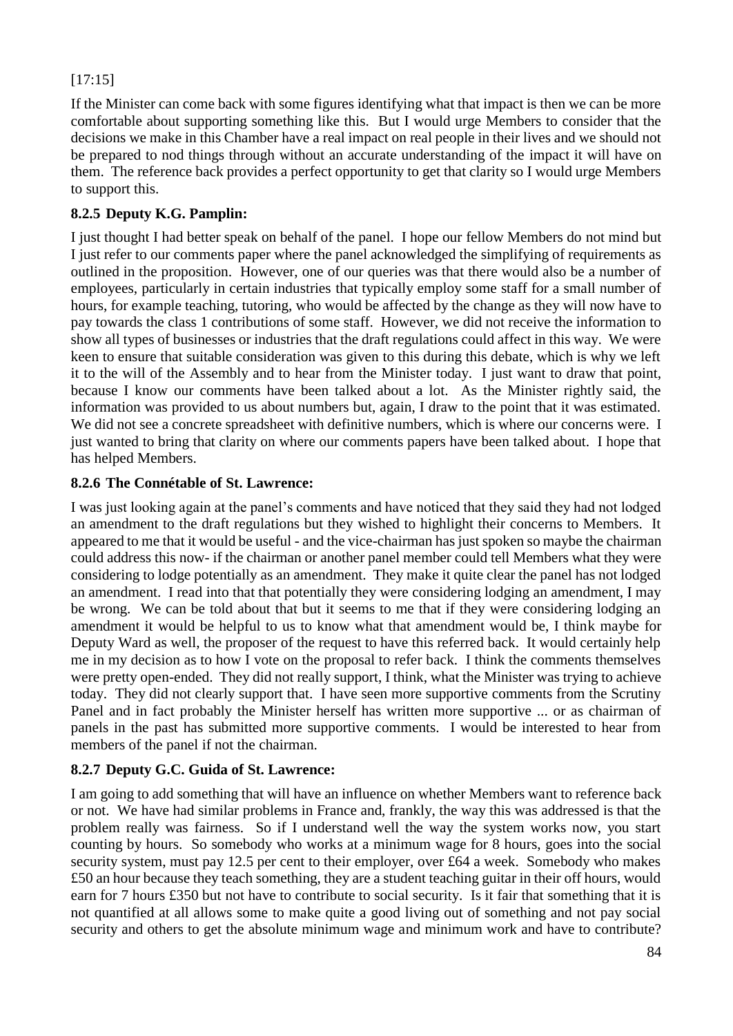[17:15]

If the Minister can come back with some figures identifying what that impact is then we can be more comfortable about supporting something like this. But I would urge Members to consider that the decisions we make in this Chamber have a real impact on real people in their lives and we should not be prepared to nod things through without an accurate understanding of the impact it will have on them. The reference back provides a perfect opportunity to get that clarity so I would urge Members to support this.

### 8.2.5 Deputy K.G. Pamplin:

I just thought I had better speak on behalf of the panel. I hope our fellow Members do not mind but I just refer to our comments paper where the panel acknowledged the simplifying of requirements as outlined in the proposition. However, one of our queries was that there would also be a number of employees, particularly in certain industries that typically employ some staff for a small number of hours, for example teaching, tutoring, who would be affected by the change as they will now have to pay towards the class 1 contributions of some staff. However, we did not receive the information to show all types of businesses or industries that the draft regulations could affect in this way. We were keen to ensure that suitable consideration was given to this during this debate, which is why we left it to the will of the Assembly and to hear from the Minister today. I just want to draw that point, because I know our comments have been talked about a lot. As the Minister rightly said, the information was provided to us about numbers but, again, I draw to the point that it was estimated. We did not see a concrete spreadsheet with definitive numbers, which is where our concerns were. I just wanted to bring that clarity on where our comments papers have been talked about. I hope that has helped Members.

### 8.2.6 The Connétable of St. Lawrence:

I was just looking again at the panel's comments and have noticed that they said they had not lodged an amendment to the draft regulations but they wished to highlight their concerns to Members. It appeared to me that it would be useful - and the vice-chairman has just spoken so maybe the chairman could address this now- if the chairman or another panel member could tell Members what they were considering to lodge potentially as an amendment. They make it quite clear the panel has not lodged an amendment. I read into that that potentially they were considering lodging an amendment, I may be wrong. We can be told about that but it seems to me that if they were considering lodging an amendment it would be helpful to us to know what that amendment would be, I think maybe for Deputy Ward as well, the proposer of the request to have this referred back. It would certainly help me in my decision as to how I vote on the proposal to refer back. I think the comments themselves were pretty open-ended. They did not really support, I think, what the Minister was trying to achieve today. They did not clearly support that. I have seen more supportive comments from the Scrutiny Panel and in fact probably the Minister herself has written more supportive ... or as chairman of panels in the past has submitted more supportive comments. I would be interested to hear from members of the panel if not the chairman.

### 8.2.7 Deputy G.C. Guida of St. Lawrence:

I am going to add something that will have an influence on whether Members want to reference back or not. We have had similar problems in France and, frankly, the way this was addressed is that the problem really was fairness. So if I understand well the way the system works now, you start counting by hours. So somebody who works at a minimum wage for 8 hours, goes into the social security system, must pay 12.5 per cent to their employer, over £64 a week. Somebody who makes £50 an hour because they teach something, they are a student teaching guitar in their off hours, would earn for 7 hours £350 but not have to contribute to social security. Is it fair that something that it is not quantified at all allows some to make quite a good living out of something and not pay social security and others to get the absolute minimum wage and minimum work and have to contribute?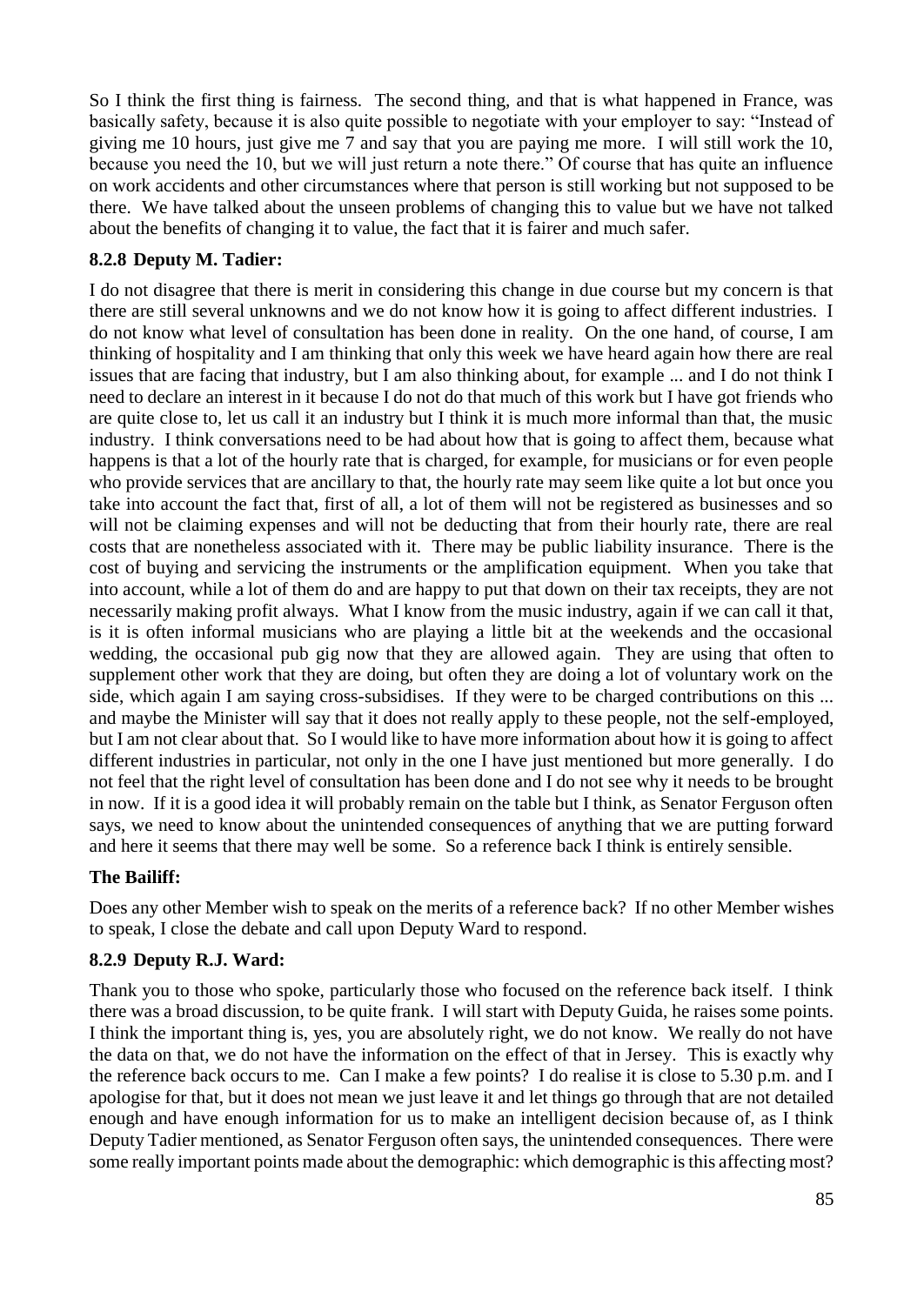So I think the first thing is fairness. The second thing, and that is what happened in France, was basically safety, because it is also quite possible to negotiate with your employer to say: "Instead of giving me 10 hours, just give me 7 and say that you are paying me more. I will still work the 10, because you need the 10, but we will just return a note there." Of course that has quite an influence on work accidents and other circumstances where that person is still working but not supposed to be there. We have talked about the unseen problems of changing this to value but we have not talked about the benefits of changing it to value, the fact that it is fairer and much safer.

### 8.2.8 Deputy M. Tadier:

I do not disagree that there is merit in considering this change in due course but my concern is that there are still several unknowns and we do not know how it is going to affect different industries. I do not know what level of consultation has been done in reality. On the one hand, of course, I am thinking of hospitality and I am thinking that only this week we have heard again how there are real issues that are facing that industry, but I am also thinking about, for example ... and I do not think I need to declare an interest in it because I do not do that much of this work but I have got friends who are quite close to, let us call it an industry but I think it is much more informal than that, the music industry. I think conversations need to be had about how that is going to affect them, because what happens is that a lot of the hourly rate that is charged, for example, for musicians or for even people who provide services that are ancillary to that, the hourly rate may seem like quite a lot but once you take into account the fact that, first of all, a lot of them will not be registered as businesses and so will not be claiming expenses and will not be deducting that from their hourly rate, there are real costs that are nonetheless associated with it. There may be public liability insurance. There is the cost of buying and servicing the instruments or the amplification equipment. When you take that into account, while a lot of them do and are happy to put that down on their tax receipts, they are not necessarily making profit always. What I know from the music industry, again if we can call it that, is it is often informal musicians who are playing a little bit at the weekends and the occasional wedding, the occasional pub gig now that they are allowed again. They are using that often to supplement other work that they are doing, but often they are doing a lot of voluntary work on the side, which again I am saying cross-subsidises. If they were to be charged contributions on this ... and maybe the Minister will say that it does not really apply to these people, not the self-employed, but I am not clear about that. So I would like to have more information about how it is going to affect different industries in particular, not only in the one I have just mentioned but more generally. I do not feel that the right level of consultation has been done and I do not see why it needs to be brought in now. If it is a good idea it will probably remain on the table but I think, as Senator Ferguson often says, we need to know about the unintended consequences of anything that we are putting forward and here it seems that there may well be some. So a reference back I think is entirely sensible.

### The Bailiff:

Does any other Member wish to speak on the merits of a reference back? If no other Member wishes to speak, I close the debate and call upon Deputy Ward to respond.

### 8.2.9 Deputy R.J. Ward:

Thank you to those who spoke, particularly those who focused on the reference back itself. I think there was a broad discussion, to be quite frank. I will start with Deputy Guida, he raises some points. I think the important thing is, yes, you are absolutely right, we do not know. We really do not have the data on that, we do not have the information on the effect of that in Jersey. This is exactly why the reference back occurs to me. Can I make a few points? I do realise it is close to 5.30 p.m. and I apologise for that, but it does not mean we just leave it and let things go through that are not detailed enough and have enough information for us to make an intelligent decision because of, as I think Deputy Tadier mentioned, as Senator Ferguson often says, the unintended consequences. There were some really important points made about the demographic: which demographic is this affecting most?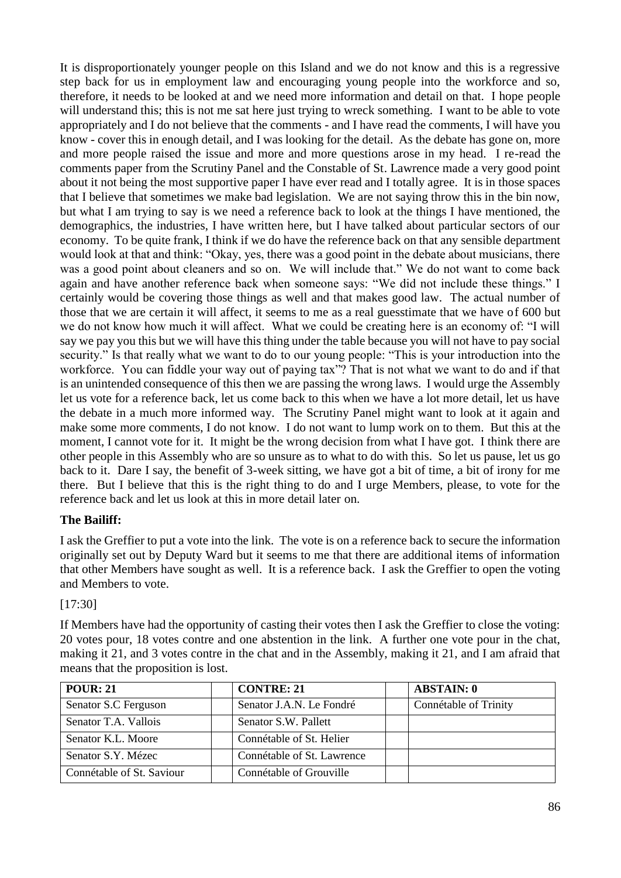It is disproportionately younger people on this Island and we do not know and this is a regressive step back for us in employment law and encouraging young people into the workforce and so, therefore, it needs to be looked at and we need more information and detail on that. I hope people will understand this; this is not me sat here just trying to wreck something. I want to be able to vote appropriately and I do not believe that the comments - and I have read the comments, I will have you know - cover this in enough detail, and I was looking for the detail. As the debate has gone on, more and more people raised the issue and more and more questions arose in my head. I re-read the comments paper from the Scrutiny Panel and the Constable of St. Lawrence made a very good point about it not being the most supportive paper I have ever read and I totally agree. It is in those spaces that I believe that sometimes we make bad legislation. We are not saying throw this in the bin now, but what I am trying to say is we need a reference back to look at the things I have mentioned, the demographics, the industries, I have written here, but I have talked about particular sectors of our economy. To be quite frank, I think if we do have the reference back on that any sensible department would look at that and think: "Okay, yes, there was a good point in the debate about musicians, there was a good point about cleaners and so on. We will include that." We do not want to come back again and have another reference back when someone says: "We did not include these things." I certainly would be covering those things as well and that makes good law. The actual number of those that we are certain it will affect, it seems to me as a real guesstimate that we have of 600 but we do not know how much it will affect. What we could be creating here is an economy of: "I will say we pay you this but we will have this thing under the table because you will not have to pay social security." Is that really what we want to do to our young people: "This is your introduction into the workforce. You can fiddle your way out of paying tax"? That is not what we want to do and if that is an unintended consequence of this then we are passing the wrong laws. I would urge the Assembly let us vote for a reference back, let us come back to this when we have a lot more detail, let us have the debate in a much more informed way. The Scrutiny Panel might want to look at it again and make some more comments, I do not know. I do not want to lump work on to them. But this at the moment, I cannot vote for it. It might be the wrong decision from what I have got. I think there are other people in this Assembly who are so unsure as to what to do with this. So let us pause, let us go back to it. Dare I say, the benefit of 3-week sitting, we have got a bit of time, a bit of irony for me there. But I believe that this is the right thing to do and I urge Members, please, to vote for the reference back and let us look at this in more detail later on.

**The Bailiff:**

I ask the Greffier to put a vote into the link. The vote is on a reference back to secure the information originally set out by Deputy Ward but it seems to me that there are additional items of information that other Members have sought as well. It is a reference back. I ask the Greffier to open the voting and Members to vote.

[17:30]

If Members have had the opportunity of casting their votes then I ask the Greffier to close the voting: 20 votes pour, 18 votes contre and one abstention in the link. A further one vote pour in the chat, making it 21, and 3 votes contre in the chat and in the Assembly, making it 21, and I am afraid that means that the proposition is lost.

| **POUR: 21** | | **CONTRE: 21** | | **ABSTAIN: 0** |
|---|---|---|---|---|
| Senator S.C Ferguson | | Senator J.A.N. Le Fondré | | Connétable of Trinity |
| Senator T.A. Vallois | | Senator S.W. Pallett | | |
| Senator K.L. Moore | | Connétable of St. Helier | | |
| Senator S.Y. Mézec | | Connétable of St. Lawrence | | |
| Connétable of St. Saviour | | Connétable of Grouville | | |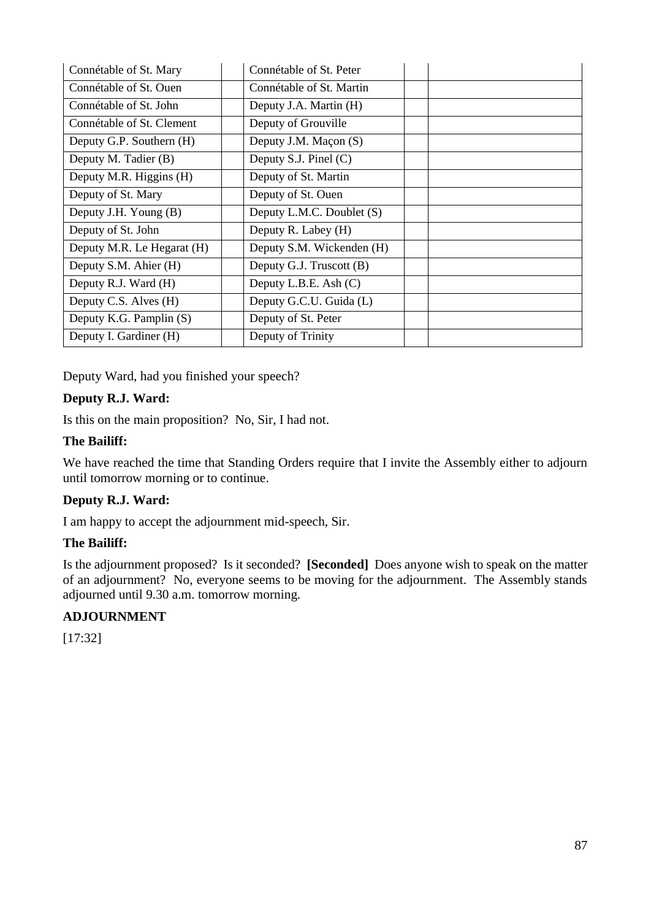| | | | | |
|---|---|---|---|---|
| Connétable of St. Mary | | Connétable of St. Peter | | |
| Connétable of St. Ouen | | Connétable of St. Martin | | |
| Connétable of St. John | | Deputy J.A. Martin (H) | | |
| Connétable of St. Clement | | Deputy of Grouville | | |
| Deputy G.P. Southern (H) | | Deputy J.M. Maçon (S) | | |
| Deputy M. Tadier (B) | | Deputy S.J. Pinel (C) | | |
| Deputy M.R. Higgins (H) | | Deputy of St. Martin | | |
| Deputy of St. Mary | | Deputy of St. Ouen | | |
| Deputy J.H. Young (B) | | Deputy L.M.C. Doublet (S) | | |
| Deputy of St. John | | Deputy R. Labey (H) | | |
| Deputy M.R. Le Hegarat (H) | | Deputy S.M. Wickenden (H) | | |
| Deputy S.M. Ahier (H) | | Deputy G.J. Truscott (B) | | |
| Deputy R.J. Ward (H) | | Deputy L.B.E. Ash (C) | | |
| Deputy C.S. Alves (H) | | Deputy G.C.U. Guida (L) | | |
| Deputy K.G. Pamplin (S) | | Deputy of St. Peter | | |
| Deputy I. Gardiner (H) | | Deputy of Trinity | | |

Deputy Ward, had you finished your speech?

**Deputy R.J. Ward:**

Is this on the main proposition? No, Sir, I had not.

**The Bailiff:**

We have reached the time that Standing Orders require that I invite the Assembly either to adjourn until tomorrow morning or to continue.

**Deputy R.J. Ward:**

I am happy to accept the adjournment mid-speech, Sir.

**The Bailiff:**

Is the adjournment proposed? Is it seconded? **[Seconded]** Does anyone wish to speak on the matter of an adjournment? No, everyone seems to be moving for the adjournment. The Assembly stands adjourned until 9.30 a.m. tomorrow morning.

**ADJOURNMENT**

[17:32]